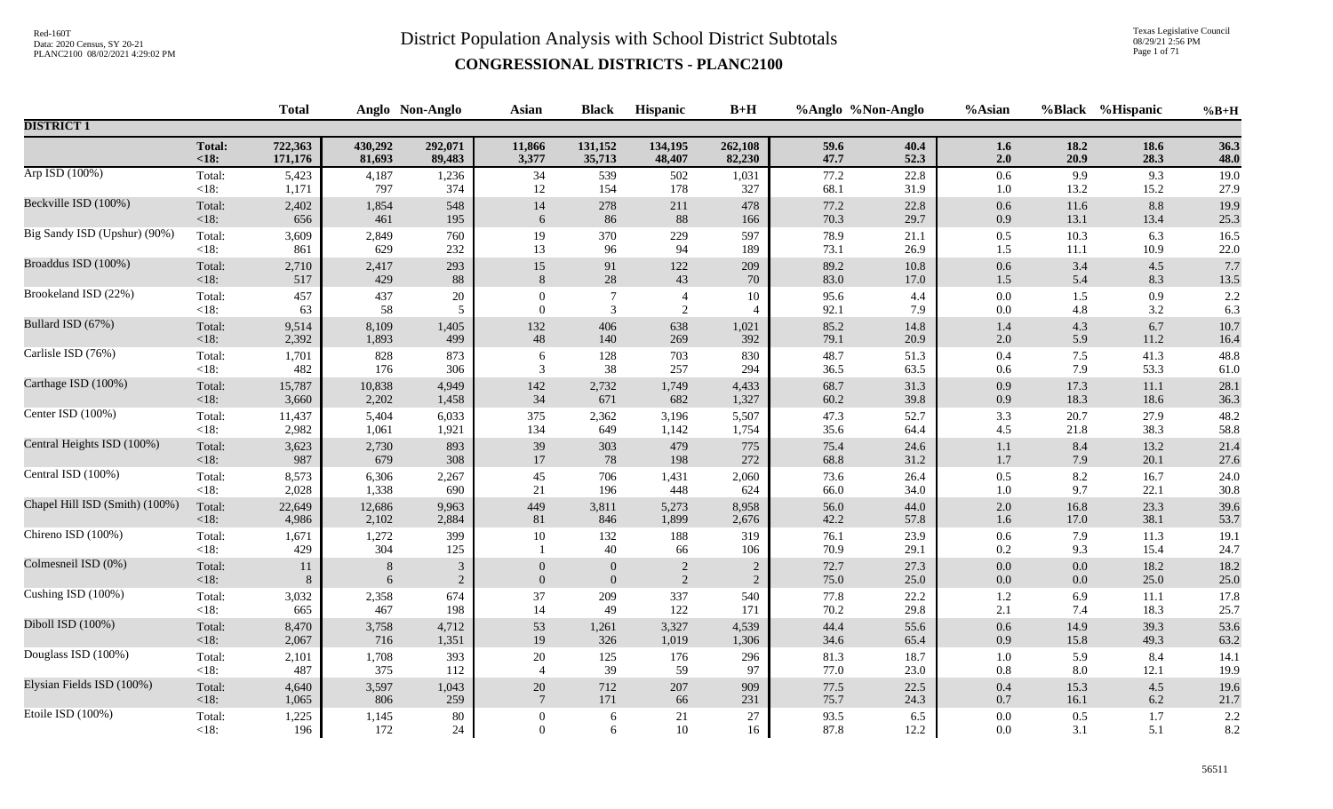# District Population Analysis with School District Subtotals

## CONGRESSIONAL DISTRICTS - PLANC2100

Red-160T
Data: 2020 Census, SY 20-21
PLANC2100 08/02/2021 4:29:02 PM

Texas Legislative Council
08/29/21 2:56 PM

| | | Total | Anglo | Non-Anglo | Asian | Black | Hispanic | B+H | %Anglo | %Non-Anglo | %Asian | %Black | %Hispanic | %B+H |
|---|---|---|---|---|---|---|---|---|---|---|---|---|---|---|
| **DISTRICT 1** | | | | | | | | | | | | | | |
| | **Total:** | **722,363** | **430,292** | **292,071** | **11,866** | **131,152** | **134,195** | **262,108** | **59.6** | **40.4** | **1.6** | **18.2** | **18.6** | **36.3** |
| | **<18:** | **171,176** | **81,693** | **89,483** | **3,377** | **35,713** | **48,407** | **82,230** | **47.7** | **52.3** | **2.0** | **20.9** | **28.3** | **48.0** |
| Arp ISD (100%) | Total: | 5,423 | 4,187 | 1,236 | 34 | 539 | 502 | 1,031 | 77.2 | 22.8 | 0.6 | 9.9 | 9.3 | 19.0 |
| | <18: | 1,171 | 797 | 374 | 12 | 154 | 178 | 327 | 68.1 | 31.9 | 1.0 | 13.2 | 15.2 | 27.9 |
| Beckville ISD (100%) | Total: | 2,402 | 1,854 | 548 | 14 | 278 | 211 | 478 | 77.2 | 22.8 | 0.6 | 11.6 | 8.8 | 19.9 |
| | <18: | 656 | 461 | 195 | 6 | 86 | 88 | 166 | 70.3 | 29.7 | 0.9 | 13.1 | 13.4 | 25.3 |
| Big Sandy ISD (Upshur) (90%) | Total: | 3,609 | 2,849 | 760 | 19 | 370 | 229 | 597 | 78.9 | 21.1 | 0.5 | 10.3 | 6.3 | 16.5 |
| | <18: | 861 | 629 | 232 | 13 | 96 | 94 | 189 | 73.1 | 26.9 | 1.5 | 11.1 | 10.9 | 22.0 |
| Broaddus ISD (100%) | Total: | 2,710 | 2,417 | 293 | 15 | 91 | 122 | 209 | 89.2 | 10.8 | 0.6 | 3.4 | 4.5 | 7.7 |
| | <18: | 517 | 429 | 88 | 8 | 28 | 43 | 70 | 83.0 | 17.0 | 1.5 | 5.4 | 8.3 | 13.5 |
| Brookeland ISD (22%) | Total: | 457 | 437 | 20 | 0 | 7 | 4 | 10 | 95.6 | 4.4 | 0.0 | 1.5 | 0.9 | 2.2 |
| | <18: | 63 | 58 | 5 | 0 | 3 | 2 | 4 | 92.1 | 7.9 | 0.0 | 4.8 | 3.2 | 6.3 |
| Bullard ISD (67%) | Total: | 9,514 | 8,109 | 1,405 | 132 | 406 | 638 | 1,021 | 85.2 | 14.8 | 1.4 | 4.3 | 6.7 | 10.7 |
| | <18: | 2,392 | 1,893 | 499 | 48 | 140 | 269 | 392 | 79.1 | 20.9 | 2.0 | 5.9 | 11.2 | 16.4 |
| Carlisle ISD (76%) | Total: | 1,701 | 828 | 873 | 6 | 128 | 703 | 830 | 48.7 | 51.3 | 0.4 | 7.5 | 41.3 | 48.8 |
| | <18: | 482 | 176 | 306 | 3 | 38 | 257 | 294 | 36.5 | 63.5 | 0.6 | 7.9 | 53.3 | 61.0 |
| Carthage ISD (100%) | Total: | 15,787 | 10,838 | 4,949 | 142 | 2,732 | 1,749 | 4,433 | 68.7 | 31.3 | 0.9 | 17.3 | 11.1 | 28.1 |
| | <18: | 3,660 | 2,202 | 1,458 | 34 | 671 | 682 | 1,327 | 60.2 | 39.8 | 0.9 | 18.3 | 18.6 | 36.3 |
| Center ISD (100%) | Total: | 11,437 | 5,404 | 6,033 | 375 | 2,362 | 3,196 | 5,507 | 47.3 | 52.7 | 3.3 | 20.7 | 27.9 | 48.2 |
| | <18: | 2,982 | 1,061 | 1,921 | 134 | 649 | 1,142 | 1,754 | 35.6 | 64.4 | 4.5 | 21.8 | 38.3 | 58.8 |
| Central Heights ISD (100%) | Total: | 3,623 | 2,730 | 893 | 39 | 303 | 479 | 775 | 75.4 | 24.6 | 1.1 | 8.4 | 13.2 | 21.4 |
| | <18: | 987 | 679 | 308 | 17 | 78 | 198 | 272 | 68.8 | 31.2 | 1.7 | 7.9 | 20.1 | 27.6 |
| Central ISD (100%) | Total: | 8,573 | 6,306 | 2,267 | 45 | 706 | 1,431 | 2,060 | 73.6 | 26.4 | 0.5 | 8.2 | 16.7 | 24.0 |
| | <18: | 2,028 | 1,338 | 690 | 21 | 196 | 448 | 624 | 66.0 | 34.0 | 1.0 | 9.7 | 22.1 | 30.8 |
| Chapel Hill ISD (Smith) (100%) | Total: | 22,649 | 12,686 | 9,963 | 449 | 3,811 | 5,273 | 8,958 | 56.0 | 44.0 | 2.0 | 16.8 | 23.3 | 39.6 |
| | <18: | 4,986 | 2,102 | 2,884 | 81 | 846 | 1,899 | 2,676 | 42.2 | 57.8 | 1.6 | 17.0 | 38.1 | 53.7 |
| Chireno ISD (100%) | Total: | 1,671 | 1,272 | 399 | 10 | 132 | 188 | 319 | 76.1 | 23.9 | 0.6 | 7.9 | 11.3 | 19.1 |
| | <18: | 429 | 304 | 125 | 1 | 40 | 66 | 106 | 70.9 | 29.1 | 0.2 | 9.3 | 15.4 | 24.7 |
| Colmesneil ISD (0%) | Total: | 11 | 8 | 3 | 0 | 0 | 2 | 2 | 72.7 | 27.3 | 0.0 | 0.0 | 18.2 | 18.2 |
| | <18: | 8 | 6 | 2 | 0 | 0 | 2 | 2 | 75.0 | 25.0 | 0.0 | 0.0 | 25.0 | 25.0 |
| Cushing ISD (100%) | Total: | 3,032 | 2,358 | 674 | 37 | 209 | 337 | 540 | 77.8 | 22.2 | 1.2 | 6.9 | 11.1 | 17.8 |
| | <18: | 665 | 467 | 198 | 14 | 49 | 122 | 171 | 70.2 | 29.8 | 2.1 | 7.4 | 18.3 | 25.7 |
| Diboll ISD (100%) | Total: | 8,470 | 3,758 | 4,712 | 53 | 1,261 | 3,327 | 4,539 | 44.4 | 55.6 | 0.6 | 14.9 | 39.3 | 53.6 |
| | <18: | 2,067 | 716 | 1,351 | 19 | 326 | 1,019 | 1,306 | 34.6 | 65.4 | 0.9 | 15.8 | 49.3 | 63.2 |
| Douglass ISD (100%) | Total: | 2,101 | 1,708 | 393 | 20 | 125 | 176 | 296 | 81.3 | 18.7 | 1.0 | 5.9 | 8.4 | 14.1 |
| | <18: | 487 | 375 | 112 | 4 | 39 | 59 | 97 | 77.0 | 23.0 | 0.8 | 8.0 | 12.1 | 19.9 |
| Elysian Fields ISD (100%) | Total: | 4,640 | 3,597 | 1,043 | 20 | 712 | 207 | 909 | 77.5 | 22.5 | 0.4 | 15.3 | 4.5 | 19.6 |
| | <18: | 1,065 | 806 | 259 | 7 | 171 | 66 | 231 | 75.7 | 24.3 | 0.7 | 16.1 | 6.2 | 21.7 |
| Etoile ISD (100%) | Total: | 1,225 | 1,145 | 80 | 0 | 6 | 21 | 27 | 93.5 | 6.5 | 0.0 | 0.5 | 1.7 | 2.2 |
| | <18: | 196 | 172 | 24 | 0 | 6 | 10 | 16 | 87.8 | 12.2 | 0.0 | 3.1 | 5.1 | 8.2 |

56511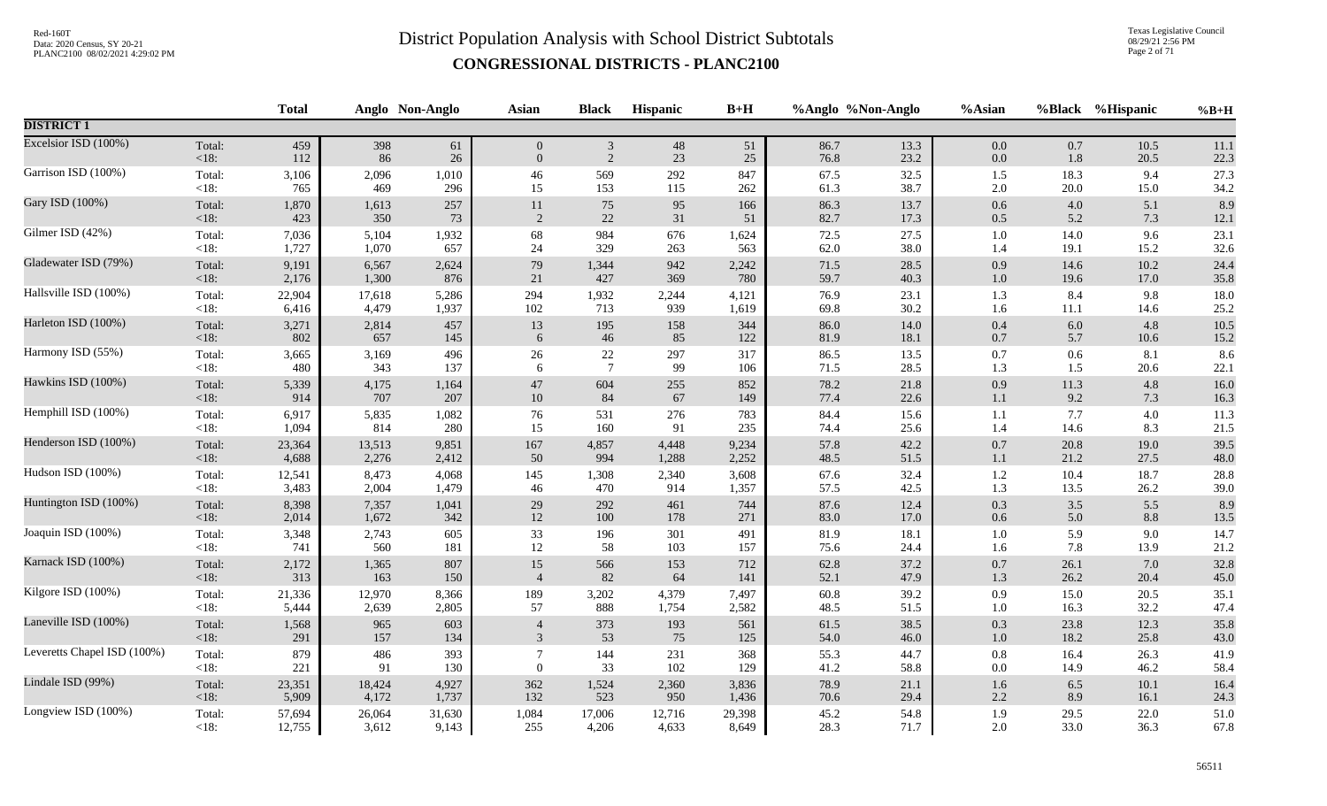# District Population Analysis with School District Subtotals

## CONGRESSIONAL DISTRICTS - PLANC2100

Red-160T
Data: 2020 Census, SY 20-21
PLANC2100 08/02/2021 4:29:02 PM

Texas Legislative Council
08/29/21 2:56 PM

| | | Total | Anglo | Non-Anglo | Asian | Black | Hispanic | B+H | %Anglo | %Non-Anglo | %Asian | %Black | %Hispanic | %B+H |
|---|---|---|---|---|---|---|---|---|---|---|---|---|---|---|
| **DISTRICT 1** | | | | | | | | | | | | | | |
| Excelsior ISD (100%) | Total: | 459 | 398 | 61 | 0 | 3 | 48 | 51 | 86.7 | 13.3 | 0.0 | 0.7 | 10.5 | 11.1 |
| | <18: | 112 | 86 | 26 | 0 | 2 | 23 | 25 | 76.8 | 23.2 | 0.0 | 1.8 | 20.5 | 22.3 |
| Garrison ISD (100%) | Total: | 3,106 | 2,096 | 1,010 | 46 | 569 | 292 | 847 | 67.5 | 32.5 | 1.5 | 18.3 | 9.4 | 27.3 |
| | <18: | 765 | 469 | 296 | 15 | 153 | 115 | 262 | 61.3 | 38.7 | 2.0 | 20.0 | 15.0 | 34.2 |
| Gary ISD (100%) | Total: | 1,870 | 1,613 | 257 | 11 | 75 | 95 | 166 | 86.3 | 13.7 | 0.6 | 4.0 | 5.1 | 8.9 |
| | <18: | 423 | 350 | 73 | 2 | 22 | 31 | 51 | 82.7 | 17.3 | 0.5 | 5.2 | 7.3 | 12.1 |
| Gilmer ISD (42%) | Total: | 7,036 | 5,104 | 1,932 | 68 | 984 | 676 | 1,624 | 72.5 | 27.5 | 1.0 | 14.0 | 9.6 | 23.1 |
| | <18: | 1,727 | 1,070 | 657 | 24 | 329 | 263 | 563 | 62.0 | 38.0 | 1.4 | 19.1 | 15.2 | 32.6 |
| Gladewater ISD (79%) | Total: | 9,191 | 6,567 | 2,624 | 79 | 1,344 | 942 | 2,242 | 71.5 | 28.5 | 0.9 | 14.6 | 10.2 | 24.4 |
| | <18: | 2,176 | 1,300 | 876 | 21 | 427 | 369 | 780 | 59.7 | 40.3 | 1.0 | 19.6 | 17.0 | 35.8 |
| Hallsville ISD (100%) | Total: | 22,904 | 17,618 | 5,286 | 294 | 1,932 | 2,244 | 4,121 | 76.9 | 23.1 | 1.3 | 8.4 | 9.8 | 18.0 |
| | <18: | 6,416 | 4,479 | 1,937 | 102 | 713 | 939 | 1,619 | 69.8 | 30.2 | 1.6 | 11.1 | 14.6 | 25.2 |
| Harleton ISD (100%) | Total: | 3,271 | 2,814 | 457 | 13 | 195 | 158 | 344 | 86.0 | 14.0 | 0.4 | 6.0 | 4.8 | 10.5 |
| | <18: | 802 | 657 | 145 | 6 | 46 | 85 | 122 | 81.9 | 18.1 | 0.7 | 5.7 | 10.6 | 15.2 |
| Harmony ISD (55%) | Total: | 3,665 | 3,169 | 496 | 26 | 22 | 297 | 317 | 86.5 | 13.5 | 0.7 | 0.6 | 8.1 | 8.6 |
| | <18: | 480 | 343 | 137 | 6 | 7 | 99 | 106 | 71.5 | 28.5 | 1.3 | 1.5 | 20.6 | 22.1 |
| Hawkins ISD (100%) | Total: | 5,339 | 4,175 | 1,164 | 47 | 604 | 255 | 852 | 78.2 | 21.8 | 0.9 | 11.3 | 4.8 | 16.0 |
| | <18: | 914 | 707 | 207 | 10 | 84 | 67 | 149 | 77.4 | 22.6 | 1.1 | 9.2 | 7.3 | 16.3 |
| Hemphill ISD (100%) | Total: | 6,917 | 5,835 | 1,082 | 76 | 531 | 276 | 783 | 84.4 | 15.6 | 1.1 | 7.7 | 4.0 | 11.3 |
| | <18: | 1,094 | 814 | 280 | 15 | 160 | 91 | 235 | 74.4 | 25.6 | 1.4 | 14.6 | 8.3 | 21.5 |
| Henderson ISD (100%) | Total: | 23,364 | 13,513 | 9,851 | 167 | 4,857 | 4,448 | 9,234 | 57.8 | 42.2 | 0.7 | 20.8 | 19.0 | 39.5 |
| | <18: | 4,688 | 2,276 | 2,412 | 50 | 994 | 1,288 | 2,252 | 48.5 | 51.5 | 1.1 | 21.2 | 27.5 | 48.0 |
| Hudson ISD (100%) | Total: | 12,541 | 8,473 | 4,068 | 145 | 1,308 | 2,340 | 3,608 | 67.6 | 32.4 | 1.2 | 10.4 | 18.7 | 28.8 |
| | <18: | 3,483 | 2,004 | 1,479 | 46 | 470 | 914 | 1,357 | 57.5 | 42.5 | 1.3 | 13.5 | 26.2 | 39.0 |
| Huntington ISD (100%) | Total: | 8,398 | 7,357 | 1,041 | 29 | 292 | 461 | 744 | 87.6 | 12.4 | 0.3 | 3.5 | 5.5 | 8.9 |
| | <18: | 2,014 | 1,672 | 342 | 12 | 100 | 178 | 271 | 83.0 | 17.0 | 0.6 | 5.0 | 8.8 | 13.5 |
| Joaquin ISD (100%) | Total: | 3,348 | 2,743 | 605 | 33 | 196 | 301 | 491 | 81.9 | 18.1 | 1.0 | 5.9 | 9.0 | 14.7 |
| | <18: | 741 | 560 | 181 | 12 | 58 | 103 | 157 | 75.6 | 24.4 | 1.6 | 7.8 | 13.9 | 21.2 |
| Karnack ISD (100%) | Total: | 2,172 | 1,365 | 807 | 15 | 566 | 153 | 712 | 62.8 | 37.2 | 0.7 | 26.1 | 7.0 | 32.8 |
| | <18: | 313 | 163 | 150 | 4 | 82 | 64 | 141 | 52.1 | 47.9 | 1.3 | 26.2 | 20.4 | 45.0 |
| Kilgore ISD (100%) | Total: | 21,336 | 12,970 | 8,366 | 189 | 3,202 | 4,379 | 7,497 | 60.8 | 39.2 | 0.9 | 15.0 | 20.5 | 35.1 |
| | <18: | 5,444 | 2,639 | 2,805 | 57 | 888 | 1,754 | 2,582 | 48.5 | 51.5 | 1.0 | 16.3 | 32.2 | 47.4 |
| Laneville ISD (100%) | Total: | 1,568 | 965 | 603 | 4 | 373 | 193 | 561 | 61.5 | 38.5 | 0.3 | 23.8 | 12.3 | 35.8 |
| | <18: | 291 | 157 | 134 | 3 | 53 | 75 | 125 | 54.0 | 46.0 | 1.0 | 18.2 | 25.8 | 43.0 |
| Leveretts Chapel ISD (100%) | Total: | 879 | 486 | 393 | 7 | 144 | 231 | 368 | 55.3 | 44.7 | 0.8 | 16.4 | 26.3 | 41.9 |
| | <18: | 221 | 91 | 130 | 0 | 33 | 102 | 129 | 41.2 | 58.8 | 0.0 | 14.9 | 46.2 | 58.4 |
| Lindale ISD (99%) | Total: | 23,351 | 18,424 | 4,927 | 362 | 1,524 | 2,360 | 3,836 | 78.9 | 21.1 | 1.6 | 6.5 | 10.1 | 16.4 |
| | <18: | 5,909 | 4,172 | 1,737 | 132 | 523 | 950 | 1,436 | 70.6 | 29.4 | 2.2 | 8.9 | 16.1 | 24.3 |
| Longview ISD (100%) | Total: | 57,694 | 26,064 | 31,630 | 1,084 | 17,006 | 12,716 | 29,398 | 45.2 | 54.8 | 1.9 | 29.5 | 22.0 | 51.0 |
| | <18: | 12,755 | 3,612 | 9,143 | 255 | 4,206 | 4,633 | 8,649 | 28.3 | 71.7 | 2.0 | 33.0 | 36.3 | 67.8 |

56511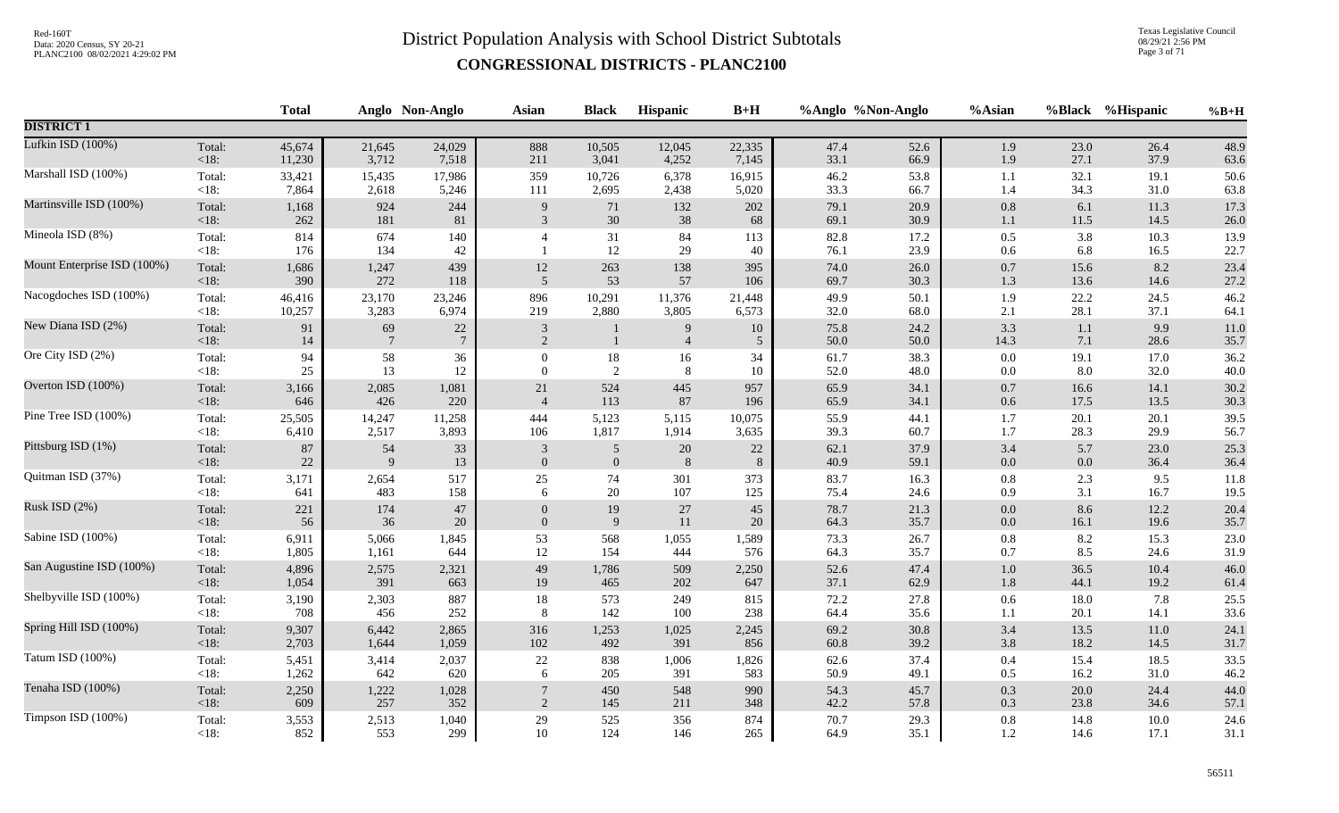# District Population Analysis with School District Subtotals

## CONGRESSIONAL DISTRICTS - PLANC2100

Red-160T
Data: 2020 Census, SY 20-21
PLANC2100 08/02/2021 4:29:02 PM

Texas Legislative Council
08/29/21 2:56 PM

| | | Total | Anglo | Non-Anglo | Asian | Black | Hispanic | B+H | %Anglo | %Non-Anglo | %Asian | %Black | %Hispanic | %B+H |
|---|---|---|---|---|---|---|---|---|---|---|---|---|---|---|
| **DISTRICT 1** | | | | | | | | | | | | | | |
| Lufkin ISD (100%) | Total: | 45,674 | 21,645 | 24,029 | 888 | 10,505 | 12,045 | 22,335 | 47.4 | 52.6 | 1.9 | 23.0 | 26.4 | 48.9 |
| | <18: | 11,230 | 3,712 | 7,518 | 211 | 3,041 | 4,252 | 7,145 | 33.1 | 66.9 | 1.9 | 27.1 | 37.9 | 63.6 |
| Marshall ISD (100%) | Total: | 33,421 | 15,435 | 17,986 | 359 | 10,726 | 6,378 | 16,915 | 46.2 | 53.8 | 1.1 | 32.1 | 19.1 | 50.6 |
| | <18: | 7,864 | 2,618 | 5,246 | 111 | 2,695 | 2,438 | 5,020 | 33.3 | 66.7 | 1.4 | 34.3 | 31.0 | 63.8 |
| Martinsville ISD (100%) | Total: | 1,168 | 924 | 244 | 9 | 71 | 132 | 202 | 79.1 | 20.9 | 0.8 | 6.1 | 11.3 | 17.3 |
| | <18: | 262 | 181 | 81 | 3 | 30 | 38 | 68 | 69.1 | 30.9 | 1.1 | 11.5 | 14.5 | 26.0 |
| Mineola ISD (8%) | Total: | 814 | 674 | 140 | 4 | 31 | 84 | 113 | 82.8 | 17.2 | 0.5 | 3.8 | 10.3 | 13.9 |
| | <18: | 176 | 134 | 42 | 1 | 12 | 29 | 40 | 76.1 | 23.9 | 0.6 | 6.8 | 16.5 | 22.7 |
| Mount Enterprise ISD (100%) | Total: | 1,686 | 1,247 | 439 | 12 | 263 | 138 | 395 | 74.0 | 26.0 | 0.7 | 15.6 | 8.2 | 23.4 |
| | <18: | 390 | 272 | 118 | 5 | 53 | 57 | 106 | 69.7 | 30.3 | 1.3 | 13.6 | 14.6 | 27.2 |
| Nacogdoches ISD (100%) | Total: | 46,416 | 23,170 | 23,246 | 896 | 10,291 | 11,376 | 21,448 | 49.9 | 50.1 | 1.9 | 22.2 | 24.5 | 46.2 |
| | <18: | 10,257 | 3,283 | 6,974 | 219 | 2,880 | 3,805 | 6,573 | 32.0 | 68.0 | 2.1 | 28.1 | 37.1 | 64.1 |
| New Diana ISD (2%) | Total: | 91 | 69 | 22 | 3 | 1 | 9 | 10 | 75.8 | 24.2 | 3.3 | 1.1 | 9.9 | 11.0 |
| | <18: | 14 | 7 | 7 | 2 | 1 | 4 | 5 | 50.0 | 50.0 | 14.3 | 7.1 | 28.6 | 35.7 |
| Ore City ISD (2%) | Total: | 94 | 58 | 36 | 0 | 18 | 16 | 34 | 61.7 | 38.3 | 0.0 | 19.1 | 17.0 | 36.2 |
| | <18: | 25 | 13 | 12 | 0 | 2 | 8 | 10 | 52.0 | 48.0 | 0.0 | 8.0 | 32.0 | 40.0 |
| Overton ISD (100%) | Total: | 3,166 | 2,085 | 1,081 | 21 | 524 | 445 | 957 | 65.9 | 34.1 | 0.7 | 16.6 | 14.1 | 30.2 |
| | <18: | 646 | 426 | 220 | 4 | 113 | 87 | 196 | 65.9 | 34.1 | 0.6 | 17.5 | 13.5 | 30.3 |
| Pine Tree ISD (100%) | Total: | 25,505 | 14,247 | 11,258 | 444 | 5,123 | 5,115 | 10,075 | 55.9 | 44.1 | 1.7 | 20.1 | 20.1 | 39.5 |
| | <18: | 6,410 | 2,517 | 3,893 | 106 | 1,817 | 1,914 | 3,635 | 39.3 | 60.7 | 1.7 | 28.3 | 29.9 | 56.7 |
| Pittsburg ISD (1%) | Total: | 87 | 54 | 33 | 3 | 5 | 20 | 22 | 62.1 | 37.9 | 3.4 | 5.7 | 23.0 | 25.3 |
| | <18: | 22 | 9 | 13 | 0 | 0 | 8 | 8 | 40.9 | 59.1 | 0.0 | 0.0 | 36.4 | 36.4 |
| Quitman ISD (37%) | Total: | 3,171 | 2,654 | 517 | 25 | 74 | 301 | 373 | 83.7 | 16.3 | 0.8 | 2.3 | 9.5 | 11.8 |
| | <18: | 641 | 483 | 158 | 6 | 20 | 107 | 125 | 75.4 | 24.6 | 0.9 | 3.1 | 16.7 | 19.5 |
| Rusk ISD (2%) | Total: | 221 | 174 | 47 | 0 | 19 | 27 | 45 | 78.7 | 21.3 | 0.0 | 8.6 | 12.2 | 20.4 |
| | <18: | 56 | 36 | 20 | 0 | 9 | 11 | 20 | 64.3 | 35.7 | 0.0 | 16.1 | 19.6 | 35.7 |
| Sabine ISD (100%) | Total: | 6,911 | 5,066 | 1,845 | 53 | 568 | 1,055 | 1,589 | 73.3 | 26.7 | 0.8 | 8.2 | 15.3 | 23.0 |
| | <18: | 1,805 | 1,161 | 644 | 12 | 154 | 444 | 576 | 64.3 | 35.7 | 0.7 | 8.5 | 24.6 | 31.9 |
| San Augustine ISD (100%) | Total: | 4,896 | 2,575 | 2,321 | 49 | 1,786 | 509 | 2,250 | 52.6 | 47.4 | 1.0 | 36.5 | 10.4 | 46.0 |
| | <18: | 1,054 | 391 | 663 | 19 | 465 | 202 | 647 | 37.1 | 62.9 | 1.8 | 44.1 | 19.2 | 61.4 |
| Shelbyville ISD (100%) | Total: | 3,190 | 2,303 | 887 | 18 | 573 | 249 | 815 | 72.2 | 27.8 | 0.6 | 18.0 | 7.8 | 25.5 |
| | <18: | 708 | 456 | 252 | 8 | 142 | 100 | 238 | 64.4 | 35.6 | 1.1 | 20.1 | 14.1 | 33.6 |
| Spring Hill ISD (100%) | Total: | 9,307 | 6,442 | 2,865 | 316 | 1,253 | 1,025 | 2,245 | 69.2 | 30.8 | 3.4 | 13.5 | 11.0 | 24.1 |
| | <18: | 2,703 | 1,644 | 1,059 | 102 | 492 | 391 | 856 | 60.8 | 39.2 | 3.8 | 18.2 | 14.5 | 31.7 |
| Tatum ISD (100%) | Total: | 5,451 | 3,414 | 2,037 | 22 | 838 | 1,006 | 1,826 | 62.6 | 37.4 | 0.4 | 15.4 | 18.5 | 33.5 |
| | <18: | 1,262 | 642 | 620 | 6 | 205 | 391 | 583 | 50.9 | 49.1 | 0.5 | 16.2 | 31.0 | 46.2 |
| Tenaha ISD (100%) | Total: | 2,250 | 1,222 | 1,028 | 7 | 450 | 548 | 990 | 54.3 | 45.7 | 0.3 | 20.0 | 24.4 | 44.0 |
| | <18: | 609 | 257 | 352 | 2 | 145 | 211 | 348 | 42.2 | 57.8 | 0.3 | 23.8 | 34.6 | 57.1 |
| Timpson ISD (100%) | Total: | 3,553 | 2,513 | 1,040 | 29 | 525 | 356 | 874 | 70.7 | 29.3 | 0.8 | 14.8 | 10.0 | 24.6 |
| | <18: | 852 | 553 | 299 | 10 | 124 | 146 | 265 | 64.9 | 35.1 | 1.2 | 14.6 | 17.1 | 31.1 |

56511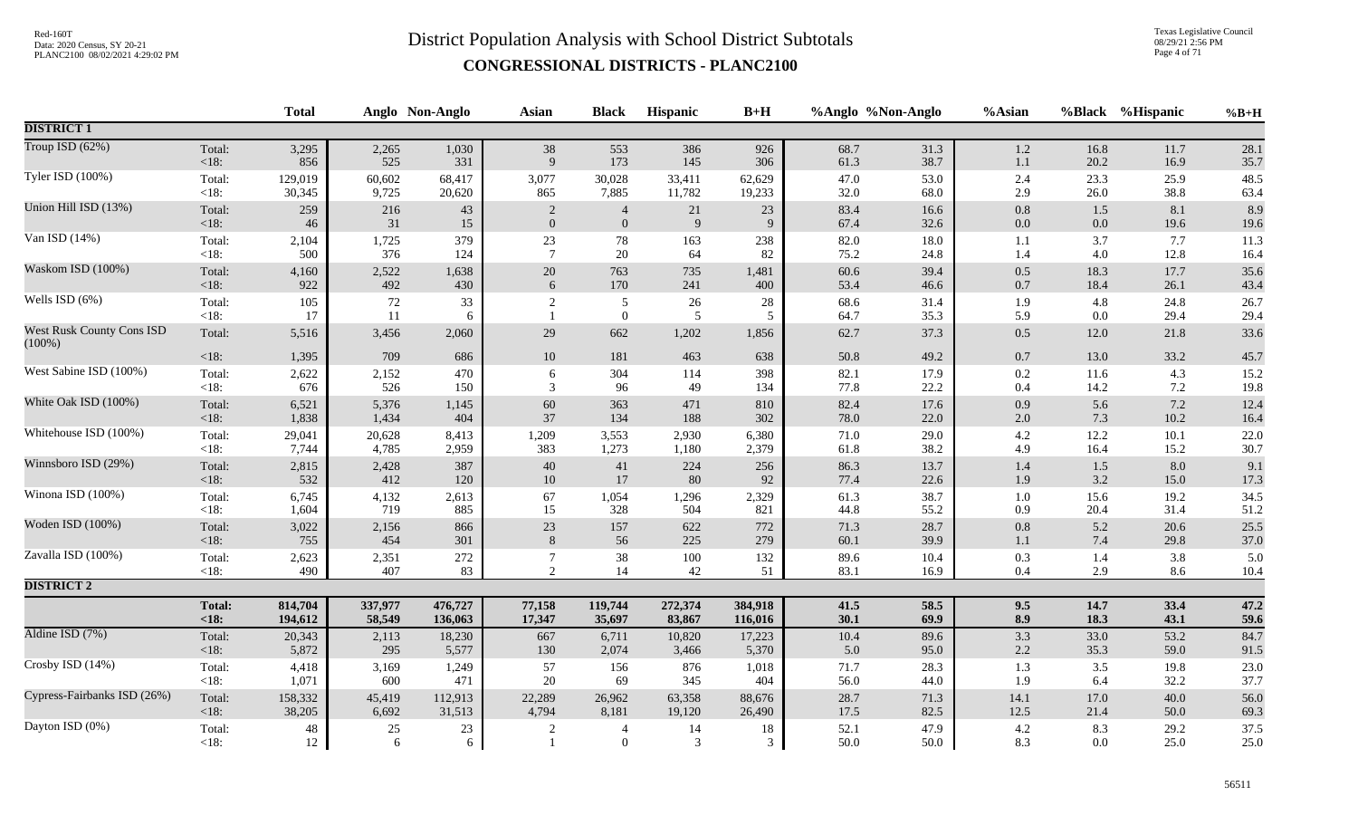# District Population Analysis with School District Subtotals

## CONGRESSIONAL DISTRICTS - PLANC2100

| | | Total | Anglo | Non-Anglo | Asian | Black | Hispanic | B+H | %Anglo | %Non-Anglo | %Asian | %Black | %Hispanic | %B+H |
|---|---|---|---|---|---|---|---|---|---|---|---|---|---|---|
| **DISTRICT 1** | | | | | | | | | | | | | | |
| Troup ISD (62%) | Total: | 3,295 | 2,265 | 1,030 | 38 | 553 | 386 | 926 | 68.7 | 31.3 | 1.2 | 16.8 | 11.7 | 28.1 |
| | <18: | 856 | 525 | 331 | 9 | 173 | 145 | 306 | 61.3 | 38.7 | 1.1 | 20.2 | 16.9 | 35.7 |
| Tyler ISD (100%) | Total: | 129,019 | 60,602 | 68,417 | 3,077 | 30,028 | 33,411 | 62,629 | 47.0 | 53.0 | 2.4 | 23.3 | 25.9 | 48.5 |
| | <18: | 30,345 | 9,725 | 20,620 | 865 | 7,885 | 11,782 | 19,233 | 32.0 | 68.0 | 2.9 | 26.0 | 38.8 | 63.4 |
| Union Hill ISD (13%) | Total: | 259 | 216 | 43 | 2 | 4 | 21 | 23 | 83.4 | 16.6 | 0.8 | 1.5 | 8.1 | 8.9 |
| | <18: | 46 | 31 | 15 | 0 | 0 | 9 | 9 | 67.4 | 32.6 | 0.0 | 0.0 | 19.6 | 19.6 |
| Van ISD (14%) | Total: | 2,104 | 1,725 | 379 | 23 | 78 | 163 | 238 | 82.0 | 18.0 | 1.1 | 3.7 | 7.7 | 11.3 |
| | <18: | 500 | 376 | 124 | 7 | 20 | 64 | 82 | 75.2 | 24.8 | 1.4 | 4.0 | 12.8 | 16.4 |
| Waskom ISD (100%) | Total: | 4,160 | 2,522 | 1,638 | 20 | 763 | 735 | 1,481 | 60.6 | 39.4 | 0.5 | 18.3 | 17.7 | 35.6 |
| | <18: | 922 | 492 | 430 | 6 | 170 | 241 | 400 | 53.4 | 46.6 | 0.7 | 18.4 | 26.1 | 43.4 |
| Wells ISD (6%) | Total: | 105 | 72 | 33 | 2 | 5 | 26 | 28 | 68.6 | 31.4 | 1.9 | 4.8 | 24.8 | 26.7 |
| | <18: | 17 | 11 | 6 | 1 | 0 | 5 | 5 | 64.7 | 35.3 | 5.9 | 0.0 | 29.4 | 29.4 |
| West Rusk County Cons ISD (100%) | Total: | 5,516 | 3,456 | 2,060 | 29 | 662 | 1,202 | 1,856 | 62.7 | 37.3 | 0.5 | 12.0 | 21.8 | 33.6 |
| | <18: | 1,395 | 709 | 686 | 10 | 181 | 463 | 638 | 50.8 | 49.2 | 0.7 | 13.0 | 33.2 | 45.7 |
| West Sabine ISD (100%) | Total: | 2,622 | 2,152 | 470 | 6 | 304 | 114 | 398 | 82.1 | 17.9 | 0.2 | 11.6 | 4.3 | 15.2 |
| | <18: | 676 | 526 | 150 | 3 | 96 | 49 | 134 | 77.8 | 22.2 | 0.4 | 14.2 | 7.2 | 19.8 |
| White Oak ISD (100%) | Total: | 6,521 | 5,376 | 1,145 | 60 | 363 | 471 | 810 | 82.4 | 17.6 | 0.9 | 5.6 | 7.2 | 12.4 |
| | <18: | 1,838 | 1,434 | 404 | 37 | 134 | 188 | 302 | 78.0 | 22.0 | 2.0 | 7.3 | 10.2 | 16.4 |
| Whitehouse ISD (100%) | Total: | 29,041 | 20,628 | 8,413 | 1,209 | 3,553 | 2,930 | 6,380 | 71.0 | 29.0 | 4.2 | 12.2 | 10.1 | 22.0 |
| | <18: | 7,744 | 4,785 | 2,959 | 383 | 1,273 | 1,180 | 2,379 | 61.8 | 38.2 | 4.9 | 16.4 | 15.2 | 30.7 |
| Winnsboro ISD (29%) | Total: | 2,815 | 2,428 | 387 | 40 | 41 | 224 | 256 | 86.3 | 13.7 | 1.4 | 1.5 | 8.0 | 9.1 |
| | <18: | 532 | 412 | 120 | 10 | 17 | 80 | 92 | 77.4 | 22.6 | 1.9 | 3.2 | 15.0 | 17.3 |
| Winona ISD (100%) | Total: | 6,745 | 4,132 | 2,613 | 67 | 1,054 | 1,296 | 2,329 | 61.3 | 38.7 | 1.0 | 15.6 | 19.2 | 34.5 |
| | <18: | 1,604 | 719 | 885 | 15 | 328 | 504 | 821 | 44.8 | 55.2 | 0.9 | 20.4 | 31.4 | 51.2 |
| Woden ISD (100%) | Total: | 3,022 | 2,156 | 866 | 23 | 157 | 622 | 772 | 71.3 | 28.7 | 0.8 | 5.2 | 20.6 | 25.5 |
| | <18: | 755 | 454 | 301 | 8 | 56 | 225 | 279 | 60.1 | 39.9 | 1.1 | 7.4 | 29.8 | 37.0 |
| Zavalla ISD (100%) | Total: | 2,623 | 2,351 | 272 | 7 | 38 | 100 | 132 | 89.6 | 10.4 | 0.3 | 1.4 | 3.8 | 5.0 |
| | <18: | 490 | 407 | 83 | 2 | 14 | 42 | 51 | 83.1 | 16.9 | 0.4 | 2.9 | 8.6 | 10.4 |
| **DISTRICT 2** | | | | | | | | | | | | | | |
| | **Total:** | **814,704** | **337,977** | **476,727** | **77,158** | **119,744** | **272,374** | **384,918** | **41.5** | **58.5** | **9.5** | **14.7** | **33.4** | **47.2** |
| | **<18:** | **194,612** | **58,549** | **136,063** | **17,347** | **35,697** | **83,867** | **116,016** | **30.1** | **69.9** | **8.9** | **18.3** | **43.1** | **59.6** |
| Aldine ISD (7%) | Total: | 20,343 | 2,113 | 18,230 | 667 | 6,711 | 10,820 | 17,223 | 10.4 | 89.6 | 3.3 | 33.0 | 53.2 | 84.7 |
| | <18: | 5,872 | 295 | 5,577 | 130 | 2,074 | 3,466 | 5,370 | 5.0 | 95.0 | 2.2 | 35.3 | 59.0 | 91.5 |
| Crosby ISD (14%) | Total: | 4,418 | 3,169 | 1,249 | 57 | 156 | 876 | 1,018 | 71.7 | 28.3 | 1.3 | 3.5 | 19.8 | 23.0 |
| | <18: | 1,071 | 600 | 471 | 20 | 69 | 345 | 404 | 56.0 | 44.0 | 1.9 | 6.4 | 32.2 | 37.7 |
| Cypress-Fairbanks ISD (26%) | Total: | 158,332 | 45,419 | 112,913 | 22,289 | 26,962 | 63,358 | 88,676 | 28.7 | 71.3 | 14.1 | 17.0 | 40.0 | 56.0 |
| | <18: | 38,205 | 6,692 | 31,513 | 4,794 | 8,181 | 19,120 | 26,490 | 17.5 | 82.5 | 12.5 | 21.4 | 50.0 | 69.3 |
| Dayton ISD (0%) | Total: | 48 | 25 | 23 | 2 | 4 | 14 | 18 | 52.1 | 47.9 | 4.2 | 8.3 | 29.2 | 37.5 |
| | <18: | 12 | 6 | 6 | 1 | 0 | 3 | 3 | 50.0 | 50.0 | 8.3 | 0.0 | 25.0 | 25.0 |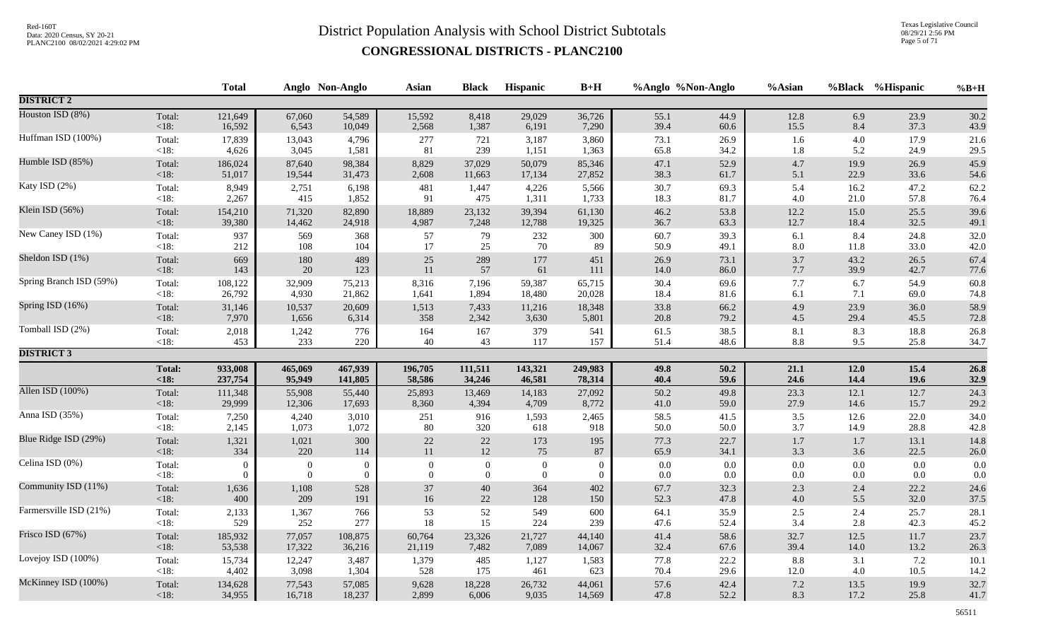# District Population Analysis with School District Subtotals

## CONGRESSIONAL DISTRICTS - PLANC2100

Red-160T
Data: 2020 Census, SY 20-21
PLANC2100 08/02/2021 4:29:02 PM

Texas Legislative Council
08/29/21 2:56 PM

| | | Total | Anglo | Non-Anglo | Asian | Black | Hispanic | B+H | %Anglo | %Non-Anglo | %Asian | %Black | %Hispanic | %B+H |
|---|---|---|---|---|---|---|---|---|---|---|---|---|---|---|
| **DISTRICT 2** | | | | | | | | | | | | | | |
| Houston ISD (8%) | Total: | 121,649 | 67,060 | 54,589 | 15,592 | 8,418 | 29,029 | 36,726 | 55.1 | 44.9 | 12.8 | 6.9 | 23.9 | 30.2 |
| | <18: | 16,592 | 6,543 | 10,049 | 2,568 | 1,387 | 6,191 | 7,290 | 39.4 | 60.6 | 15.5 | 8.4 | 37.3 | 43.9 |
| Huffman ISD (100%) | Total: | 17,839 | 13,043 | 4,796 | 277 | 721 | 3,187 | 3,860 | 73.1 | 26.9 | 1.6 | 4.0 | 17.9 | 21.6 |
| | <18: | 4,626 | 3,045 | 1,581 | 81 | 239 | 1,151 | 1,363 | 65.8 | 34.2 | 1.8 | 5.2 | 24.9 | 29.5 |
| Humble ISD (85%) | Total: | 186,024 | 87,640 | 98,384 | 8,829 | 37,029 | 50,079 | 85,346 | 47.1 | 52.9 | 4.7 | 19.9 | 26.9 | 45.9 |
| | <18: | 51,017 | 19,544 | 31,473 | 2,608 | 11,663 | 17,134 | 27,852 | 38.3 | 61.7 | 5.1 | 22.9 | 33.6 | 54.6 |
| Katy ISD (2%) | Total: | 8,949 | 2,751 | 6,198 | 481 | 1,447 | 4,226 | 5,566 | 30.7 | 69.3 | 5.4 | 16.2 | 47.2 | 62.2 |
| | <18: | 2,267 | 415 | 1,852 | 91 | 475 | 1,311 | 1,733 | 18.3 | 81.7 | 4.0 | 21.0 | 57.8 | 76.4 |
| Klein ISD (56%) | Total: | 154,210 | 71,320 | 82,890 | 18,889 | 23,132 | 39,394 | 61,130 | 46.2 | 53.8 | 12.2 | 15.0 | 25.5 | 39.6 |
| | <18: | 39,380 | 14,462 | 24,918 | 4,987 | 7,248 | 12,788 | 19,325 | 36.7 | 63.3 | 12.7 | 18.4 | 32.5 | 49.1 |
| New Caney ISD (1%) | Total: | 937 | 569 | 368 | 57 | 79 | 232 | 300 | 60.7 | 39.3 | 6.1 | 8.4 | 24.8 | 32.0 |
| | <18: | 212 | 108 | 104 | 17 | 25 | 70 | 89 | 50.9 | 49.1 | 8.0 | 11.8 | 33.0 | 42.0 |
| Sheldon ISD (1%) | Total: | 669 | 180 | 489 | 25 | 289 | 177 | 451 | 26.9 | 73.1 | 3.7 | 43.2 | 26.5 | 67.4 |
| | <18: | 143 | 20 | 123 | 11 | 57 | 61 | 111 | 14.0 | 86.0 | 7.7 | 39.9 | 42.7 | 77.6 |
| Spring Branch ISD (59%) | Total: | 108,122 | 32,909 | 75,213 | 8,316 | 7,196 | 59,387 | 65,715 | 30.4 | 69.6 | 7.7 | 6.7 | 54.9 | 60.8 |
| | <18: | 26,792 | 4,930 | 21,862 | 1,641 | 1,894 | 18,480 | 20,028 | 18.4 | 81.6 | 6.1 | 7.1 | 69.0 | 74.8 |
| Spring ISD (16%) | Total: | 31,146 | 10,537 | 20,609 | 1,513 | 7,433 | 11,216 | 18,348 | 33.8 | 66.2 | 4.9 | 23.9 | 36.0 | 58.9 |
| | <18: | 7,970 | 1,656 | 6,314 | 358 | 2,342 | 3,630 | 5,801 | 20.8 | 79.2 | 4.5 | 29.4 | 45.5 | 72.8 |
| Tomball ISD (2%) | Total: | 2,018 | 1,242 | 776 | 164 | 167 | 379 | 541 | 61.5 | 38.5 | 8.1 | 8.3 | 18.8 | 26.8 |
| | <18: | 453 | 233 | 220 | 40 | 43 | 117 | 157 | 51.4 | 48.6 | 8.8 | 9.5 | 25.8 | 34.7 |
| **DISTRICT 3** | | | | | | | | | | | | | | |
| | **Total:** | **933,008** | **465,069** | **467,939** | **196,705** | **111,511** | **143,321** | **249,983** | **49.8** | **50.2** | **21.1** | **12.0** | **15.4** | **26.8** |
| | **<18:** | **237,754** | **95,949** | **141,805** | **58,586** | **34,246** | **46,581** | **78,314** | **40.4** | **59.6** | **24.6** | **14.4** | **19.6** | **32.9** |
| Allen ISD (100%) | Total: | 111,348 | 55,908 | 55,440 | 25,893 | 13,469 | 14,183 | 27,092 | 50.2 | 49.8 | 23.3 | 12.1 | 12.7 | 24.3 |
| | <18: | 29,999 | 12,306 | 17,693 | 8,360 | 4,394 | 4,709 | 8,772 | 41.0 | 59.0 | 27.9 | 14.6 | 15.7 | 29.2 |
| Anna ISD (35%) | Total: | 7,250 | 4,240 | 3,010 | 251 | 916 | 1,593 | 2,465 | 58.5 | 41.5 | 3.5 | 12.6 | 22.0 | 34.0 |
| | <18: | 2,145 | 1,073 | 1,072 | 80 | 320 | 618 | 918 | 50.0 | 50.0 | 3.7 | 14.9 | 28.8 | 42.8 |
| Blue Ridge ISD (29%) | Total: | 1,321 | 1,021 | 300 | 22 | 22 | 173 | 195 | 77.3 | 22.7 | 1.7 | 1.7 | 13.1 | 14.8 |
| | <18: | 334 | 220 | 114 | 11 | 12 | 75 | 87 | 65.9 | 34.1 | 3.3 | 3.6 | 22.5 | 26.0 |
| Celina ISD (0%) | Total: | 0 | 0 | 0 | 0 | 0 | 0 | 0 | 0.0 | 0.0 | 0.0 | 0.0 | 0.0 | 0.0 |
| | <18: | 0 | 0 | 0 | 0 | 0 | 0 | 0 | 0.0 | 0.0 | 0.0 | 0.0 | 0.0 | 0.0 |
| Community ISD (11%) | Total: | 1,636 | 1,108 | 528 | 37 | 40 | 364 | 402 | 67.7 | 32.3 | 2.3 | 2.4 | 22.2 | 24.6 |
| | <18: | 400 | 209 | 191 | 16 | 22 | 128 | 150 | 52.3 | 47.8 | 4.0 | 5.5 | 32.0 | 37.5 |
| Farmersville ISD (21%) | Total: | 2,133 | 1,367 | 766 | 53 | 52 | 549 | 600 | 64.1 | 35.9 | 2.5 | 2.4 | 25.7 | 28.1 |
| | <18: | 529 | 252 | 277 | 18 | 15 | 224 | 239 | 47.6 | 52.4 | 3.4 | 2.8 | 42.3 | 45.2 |
| Frisco ISD (67%) | Total: | 185,932 | 77,057 | 108,875 | 60,764 | 23,326 | 21,727 | 44,140 | 41.4 | 58.6 | 32.7 | 12.5 | 11.7 | 23.7 |
| | <18: | 53,538 | 17,322 | 36,216 | 21,119 | 7,482 | 7,089 | 14,067 | 32.4 | 67.6 | 39.4 | 14.0 | 13.2 | 26.3 |
| Lovejoy ISD (100%) | Total: | 15,734 | 12,247 | 3,487 | 1,379 | 485 | 1,127 | 1,583 | 77.8 | 22.2 | 8.8 | 3.1 | 7.2 | 10.1 |
| | <18: | 4,402 | 3,098 | 1,304 | 528 | 175 | 461 | 623 | 70.4 | 29.6 | 12.0 | 4.0 | 10.5 | 14.2 |
| McKinney ISD (100%) | Total: | 134,628 | 77,543 | 57,085 | 9,628 | 18,228 | 26,732 | 44,061 | 57.6 | 42.4 | 7.2 | 13.5 | 19.9 | 32.7 |
| | <18: | 34,955 | 16,718 | 18,237 | 2,899 | 6,006 | 9,035 | 14,569 | 47.8 | 52.2 | 8.3 | 17.2 | 25.8 | 41.7 |

56511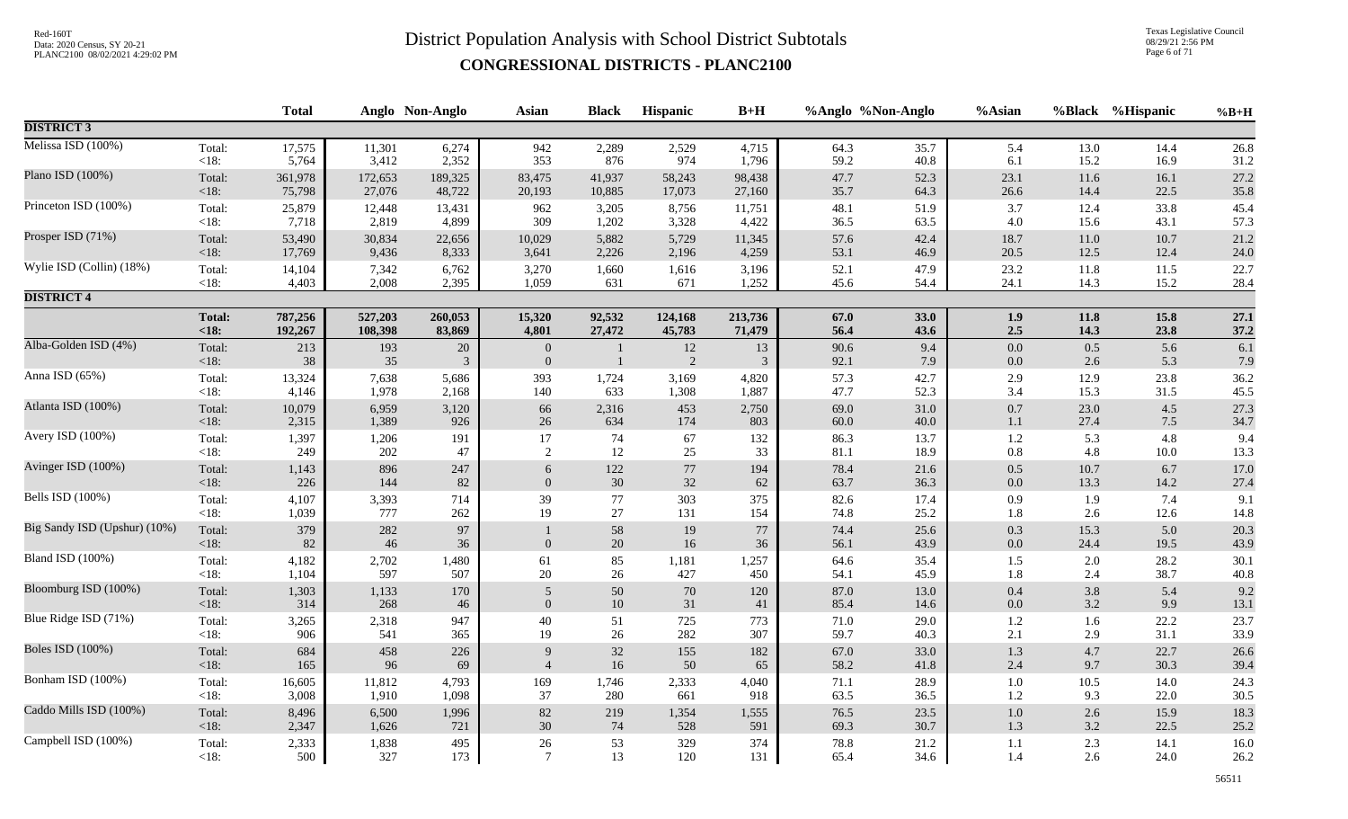# District Population Analysis with School District Subtotals

## CONGRESSIONAL DISTRICTS - PLANC2100

Red-160T
Data: 2020 Census, SY 20-21
PLANC2100 08/02/2021 4:29:02 PM

Texas Legislative Council
08/29/21 2:56 PM

| | | Total | Anglo | Non-Anglo | Asian | Black | Hispanic | B+H | %Anglo | %Non-Anglo | %Asian | %Black | %Hispanic | %B+H |
|---|---|---|---|---|---|---|---|---|---|---|---|---|---|---|
| **DISTRICT 3** | | | | | | | | | | | | | | |
| Melissa ISD (100%) | Total: | 17,575 | 11,301 | 6,274 | 942 | 2,289 | 2,529 | 4,715 | 64.3 | 35.7 | 5.4 | 13.0 | 14.4 | 26.8 |
| | <18: | 5,764 | 3,412 | 2,352 | 353 | 876 | 974 | 1,796 | 59.2 | 40.8 | 6.1 | 15.2 | 16.9 | 31.2 |
| Plano ISD (100%) | Total: | 361,978 | 172,653 | 189,325 | 83,475 | 41,937 | 58,243 | 98,438 | 47.7 | 52.3 | 23.1 | 11.6 | 16.1 | 27.2 |
| | <18: | 75,798 | 27,076 | 48,722 | 20,193 | 10,885 | 17,073 | 27,160 | 35.7 | 64.3 | 26.6 | 14.4 | 22.5 | 35.8 |
| Princeton ISD (100%) | Total: | 25,879 | 12,448 | 13,431 | 962 | 3,205 | 8,756 | 11,751 | 48.1 | 51.9 | 3.7 | 12.4 | 33.8 | 45.4 |
| | <18: | 7,718 | 2,819 | 4,899 | 309 | 1,202 | 3,328 | 4,422 | 36.5 | 63.5 | 4.0 | 15.6 | 43.1 | 57.3 |
| Prosper ISD (71%) | Total: | 53,490 | 30,834 | 22,656 | 10,029 | 5,882 | 5,729 | 11,345 | 57.6 | 42.4 | 18.7 | 11.0 | 10.7 | 21.2 |
| | <18: | 17,769 | 9,436 | 8,333 | 3,641 | 2,226 | 2,196 | 4,259 | 53.1 | 46.9 | 20.5 | 12.5 | 12.4 | 24.0 |
| Wylie ISD (Collin) (18%) | Total: | 14,104 | 7,342 | 6,762 | 3,270 | 1,660 | 1,616 | 3,196 | 52.1 | 47.9 | 23.2 | 11.8 | 11.5 | 22.7 |
| | <18: | 4,403 | 2,008 | 2,395 | 1,059 | 631 | 671 | 1,252 | 45.6 | 54.4 | 24.1 | 14.3 | 15.2 | 28.4 |
| **DISTRICT 4** | | | | | | | | | | | | | | |
| | **Total:** | **787,256** | **527,203** | **260,053** | **15,320** | **92,532** | **124,168** | **213,736** | **67.0** | **33.0** | **1.9** | **11.8** | **15.8** | **27.1** |
| | **<18:** | **192,267** | **108,398** | **83,869** | **4,801** | **27,472** | **45,783** | **71,479** | **56.4** | **43.6** | **2.5** | **14.3** | **23.8** | **37.2** |
| Alba-Golden ISD (4%) | Total: | 213 | 193 | 20 | 0 | 1 | 12 | 13 | 90.6 | 9.4 | 0.0 | 0.5 | 5.6 | 6.1 |
| | <18: | 38 | 35 | 3 | 0 | 1 | 2 | 3 | 92.1 | 7.9 | 0.0 | 2.6 | 5.3 | 7.9 |
| Anna ISD (65%) | Total: | 13,324 | 7,638 | 5,686 | 393 | 1,724 | 3,169 | 4,820 | 57.3 | 42.7 | 2.9 | 12.9 | 23.8 | 36.2 |
| | <18: | 4,146 | 1,978 | 2,168 | 140 | 633 | 1,308 | 1,887 | 47.7 | 52.3 | 3.4 | 15.3 | 31.5 | 45.5 |
| Atlanta ISD (100%) | Total: | 10,079 | 6,959 | 3,120 | 66 | 2,316 | 453 | 2,750 | 69.0 | 31.0 | 0.7 | 23.0 | 4.5 | 27.3 |
| | <18: | 2,315 | 1,389 | 926 | 26 | 634 | 174 | 803 | 60.0 | 40.0 | 1.1 | 27.4 | 7.5 | 34.7 |
| Avery ISD (100%) | Total: | 1,397 | 1,206 | 191 | 17 | 74 | 67 | 132 | 86.3 | 13.7 | 1.2 | 5.3 | 4.8 | 9.4 |
| | <18: | 249 | 202 | 47 | 2 | 12 | 25 | 33 | 81.1 | 18.9 | 0.8 | 4.8 | 10.0 | 13.3 |
| Avinger ISD (100%) | Total: | 1,143 | 896 | 247 | 6 | 122 | 77 | 194 | 78.4 | 21.6 | 0.5 | 10.7 | 6.7 | 17.0 |
| | <18: | 226 | 144 | 82 | 0 | 30 | 32 | 62 | 63.7 | 36.3 | 0.0 | 13.3 | 14.2 | 27.4 |
| Bells ISD (100%) | Total: | 4,107 | 3,393 | 714 | 39 | 77 | 303 | 375 | 82.6 | 17.4 | 0.9 | 1.9 | 7.4 | 9.1 |
| | <18: | 1,039 | 777 | 262 | 19 | 27 | 131 | 154 | 74.8 | 25.2 | 1.8 | 2.6 | 12.6 | 14.8 |
| Big Sandy ISD (Upshur) (10%) | Total: | 379 | 282 | 97 | 1 | 58 | 19 | 77 | 74.4 | 25.6 | 0.3 | 15.3 | 5.0 | 20.3 |
| | <18: | 82 | 46 | 36 | 0 | 20 | 16 | 36 | 56.1 | 43.9 | 0.0 | 24.4 | 19.5 | 43.9 |
| Bland ISD (100%) | Total: | 4,182 | 2,702 | 1,480 | 61 | 85 | 1,181 | 1,257 | 64.6 | 35.4 | 1.5 | 2.0 | 28.2 | 30.1 |
| | <18: | 1,104 | 597 | 507 | 20 | 26 | 427 | 450 | 54.1 | 45.9 | 1.8 | 2.4 | 38.7 | 40.8 |
| Bloomburg ISD (100%) | Total: | 1,303 | 1,133 | 170 | 5 | 50 | 70 | 120 | 87.0 | 13.0 | 0.4 | 3.8 | 5.4 | 9.2 |
| | <18: | 314 | 268 | 46 | 0 | 10 | 31 | 41 | 85.4 | 14.6 | 0.0 | 3.2 | 9.9 | 13.1 |
| Blue Ridge ISD (71%) | Total: | 3,265 | 2,318 | 947 | 40 | 51 | 725 | 773 | 71.0 | 29.0 | 1.2 | 1.6 | 22.2 | 23.7 |
| | <18: | 906 | 541 | 365 | 19 | 26 | 282 | 307 | 59.7 | 40.3 | 2.1 | 2.9 | 31.1 | 33.9 |
| Boles ISD (100%) | Total: | 684 | 458 | 226 | 9 | 32 | 155 | 182 | 67.0 | 33.0 | 1.3 | 4.7 | 22.7 | 26.6 |
| | <18: | 165 | 96 | 69 | 4 | 16 | 50 | 65 | 58.2 | 41.8 | 2.4 | 9.7 | 30.3 | 39.4 |
| Bonham ISD (100%) | Total: | 16,605 | 11,812 | 4,793 | 169 | 1,746 | 2,333 | 4,040 | 71.1 | 28.9 | 1.0 | 10.5 | 14.0 | 24.3 |
| | <18: | 3,008 | 1,910 | 1,098 | 37 | 280 | 661 | 918 | 63.5 | 36.5 | 1.2 | 9.3 | 22.0 | 30.5 |
| Caddo Mills ISD (100%) | Total: | 8,496 | 6,500 | 1,996 | 82 | 219 | 1,354 | 1,555 | 76.5 | 23.5 | 1.0 | 2.6 | 15.9 | 18.3 |
| | <18: | 2,347 | 1,626 | 721 | 30 | 74 | 528 | 591 | 69.3 | 30.7 | 1.3 | 3.2 | 22.5 | 25.2 |
| Campbell ISD (100%) | Total: | 2,333 | 1,838 | 495 | 26 | 53 | 329 | 374 | 78.8 | 21.2 | 1.1 | 2.3 | 14.1 | 16.0 |
| | <18: | 500 | 327 | 173 | 7 | 13 | 120 | 131 | 65.4 | 34.6 | 1.4 | 2.6 | 24.0 | 26.2 |

56511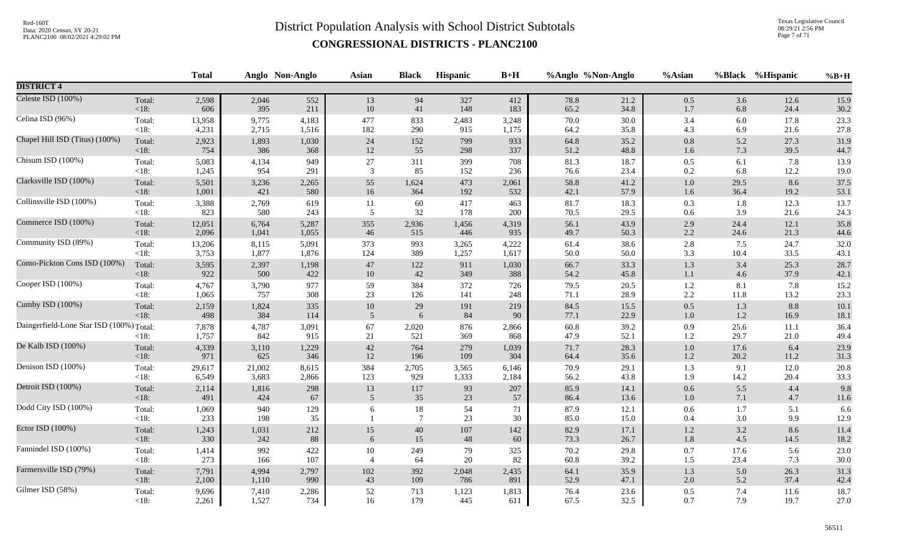# District Population Analysis with School District Subtotals

## CONGRESSIONAL DISTRICTS - PLANC2100

| | | Total | Anglo | Non-Anglo | Asian | Black | Hispanic | B+H | %Anglo | %Non-Anglo | %Asian | %Black | %Hispanic | %B+H |
|---|---|---|---|---|---|---|---|---|---|---|---|---|---|---|
| **DISTRICT 4** | | | | | | | | | | | | | | |
| Celeste ISD (100%) | Total: | 2,598 | 2,046 | 552 | 13 | 94 | 327 | 412 | 78.8 | 21.2 | 0.5 | 3.6 | 12.6 | 15.9 |
| | <18: | 606 | 395 | 211 | 10 | 41 | 148 | 183 | 65.2 | 34.8 | 1.7 | 6.8 | 24.4 | 30.2 |
| Celina ISD (96%) | Total: | 13,958 | 9,775 | 4,183 | 477 | 833 | 2,483 | 3,248 | 70.0 | 30.0 | 3.4 | 6.0 | 17.8 | 23.3 |
| | <18: | 4,231 | 2,715 | 1,516 | 182 | 290 | 915 | 1,175 | 64.2 | 35.8 | 4.3 | 6.9 | 21.6 | 27.8 |
| Chapel Hill ISD (Titus) (100%) | Total: | 2,923 | 1,893 | 1,030 | 24 | 152 | 799 | 933 | 64.8 | 35.2 | 0.8 | 5.2 | 27.3 | 31.9 |
| | <18: | 754 | 386 | 368 | 12 | 55 | 298 | 337 | 51.2 | 48.8 | 1.6 | 7.3 | 39.5 | 44.7 |
| Chisum ISD (100%) | Total: | 5,083 | 4,134 | 949 | 27 | 311 | 399 | 708 | 81.3 | 18.7 | 0.5 | 6.1 | 7.8 | 13.9 |
| | <18: | 1,245 | 954 | 291 | 3 | 85 | 152 | 236 | 76.6 | 23.4 | 0.2 | 6.8 | 12.2 | 19.0 |
| Clarksville ISD (100%) | Total: | 5,501 | 3,236 | 2,265 | 55 | 1,624 | 473 | 2,061 | 58.8 | 41.2 | 1.0 | 29.5 | 8.6 | 37.5 |
| | <18: | 1,001 | 421 | 580 | 16 | 364 | 192 | 532 | 42.1 | 57.9 | 1.6 | 36.4 | 19.2 | 53.1 |
| Collinsville ISD (100%) | Total: | 3,388 | 2,769 | 619 | 11 | 60 | 417 | 463 | 81.7 | 18.3 | 0.3 | 1.8 | 12.3 | 13.7 |
| | <18: | 823 | 580 | 243 | 5 | 32 | 178 | 200 | 70.5 | 29.5 | 0.6 | 3.9 | 21.6 | 24.3 |
| Commerce ISD (100%) | Total: | 12,051 | 6,764 | 5,287 | 355 | 2,936 | 1,456 | 4,319 | 56.1 | 43.9 | 2.9 | 24.4 | 12.1 | 35.8 |
| | <18: | 2,096 | 1,041 | 1,055 | 46 | 515 | 446 | 935 | 49.7 | 50.3 | 2.2 | 24.6 | 21.3 | 44.6 |
| Community ISD (89%) | Total: | 13,206 | 8,115 | 5,091 | 373 | 993 | 3,265 | 4,222 | 61.4 | 38.6 | 2.8 | 7.5 | 24.7 | 32.0 |
| | <18: | 3,753 | 1,877 | 1,876 | 124 | 389 | 1,257 | 1,617 | 50.0 | 50.0 | 3.3 | 10.4 | 33.5 | 43.1 |
| Como-Pickton Cons ISD (100%) | Total: | 3,595 | 2,397 | 1,198 | 47 | 122 | 911 | 1,030 | 66.7 | 33.3 | 1.3 | 3.4 | 25.3 | 28.7 |
| | <18: | 922 | 500 | 422 | 10 | 42 | 349 | 388 | 54.2 | 45.8 | 1.1 | 4.6 | 37.9 | 42.1 |
| Cooper ISD (100%) | Total: | 4,767 | 3,790 | 977 | 59 | 384 | 372 | 726 | 79.5 | 20.5 | 1.2 | 8.1 | 7.8 | 15.2 |
| | <18: | 1,065 | 757 | 308 | 23 | 126 | 141 | 248 | 71.1 | 28.9 | 2.2 | 11.8 | 13.2 | 23.3 |
| Cumby ISD (100%) | Total: | 2,159 | 1,824 | 335 | 10 | 29 | 191 | 219 | 84.5 | 15.5 | 0.5 | 1.3 | 8.8 | 10.1 |
| | <18: | 498 | 384 | 114 | 5 | 6 | 84 | 90 | 77.1 | 22.9 | 1.0 | 1.2 | 16.9 | 18.1 |
| Daingerfield-Lone Star ISD (100%) | Total: | 7,878 | 4,787 | 3,091 | 67 | 2,020 | 876 | 2,866 | 60.8 | 39.2 | 0.9 | 25.6 | 11.1 | 36.4 |
| | <18: | 1,757 | 842 | 915 | 21 | 521 | 369 | 868 | 47.9 | 52.1 | 1.2 | 29.7 | 21.0 | 49.4 |
| De Kalb ISD (100%) | Total: | 4,339 | 3,110 | 1,229 | 42 | 764 | 279 | 1,039 | 71.7 | 28.3 | 1.0 | 17.6 | 6.4 | 23.9 |
| | <18: | 971 | 625 | 346 | 12 | 196 | 109 | 304 | 64.4 | 35.6 | 1.2 | 20.2 | 11.2 | 31.3 |
| Denison ISD (100%) | Total: | 29,617 | 21,002 | 8,615 | 384 | 2,705 | 3,565 | 6,146 | 70.9 | 29.1 | 1.3 | 9.1 | 12.0 | 20.8 |
| | <18: | 6,549 | 3,683 | 2,866 | 123 | 929 | 1,333 | 2,184 | 56.2 | 43.8 | 1.9 | 14.2 | 20.4 | 33.3 |
| Detroit ISD (100%) | Total: | 2,114 | 1,816 | 298 | 13 | 117 | 93 | 207 | 85.9 | 14.1 | 0.6 | 5.5 | 4.4 | 9.8 |
| | <18: | 491 | 424 | 67 | 5 | 35 | 23 | 57 | 86.4 | 13.6 | 1.0 | 7.1 | 4.7 | 11.6 |
| Dodd City ISD (100%) | Total: | 1,069 | 940 | 129 | 6 | 18 | 54 | 71 | 87.9 | 12.1 | 0.6 | 1.7 | 5.1 | 6.6 |
| | <18: | 233 | 198 | 35 | 1 | 7 | 23 | 30 | 85.0 | 15.0 | 0.4 | 3.0 | 9.9 | 12.9 |
| Ector ISD (100%) | Total: | 1,243 | 1,031 | 212 | 15 | 40 | 107 | 142 | 82.9 | 17.1 | 1.2 | 3.2 | 8.6 | 11.4 |
| | <18: | 330 | 242 | 88 | 6 | 15 | 48 | 60 | 73.3 | 26.7 | 1.8 | 4.5 | 14.5 | 18.2 |
| Fannindel ISD (100%) | Total: | 1,414 | 992 | 422 | 10 | 249 | 79 | 325 | 70.2 | 29.8 | 0.7 | 17.6 | 5.6 | 23.0 |
| | <18: | 273 | 166 | 107 | 4 | 64 | 20 | 82 | 60.8 | 39.2 | 1.5 | 23.4 | 7.3 | 30.0 |
| Farmersville ISD (79%) | Total: | 7,791 | 4,994 | 2,797 | 102 | 392 | 2,048 | 2,435 | 64.1 | 35.9 | 1.3 | 5.0 | 26.3 | 31.3 |
| | <18: | 2,100 | 1,110 | 990 | 43 | 109 | 786 | 891 | 52.9 | 47.1 | 2.0 | 5.2 | 37.4 | 42.4 |
| Gilmer ISD (58%) | Total: | 9,696 | 7,410 | 2,286 | 52 | 713 | 1,123 | 1,813 | 76.4 | 23.6 | 0.5 | 7.4 | 11.6 | 18.7 |
| | <18: | 2,261 | 1,527 | 734 | 16 | 179 | 445 | 611 | 67.5 | 32.5 | 0.7 | 7.9 | 19.7 | 27.0 |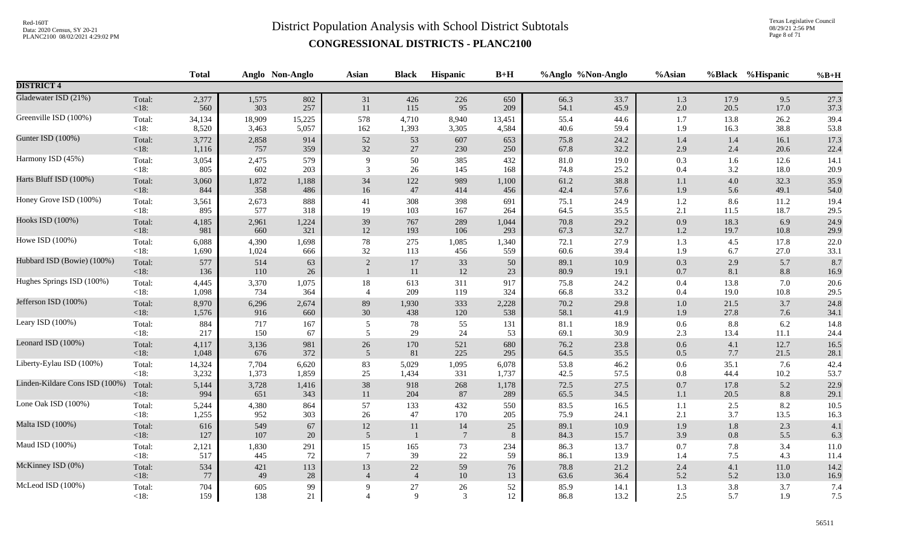# District Population Analysis with School District Subtotals

## CONGRESSIONAL DISTRICTS - PLANC2100

| | | Total | Anglo | Non-Anglo | Asian | Black | Hispanic | B+H | %Anglo | %Non-Anglo | %Asian | %Black | %Hispanic | %B+H |
|---|---|---|---|---|---|---|---|---|---|---|---|---|---|---|
| **DISTRICT 4** | | | | | | | | | | | | | | |
| Gladewater ISD (21%) | Total: | 2,377 | 1,575 | 802 | 31 | 426 | 226 | 650 | 66.3 | 33.7 | 1.3 | 17.9 | 9.5 | 27.3 |
| | <18: | 560 | 303 | 257 | 11 | 115 | 95 | 209 | 54.1 | 45.9 | 2.0 | 20.5 | 17.0 | 37.3 |
| Greenville ISD (100%) | Total: | 34,134 | 18,909 | 15,225 | 578 | 4,710 | 8,940 | 13,451 | 55.4 | 44.6 | 1.7 | 13.8 | 26.2 | 39.4 |
| | <18: | 8,520 | 3,463 | 5,057 | 162 | 1,393 | 3,305 | 4,584 | 40.6 | 59.4 | 1.9 | 16.3 | 38.8 | 53.8 |
| Gunter ISD (100%) | Total: | 3,772 | 2,858 | 914 | 52 | 53 | 607 | 653 | 75.8 | 24.2 | 1.4 | 1.4 | 16.1 | 17.3 |
| | <18: | 1,116 | 757 | 359 | 32 | 27 | 230 | 250 | 67.8 | 32.2 | 2.9 | 2.4 | 20.6 | 22.4 |
| Harmony ISD (45%) | Total: | 3,054 | 2,475 | 579 | 9 | 50 | 385 | 432 | 81.0 | 19.0 | 0.3 | 1.6 | 12.6 | 14.1 |
| | <18: | 805 | 602 | 203 | 3 | 26 | 145 | 168 | 74.8 | 25.2 | 0.4 | 3.2 | 18.0 | 20.9 |
| Harts Bluff ISD (100%) | Total: | 3,060 | 1,872 | 1,188 | 34 | 122 | 989 | 1,100 | 61.2 | 38.8 | 1.1 | 4.0 | 32.3 | 35.9 |
| | <18: | 844 | 358 | 486 | 16 | 47 | 414 | 456 | 42.4 | 57.6 | 1.9 | 5.6 | 49.1 | 54.0 |
| Honey Grove ISD (100%) | Total: | 3,561 | 2,673 | 888 | 41 | 308 | 398 | 691 | 75.1 | 24.9 | 1.2 | 8.6 | 11.2 | 19.4 |
| | <18: | 895 | 577 | 318 | 19 | 103 | 167 | 264 | 64.5 | 35.5 | 2.1 | 11.5 | 18.7 | 29.5 |
| Hooks ISD (100%) | Total: | 4,185 | 2,961 | 1,224 | 39 | 767 | 289 | 1,044 | 70.8 | 29.2 | 0.9 | 18.3 | 6.9 | 24.9 |
| | <18: | 981 | 660 | 321 | 12 | 193 | 106 | 293 | 67.3 | 32.7 | 1.2 | 19.7 | 10.8 | 29.9 |
| Howe ISD (100%) | Total: | 6,088 | 4,390 | 1,698 | 78 | 275 | 1,085 | 1,340 | 72.1 | 27.9 | 1.3 | 4.5 | 17.8 | 22.0 |
| | <18: | 1,690 | 1,024 | 666 | 32 | 113 | 456 | 559 | 60.6 | 39.4 | 1.9 | 6.7 | 27.0 | 33.1 |
| Hubbard ISD (Bowie) (100%) | Total: | 577 | 514 | 63 | 2 | 17 | 33 | 50 | 89.1 | 10.9 | 0.3 | 2.9 | 5.7 | 8.7 |
| | <18: | 136 | 110 | 26 | 1 | 11 | 12 | 23 | 80.9 | 19.1 | 0.7 | 8.1 | 8.8 | 16.9 |
| Hughes Springs ISD (100%) | Total: | 4,445 | 3,370 | 1,075 | 18 | 613 | 311 | 917 | 75.8 | 24.2 | 0.4 | 13.8 | 7.0 | 20.6 |
| | <18: | 1,098 | 734 | 364 | 4 | 209 | 119 | 324 | 66.8 | 33.2 | 0.4 | 19.0 | 10.8 | 29.5 |
| Jefferson ISD (100%) | Total: | 8,970 | 6,296 | 2,674 | 89 | 1,930 | 333 | 2,228 | 70.2 | 29.8 | 1.0 | 21.5 | 3.7 | 24.8 |
| | <18: | 1,576 | 916 | 660 | 30 | 438 | 120 | 538 | 58.1 | 41.9 | 1.9 | 27.8 | 7.6 | 34.1 |
| Leary ISD (100%) | Total: | 884 | 717 | 167 | 5 | 78 | 55 | 131 | 81.1 | 18.9 | 0.6 | 8.8 | 6.2 | 14.8 |
| | <18: | 217 | 150 | 67 | 5 | 29 | 24 | 53 | 69.1 | 30.9 | 2.3 | 13.4 | 11.1 | 24.4 |
| Leonard ISD (100%) | Total: | 4,117 | 3,136 | 981 | 26 | 170 | 521 | 680 | 76.2 | 23.8 | 0.6 | 4.1 | 12.7 | 16.5 |
| | <18: | 1,048 | 676 | 372 | 5 | 81 | 225 | 295 | 64.5 | 35.5 | 0.5 | 7.7 | 21.5 | 28.1 |
| Liberty-Eylau ISD (100%) | Total: | 14,324 | 7,704 | 6,620 | 83 | 5,029 | 1,095 | 6,078 | 53.8 | 46.2 | 0.6 | 35.1 | 7.6 | 42.4 |
| | <18: | 3,232 | 1,373 | 1,859 | 25 | 1,434 | 331 | 1,737 | 42.5 | 57.5 | 0.8 | 44.4 | 10.2 | 53.7 |
| Linden-Kildare Cons ISD (100%) | Total: | 5,144 | 3,728 | 1,416 | 38 | 918 | 268 | 1,178 | 72.5 | 27.5 | 0.7 | 17.8 | 5.2 | 22.9 |
| | <18: | 994 | 651 | 343 | 11 | 204 | 87 | 289 | 65.5 | 34.5 | 1.1 | 20.5 | 8.8 | 29.1 |
| Lone Oak ISD (100%) | Total: | 5,244 | 4,380 | 864 | 57 | 133 | 432 | 550 | 83.5 | 16.5 | 1.1 | 2.5 | 8.2 | 10.5 |
| | <18: | 1,255 | 952 | 303 | 26 | 47 | 170 | 205 | 75.9 | 24.1 | 2.1 | 3.7 | 13.5 | 16.3 |
| Malta ISD (100%) | Total: | 616 | 549 | 67 | 12 | 11 | 14 | 25 | 89.1 | 10.9 | 1.9 | 1.8 | 2.3 | 4.1 |
| | <18: | 127 | 107 | 20 | 5 | 1 | 7 | 8 | 84.3 | 15.7 | 3.9 | 0.8 | 5.5 | 6.3 |
| Maud ISD (100%) | Total: | 2,121 | 1,830 | 291 | 15 | 165 | 73 | 234 | 86.3 | 13.7 | 0.7 | 7.8 | 3.4 | 11.0 |
| | <18: | 517 | 445 | 72 | 7 | 39 | 22 | 59 | 86.1 | 13.9 | 1.4 | 7.5 | 4.3 | 11.4 |
| McKinney ISD (0%) | Total: | 534 | 421 | 113 | 13 | 22 | 59 | 76 | 78.8 | 21.2 | 2.4 | 4.1 | 11.0 | 14.2 |
| | <18: | 77 | 49 | 28 | 4 | 4 | 10 | 13 | 63.6 | 36.4 | 5.2 | 5.2 | 13.0 | 16.9 |
| McLeod ISD (100%) | Total: | 704 | 605 | 99 | 9 | 27 | 26 | 52 | 85.9 | 14.1 | 1.3 | 3.8 | 3.7 | 7.4 |
| | <18: | 159 | 138 | 21 | 4 | 9 | 3 | 12 | 86.8 | 13.2 | 2.5 | 5.7 | 1.9 | 7.5 |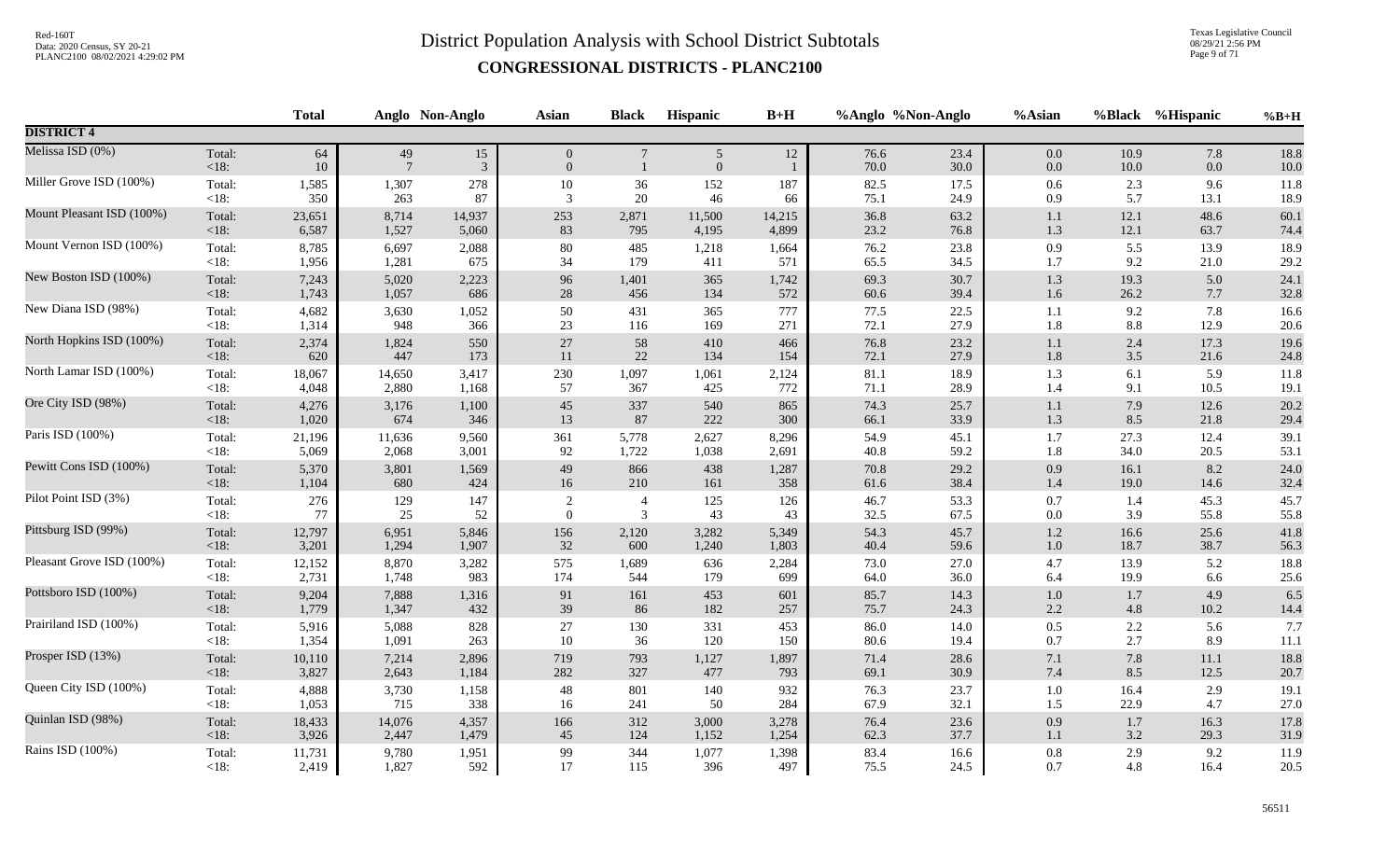# District Population Analysis with School District Subtotals

## CONGRESSIONAL DISTRICTS - PLANC2100

| | | Total | Anglo | Non-Anglo | Asian | Black | Hispanic | B+H | %Anglo | %Non-Anglo | %Asian | %Black | %Hispanic | %B+H |
|---|---|---|---|---|---|---|---|---|---|---|---|---|---|---|
| **DISTRICT 4** | | | | | | | | | | | | | | |
| Melissa ISD (0%) | Total: | 64 | 49 | 15 | 0 | 7 | 5 | 12 | 76.6 | 23.4 | 0.0 | 10.9 | 7.8 | 18.8 |
| | <18: | 10 | 7 | 3 | 0 | 1 | 0 | 1 | 70.0 | 30.0 | 0.0 | 10.0 | 0.0 | 10.0 |
| Miller Grove ISD (100%) | Total: | 1,585 | 1,307 | 278 | 10 | 36 | 152 | 187 | 82.5 | 17.5 | 0.6 | 2.3 | 9.6 | 11.8 |
| | <18: | 350 | 263 | 87 | 3 | 20 | 46 | 66 | 75.1 | 24.9 | 0.9 | 5.7 | 13.1 | 18.9 |
| Mount Pleasant ISD (100%) | Total: | 23,651 | 8,714 | 14,937 | 253 | 2,871 | 11,500 | 14,215 | 36.8 | 63.2 | 1.1 | 12.1 | 48.6 | 60.1 |
| | <18: | 6,587 | 1,527 | 5,060 | 83 | 795 | 4,195 | 4,899 | 23.2 | 76.8 | 1.3 | 12.1 | 63.7 | 74.4 |
| Mount Vernon ISD (100%) | Total: | 8,785 | 6,697 | 2,088 | 80 | 485 | 1,218 | 1,664 | 76.2 | 23.8 | 0.9 | 5.5 | 13.9 | 18.9 |
| | <18: | 1,956 | 1,281 | 675 | 34 | 179 | 411 | 571 | 65.5 | 34.5 | 1.7 | 9.2 | 21.0 | 29.2 |
| New Boston ISD (100%) | Total: | 7,243 | 5,020 | 2,223 | 96 | 1,401 | 365 | 1,742 | 69.3 | 30.7 | 1.3 | 19.3 | 5.0 | 24.1 |
| | <18: | 1,743 | 1,057 | 686 | 28 | 456 | 134 | 572 | 60.6 | 39.4 | 1.6 | 26.2 | 7.7 | 32.8 |
| New Diana ISD (98%) | Total: | 4,682 | 3,630 | 1,052 | 50 | 431 | 365 | 777 | 77.5 | 22.5 | 1.1 | 9.2 | 7.8 | 16.6 |
| | <18: | 1,314 | 948 | 366 | 23 | 116 | 169 | 271 | 72.1 | 27.9 | 1.8 | 8.8 | 12.9 | 20.6 |
| North Hopkins ISD (100%) | Total: | 2,374 | 1,824 | 550 | 27 | 58 | 410 | 466 | 76.8 | 23.2 | 1.1 | 2.4 | 17.3 | 19.6 |
| | <18: | 620 | 447 | 173 | 11 | 22 | 134 | 154 | 72.1 | 27.9 | 1.8 | 3.5 | 21.6 | 24.8 |
| North Lamar ISD (100%) | Total: | 18,067 | 14,650 | 3,417 | 230 | 1,097 | 1,061 | 2,124 | 81.1 | 18.9 | 1.3 | 6.1 | 5.9 | 11.8 |
| | <18: | 4,048 | 2,880 | 1,168 | 57 | 367 | 425 | 772 | 71.1 | 28.9 | 1.4 | 9.1 | 10.5 | 19.1 |
| Ore City ISD (98%) | Total: | 4,276 | 3,176 | 1,100 | 45 | 337 | 540 | 865 | 74.3 | 25.7 | 1.1 | 7.9 | 12.6 | 20.2 |
| | <18: | 1,020 | 674 | 346 | 13 | 87 | 222 | 300 | 66.1 | 33.9 | 1.3 | 8.5 | 21.8 | 29.4 |
| Paris ISD (100%) | Total: | 21,196 | 11,636 | 9,560 | 361 | 5,778 | 2,627 | 8,296 | 54.9 | 45.1 | 1.7 | 27.3 | 12.4 | 39.1 |
| | <18: | 5,069 | 2,068 | 3,001 | 92 | 1,722 | 1,038 | 2,691 | 40.8 | 59.2 | 1.8 | 34.0 | 20.5 | 53.1 |
| Pewitt Cons ISD (100%) | Total: | 5,370 | 3,801 | 1,569 | 49 | 866 | 438 | 1,287 | 70.8 | 29.2 | 0.9 | 16.1 | 8.2 | 24.0 |
| | <18: | 1,104 | 680 | 424 | 16 | 210 | 161 | 358 | 61.6 | 38.4 | 1.4 | 19.0 | 14.6 | 32.4 |
| Pilot Point ISD (3%) | Total: | 276 | 129 | 147 | 2 | 4 | 125 | 126 | 46.7 | 53.3 | 0.7 | 1.4 | 45.3 | 45.7 |
| | <18: | 77 | 25 | 52 | 0 | 3 | 43 | 43 | 32.5 | 67.5 | 0.0 | 3.9 | 55.8 | 55.8 |
| Pittsburg ISD (99%) | Total: | 12,797 | 6,951 | 5,846 | 156 | 2,120 | 3,282 | 5,349 | 54.3 | 45.7 | 1.2 | 16.6 | 25.6 | 41.8 |
| | <18: | 3,201 | 1,294 | 1,907 | 32 | 600 | 1,240 | 1,803 | 40.4 | 59.6 | 1.0 | 18.7 | 38.7 | 56.3 |
| Pleasant Grove ISD (100%) | Total: | 12,152 | 8,870 | 3,282 | 575 | 1,689 | 636 | 2,284 | 73.0 | 27.0 | 4.7 | 13.9 | 5.2 | 18.8 |
| | <18: | 2,731 | 1,748 | 983 | 174 | 544 | 179 | 699 | 64.0 | 36.0 | 6.4 | 19.9 | 6.6 | 25.6 |
| Pottsboro ISD (100%) | Total: | 9,204 | 7,888 | 1,316 | 91 | 161 | 453 | 601 | 85.7 | 14.3 | 1.0 | 1.7 | 4.9 | 6.5 |
| | <18: | 1,779 | 1,347 | 432 | 39 | 86 | 182 | 257 | 75.7 | 24.3 | 2.2 | 4.8 | 10.2 | 14.4 |
| Prairiland ISD (100%) | Total: | 5,916 | 5,088 | 828 | 27 | 130 | 331 | 453 | 86.0 | 14.0 | 0.5 | 2.2 | 5.6 | 7.7 |
| | <18: | 1,354 | 1,091 | 263 | 10 | 36 | 120 | 150 | 80.6 | 19.4 | 0.7 | 2.7 | 8.9 | 11.1 |
| Prosper ISD (13%) | Total: | 10,110 | 7,214 | 2,896 | 719 | 793 | 1,127 | 1,897 | 71.4 | 28.6 | 7.1 | 7.8 | 11.1 | 18.8 |
| | <18: | 3,827 | 2,643 | 1,184 | 282 | 327 | 477 | 793 | 69.1 | 30.9 | 7.4 | 8.5 | 12.5 | 20.7 |
| Queen City ISD (100%) | Total: | 4,888 | 3,730 | 1,158 | 48 | 801 | 140 | 932 | 76.3 | 23.7 | 1.0 | 16.4 | 2.9 | 19.1 |
| | <18: | 1,053 | 715 | 338 | 16 | 241 | 50 | 284 | 67.9 | 32.1 | 1.5 | 22.9 | 4.7 | 27.0 |
| Quinlan ISD (98%) | Total: | 18,433 | 14,076 | 4,357 | 166 | 312 | 3,000 | 3,278 | 76.4 | 23.6 | 0.9 | 1.7 | 16.3 | 17.8 |
| | <18: | 3,926 | 2,447 | 1,479 | 45 | 124 | 1,152 | 1,254 | 62.3 | 37.7 | 1.1 | 3.2 | 29.3 | 31.9 |
| Rains ISD (100%) | Total: | 11,731 | 9,780 | 1,951 | 99 | 344 | 1,077 | 1,398 | 83.4 | 16.6 | 0.8 | 2.9 | 9.2 | 11.9 |
| | <18: | 2,419 | 1,827 | 592 | 17 | 115 | 396 | 497 | 75.5 | 24.5 | 0.7 | 4.8 | 16.4 | 20.5 |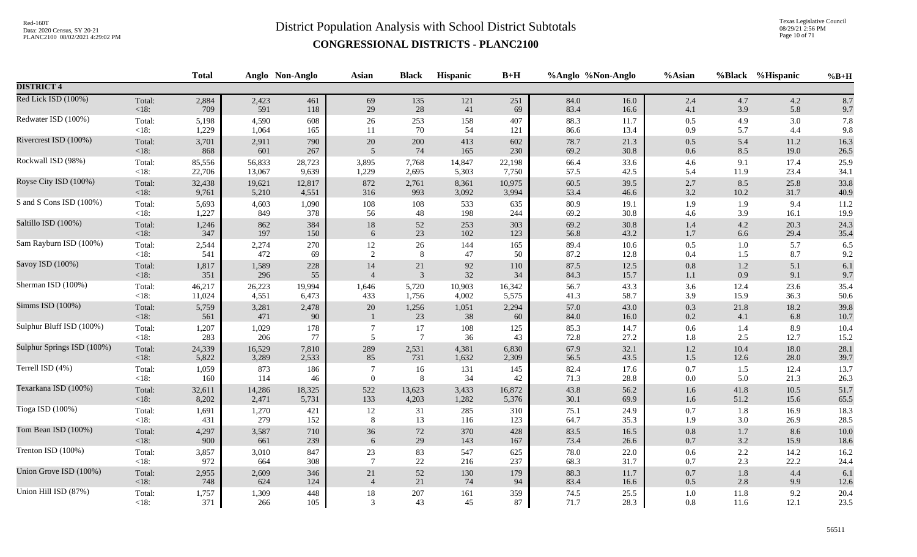# District Population Analysis with School District Subtotals

## CONGRESSIONAL DISTRICTS - PLANC2100

| | | Total | Anglo | Non-Anglo | Asian | Black | Hispanic | B+H | %Anglo | %Non-Anglo | %Asian | %Black | %Hispanic | %B+H |
|---|---|---|---|---|---|---|---|---|---|---|---|---|---|---|
| **DISTRICT 4** | | | | | | | | | | | | | | |
| Red Lick ISD (100%) | Total: | 2,884 | 2,423 | 461 | 69 | 135 | 121 | 251 | 84.0 | 16.0 | 2.4 | 4.7 | 4.2 | 8.7 |
| | <18: | 709 | 591 | 118 | 29 | 28 | 41 | 69 | 83.4 | 16.6 | 4.1 | 3.9 | 5.8 | 9.7 |
| Redwater ISD (100%) | Total: | 5,198 | 4,590 | 608 | 26 | 253 | 158 | 407 | 88.3 | 11.7 | 0.5 | 4.9 | 3.0 | 7.8 |
| | <18: | 1,229 | 1,064 | 165 | 11 | 70 | 54 | 121 | 86.6 | 13.4 | 0.9 | 5.7 | 4.4 | 9.8 |
| Rivercrest ISD (100%) | Total: | 3,701 | 2,911 | 790 | 20 | 200 | 413 | 602 | 78.7 | 21.3 | 0.5 | 5.4 | 11.2 | 16.3 |
| | <18: | 868 | 601 | 267 | 5 | 74 | 165 | 230 | 69.2 | 30.8 | 0.6 | 8.5 | 19.0 | 26.5 |
| Rockwall ISD (98%) | Total: | 85,556 | 56,833 | 28,723 | 3,895 | 7,768 | 14,847 | 22,198 | 66.4 | 33.6 | 4.6 | 9.1 | 17.4 | 25.9 |
| | <18: | 22,706 | 13,067 | 9,639 | 1,229 | 2,695 | 5,303 | 7,750 | 57.5 | 42.5 | 5.4 | 11.9 | 23.4 | 34.1 |
| Royse City ISD (100%) | Total: | 32,438 | 19,621 | 12,817 | 872 | 2,761 | 8,361 | 10,975 | 60.5 | 39.5 | 2.7 | 8.5 | 25.8 | 33.8 |
| | <18: | 9,761 | 5,210 | 4,551 | 316 | 993 | 3,092 | 3,994 | 53.4 | 46.6 | 3.2 | 10.2 | 31.7 | 40.9 |
| S and S Cons ISD (100%) | Total: | 5,693 | 4,603 | 1,090 | 108 | 108 | 533 | 635 | 80.9 | 19.1 | 1.9 | 1.9 | 9.4 | 11.2 |
| | <18: | 1,227 | 849 | 378 | 56 | 48 | 198 | 244 | 69.2 | 30.8 | 4.6 | 3.9 | 16.1 | 19.9 |
| Saltillo ISD (100%) | Total: | 1,246 | 862 | 384 | 18 | 52 | 253 | 303 | 69.2 | 30.8 | 1.4 | 4.2 | 20.3 | 24.3 |
| | <18: | 347 | 197 | 150 | 6 | 23 | 102 | 123 | 56.8 | 43.2 | 1.7 | 6.6 | 29.4 | 35.4 |
| Sam Rayburn ISD (100%) | Total: | 2,544 | 2,274 | 270 | 12 | 26 | 144 | 165 | 89.4 | 10.6 | 0.5 | 1.0 | 5.7 | 6.5 |
| | <18: | 541 | 472 | 69 | 2 | 8 | 47 | 50 | 87.2 | 12.8 | 0.4 | 1.5 | 8.7 | 9.2 |
| Savoy ISD (100%) | Total: | 1,817 | 1,589 | 228 | 14 | 21 | 92 | 110 | 87.5 | 12.5 | 0.8 | 1.2 | 5.1 | 6.1 |
| | <18: | 351 | 296 | 55 | 4 | 3 | 32 | 34 | 84.3 | 15.7 | 1.1 | 0.9 | 9.1 | 9.7 |
| Sherman ISD (100%) | Total: | 46,217 | 26,223 | 19,994 | 1,646 | 5,720 | 10,903 | 16,342 | 56.7 | 43.3 | 3.6 | 12.4 | 23.6 | 35.4 |
| | <18: | 11,024 | 4,551 | 6,473 | 433 | 1,756 | 4,002 | 5,575 | 41.3 | 58.7 | 3.9 | 15.9 | 36.3 | 50.6 |
| Simms ISD (100%) | Total: | 5,759 | 3,281 | 2,478 | 20 | 1,256 | 1,051 | 2,294 | 57.0 | 43.0 | 0.3 | 21.8 | 18.2 | 39.8 |
| | <18: | 561 | 471 | 90 | 1 | 23 | 38 | 60 | 84.0 | 16.0 | 0.2 | 4.1 | 6.8 | 10.7 |
| Sulphur Bluff ISD (100%) | Total: | 1,207 | 1,029 | 178 | 7 | 17 | 108 | 125 | 85.3 | 14.7 | 0.6 | 1.4 | 8.9 | 10.4 |
| | <18: | 283 | 206 | 77 | 5 | 7 | 36 | 43 | 72.8 | 27.2 | 1.8 | 2.5 | 12.7 | 15.2 |
| Sulphur Springs ISD (100%) | Total: | 24,339 | 16,529 | 7,810 | 289 | 2,531 | 4,381 | 6,830 | 67.9 | 32.1 | 1.2 | 10.4 | 18.0 | 28.1 |
| | <18: | 5,822 | 3,289 | 2,533 | 85 | 731 | 1,632 | 2,309 | 56.5 | 43.5 | 1.5 | 12.6 | 28.0 | 39.7 |
| Terrell ISD (4%) | Total: | 1,059 | 873 | 186 | 7 | 16 | 131 | 145 | 82.4 | 17.6 | 0.7 | 1.5 | 12.4 | 13.7 |
| | <18: | 160 | 114 | 46 | 0 | 8 | 34 | 42 | 71.3 | 28.8 | 0.0 | 5.0 | 21.3 | 26.3 |
| Texarkana ISD (100%) | Total: | 32,611 | 14,286 | 18,325 | 522 | 13,623 | 3,433 | 16,872 | 43.8 | 56.2 | 1.6 | 41.8 | 10.5 | 51.7 |
| | <18: | 8,202 | 2,471 | 5,731 | 133 | 4,203 | 1,282 | 5,376 | 30.1 | 69.9 | 1.6 | 51.2 | 15.6 | 65.5 |
| Tioga ISD (100%) | Total: | 1,691 | 1,270 | 421 | 12 | 31 | 285 | 310 | 75.1 | 24.9 | 0.7 | 1.8 | 16.9 | 18.3 |
| | <18: | 431 | 279 | 152 | 8 | 13 | 116 | 123 | 64.7 | 35.3 | 1.9 | 3.0 | 26.9 | 28.5 |
| Tom Bean ISD (100%) | Total: | 4,297 | 3,587 | 710 | 36 | 72 | 370 | 428 | 83.5 | 16.5 | 0.8 | 1.7 | 8.6 | 10.0 |
| | <18: | 900 | 661 | 239 | 6 | 29 | 143 | 167 | 73.4 | 26.6 | 0.7 | 3.2 | 15.9 | 18.6 |
| Trenton ISD (100%) | Total: | 3,857 | 3,010 | 847 | 23 | 83 | 547 | 625 | 78.0 | 22.0 | 0.6 | 2.2 | 14.2 | 16.2 |
| | <18: | 972 | 664 | 308 | 7 | 22 | 216 | 237 | 68.3 | 31.7 | 0.7 | 2.3 | 22.2 | 24.4 |
| Union Grove ISD (100%) | Total: | 2,955 | 2,609 | 346 | 21 | 52 | 130 | 179 | 88.3 | 11.7 | 0.7 | 1.8 | 4.4 | 6.1 |
| | <18: | 748 | 624 | 124 | 4 | 21 | 74 | 94 | 83.4 | 16.6 | 0.5 | 2.8 | 9.9 | 12.6 |
| Union Hill ISD (87%) | Total: | 1,757 | 1,309 | 448 | 18 | 207 | 161 | 359 | 74.5 | 25.5 | 1.0 | 11.8 | 9.2 | 20.4 |
| | <18: | 371 | 266 | 105 | 3 | 43 | 45 | 87 | 71.7 | 28.3 | 0.8 | 11.6 | 12.1 | 23.5 |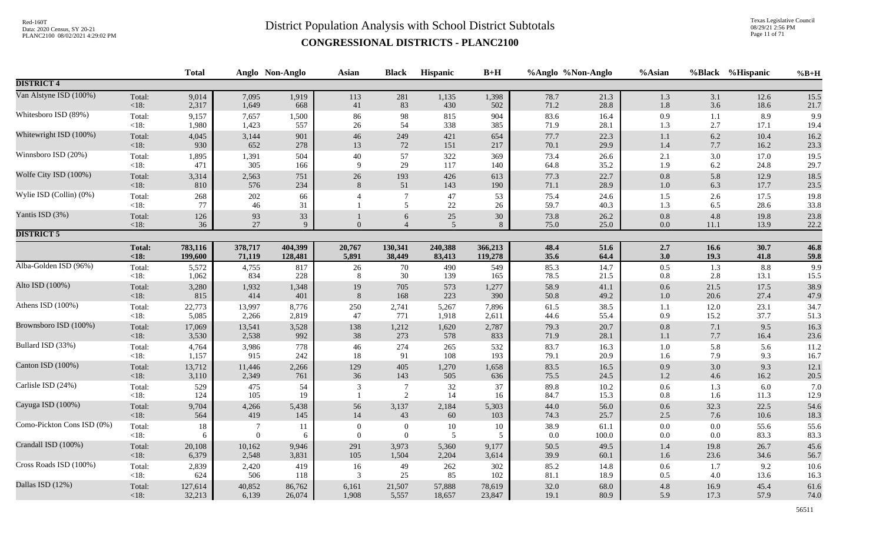# District Population Analysis with School District Subtotals

## CONGRESSIONAL DISTRICTS - PLANC2100

| | | Total | Anglo | Non-Anglo | Asian | Black | Hispanic | B+H | %Anglo | %Non-Anglo | %Asian | %Black | %Hispanic | %B+H |
|---|---|---|---|---|---|---|---|---|---|---|---|---|---|---|
| **DISTRICT 4** | | | | | | | | | | | | | | |
| Van Alstyne ISD (100%) | Total: | 9,014 | 7,095 | 1,919 | 113 | 281 | 1,135 | 1,398 | 78.7 | 21.3 | 1.3 | 3.1 | 12.6 | 15.5 |
| | <18: | 2,317 | 1,649 | 668 | 41 | 83 | 430 | 502 | 71.2 | 28.8 | 1.8 | 3.6 | 18.6 | 21.7 |
| Whitesboro ISD (89%) | Total: | 9,157 | 7,657 | 1,500 | 86 | 98 | 815 | 904 | 83.6 | 16.4 | 0.9 | 1.1 | 8.9 | 9.9 |
| | <18: | 1,980 | 1,423 | 557 | 26 | 54 | 338 | 385 | 71.9 | 28.1 | 1.3 | 2.7 | 17.1 | 19.4 |
| Whitewright ISD (100%) | Total: | 4,045 | 3,144 | 901 | 46 | 249 | 421 | 654 | 77.7 | 22.3 | 1.1 | 6.2 | 10.4 | 16.2 |
| | <18: | 930 | 652 | 278 | 13 | 72 | 151 | 217 | 70.1 | 29.9 | 1.4 | 7.7 | 16.2 | 23.3 |
| Winnsboro ISD (20%) | Total: | 1,895 | 1,391 | 504 | 40 | 57 | 322 | 369 | 73.4 | 26.6 | 2.1 | 3.0 | 17.0 | 19.5 |
| | <18: | 471 | 305 | 166 | 9 | 29 | 117 | 140 | 64.8 | 35.2 | 1.9 | 6.2 | 24.8 | 29.7 |
| Wolfe City ISD (100%) | Total: | 3,314 | 2,563 | 751 | 26 | 193 | 426 | 613 | 77.3 | 22.7 | 0.8 | 5.8 | 12.9 | 18.5 |
| | <18: | 810 | 576 | 234 | 8 | 51 | 143 | 190 | 71.1 | 28.9 | 1.0 | 6.3 | 17.7 | 23.5 |
| Wylie ISD (Collin) (0%) | Total: | 268 | 202 | 66 | 4 | 7 | 47 | 53 | 75.4 | 24.6 | 1.5 | 2.6 | 17.5 | 19.8 |
| | <18: | 77 | 46 | 31 | 1 | 5 | 22 | 26 | 59.7 | 40.3 | 1.3 | 6.5 | 28.6 | 33.8 |
| Yantis ISD (3%) | Total: | 126 | 93 | 33 | 1 | 6 | 25 | 30 | 73.8 | 26.2 | 0.8 | 4.8 | 19.8 | 23.8 |
| | <18: | 36 | 27 | 9 | 0 | 4 | 5 | 8 | 75.0 | 25.0 | 0.0 | 11.1 | 13.9 | 22.2 |
| **DISTRICT 5** | | | | | | | | | | | | | | |
| | **Total:** | **783,116** | **378,717** | **404,399** | **20,767** | **130,341** | **240,388** | **366,213** | **48.4** | **51.6** | **2.7** | **16.6** | **30.7** | **46.8** |
| | **<18:** | **199,600** | **71,119** | **128,481** | **5,891** | **38,449** | **83,413** | **119,278** | **35.6** | **64.4** | **3.0** | **19.3** | **41.8** | **59.8** |
| Alba-Golden ISD (96%) | Total: | 5,572 | 4,755 | 817 | 26 | 70 | 490 | 549 | 85.3 | 14.7 | 0.5 | 1.3 | 8.8 | 9.9 |
| | <18: | 1,062 | 834 | 228 | 8 | 30 | 139 | 165 | 78.5 | 21.5 | 0.8 | 2.8 | 13.1 | 15.5 |
| Alto ISD (100%) | Total: | 3,280 | 1,932 | 1,348 | 19 | 705 | 573 | 1,277 | 58.9 | 41.1 | 0.6 | 21.5 | 17.5 | 38.9 |
| | <18: | 815 | 414 | 401 | 8 | 168 | 223 | 390 | 50.8 | 49.2 | 1.0 | 20.6 | 27.4 | 47.9 |
| Athens ISD (100%) | Total: | 22,773 | 13,997 | 8,776 | 250 | 2,741 | 5,267 | 7,896 | 61.5 | 38.5 | 1.1 | 12.0 | 23.1 | 34.7 |
| | <18: | 5,085 | 2,266 | 2,819 | 47 | 771 | 1,918 | 2,611 | 44.6 | 55.4 | 0.9 | 15.2 | 37.7 | 51.3 |
| Brownsboro ISD (100%) | Total: | 17,069 | 13,541 | 3,528 | 138 | 1,212 | 1,620 | 2,787 | 79.3 | 20.7 | 0.8 | 7.1 | 9.5 | 16.3 |
| | <18: | 3,530 | 2,538 | 992 | 38 | 273 | 578 | 833 | 71.9 | 28.1 | 1.1 | 7.7 | 16.4 | 23.6 |
| Bullard ISD (33%) | Total: | 4,764 | 3,986 | 778 | 46 | 274 | 265 | 532 | 83.7 | 16.3 | 1.0 | 5.8 | 5.6 | 11.2 |
| | <18: | 1,157 | 915 | 242 | 18 | 91 | 108 | 193 | 79.1 | 20.9 | 1.6 | 7.9 | 9.3 | 16.7 |
| Canton ISD (100%) | Total: | 13,712 | 11,446 | 2,266 | 129 | 405 | 1,270 | 1,658 | 83.5 | 16.5 | 0.9 | 3.0 | 9.3 | 12.1 |
| | <18: | 3,110 | 2,349 | 761 | 36 | 143 | 505 | 636 | 75.5 | 24.5 | 1.2 | 4.6 | 16.2 | 20.5 |
| Carlisle ISD (24%) | Total: | 529 | 475 | 54 | 3 | 7 | 32 | 37 | 89.8 | 10.2 | 0.6 | 1.3 | 6.0 | 7.0 |
| | <18: | 124 | 105 | 19 | 1 | 2 | 14 | 16 | 84.7 | 15.3 | 0.8 | 1.6 | 11.3 | 12.9 |
| Cayuga ISD (100%) | Total: | 9,704 | 4,266 | 5,438 | 56 | 3,137 | 2,184 | 5,303 | 44.0 | 56.0 | 0.6 | 32.3 | 22.5 | 54.6 |
| | <18: | 564 | 419 | 145 | 14 | 43 | 60 | 103 | 74.3 | 25.7 | 2.5 | 7.6 | 10.6 | 18.3 |
| Como-Pickton Cons ISD (0%) | Total: | 18 | 7 | 11 | 0 | 0 | 10 | 10 | 38.9 | 61.1 | 0.0 | 0.0 | 55.6 | 55.6 |
| | <18: | 6 | 0 | 6 | 0 | 0 | 5 | 5 | 0.0 | 100.0 | 0.0 | 0.0 | 83.3 | 83.3 |
| Crandall ISD (100%) | Total: | 20,108 | 10,162 | 9,946 | 291 | 3,973 | 5,360 | 9,177 | 50.5 | 49.5 | 1.4 | 19.8 | 26.7 | 45.6 |
| | <18: | 6,379 | 2,548 | 3,831 | 105 | 1,504 | 2,204 | 3,614 | 39.9 | 60.1 | 1.6 | 23.6 | 34.6 | 56.7 |
| Cross Roads ISD (100%) | Total: | 2,839 | 2,420 | 419 | 16 | 49 | 262 | 302 | 85.2 | 14.8 | 0.6 | 1.7 | 9.2 | 10.6 |
| | <18: | 624 | 506 | 118 | 3 | 25 | 85 | 102 | 81.1 | 18.9 | 0.5 | 4.0 | 13.6 | 16.3 |
| Dallas ISD (12%) | Total: | 127,614 | 40,852 | 86,762 | 6,161 | 21,507 | 57,888 | 78,619 | 32.0 | 68.0 | 4.8 | 16.9 | 45.4 | 61.6 |
| | <18: | 32,213 | 6,139 | 26,074 | 1,908 | 5,557 | 18,657 | 23,847 | 19.1 | 80.9 | 5.9 | 17.3 | 57.9 | 74.0 |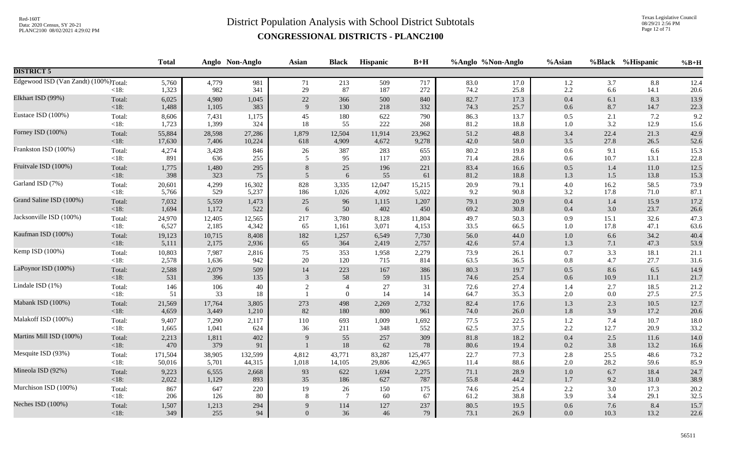# District Population Analysis with School District Subtotals

## CONGRESSIONAL DISTRICTS - PLANC2100

| | | Total | Anglo | Non-Anglo | Asian | Black | Hispanic | B+H | %Anglo | %Non-Anglo | %Asian | %Black | %Hispanic | %B+H |
|---|---|---|---|---|---|---|---|---|---|---|---|---|---|---|
| **DISTRICT 5** | | | | | | | | | | | | | | |
| Edgewood ISD (Van Zandt) (100%) | Total: | 5,760 | 4,779 | 981 | 71 | 213 | 509 | 717 | 83.0 | 17.0 | 1.2 | 3.7 | 8.8 | 12.4 |
| | <18: | 1,323 | 982 | 341 | 29 | 87 | 187 | 272 | 74.2 | 25.8 | 2.2 | 6.6 | 14.1 | 20.6 |
| Elkhart ISD (99%) | Total: | 6,025 | 4,980 | 1,045 | 22 | 366 | 500 | 840 | 82.7 | 17.3 | 0.4 | 6.1 | 8.3 | 13.9 |
| | <18: | 1,488 | 1,105 | 383 | 9 | 130 | 218 | 332 | 74.3 | 25.7 | 0.6 | 8.7 | 14.7 | 22.3 |
| Eustace ISD (100%) | Total: | 8,606 | 7,431 | 1,175 | 45 | 180 | 622 | 790 | 86.3 | 13.7 | 0.5 | 2.1 | 7.2 | 9.2 |
| | <18: | 1,723 | 1,399 | 324 | 18 | 55 | 222 | 268 | 81.2 | 18.8 | 1.0 | 3.2 | 12.9 | 15.6 |
| Forney ISD (100%) | Total: | 55,884 | 28,598 | 27,286 | 1,879 | 12,504 | 11,914 | 23,962 | 51.2 | 48.8 | 3.4 | 22.4 | 21.3 | 42.9 |
| | <18: | 17,630 | 7,406 | 10,224 | 618 | 4,909 | 4,672 | 9,278 | 42.0 | 58.0 | 3.5 | 27.8 | 26.5 | 52.6 |
| Frankston ISD (100%) | Total: | 4,274 | 3,428 | 846 | 26 | 387 | 283 | 655 | 80.2 | 19.8 | 0.6 | 9.1 | 6.6 | 15.3 |
| | <18: | 891 | 636 | 255 | 5 | 95 | 117 | 203 | 71.4 | 28.6 | 0.6 | 10.7 | 13.1 | 22.8 |
| Fruitvale ISD (100%) | Total: | 1,775 | 1,480 | 295 | 8 | 25 | 196 | 221 | 83.4 | 16.6 | 0.5 | 1.4 | 11.0 | 12.5 |
| | <18: | 398 | 323 | 75 | 5 | 6 | 55 | 61 | 81.2 | 18.8 | 1.3 | 1.5 | 13.8 | 15.3 |
| Garland ISD (7%) | Total: | 20,601 | 4,299 | 16,302 | 828 | 3,335 | 12,047 | 15,215 | 20.9 | 79.1 | 4.0 | 16.2 | 58.5 | 73.9 |
| | <18: | 5,766 | 529 | 5,237 | 186 | 1,026 | 4,092 | 5,022 | 9.2 | 90.8 | 3.2 | 17.8 | 71.0 | 87.1 |
| Grand Saline ISD (100%) | Total: | 7,032 | 5,559 | 1,473 | 25 | 96 | 1,115 | 1,207 | 79.1 | 20.9 | 0.4 | 1.4 | 15.9 | 17.2 |
| | <18: | 1,694 | 1,172 | 522 | 6 | 50 | 402 | 450 | 69.2 | 30.8 | 0.4 | 3.0 | 23.7 | 26.6 |
| Jacksonville ISD (100%) | Total: | 24,970 | 12,405 | 12,565 | 217 | 3,780 | 8,128 | 11,804 | 49.7 | 50.3 | 0.9 | 15.1 | 32.6 | 47.3 |
| | <18: | 6,527 | 2,185 | 4,342 | 65 | 1,161 | 3,071 | 4,153 | 33.5 | 66.5 | 1.0 | 17.8 | 47.1 | 63.6 |
| Kaufman ISD (100%) | Total: | 19,123 | 10,715 | 8,408 | 182 | 1,257 | 6,549 | 7,730 | 56.0 | 44.0 | 1.0 | 6.6 | 34.2 | 40.4 |
| | <18: | 5,111 | 2,175 | 2,936 | 65 | 364 | 2,419 | 2,757 | 42.6 | 57.4 | 1.3 | 7.1 | 47.3 | 53.9 |
| Kemp ISD (100%) | Total: | 10,803 | 7,987 | 2,816 | 75 | 353 | 1,958 | 2,279 | 73.9 | 26.1 | 0.7 | 3.3 | 18.1 | 21.1 |
| | <18: | 2,578 | 1,636 | 942 | 20 | 120 | 715 | 814 | 63.5 | 36.5 | 0.8 | 4.7 | 27.7 | 31.6 |
| LaPoynor ISD (100%) | Total: | 2,588 | 2,079 | 509 | 14 | 223 | 167 | 386 | 80.3 | 19.7 | 0.5 | 8.6 | 6.5 | 14.9 |
| | <18: | 531 | 396 | 135 | 3 | 58 | 59 | 115 | 74.6 | 25.4 | 0.6 | 10.9 | 11.1 | 21.7 |
| Lindale ISD (1%) | Total: | 146 | 106 | 40 | 2 | 4 | 27 | 31 | 72.6 | 27.4 | 1.4 | 2.7 | 18.5 | 21.2 |
| | <18: | 51 | 33 | 18 | 1 | 0 | 14 | 14 | 64.7 | 35.3 | 2.0 | 0.0 | 27.5 | 27.5 |
| Mabank ISD (100%) | Total: | 21,569 | 17,764 | 3,805 | 273 | 498 | 2,269 | 2,732 | 82.4 | 17.6 | 1.3 | 2.3 | 10.5 | 12.7 |
| | <18: | 4,659 | 3,449 | 1,210 | 82 | 180 | 800 | 961 | 74.0 | 26.0 | 1.8 | 3.9 | 17.2 | 20.6 |
| Malakoff ISD (100%) | Total: | 9,407 | 7,290 | 2,117 | 110 | 693 | 1,009 | 1,692 | 77.5 | 22.5 | 1.2 | 7.4 | 10.7 | 18.0 |
| | <18: | 1,665 | 1,041 | 624 | 36 | 211 | 348 | 552 | 62.5 | 37.5 | 2.2 | 12.7 | 20.9 | 33.2 |
| Martins Mill ISD (100%) | Total: | 2,213 | 1,811 | 402 | 9 | 55 | 257 | 309 | 81.8 | 18.2 | 0.4 | 2.5 | 11.6 | 14.0 |
| | <18: | 470 | 379 | 91 | 1 | 18 | 62 | 78 | 80.6 | 19.4 | 0.2 | 3.8 | 13.2 | 16.6 |
| Mesquite ISD (93%) | Total: | 171,504 | 38,905 | 132,599 | 4,812 | 43,771 | 83,287 | 125,477 | 22.7 | 77.3 | 2.8 | 25.5 | 48.6 | 73.2 |
| | <18: | 50,016 | 5,701 | 44,315 | 1,018 | 14,105 | 29,806 | 42,965 | 11.4 | 88.6 | 2.0 | 28.2 | 59.6 | 85.9 |
| Mineola ISD (92%) | Total: | 9,223 | 6,555 | 2,668 | 93 | 622 | 1,694 | 2,275 | 71.1 | 28.9 | 1.0 | 6.7 | 18.4 | 24.7 |
| | <18: | 2,022 | 1,129 | 893 | 35 | 186 | 627 | 787 | 55.8 | 44.2 | 1.7 | 9.2 | 31.0 | 38.9 |
| Murchison ISD (100%) | Total: | 867 | 647 | 220 | 19 | 26 | 150 | 175 | 74.6 | 25.4 | 2.2 | 3.0 | 17.3 | 20.2 |
| | <18: | 206 | 126 | 80 | 8 | 7 | 60 | 67 | 61.2 | 38.8 | 3.9 | 3.4 | 29.1 | 32.5 |
| Neches ISD (100%) | Total: | 1,507 | 1,213 | 294 | 9 | 114 | 127 | 237 | 80.5 | 19.5 | 0.6 | 7.6 | 8.4 | 15.7 |
| | <18: | 349 | 255 | 94 | 0 | 36 | 46 | 79 | 73.1 | 26.9 | 0.0 | 10.3 | 13.2 | 22.6 |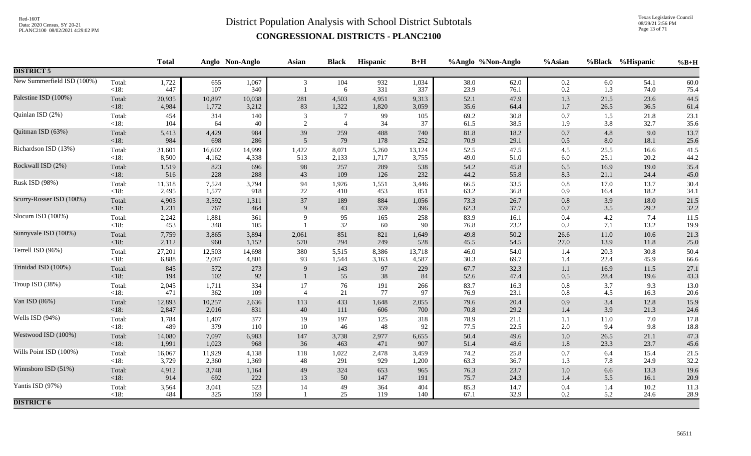# District Population Analysis with School District Subtotals

## CONGRESSIONAL DISTRICTS - PLANC2100

Red-160T
Data: 2020 Census, SY 20-21
PLANC2100 08/02/2021 4:29:02 PM

Texas Legislative Council
08/29/21 2:56 PM

| | | Total | Anglo | Non-Anglo | Asian | Black | Hispanic | B+H | %Anglo | %Non-Anglo | %Asian | %Black | %Hispanic | %B+H |
|---|---|---|---|---|---|---|---|---|---|---|---|---|---|---|
| **DISTRICT 5** | | | | | | | | | | | | | | |
| New Summerfield ISD (100%) | Total: | 1,722 | 655 | 1,067 | 3 | 104 | 932 | 1,034 | 38.0 | 62.0 | 0.2 | 6.0 | 54.1 | 60.0 |
| | <18: | 447 | 107 | 340 | 1 | 6 | 331 | 337 | 23.9 | 76.1 | 0.2 | 1.3 | 74.0 | 75.4 |
| Palestine ISD (100%) | Total: | 20,935 | 10,897 | 10,038 | 281 | 4,503 | 4,951 | 9,313 | 52.1 | 47.9 | 1.3 | 21.5 | 23.6 | 44.5 |
| | <18: | 4,984 | 1,772 | 3,212 | 83 | 1,322 | 1,820 | 3,059 | 35.6 | 64.4 | 1.7 | 26.5 | 36.5 | 61.4 |
| Quinlan ISD (2%) | Total: | 454 | 314 | 140 | 3 | 7 | 99 | 105 | 69.2 | 30.8 | 0.7 | 1.5 | 21.8 | 23.1 |
| | <18: | 104 | 64 | 40 | 2 | 4 | 34 | 37 | 61.5 | 38.5 | 1.9 | 3.8 | 32.7 | 35.6 |
| Quitman ISD (63%) | Total: | 5,413 | 4,429 | 984 | 39 | 259 | 488 | 740 | 81.8 | 18.2 | 0.7 | 4.8 | 9.0 | 13.7 |
| | <18: | 984 | 698 | 286 | 5 | 79 | 178 | 252 | 70.9 | 29.1 | 0.5 | 8.0 | 18.1 | 25.6 |
| Richardson ISD (13%) | Total: | 31,601 | 16,602 | 14,999 | 1,422 | 8,071 | 5,260 | 13,124 | 52.5 | 47.5 | 4.5 | 25.5 | 16.6 | 41.5 |
| | <18: | 8,500 | 4,162 | 4,338 | 513 | 2,133 | 1,717 | 3,755 | 49.0 | 51.0 | 6.0 | 25.1 | 20.2 | 44.2 |
| Rockwall ISD (2%) | Total: | 1,519 | 823 | 696 | 98 | 257 | 289 | 538 | 54.2 | 45.8 | 6.5 | 16.9 | 19.0 | 35.4 |
| | <18: | 516 | 228 | 288 | 43 | 109 | 126 | 232 | 44.2 | 55.8 | 8.3 | 21.1 | 24.4 | 45.0 |
| Rusk ISD (98%) | Total: | 11,318 | 7,524 | 3,794 | 94 | 1,926 | 1,551 | 3,446 | 66.5 | 33.5 | 0.8 | 17.0 | 13.7 | 30.4 |
| | <18: | 2,495 | 1,577 | 918 | 22 | 410 | 453 | 851 | 63.2 | 36.8 | 0.9 | 16.4 | 18.2 | 34.1 |
| Scurry-Rosser ISD (100%) | Total: | 4,903 | 3,592 | 1,311 | 37 | 189 | 884 | 1,056 | 73.3 | 26.7 | 0.8 | 3.9 | 18.0 | 21.5 |
| | <18: | 1,231 | 767 | 464 | 9 | 43 | 359 | 396 | 62.3 | 37.7 | 0.7 | 3.5 | 29.2 | 32.2 |
| Slocum ISD (100%) | Total: | 2,242 | 1,881 | 361 | 9 | 95 | 165 | 258 | 83.9 | 16.1 | 0.4 | 4.2 | 7.4 | 11.5 |
| | <18: | 453 | 348 | 105 | 1 | 32 | 60 | 90 | 76.8 | 23.2 | 0.2 | 7.1 | 13.2 | 19.9 |
| Sunnyvale ISD (100%) | Total: | 7,759 | 3,865 | 3,894 | 2,061 | 851 | 821 | 1,649 | 49.8 | 50.2 | 26.6 | 11.0 | 10.6 | 21.3 |
| | <18: | 2,112 | 960 | 1,152 | 570 | 294 | 249 | 528 | 45.5 | 54.5 | 27.0 | 13.9 | 11.8 | 25.0 |
| Terrell ISD (96%) | Total: | 27,201 | 12,503 | 14,698 | 380 | 5,515 | 8,386 | 13,718 | 46.0 | 54.0 | 1.4 | 20.3 | 30.8 | 50.4 |
| | <18: | 6,888 | 2,087 | 4,801 | 93 | 1,544 | 3,163 | 4,587 | 30.3 | 69.7 | 1.4 | 22.4 | 45.9 | 66.6 |
| Trinidad ISD (100%) | Total: | 845 | 572 | 273 | 9 | 143 | 97 | 229 | 67.7 | 32.3 | 1.1 | 16.9 | 11.5 | 27.1 |
| | <18: | 194 | 102 | 92 | 1 | 55 | 38 | 84 | 52.6 | 47.4 | 0.5 | 28.4 | 19.6 | 43.3 |
| Troup ISD (38%) | Total: | 2,045 | 1,711 | 334 | 17 | 76 | 191 | 266 | 83.7 | 16.3 | 0.8 | 3.7 | 9.3 | 13.0 |
| | <18: | 471 | 362 | 109 | 4 | 21 | 77 | 97 | 76.9 | 23.1 | 0.8 | 4.5 | 16.3 | 20.6 |
| Van ISD (86%) | Total: | 12,893 | 10,257 | 2,636 | 113 | 433 | 1,648 | 2,055 | 79.6 | 20.4 | 0.9 | 3.4 | 12.8 | 15.9 |
| | <18: | 2,847 | 2,016 | 831 | 40 | 111 | 606 | 700 | 70.8 | 29.2 | 1.4 | 3.9 | 21.3 | 24.6 |
| Wells ISD (94%) | Total: | 1,784 | 1,407 | 377 | 19 | 197 | 125 | 318 | 78.9 | 21.1 | 1.1 | 11.0 | 7.0 | 17.8 |
| | <18: | 489 | 379 | 110 | 10 | 46 | 48 | 92 | 77.5 | 22.5 | 2.0 | 9.4 | 9.8 | 18.8 |
| Westwood ISD (100%) | Total: | 14,080 | 7,097 | 6,983 | 147 | 3,738 | 2,977 | 6,655 | 50.4 | 49.6 | 1.0 | 26.5 | 21.1 | 47.3 |
| | <18: | 1,991 | 1,023 | 968 | 36 | 463 | 471 | 907 | 51.4 | 48.6 | 1.8 | 23.3 | 23.7 | 45.6 |
| Wills Point ISD (100%) | Total: | 16,067 | 11,929 | 4,138 | 118 | 1,022 | 2,478 | 3,459 | 74.2 | 25.8 | 0.7 | 6.4 | 15.4 | 21.5 |
| | <18: | 3,729 | 2,360 | 1,369 | 48 | 291 | 929 | 1,200 | 63.3 | 36.7 | 1.3 | 7.8 | 24.9 | 32.2 |
| Winnsboro ISD (51%) | Total: | 4,912 | 3,748 | 1,164 | 49 | 324 | 653 | 965 | 76.3 | 23.7 | 1.0 | 6.6 | 13.3 | 19.6 |
| | <18: | 914 | 692 | 222 | 13 | 50 | 147 | 191 | 75.7 | 24.3 | 1.4 | 5.5 | 16.1 | 20.9 |
| Yantis ISD (97%) | Total: | 3,564 | 3,041 | 523 | 14 | 49 | 364 | 404 | 85.3 | 14.7 | 0.4 | 1.4 | 10.2 | 11.3 |
| | <18: | 484 | 325 | 159 | 1 | 25 | 119 | 140 | 67.1 | 32.9 | 0.2 | 5.2 | 24.6 | 28.9 |
| **DISTRICT 6** | | | | | | | | | | | | | | |

56511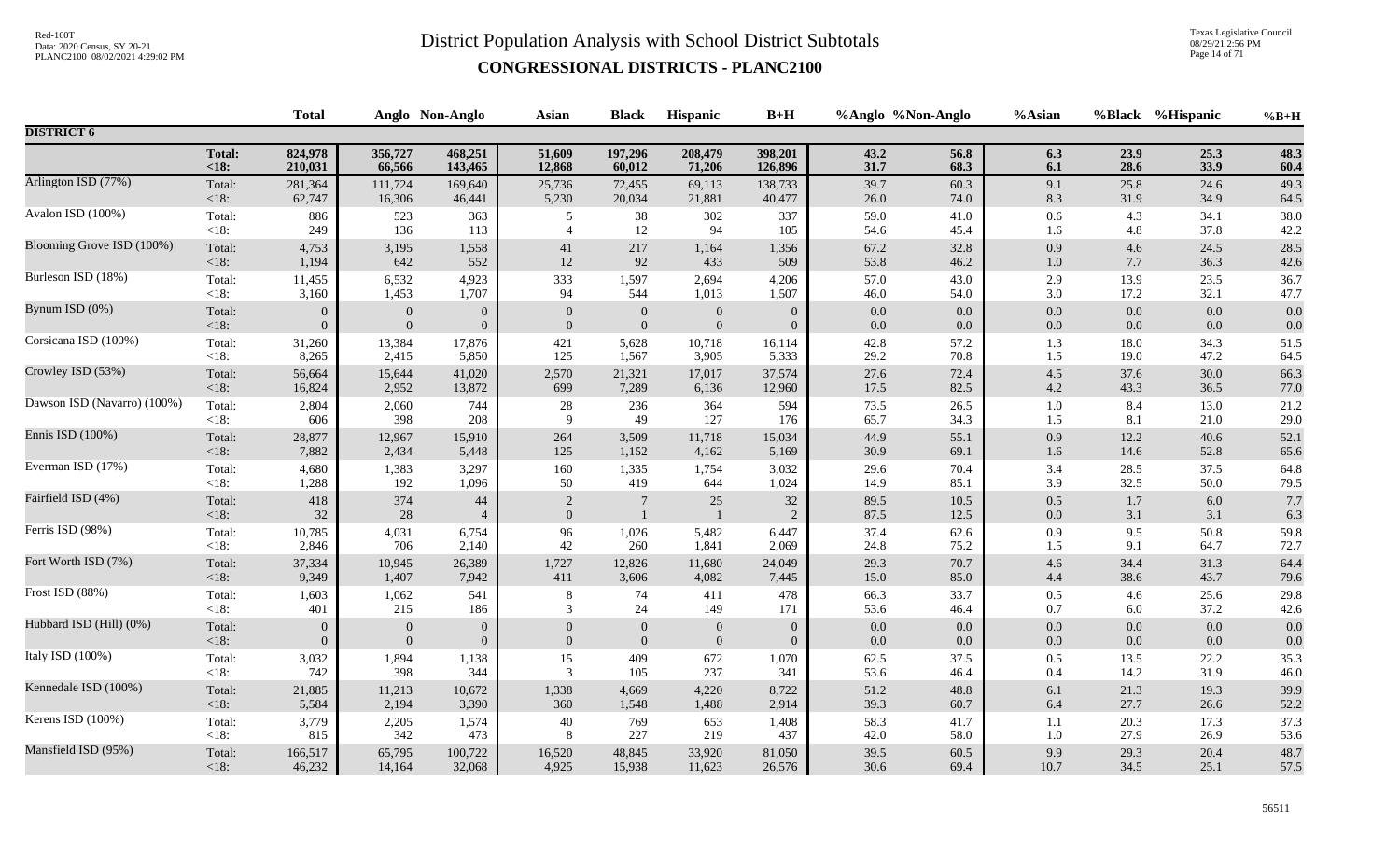# District Population Analysis with School District Subtotals

## CONGRESSIONAL DISTRICTS - PLANC2100

| | | Total | Anglo | Non-Anglo | Asian | Black | Hispanic | B+H | %Anglo | %Non-Anglo | %Asian | %Black | %Hispanic | %B+H |
|---|---|---|---|---|---|---|---|---|---|---|---|---|---|---|
| **DISTRICT 6** | | | | | | | | | | | | | | |
| | **Total:** | **824,978** | **356,727** | **468,251** | **51,609** | **197,296** | **208,479** | **398,201** | **43.2** | **56.8** | **6.3** | **23.9** | **25.3** | **48.3** |
| | **<18:** | **210,031** | **66,566** | **143,465** | **12,868** | **60,012** | **71,206** | **126,896** | **31.7** | **68.3** | **6.1** | **28.6** | **33.9** | **60.4** |
| Arlington ISD (77%) | Total: | 281,364 | 111,724 | 169,640 | 25,736 | 72,455 | 69,113 | 138,733 | 39.7 | 60.3 | 9.1 | 25.8 | 24.6 | 49.3 |
| | <18: | 62,747 | 16,306 | 46,441 | 5,230 | 20,034 | 21,881 | 40,477 | 26.0 | 74.0 | 8.3 | 31.9 | 34.9 | 64.5 |
| Avalon ISD (100%) | Total: | 886 | 523 | 363 | 5 | 38 | 302 | 337 | 59.0 | 41.0 | 0.6 | 4.3 | 34.1 | 38.0 |
| | <18: | 249 | 136 | 113 | 4 | 12 | 94 | 105 | 54.6 | 45.4 | 1.6 | 4.8 | 37.8 | 42.2 |
| Blooming Grove ISD (100%) | Total: | 4,753 | 3,195 | 1,558 | 41 | 217 | 1,164 | 1,356 | 67.2 | 32.8 | 0.9 | 4.6 | 24.5 | 28.5 |
| | <18: | 1,194 | 642 | 552 | 12 | 92 | 433 | 509 | 53.8 | 46.2 | 1.0 | 7.7 | 36.3 | 42.6 |
| Burleson ISD (18%) | Total: | 11,455 | 6,532 | 4,923 | 333 | 1,597 | 2,694 | 4,206 | 57.0 | 43.0 | 2.9 | 13.9 | 23.5 | 36.7 |
| | <18: | 3,160 | 1,453 | 1,707 | 94 | 544 | 1,013 | 1,507 | 46.0 | 54.0 | 3.0 | 17.2 | 32.1 | 47.7 |
| Bynum ISD (0%) | Total: | 0 | 0 | 0 | 0 | 0 | 0 | 0 | 0.0 | 0.0 | 0.0 | 0.0 | 0.0 | 0.0 |
| | <18: | 0 | 0 | 0 | 0 | 0 | 0 | 0 | 0.0 | 0.0 | 0.0 | 0.0 | 0.0 | 0.0 |
| Corsicana ISD (100%) | Total: | 31,260 | 13,384 | 17,876 | 421 | 5,628 | 10,718 | 16,114 | 42.8 | 57.2 | 1.3 | 18.0 | 34.3 | 51.5 |
| | <18: | 8,265 | 2,415 | 5,850 | 125 | 1,567 | 3,905 | 5,333 | 29.2 | 70.8 | 1.5 | 19.0 | 47.2 | 64.5 |
| Crowley ISD (53%) | Total: | 56,664 | 15,644 | 41,020 | 2,570 | 21,321 | 17,017 | 37,574 | 27.6 | 72.4 | 4.5 | 37.6 | 30.0 | 66.3 |
| | <18: | 16,824 | 2,952 | 13,872 | 699 | 7,289 | 6,136 | 12,960 | 17.5 | 82.5 | 4.2 | 43.3 | 36.5 | 77.0 |
| Dawson ISD (Navarro) (100%) | Total: | 2,804 | 2,060 | 744 | 28 | 236 | 364 | 594 | 73.5 | 26.5 | 1.0 | 8.4 | 13.0 | 21.2 |
| | <18: | 606 | 398 | 208 | 9 | 49 | 127 | 176 | 65.7 | 34.3 | 1.5 | 8.1 | 21.0 | 29.0 |
| Ennis ISD (100%) | Total: | 28,877 | 12,967 | 15,910 | 264 | 3,509 | 11,718 | 15,034 | 44.9 | 55.1 | 0.9 | 12.2 | 40.6 | 52.1 |
| | <18: | 7,882 | 2,434 | 5,448 | 125 | 1,152 | 4,162 | 5,169 | 30.9 | 69.1 | 1.6 | 14.6 | 52.8 | 65.6 |
| Everman ISD (17%) | Total: | 4,680 | 1,383 | 3,297 | 160 | 1,335 | 1,754 | 3,032 | 29.6 | 70.4 | 3.4 | 28.5 | 37.5 | 64.8 |
| | <18: | 1,288 | 192 | 1,096 | 50 | 419 | 644 | 1,024 | 14.9 | 85.1 | 3.9 | 32.5 | 50.0 | 79.5 |
| Fairfield ISD (4%) | Total: | 418 | 374 | 44 | 2 | 7 | 25 | 32 | 89.5 | 10.5 | 0.5 | 1.7 | 6.0 | 7.7 |
| | <18: | 32 | 28 | 4 | 0 | 1 | 1 | 2 | 87.5 | 12.5 | 0.0 | 3.1 | 3.1 | 6.3 |
| Ferris ISD (98%) | Total: | 10,785 | 4,031 | 6,754 | 96 | 1,026 | 5,482 | 6,447 | 37.4 | 62.6 | 0.9 | 9.5 | 50.8 | 59.8 |
| | <18: | 2,846 | 706 | 2,140 | 42 | 260 | 1,841 | 2,069 | 24.8 | 75.2 | 1.5 | 9.1 | 64.7 | 72.7 |
| Fort Worth ISD (7%) | Total: | 37,334 | 10,945 | 26,389 | 1,727 | 12,826 | 11,680 | 24,049 | 29.3 | 70.7 | 4.6 | 34.4 | 31.3 | 64.4 |
| | <18: | 9,349 | 1,407 | 7,942 | 411 | 3,606 | 4,082 | 7,445 | 15.0 | 85.0 | 4.4 | 38.6 | 43.7 | 79.6 |
| Frost ISD (88%) | Total: | 1,603 | 1,062 | 541 | 8 | 74 | 411 | 478 | 66.3 | 33.7 | 0.5 | 4.6 | 25.6 | 29.8 |
| | <18: | 401 | 215 | 186 | 3 | 24 | 149 | 171 | 53.6 | 46.4 | 0.7 | 6.0 | 37.2 | 42.6 |
| Hubbard ISD (Hill) (0%) | Total: | 0 | 0 | 0 | 0 | 0 | 0 | 0 | 0.0 | 0.0 | 0.0 | 0.0 | 0.0 | 0.0 |
| | <18: | 0 | 0 | 0 | 0 | 0 | 0 | 0 | 0.0 | 0.0 | 0.0 | 0.0 | 0.0 | 0.0 |
| Italy ISD (100%) | Total: | 3,032 | 1,894 | 1,138 | 15 | 409 | 672 | 1,070 | 62.5 | 37.5 | 0.5 | 13.5 | 22.2 | 35.3 |
| | <18: | 742 | 398 | 344 | 3 | 105 | 237 | 341 | 53.6 | 46.4 | 0.4 | 14.2 | 31.9 | 46.0 |
| Kennedale ISD (100%) | Total: | 21,885 | 11,213 | 10,672 | 1,338 | 4,669 | 4,220 | 8,722 | 51.2 | 48.8 | 6.1 | 21.3 | 19.3 | 39.9 |
| | <18: | 5,584 | 2,194 | 3,390 | 360 | 1,548 | 1,488 | 2,914 | 39.3 | 60.7 | 6.4 | 27.7 | 26.6 | 52.2 |
| Kerens ISD (100%) | Total: | 3,779 | 2,205 | 1,574 | 40 | 769 | 653 | 1,408 | 58.3 | 41.7 | 1.1 | 20.3 | 17.3 | 37.3 |
| | <18: | 815 | 342 | 473 | 8 | 227 | 219 | 437 | 42.0 | 58.0 | 1.0 | 27.9 | 26.9 | 53.6 |
| Mansfield ISD (95%) | Total: | 166,517 | 65,795 | 100,722 | 16,520 | 48,845 | 33,920 | 81,050 | 39.5 | 60.5 | 9.9 | 29.3 | 20.4 | 48.7 |
| | <18: | 46,232 | 14,164 | 32,068 | 4,925 | 15,938 | 11,623 | 26,576 | 30.6 | 69.4 | 10.7 | 34.5 | 25.1 | 57.5 |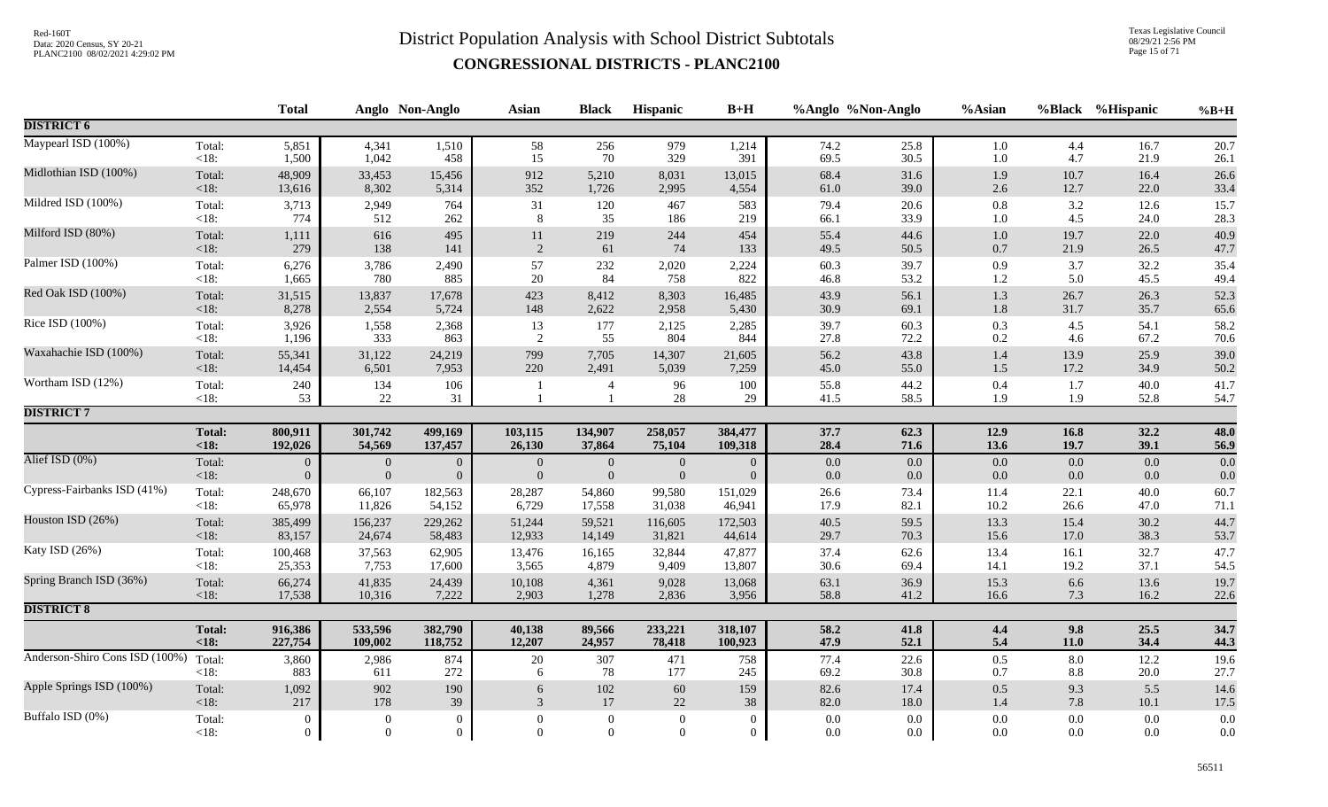# District Population Analysis with School District Subtotals

## CONGRESSIONAL DISTRICTS - PLANC2100

| | | Total | Anglo | Non-Anglo | Asian | Black | Hispanic | B+H | %Anglo | %Non-Anglo | %Asian | %Black | %Hispanic | %B+H |
|---|---|---|---|---|---|---|---|---|---|---|---|---|---|---|
| **DISTRICT 6** | | | | | | | | | | | | | | |
| Maypearl ISD (100%) | Total: | 5,851 | 4,341 | 1,510 | 58 | 256 | 979 | 1,214 | 74.2 | 25.8 | 1.0 | 4.4 | 16.7 | 20.7 |
| | <18: | 1,500 | 1,042 | 458 | 15 | 70 | 329 | 391 | 69.5 | 30.5 | 1.0 | 4.7 | 21.9 | 26.1 |
| Midlothian ISD (100%) | Total: | 48,909 | 33,453 | 15,456 | 912 | 5,210 | 8,031 | 13,015 | 68.4 | 31.6 | 1.9 | 10.7 | 16.4 | 26.6 |
| | <18: | 13,616 | 8,302 | 5,314 | 352 | 1,726 | 2,995 | 4,554 | 61.0 | 39.0 | 2.6 | 12.7 | 22.0 | 33.4 |
| Mildred ISD (100%) | Total: | 3,713 | 2,949 | 764 | 31 | 120 | 467 | 583 | 79.4 | 20.6 | 0.8 | 3.2 | 12.6 | 15.7 |
| | <18: | 774 | 512 | 262 | 8 | 35 | 186 | 219 | 66.1 | 33.9 | 1.0 | 4.5 | 24.0 | 28.3 |
| Milford ISD (80%) | Total: | 1,111 | 616 | 495 | 11 | 219 | 244 | 454 | 55.4 | 44.6 | 1.0 | 19.7 | 22.0 | 40.9 |
| | <18: | 279 | 138 | 141 | 2 | 61 | 74 | 133 | 49.5 | 50.5 | 0.7 | 21.9 | 26.5 | 47.7 |
| Palmer ISD (100%) | Total: | 6,276 | 3,786 | 2,490 | 57 | 232 | 2,020 | 2,224 | 60.3 | 39.7 | 0.9 | 3.7 | 32.2 | 35.4 |
| | <18: | 1,665 | 780 | 885 | 20 | 84 | 758 | 822 | 46.8 | 53.2 | 1.2 | 5.0 | 45.5 | 49.4 |
| Red Oak ISD (100%) | Total: | 31,515 | 13,837 | 17,678 | 423 | 8,412 | 8,303 | 16,485 | 43.9 | 56.1 | 1.3 | 26.7 | 26.3 | 52.3 |
| | <18: | 8,278 | 2,554 | 5,724 | 148 | 2,622 | 2,958 | 5,430 | 30.9 | 69.1 | 1.8 | 31.7 | 35.7 | 65.6 |
| Rice ISD (100%) | Total: | 3,926 | 1,558 | 2,368 | 13 | 177 | 2,125 | 2,285 | 39.7 | 60.3 | 0.3 | 4.5 | 54.1 | 58.2 |
| | <18: | 1,196 | 333 | 863 | 2 | 55 | 804 | 844 | 27.8 | 72.2 | 0.2 | 4.6 | 67.2 | 70.6 |
| Waxahachie ISD (100%) | Total: | 55,341 | 31,122 | 24,219 | 799 | 7,705 | 14,307 | 21,605 | 56.2 | 43.8 | 1.4 | 13.9 | 25.9 | 39.0 |
| | <18: | 14,454 | 6,501 | 7,953 | 220 | 2,491 | 5,039 | 7,259 | 45.0 | 55.0 | 1.5 | 17.2 | 34.9 | 50.2 |
| Wortham ISD (12%) | Total: | 240 | 134 | 106 | 1 | 4 | 96 | 100 | 55.8 | 44.2 | 0.4 | 1.7 | 40.0 | 41.7 |
| | <18: | 53 | 22 | 31 | 1 | 1 | 28 | 29 | 41.5 | 58.5 | 1.9 | 1.9 | 52.8 | 54.7 |
| **DISTRICT 7** | | | | | | | | | | | | | | |
| | **Total:** | **800,911** | **301,742** | **499,169** | **103,115** | **134,907** | **258,057** | **384,477** | **37.7** | **62.3** | **12.9** | **16.8** | **32.2** | **48.0** |
| | **<18:** | **192,026** | **54,569** | **137,457** | **26,130** | **37,864** | **75,104** | **109,318** | **28.4** | **71.6** | **13.6** | **19.7** | **39.1** | **56.9** |
| Alief ISD (0%) | Total: | 0 | 0 | 0 | 0 | 0 | 0 | 0 | 0.0 | 0.0 | 0.0 | 0.0 | 0.0 | 0.0 |
| | <18: | 0 | 0 | 0 | 0 | 0 | 0 | 0 | 0.0 | 0.0 | 0.0 | 0.0 | 0.0 | 0.0 |
| Cypress-Fairbanks ISD (41%) | Total: | 248,670 | 66,107 | 182,563 | 28,287 | 54,860 | 99,580 | 151,029 | 26.6 | 73.4 | 11.4 | 22.1 | 40.0 | 60.7 |
| | <18: | 65,978 | 11,826 | 54,152 | 6,729 | 17,558 | 31,038 | 46,941 | 17.9 | 82.1 | 10.2 | 26.6 | 47.0 | 71.1 |
| Houston ISD (26%) | Total: | 385,499 | 156,237 | 229,262 | 51,244 | 59,521 | 116,605 | 172,503 | 40.5 | 59.5 | 13.3 | 15.4 | 30.2 | 44.7 |
| | <18: | 83,157 | 24,674 | 58,483 | 12,933 | 14,149 | 31,821 | 44,614 | 29.7 | 70.3 | 15.6 | 17.0 | 38.3 | 53.7 |
| Katy ISD (26%) | Total: | 100,468 | 37,563 | 62,905 | 13,476 | 16,165 | 32,844 | 47,877 | 37.4 | 62.6 | 13.4 | 16.1 | 32.7 | 47.7 |
| | <18: | 25,353 | 7,753 | 17,600 | 3,565 | 4,879 | 9,409 | 13,807 | 30.6 | 69.4 | 14.1 | 19.2 | 37.1 | 54.5 |
| Spring Branch ISD (36%) | Total: | 66,274 | 41,835 | 24,439 | 10,108 | 4,361 | 9,028 | 13,068 | 63.1 | 36.9 | 15.3 | 6.6 | 13.6 | 19.7 |
| | <18: | 17,538 | 10,316 | 7,222 | 2,903 | 1,278 | 2,836 | 3,956 | 58.8 | 41.2 | 16.6 | 7.3 | 16.2 | 22.6 |
| **DISTRICT 8** | | | | | | | | | | | | | | |
| | **Total:** | **916,386** | **533,596** | **382,790** | **40,138** | **89,566** | **233,221** | **318,107** | **58.2** | **41.8** | **4.4** | **9.8** | **25.5** | **34.7** |
| | **<18:** | **227,754** | **109,002** | **118,752** | **12,207** | **24,957** | **78,418** | **100,923** | **47.9** | **52.1** | **5.4** | **11.0** | **34.4** | **44.3** |
| Anderson-Shiro Cons ISD (100%) | Total: | 3,860 | 2,986 | 874 | 20 | 307 | 471 | 758 | 77.4 | 22.6 | 0.5 | 8.0 | 12.2 | 19.6 |
| | <18: | 883 | 611 | 272 | 6 | 78 | 177 | 245 | 69.2 | 30.8 | 0.7 | 8.8 | 20.0 | 27.7 |
| Apple Springs ISD (100%) | Total: | 1,092 | 902 | 190 | 6 | 102 | 60 | 159 | 82.6 | 17.4 | 0.5 | 9.3 | 5.5 | 14.6 |
| | <18: | 217 | 178 | 39 | 3 | 17 | 22 | 38 | 82.0 | 18.0 | 1.4 | 7.8 | 10.1 | 17.5 |
| Buffalo ISD (0%) | Total: | 0 | 0 | 0 | 0 | 0 | 0 | 0 | 0.0 | 0.0 | 0.0 | 0.0 | 0.0 | 0.0 |
| | <18: | 0 | 0 | 0 | 0 | 0 | 0 | 0 | 0.0 | 0.0 | 0.0 | 0.0 | 0.0 | 0.0 |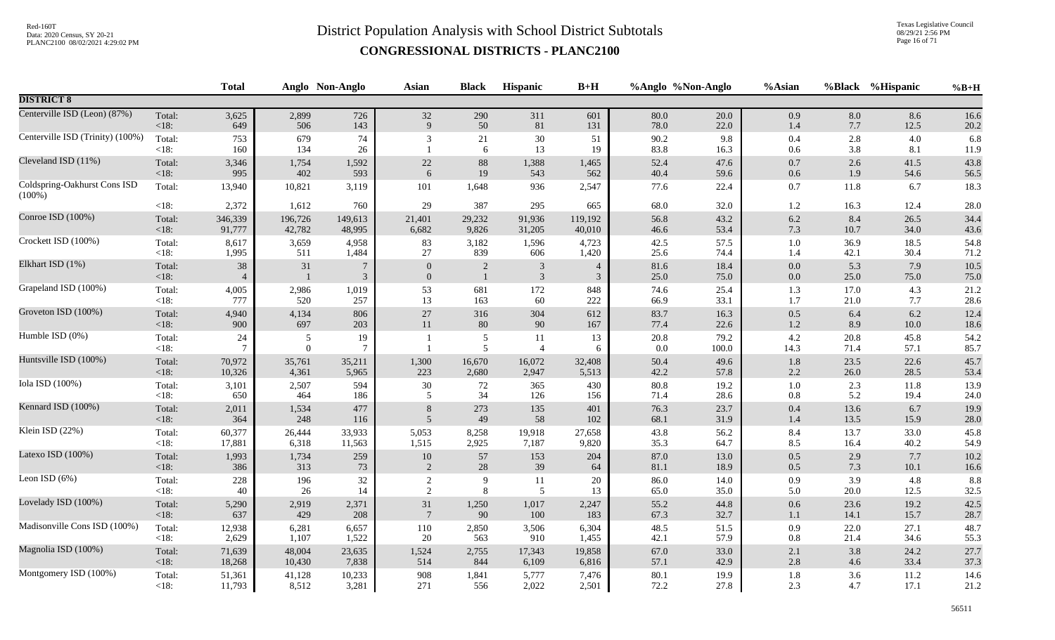# District Population Analysis with School District Subtotals

## CONGRESSIONAL DISTRICTS - PLANC2100

| | | Total | Anglo | Non-Anglo | Asian | Black | Hispanic | B+H | %Anglo | %Non-Anglo | %Asian | %Black | %Hispanic | %B+H |
|---|---|---|---|---|---|---|---|---|---|---|---|---|---|---|
| **DISTRICT 8** | | | | | | | | | | | | | | |
| Centerville ISD (Leon) (87%) | Total: | 3,625 | 2,899 | 726 | 32 | 290 | 311 | 601 | 80.0 | 20.0 | 0.9 | 8.0 | 8.6 | 16.6 |
| | <18: | 649 | 506 | 143 | 9 | 50 | 81 | 131 | 78.0 | 22.0 | 1.4 | 7.7 | 12.5 | 20.2 |
| Centerville ISD (Trinity) (100%) | Total: | 753 | 679 | 74 | 3 | 21 | 30 | 51 | 90.2 | 9.8 | 0.4 | 2.8 | 4.0 | 6.8 |
| | <18: | 160 | 134 | 26 | 1 | 6 | 13 | 19 | 83.8 | 16.3 | 0.6 | 3.8 | 8.1 | 11.9 |
| Cleveland ISD (11%) | Total: | 3,346 | 1,754 | 1,592 | 22 | 88 | 1,388 | 1,465 | 52.4 | 47.6 | 0.7 | 2.6 | 41.5 | 43.8 |
| | <18: | 995 | 402 | 593 | 6 | 19 | 543 | 562 | 40.4 | 59.6 | 0.6 | 1.9 | 54.6 | 56.5 |
| Coldspring-Oakhurst Cons ISD (100%) | Total: | 13,940 | 10,821 | 3,119 | 101 | 1,648 | 936 | 2,547 | 77.6 | 22.4 | 0.7 | 11.8 | 6.7 | 18.3 |
| | <18: | 2,372 | 1,612 | 760 | 29 | 387 | 295 | 665 | 68.0 | 32.0 | 1.2 | 16.3 | 12.4 | 28.0 |
| Conroe ISD (100%) | Total: | 346,339 | 196,726 | 149,613 | 21,401 | 29,232 | 91,936 | 119,192 | 56.8 | 43.2 | 6.2 | 8.4 | 26.5 | 34.4 |
| | <18: | 91,777 | 42,782 | 48,995 | 6,682 | 9,826 | 31,205 | 40,010 | 46.6 | 53.4 | 7.3 | 10.7 | 34.0 | 43.6 |
| Crockett ISD (100%) | Total: | 8,617 | 3,659 | 4,958 | 83 | 3,182 | 1,596 | 4,723 | 42.5 | 57.5 | 1.0 | 36.9 | 18.5 | 54.8 |
| | <18: | 1,995 | 511 | 1,484 | 27 | 839 | 606 | 1,420 | 25.6 | 74.4 | 1.4 | 42.1 | 30.4 | 71.2 |
| Elkhart ISD (1%) | Total: | 38 | 31 | 7 | 0 | 2 | 3 | 4 | 81.6 | 18.4 | 0.0 | 5.3 | 7.9 | 10.5 |
| | <18: | 4 | 1 | 3 | 0 | 1 | 3 | 3 | 25.0 | 75.0 | 0.0 | 25.0 | 75.0 | 75.0 |
| Grapeland ISD (100%) | Total: | 4,005 | 2,986 | 1,019 | 53 | 681 | 172 | 848 | 74.6 | 25.4 | 1.3 | 17.0 | 4.3 | 21.2 |
| | <18: | 777 | 520 | 257 | 13 | 163 | 60 | 222 | 66.9 | 33.1 | 1.7 | 21.0 | 7.7 | 28.6 |
| Groveton ISD (100%) | Total: | 4,940 | 4,134 | 806 | 27 | 316 | 304 | 612 | 83.7 | 16.3 | 0.5 | 6.4 | 6.2 | 12.4 |
| | <18: | 900 | 697 | 203 | 11 | 80 | 90 | 167 | 77.4 | 22.6 | 1.2 | 8.9 | 10.0 | 18.6 |
| Humble ISD (0%) | Total: | 24 | 5 | 19 | 1 | 5 | 11 | 13 | 20.8 | 79.2 | 4.2 | 20.8 | 45.8 | 54.2 |
| | <18: | 7 | 0 | 7 | 1 | 5 | 4 | 6 | 0.0 | 100.0 | 14.3 | 71.4 | 57.1 | 85.7 |
| Huntsville ISD (100%) | Total: | 70,972 | 35,761 | 35,211 | 1,300 | 16,670 | 16,072 | 32,408 | 50.4 | 49.6 | 1.8 | 23.5 | 22.6 | 45.7 |
| | <18: | 10,326 | 4,361 | 5,965 | 223 | 2,680 | 2,947 | 5,513 | 42.2 | 57.8 | 2.2 | 26.0 | 28.5 | 53.4 |
| Iola ISD (100%) | Total: | 3,101 | 2,507 | 594 | 30 | 72 | 365 | 430 | 80.8 | 19.2 | 1.0 | 2.3 | 11.8 | 13.9 |
| | <18: | 650 | 464 | 186 | 5 | 34 | 126 | 156 | 71.4 | 28.6 | 0.8 | 5.2 | 19.4 | 24.0 |
| Kennard ISD (100%) | Total: | 2,011 | 1,534 | 477 | 8 | 273 | 135 | 401 | 76.3 | 23.7 | 0.4 | 13.6 | 6.7 | 19.9 |
| | <18: | 364 | 248 | 116 | 5 | 49 | 58 | 102 | 68.1 | 31.9 | 1.4 | 13.5 | 15.9 | 28.0 |
| Klein ISD (22%) | Total: | 60,377 | 26,444 | 33,933 | 5,053 | 8,258 | 19,918 | 27,658 | 43.8 | 56.2 | 8.4 | 13.7 | 33.0 | 45.8 |
| | <18: | 17,881 | 6,318 | 11,563 | 1,515 | 2,925 | 7,187 | 9,820 | 35.3 | 64.7 | 8.5 | 16.4 | 40.2 | 54.9 |
| Latexo ISD (100%) | Total: | 1,993 | 1,734 | 259 | 10 | 57 | 153 | 204 | 87.0 | 13.0 | 0.5 | 2.9 | 7.7 | 10.2 |
| | <18: | 386 | 313 | 73 | 2 | 28 | 39 | 64 | 81.1 | 18.9 | 0.5 | 7.3 | 10.1 | 16.6 |
| Leon ISD (6%) | Total: | 228 | 196 | 32 | 2 | 9 | 11 | 20 | 86.0 | 14.0 | 0.9 | 3.9 | 4.8 | 8.8 |
| | <18: | 40 | 26 | 14 | 2 | 8 | 5 | 13 | 65.0 | 35.0 | 5.0 | 20.0 | 12.5 | 32.5 |
| Lovelady ISD (100%) | Total: | 5,290 | 2,919 | 2,371 | 31 | 1,250 | 1,017 | 2,247 | 55.2 | 44.8 | 0.6 | 23.6 | 19.2 | 42.5 |
| | <18: | 637 | 429 | 208 | 7 | 90 | 100 | 183 | 67.3 | 32.7 | 1.1 | 14.1 | 15.7 | 28.7 |
| Madisonville Cons ISD (100%) | Total: | 12,938 | 6,281 | 6,657 | 110 | 2,850 | 3,506 | 6,304 | 48.5 | 51.5 | 0.9 | 22.0 | 27.1 | 48.7 |
| | <18: | 2,629 | 1,107 | 1,522 | 20 | 563 | 910 | 1,455 | 42.1 | 57.9 | 0.8 | 21.4 | 34.6 | 55.3 |
| Magnolia ISD (100%) | Total: | 71,639 | 48,004 | 23,635 | 1,524 | 2,755 | 17,343 | 19,858 | 67.0 | 33.0 | 2.1 | 3.8 | 24.2 | 27.7 |
| | <18: | 18,268 | 10,430 | 7,838 | 514 | 844 | 6,109 | 6,816 | 57.1 | 42.9 | 2.8 | 4.6 | 33.4 | 37.3 |
| Montgomery ISD (100%) | Total: | 51,361 | 41,128 | 10,233 | 908 | 1,841 | 5,777 | 7,476 | 80.1 | 19.9 | 1.8 | 3.6 | 11.2 | 14.6 |
| | <18: | 11,793 | 8,512 | 3,281 | 271 | 556 | 2,022 | 2,501 | 72.2 | 27.8 | 2.3 | 4.7 | 17.1 | 21.2 |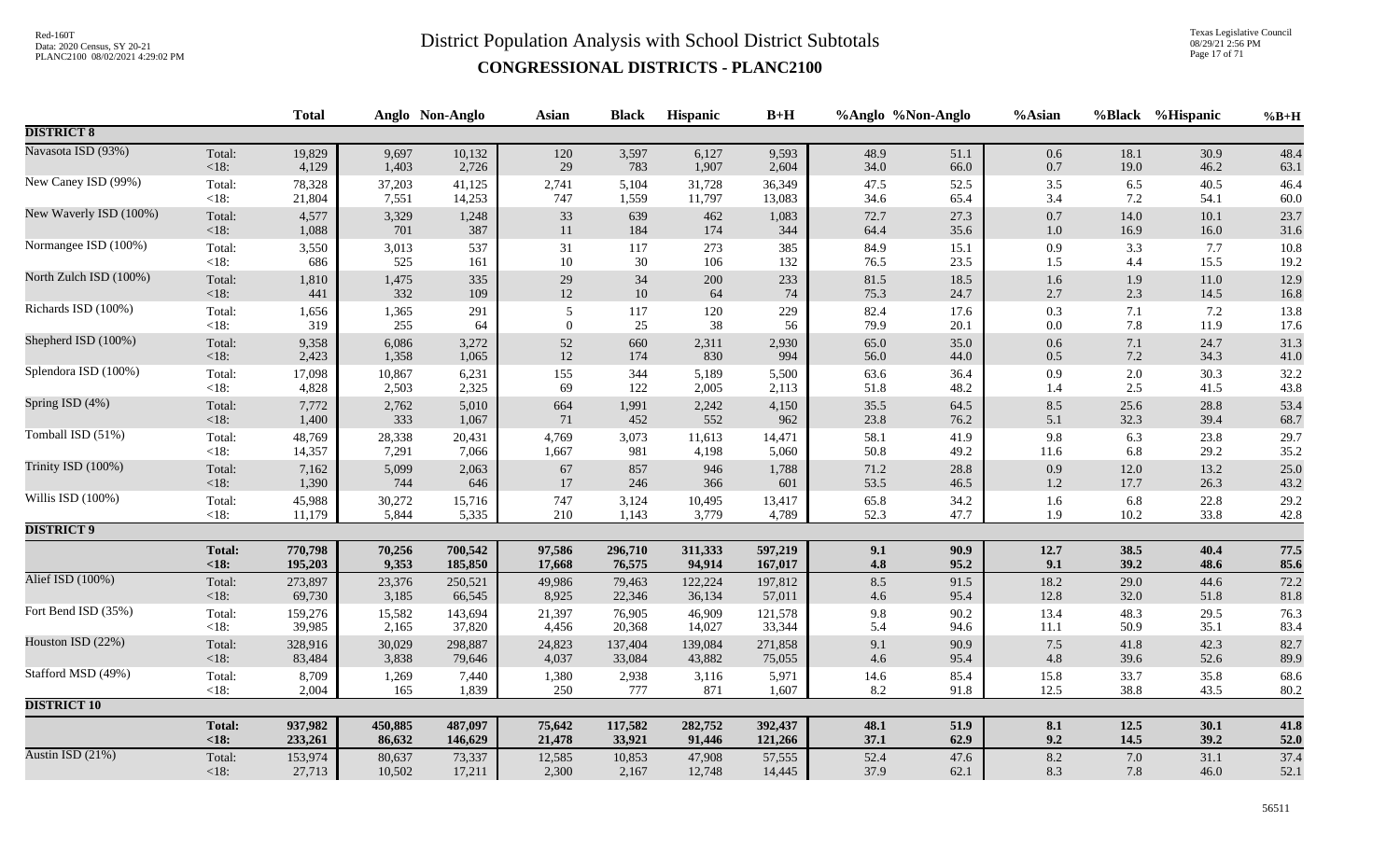# District Population Analysis with School District Subtotals

## CONGRESSIONAL DISTRICTS - PLANC2100

Red-160T
Data: 2020 Census, SY 20-21
PLANC2100 08/02/2021 4:29:02 PM

Texas Legislative Council
08/29/21 2:56 PM

| | | Total | Anglo | Non-Anglo | Asian | Black | Hispanic | B+H | %Anglo | %Non-Anglo | %Asian | %Black | %Hispanic | %B+H |
|---|---|---|---|---|---|---|---|---|---|---|---|---|---|---|
| **DISTRICT 8** | | | | | | | | | | | | | | |
| Navasota ISD (93%) | Total: | 19,829 | 9,697 | 10,132 | 120 | 3,597 | 6,127 | 9,593 | 48.9 | 51.1 | 0.6 | 18.1 | 30.9 | 48.4 |
| | <18: | 4,129 | 1,403 | 2,726 | 29 | 783 | 1,907 | 2,604 | 34.0 | 66.0 | 0.7 | 19.0 | 46.2 | 63.1 |
| New Caney ISD (99%) | Total: | 78,328 | 37,203 | 41,125 | 2,741 | 5,104 | 31,728 | 36,349 | 47.5 | 52.5 | 3.5 | 6.5 | 40.5 | 46.4 |
| | <18: | 21,804 | 7,551 | 14,253 | 747 | 1,559 | 11,797 | 13,083 | 34.6 | 65.4 | 3.4 | 7.2 | 54.1 | 60.0 |
| New Waverly ISD (100%) | Total: | 4,577 | 3,329 | 1,248 | 33 | 639 | 462 | 1,083 | 72.7 | 27.3 | 0.7 | 14.0 | 10.1 | 23.7 |
| | <18: | 1,088 | 701 | 387 | 11 | 184 | 174 | 344 | 64.4 | 35.6 | 1.0 | 16.9 | 16.0 | 31.6 |
| Normangee ISD (100%) | Total: | 3,550 | 3,013 | 537 | 31 | 117 | 273 | 385 | 84.9 | 15.1 | 0.9 | 3.3 | 7.7 | 10.8 |
| | <18: | 686 | 525 | 161 | 10 | 30 | 106 | 132 | 76.5 | 23.5 | 1.5 | 4.4 | 15.5 | 19.2 |
| North Zulch ISD (100%) | Total: | 1,810 | 1,475 | 335 | 29 | 34 | 200 | 233 | 81.5 | 18.5 | 1.6 | 1.9 | 11.0 | 12.9 |
| | <18: | 441 | 332 | 109 | 12 | 10 | 64 | 74 | 75.3 | 24.7 | 2.7 | 2.3 | 14.5 | 16.8 |
| Richards ISD (100%) | Total: | 1,656 | 1,365 | 291 | 5 | 117 | 120 | 229 | 82.4 | 17.6 | 0.3 | 7.1 | 7.2 | 13.8 |
| | <18: | 319 | 255 | 64 | 0 | 25 | 38 | 56 | 79.9 | 20.1 | 0.0 | 7.8 | 11.9 | 17.6 |
| Shepherd ISD (100%) | Total: | 9,358 | 6,086 | 3,272 | 52 | 660 | 2,311 | 2,930 | 65.0 | 35.0 | 0.6 | 7.1 | 24.7 | 31.3 |
| | <18: | 2,423 | 1,358 | 1,065 | 12 | 174 | 830 | 994 | 56.0 | 44.0 | 0.5 | 7.2 | 34.3 | 41.0 |
| Splendora ISD (100%) | Total: | 17,098 | 10,867 | 6,231 | 155 | 344 | 5,189 | 5,500 | 63.6 | 36.4 | 0.9 | 2.0 | 30.3 | 32.2 |
| | <18: | 4,828 | 2,503 | 2,325 | 69 | 122 | 2,005 | 2,113 | 51.8 | 48.2 | 1.4 | 2.5 | 41.5 | 43.8 |
| Spring ISD (4%) | Total: | 7,772 | 2,762 | 5,010 | 664 | 1,991 | 2,242 | 4,150 | 35.5 | 64.5 | 8.5 | 25.6 | 28.8 | 53.4 |
| | <18: | 1,400 | 333 | 1,067 | 71 | 452 | 552 | 962 | 23.8 | 76.2 | 5.1 | 32.3 | 39.4 | 68.7 |
| Tomball ISD (51%) | Total: | 48,769 | 28,338 | 20,431 | 4,769 | 3,073 | 11,613 | 14,471 | 58.1 | 41.9 | 9.8 | 6.3 | 23.8 | 29.7 |
| | <18: | 14,357 | 7,291 | 7,066 | 1,667 | 981 | 4,198 | 5,060 | 50.8 | 49.2 | 11.6 | 6.8 | 29.2 | 35.2 |
| Trinity ISD (100%) | Total: | 7,162 | 5,099 | 2,063 | 67 | 857 | 946 | 1,788 | 71.2 | 28.8 | 0.9 | 12.0 | 13.2 | 25.0 |
| | <18: | 1,390 | 744 | 646 | 17 | 246 | 366 | 601 | 53.5 | 46.5 | 1.2 | 17.7 | 26.3 | 43.2 |
| Willis ISD (100%) | Total: | 45,988 | 30,272 | 15,716 | 747 | 3,124 | 10,495 | 13,417 | 65.8 | 34.2 | 1.6 | 6.8 | 22.8 | 29.2 |
| | <18: | 11,179 | 5,844 | 5,335 | 210 | 1,143 | 3,779 | 4,789 | 52.3 | 47.7 | 1.9 | 10.2 | 33.8 | 42.8 |
| **DISTRICT 9** | | | | | | | | | | | | | | |
| | **Total:** | **770,798** | **70,256** | **700,542** | **97,586** | **296,710** | **311,333** | **597,219** | **9.1** | **90.9** | **12.7** | **38.5** | **40.4** | **77.5** |
| | **<18:** | **195,203** | **9,353** | **185,850** | **17,668** | **76,575** | **94,914** | **167,017** | **4.8** | **95.2** | **9.1** | **39.2** | **48.6** | **85.6** |
| Alief ISD (100%) | Total: | 273,897 | 23,376 | 250,521 | 49,986 | 79,463 | 122,224 | 197,812 | 8.5 | 91.5 | 18.2 | 29.0 | 44.6 | 72.2 |
| | <18: | 69,730 | 3,185 | 66,545 | 8,925 | 22,346 | 36,134 | 57,011 | 4.6 | 95.4 | 12.8 | 32.0 | 51.8 | 81.8 |
| Fort Bend ISD (35%) | Total: | 159,276 | 15,582 | 143,694 | 21,397 | 76,905 | 46,909 | 121,578 | 9.8 | 90.2 | 13.4 | 48.3 | 29.5 | 76.3 |
| | <18: | 39,985 | 2,165 | 37,820 | 4,456 | 20,368 | 14,027 | 33,344 | 5.4 | 94.6 | 11.1 | 50.9 | 35.1 | 83.4 |
| Houston ISD (22%) | Total: | 328,916 | 30,029 | 298,887 | 24,823 | 137,404 | 139,084 | 271,858 | 9.1 | 90.9 | 7.5 | 41.8 | 42.3 | 82.7 |
| | <18: | 83,484 | 3,838 | 79,646 | 4,037 | 33,084 | 43,882 | 75,055 | 4.6 | 95.4 | 4.8 | 39.6 | 52.6 | 89.9 |
| Stafford MSD (49%) | Total: | 8,709 | 1,269 | 7,440 | 1,380 | 2,938 | 3,116 | 5,971 | 14.6 | 85.4 | 15.8 | 33.7 | 35.8 | 68.6 |
| | <18: | 2,004 | 165 | 1,839 | 250 | 777 | 871 | 1,607 | 8.2 | 91.8 | 12.5 | 38.8 | 43.5 | 80.2 |
| **DISTRICT 10** | | | | | | | | | | | | | | |
| | **Total:** | **937,982** | **450,885** | **487,097** | **75,642** | **117,582** | **282,752** | **392,437** | **48.1** | **51.9** | **8.1** | **12.5** | **30.1** | **41.8** |
| | **<18:** | **233,261** | **86,632** | **146,629** | **21,478** | **33,921** | **91,446** | **121,266** | **37.1** | **62.9** | **9.2** | **14.5** | **39.2** | **52.0** |
| Austin ISD (21%) | Total: | 153,974 | 80,637 | 73,337 | 12,585 | 10,853 | 47,908 | 57,555 | 52.4 | 47.6 | 8.2 | 7.0 | 31.1 | 37.4 |
| | <18: | 27,713 | 10,502 | 17,211 | 2,300 | 2,167 | 12,748 | 14,445 | 37.9 | 62.1 | 8.3 | 7.8 | 46.0 | 52.1 |

56511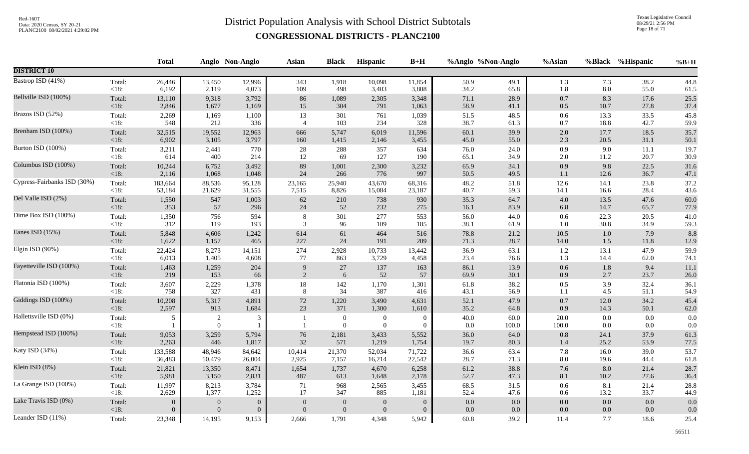# District Population Analysis with School District Subtotals

## CONGRESSIONAL DISTRICTS - PLANC2100

| | | Total | Anglo | Non-Anglo | Asian | Black | Hispanic | B+H | %Anglo | %Non-Anglo | %Asian | %Black | %Hispanic | %B+H |
|---|---|---|---|---|---|---|---|---|---|---|---|---|---|---|
| **DISTRICT 10** | | | | | | | | | | | | | | |
| Bastrop ISD (41%) | Total: | 26,446 | 13,450 | 12,996 | 343 | 1,918 | 10,098 | 11,854 | 50.9 | 49.1 | 1.3 | 7.3 | 38.2 | 44.8 |
| | <18: | 6,192 | 2,119 | 4,073 | 109 | 498 | 3,403 | 3,808 | 34.2 | 65.8 | 1.8 | 8.0 | 55.0 | 61.5 |
| Bellville ISD (100%) | Total: | 13,110 | 9,318 | 3,792 | 86 | 1,089 | 2,305 | 3,348 | 71.1 | 28.9 | 0.7 | 8.3 | 17.6 | 25.5 |
| | <18: | 2,846 | 1,677 | 1,169 | 15 | 304 | 791 | 1,063 | 58.9 | 41.1 | 0.5 | 10.7 | 27.8 | 37.4 |
| Brazos ISD (52%) | Total: | 2,269 | 1,169 | 1,100 | 13 | 301 | 761 | 1,039 | 51.5 | 48.5 | 0.6 | 13.3 | 33.5 | 45.8 |
| | <18: | 548 | 212 | 336 | 4 | 103 | 234 | 328 | 38.7 | 61.3 | 0.7 | 18.8 | 42.7 | 59.9 |
| Brenham ISD (100%) | Total: | 32,515 | 19,552 | 12,963 | 666 | 5,747 | 6,019 | 11,596 | 60.1 | 39.9 | 2.0 | 17.7 | 18.5 | 35.7 |
| | <18: | 6,902 | 3,105 | 3,797 | 160 | 1,415 | 2,146 | 3,455 | 45.0 | 55.0 | 2.3 | 20.5 | 31.1 | 50.1 |
| Burton ISD (100%) | Total: | 3,211 | 2,441 | 770 | 28 | 288 | 357 | 634 | 76.0 | 24.0 | 0.9 | 9.0 | 11.1 | 19.7 |
| | <18: | 614 | 400 | 214 | 12 | 69 | 127 | 190 | 65.1 | 34.9 | 2.0 | 11.2 | 20.7 | 30.9 |
| Columbus ISD (100%) | Total: | 10,244 | 6,752 | 3,492 | 89 | 1,001 | 2,300 | 3,232 | 65.9 | 34.1 | 0.9 | 9.8 | 22.5 | 31.6 |
| | <18: | 2,116 | 1,068 | 1,048 | 24 | 266 | 776 | 997 | 50.5 | 49.5 | 1.1 | 12.6 | 36.7 | 47.1 |
| Cypress-Fairbanks ISD (30%) | Total: | 183,664 | 88,536 | 95,128 | 23,165 | 25,940 | 43,670 | 68,316 | 48.2 | 51.8 | 12.6 | 14.1 | 23.8 | 37.2 |
| | <18: | 53,184 | 21,629 | 31,555 | 7,515 | 8,826 | 15,084 | 23,187 | 40.7 | 59.3 | 14.1 | 16.6 | 28.4 | 43.6 |
| Del Valle ISD (2%) | Total: | 1,550 | 547 | 1,003 | 62 | 210 | 738 | 930 | 35.3 | 64.7 | 4.0 | 13.5 | 47.6 | 60.0 |
| | <18: | 353 | 57 | 296 | 24 | 52 | 232 | 275 | 16.1 | 83.9 | 6.8 | 14.7 | 65.7 | 77.9 |
| Dime Box ISD (100%) | Total: | 1,350 | 756 | 594 | 8 | 301 | 277 | 553 | 56.0 | 44.0 | 0.6 | 22.3 | 20.5 | 41.0 |
| | <18: | 312 | 119 | 193 | 3 | 96 | 109 | 185 | 38.1 | 61.9 | 1.0 | 30.8 | 34.9 | 59.3 |
| Eanes ISD (15%) | Total: | 5,848 | 4,606 | 1,242 | 614 | 61 | 464 | 516 | 78.8 | 21.2 | 10.5 | 1.0 | 7.9 | 8.8 |
| | <18: | 1,622 | 1,157 | 465 | 227 | 24 | 191 | 209 | 71.3 | 28.7 | 14.0 | 1.5 | 11.8 | 12.9 |
| Elgin ISD (90%) | Total: | 22,424 | 8,273 | 14,151 | 274 | 2,928 | 10,733 | 13,442 | 36.9 | 63.1 | 1.2 | 13.1 | 47.9 | 59.9 |
| | <18: | 6,013 | 1,405 | 4,608 | 77 | 863 | 3,729 | 4,458 | 23.4 | 76.6 | 1.3 | 14.4 | 62.0 | 74.1 |
| Fayetteville ISD (100%) | Total: | 1,463 | 1,259 | 204 | 9 | 27 | 137 | 163 | 86.1 | 13.9 | 0.6 | 1.8 | 9.4 | 11.1 |
| | <18: | 219 | 153 | 66 | 2 | 6 | 52 | 57 | 69.9 | 30.1 | 0.9 | 2.7 | 23.7 | 26.0 |
| Flatonia ISD (100%) | Total: | 3,607 | 2,229 | 1,378 | 18 | 142 | 1,170 | 1,301 | 61.8 | 38.2 | 0.5 | 3.9 | 32.4 | 36.1 |
| | <18: | 758 | 327 | 431 | 8 | 34 | 387 | 416 | 43.1 | 56.9 | 1.1 | 4.5 | 51.1 | 54.9 |
| Giddings ISD (100%) | Total: | 10,208 | 5,317 | 4,891 | 72 | 1,220 | 3,490 | 4,631 | 52.1 | 47.9 | 0.7 | 12.0 | 34.2 | 45.4 |
| | <18: | 2,597 | 913 | 1,684 | 23 | 371 | 1,300 | 1,610 | 35.2 | 64.8 | 0.9 | 14.3 | 50.1 | 62.0 |
| Hallettsville ISD (0%) | Total: | 5 | 2 | 3 | 1 | 0 | 0 | 0 | 40.0 | 60.0 | 20.0 | 0.0 | 0.0 | 0.0 |
| | <18: | 1 | 0 | 1 | 1 | 0 | 0 | 0 | 0.0 | 100.0 | 100.0 | 0.0 | 0.0 | 0.0 |
| Hempstead ISD (100%) | Total: | 9,053 | 3,259 | 5,794 | 76 | 2,181 | 3,433 | 5,552 | 36.0 | 64.0 | 0.8 | 24.1 | 37.9 | 61.3 |
| | <18: | 2,263 | 446 | 1,817 | 32 | 571 | 1,219 | 1,754 | 19.7 | 80.3 | 1.4 | 25.2 | 53.9 | 77.5 |
| Katy ISD (34%) | Total: | 133,588 | 48,946 | 84,642 | 10,414 | 21,370 | 52,034 | 71,722 | 36.6 | 63.4 | 7.8 | 16.0 | 39.0 | 53.7 |
| | <18: | 36,483 | 10,479 | 26,004 | 2,925 | 7,157 | 16,214 | 22,542 | 28.7 | 71.3 | 8.0 | 19.6 | 44.4 | 61.8 |
| Klein ISD (8%) | Total: | 21,821 | 13,350 | 8,471 | 1,654 | 1,737 | 4,670 | 6,258 | 61.2 | 38.8 | 7.6 | 8.0 | 21.4 | 28.7 |
| | <18: | 5,981 | 3,150 | 2,831 | 487 | 613 | 1,648 | 2,178 | 52.7 | 47.3 | 8.1 | 10.2 | 27.6 | 36.4 |
| La Grange ISD (100%) | Total: | 11,997 | 8,213 | 3,784 | 71 | 968 | 2,565 | 3,455 | 68.5 | 31.5 | 0.6 | 8.1 | 21.4 | 28.8 |
| | <18: | 2,629 | 1,377 | 1,252 | 17 | 347 | 885 | 1,181 | 52.4 | 47.6 | 0.6 | 13.2 | 33.7 | 44.9 |
| Lake Travis ISD (0%) | Total: | 0 | 0 | 0 | 0 | 0 | 0 | 0 | 0.0 | 0.0 | 0.0 | 0.0 | 0.0 | 0.0 |
| | <18: | 0 | 0 | 0 | 0 | 0 | 0 | 0 | 0.0 | 0.0 | 0.0 | 0.0 | 0.0 | 0.0 |
| Leander ISD (11%) | Total: | 23,348 | 14,195 | 9,153 | 2,666 | 1,791 | 4,348 | 5,942 | 60.8 | 39.2 | 11.4 | 7.7 | 18.6 | 25.4 |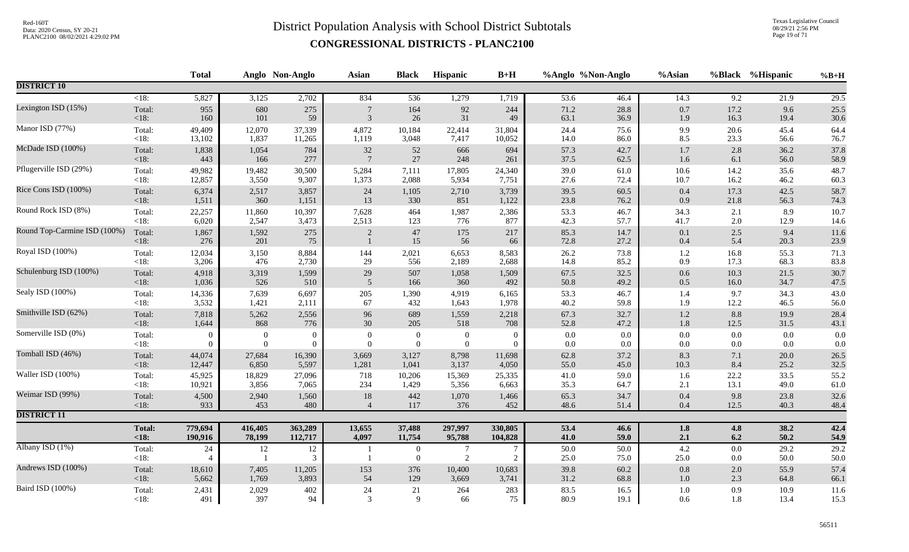# District Population Analysis with School District Subtotals

## CONGRESSIONAL DISTRICTS - PLANC2100

Red-160T
Data: 2020 Census, SY 20-21
PLANC2100 08/02/2021 4:29:02 PM

Texas Legislative Council
08/29/21 2:56 PM

| | | Total | Anglo | Non-Anglo | Asian | Black | Hispanic | B+H | %Anglo | %Non-Anglo | %Asian | %Black | %Hispanic | %B+H |
|---|---|---|---|---|---|---|---|---|---|---|---|---|---|---|
| **DISTRICT 10** | | | | | | | | | | | | | | |
| | <18: | 5,827 | 3,125 | 2,702 | 834 | 536 | 1,279 | 1,719 | 53.6 | 46.4 | 14.3 | 9.2 | 21.9 | 29.5 |
| Lexington ISD (15%) | Total: | 955 | 680 | 275 | 7 | 164 | 92 | 244 | 71.2 | 28.8 | 0.7 | 17.2 | 9.6 | 25.5 |
| | <18: | 160 | 101 | 59 | 3 | 26 | 31 | 49 | 63.1 | 36.9 | 1.9 | 16.3 | 19.4 | 30.6 |
| Manor ISD (77%) | Total: | 49,409 | 12,070 | 37,339 | 4,872 | 10,184 | 22,414 | 31,804 | 24.4 | 75.6 | 9.9 | 20.6 | 45.4 | 64.4 |
| | <18: | 13,102 | 1,837 | 11,265 | 1,119 | 3,048 | 7,417 | 10,052 | 14.0 | 86.0 | 8.5 | 23.3 | 56.6 | 76.7 |
| McDade ISD (100%) | Total: | 1,838 | 1,054 | 784 | 32 | 52 | 666 | 694 | 57.3 | 42.7 | 1.7 | 2.8 | 36.2 | 37.8 |
| | <18: | 443 | 166 | 277 | 7 | 27 | 248 | 261 | 37.5 | 62.5 | 1.6 | 6.1 | 56.0 | 58.9 |
| Pflugerville ISD (29%) | Total: | 49,982 | 19,482 | 30,500 | 5,284 | 7,111 | 17,805 | 24,340 | 39.0 | 61.0 | 10.6 | 14.2 | 35.6 | 48.7 |
| | <18: | 12,857 | 3,550 | 9,307 | 1,373 | 2,088 | 5,934 | 7,751 | 27.6 | 72.4 | 10.7 | 16.2 | 46.2 | 60.3 |
| Rice Cons ISD (100%) | Total: | 6,374 | 2,517 | 3,857 | 24 | 1,105 | 2,710 | 3,739 | 39.5 | 60.5 | 0.4 | 17.3 | 42.5 | 58.7 |
| | <18: | 1,511 | 360 | 1,151 | 13 | 330 | 851 | 1,122 | 23.8 | 76.2 | 0.9 | 21.8 | 56.3 | 74.3 |
| Round Rock ISD (8%) | Total: | 22,257 | 11,860 | 10,397 | 7,628 | 464 | 1,987 | 2,386 | 53.3 | 46.7 | 34.3 | 2.1 | 8.9 | 10.7 |
| | <18: | 6,020 | 2,547 | 3,473 | 2,513 | 123 | 776 | 877 | 42.3 | 57.7 | 41.7 | 2.0 | 12.9 | 14.6 |
| Round Top-Carmine ISD (100%) | Total: | 1,867 | 1,592 | 275 | 2 | 47 | 175 | 217 | 85.3 | 14.7 | 0.1 | 2.5 | 9.4 | 11.6 |
| | <18: | 276 | 201 | 75 | 1 | 15 | 56 | 66 | 72.8 | 27.2 | 0.4 | 5.4 | 20.3 | 23.9 |
| Royal ISD (100%) | Total: | 12,034 | 3,150 | 8,884 | 144 | 2,021 | 6,653 | 8,583 | 26.2 | 73.8 | 1.2 | 16.8 | 55.3 | 71.3 |
| | <18: | 3,206 | 476 | 2,730 | 29 | 556 | 2,189 | 2,688 | 14.8 | 85.2 | 0.9 | 17.3 | 68.3 | 83.8 |
| Schulenburg ISD (100%) | Total: | 4,918 | 3,319 | 1,599 | 29 | 507 | 1,058 | 1,509 | 67.5 | 32.5 | 0.6 | 10.3 | 21.5 | 30.7 |
| | <18: | 1,036 | 526 | 510 | 5 | 166 | 360 | 492 | 50.8 | 49.2 | 0.5 | 16.0 | 34.7 | 47.5 |
| Sealy ISD (100%) | Total: | 14,336 | 7,639 | 6,697 | 205 | 1,390 | 4,919 | 6,165 | 53.3 | 46.7 | 1.4 | 9.7 | 34.3 | 43.0 |
| | <18: | 3,532 | 1,421 | 2,111 | 67 | 432 | 1,643 | 1,978 | 40.2 | 59.8 | 1.9 | 12.2 | 46.5 | 56.0 |
| Smithville ISD (62%) | Total: | 7,818 | 5,262 | 2,556 | 96 | 689 | 1,559 | 2,218 | 67.3 | 32.7 | 1.2 | 8.8 | 19.9 | 28.4 |
| | <18: | 1,644 | 868 | 776 | 30 | 205 | 518 | 708 | 52.8 | 47.2 | 1.8 | 12.5 | 31.5 | 43.1 |
| Somerville ISD (0%) | Total: | 0 | 0 | 0 | 0 | 0 | 0 | 0 | 0.0 | 0.0 | 0.0 | 0.0 | 0.0 | 0.0 |
| | <18: | 0 | 0 | 0 | 0 | 0 | 0 | 0 | 0.0 | 0.0 | 0.0 | 0.0 | 0.0 | 0.0 |
| Tomball ISD (46%) | Total: | 44,074 | 27,684 | 16,390 | 3,669 | 3,127 | 8,798 | 11,698 | 62.8 | 37.2 | 8.3 | 7.1 | 20.0 | 26.5 |
| | <18: | 12,447 | 6,850 | 5,597 | 1,281 | 1,041 | 3,137 | 4,050 | 55.0 | 45.0 | 10.3 | 8.4 | 25.2 | 32.5 |
| Waller ISD (100%) | Total: | 45,925 | 18,829 | 27,096 | 718 | 10,206 | 15,369 | 25,335 | 41.0 | 59.0 | 1.6 | 22.2 | 33.5 | 55.2 |
| | <18: | 10,921 | 3,856 | 7,065 | 234 | 1,429 | 5,356 | 6,663 | 35.3 | 64.7 | 2.1 | 13.1 | 49.0 | 61.0 |
| Weimar ISD (99%) | Total: | 4,500 | 2,940 | 1,560 | 18 | 442 | 1,070 | 1,466 | 65.3 | 34.7 | 0.4 | 9.8 | 23.8 | 32.6 |
| | <18: | 933 | 453 | 480 | 4 | 117 | 376 | 452 | 48.6 | 51.4 | 0.4 | 12.5 | 40.3 | 48.4 |
| **DISTRICT 11** | | | | | | | | | | | | | | |
| | **Total:** | **779,694** | **416,405** | **363,289** | **13,655** | **37,488** | **297,997** | **330,805** | **53.4** | **46.6** | **1.8** | **4.8** | **38.2** | **42.4** |
| | **<18:** | **190,916** | **78,199** | **112,717** | **4,097** | **11,754** | **95,788** | **104,828** | **41.0** | **59.0** | **2.1** | **6.2** | **50.2** | **54.9** |
| Albany ISD (1%) | Total: | 24 | 12 | 12 | 1 | 0 | 7 | 7 | 50.0 | 50.0 | 4.2 | 0.0 | 29.2 | 29.2 |
| | <18: | 4 | 1 | 3 | 1 | 0 | 2 | 2 | 25.0 | 75.0 | 25.0 | 0.0 | 50.0 | 50.0 |
| Andrews ISD (100%) | Total: | 18,610 | 7,405 | 11,205 | 153 | 376 | 10,400 | 10,683 | 39.8 | 60.2 | 0.8 | 2.0 | 55.9 | 57.4 |
| | <18: | 5,662 | 1,769 | 3,893 | 54 | 129 | 3,669 | 3,741 | 31.2 | 68.8 | 1.0 | 2.3 | 64.8 | 66.1 |
| Baird ISD (100%) | Total: | 2,431 | 2,029 | 402 | 24 | 21 | 264 | 283 | 83.5 | 16.5 | 1.0 | 0.9 | 10.9 | 11.6 |
| | <18: | 491 | 397 | 94 | 3 | 9 | 66 | 75 | 80.9 | 19.1 | 0.6 | 1.8 | 13.4 | 15.3 |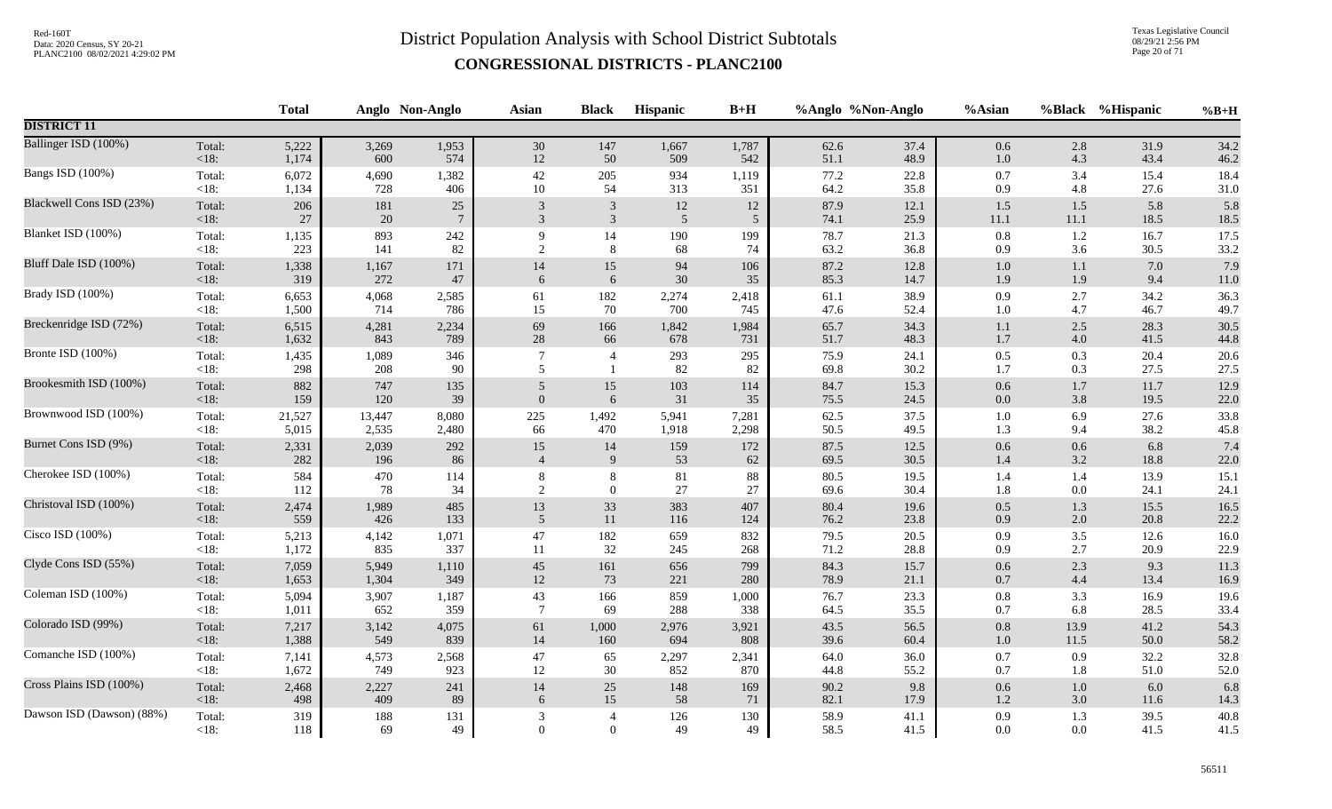# District Population Analysis with School District Subtotals

## CONGRESSIONAL DISTRICTS - PLANC2100

| | | Total | Anglo | Non-Anglo | Asian | Black | Hispanic | B+H | %Anglo | %Non-Anglo | %Asian | %Black | %Hispanic | %B+H |
|---|---|---|---|---|---|---|---|---|---|---|---|---|---|---|
| **DISTRICT 11** | | | | | | | | | | | | | | |
| Ballinger ISD (100%) | Total: | 5,222 | 3,269 | 1,953 | 30 | 147 | 1,667 | 1,787 | 62.6 | 37.4 | 0.6 | 2.8 | 31.9 | 34.2 |
| | <18: | 1,174 | 600 | 574 | 12 | 50 | 509 | 542 | 51.1 | 48.9 | 1.0 | 4.3 | 43.4 | 46.2 |
| Bangs ISD (100%) | Total: | 6,072 | 4,690 | 1,382 | 42 | 205 | 934 | 1,119 | 77.2 | 22.8 | 0.7 | 3.4 | 15.4 | 18.4 |
| | <18: | 1,134 | 728 | 406 | 10 | 54 | 313 | 351 | 64.2 | 35.8 | 0.9 | 4.8 | 27.6 | 31.0 |
| Blackwell Cons ISD (23%) | Total: | 206 | 181 | 25 | 3 | 3 | 12 | 12 | 87.9 | 12.1 | 1.5 | 1.5 | 5.8 | 5.8 |
| | <18: | 27 | 20 | 7 | 3 | 3 | 5 | 5 | 74.1 | 25.9 | 11.1 | 11.1 | 18.5 | 18.5 |
| Blanket ISD (100%) | Total: | 1,135 | 893 | 242 | 9 | 14 | 190 | 199 | 78.7 | 21.3 | 0.8 | 1.2 | 16.7 | 17.5 |
| | <18: | 223 | 141 | 82 | 2 | 8 | 68 | 74 | 63.2 | 36.8 | 0.9 | 3.6 | 30.5 | 33.2 |
| Bluff Dale ISD (100%) | Total: | 1,338 | 1,167 | 171 | 14 | 15 | 94 | 106 | 87.2 | 12.8 | 1.0 | 1.1 | 7.0 | 7.9 |
| | <18: | 319 | 272 | 47 | 6 | 6 | 30 | 35 | 85.3 | 14.7 | 1.9 | 1.9 | 9.4 | 11.0 |
| Brady ISD (100%) | Total: | 6,653 | 4,068 | 2,585 | 61 | 182 | 2,274 | 2,418 | 61.1 | 38.9 | 0.9 | 2.7 | 34.2 | 36.3 |
| | <18: | 1,500 | 714 | 786 | 15 | 70 | 700 | 745 | 47.6 | 52.4 | 1.0 | 4.7 | 46.7 | 49.7 |
| Breckenridge ISD (72%) | Total: | 6,515 | 4,281 | 2,234 | 69 | 166 | 1,842 | 1,984 | 65.7 | 34.3 | 1.1 | 2.5 | 28.3 | 30.5 |
| | <18: | 1,632 | 843 | 789 | 28 | 66 | 678 | 731 | 51.7 | 48.3 | 1.7 | 4.0 | 41.5 | 44.8 |
| Bronte ISD (100%) | Total: | 1,435 | 1,089 | 346 | 7 | 4 | 293 | 295 | 75.9 | 24.1 | 0.5 | 0.3 | 20.4 | 20.6 |
| | <18: | 298 | 208 | 90 | 5 | 1 | 82 | 82 | 69.8 | 30.2 | 1.7 | 0.3 | 27.5 | 27.5 |
| Brookesmith ISD (100%) | Total: | 882 | 747 | 135 | 5 | 15 | 103 | 114 | 84.7 | 15.3 | 0.6 | 1.7 | 11.7 | 12.9 |
| | <18: | 159 | 120 | 39 | 0 | 6 | 31 | 35 | 75.5 | 24.5 | 0.0 | 3.8 | 19.5 | 22.0 |
| Brownwood ISD (100%) | Total: | 21,527 | 13,447 | 8,080 | 225 | 1,492 | 5,941 | 7,281 | 62.5 | 37.5 | 1.0 | 6.9 | 27.6 | 33.8 |
| | <18: | 5,015 | 2,535 | 2,480 | 66 | 470 | 1,918 | 2,298 | 50.5 | 49.5 | 1.3 | 9.4 | 38.2 | 45.8 |
| Burnet Cons ISD (9%) | Total: | 2,331 | 2,039 | 292 | 15 | 14 | 159 | 172 | 87.5 | 12.5 | 0.6 | 0.6 | 6.8 | 7.4 |
| | <18: | 282 | 196 | 86 | 4 | 9 | 53 | 62 | 69.5 | 30.5 | 1.4 | 3.2 | 18.8 | 22.0 |
| Cherokee ISD (100%) | Total: | 584 | 470 | 114 | 8 | 8 | 81 | 88 | 80.5 | 19.5 | 1.4 | 1.4 | 13.9 | 15.1 |
| | <18: | 112 | 78 | 34 | 2 | 0 | 27 | 27 | 69.6 | 30.4 | 1.8 | 0.0 | 24.1 | 24.1 |
| Christoval ISD (100%) | Total: | 2,474 | 1,989 | 485 | 13 | 33 | 383 | 407 | 80.4 | 19.6 | 0.5 | 1.3 | 15.5 | 16.5 |
| | <18: | 559 | 426 | 133 | 5 | 11 | 116 | 124 | 76.2 | 23.8 | 0.9 | 2.0 | 20.8 | 22.2 |
| Cisco ISD (100%) | Total: | 5,213 | 4,142 | 1,071 | 47 | 182 | 659 | 832 | 79.5 | 20.5 | 0.9 | 3.5 | 12.6 | 16.0 |
| | <18: | 1,172 | 835 | 337 | 11 | 32 | 245 | 268 | 71.2 | 28.8 | 0.9 | 2.7 | 20.9 | 22.9 |
| Clyde Cons ISD (55%) | Total: | 7,059 | 5,949 | 1,110 | 45 | 161 | 656 | 799 | 84.3 | 15.7 | 0.6 | 2.3 | 9.3 | 11.3 |
| | <18: | 1,653 | 1,304 | 349 | 12 | 73 | 221 | 280 | 78.9 | 21.1 | 0.7 | 4.4 | 13.4 | 16.9 |
| Coleman ISD (100%) | Total: | 5,094 | 3,907 | 1,187 | 43 | 166 | 859 | 1,000 | 76.7 | 23.3 | 0.8 | 3.3 | 16.9 | 19.6 |
| | <18: | 1,011 | 652 | 359 | 7 | 69 | 288 | 338 | 64.5 | 35.5 | 0.7 | 6.8 | 28.5 | 33.4 |
| Colorado ISD (99%) | Total: | 7,217 | 3,142 | 4,075 | 61 | 1,000 | 2,976 | 3,921 | 43.5 | 56.5 | 0.8 | 13.9 | 41.2 | 54.3 |
| | <18: | 1,388 | 549 | 839 | 14 | 160 | 694 | 808 | 39.6 | 60.4 | 1.0 | 11.5 | 50.0 | 58.2 |
| Comanche ISD (100%) | Total: | 7,141 | 4,573 | 2,568 | 47 | 65 | 2,297 | 2,341 | 64.0 | 36.0 | 0.7 | 0.9 | 32.2 | 32.8 |
| | <18: | 1,672 | 749 | 923 | 12 | 30 | 852 | 870 | 44.8 | 55.2 | 0.7 | 1.8 | 51.0 | 52.0 |
| Cross Plains ISD (100%) | Total: | 2,468 | 2,227 | 241 | 14 | 25 | 148 | 169 | 90.2 | 9.8 | 0.6 | 1.0 | 6.0 | 6.8 |
| | <18: | 498 | 409 | 89 | 6 | 15 | 58 | 71 | 82.1 | 17.9 | 1.2 | 3.0 | 11.6 | 14.3 |
| Dawson ISD (Dawson) (88%) | Total: | 319 | 188 | 131 | 3 | 4 | 126 | 130 | 58.9 | 41.1 | 0.9 | 1.3 | 39.5 | 40.8 |
| | <18: | 118 | 69 | 49 | 0 | 0 | 49 | 49 | 58.5 | 41.5 | 0.0 | 0.0 | 41.5 | 41.5 |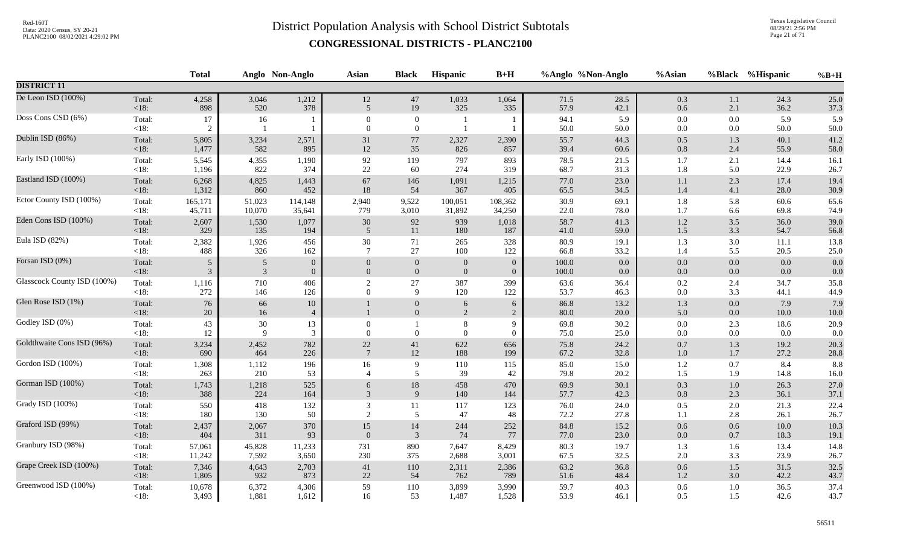# District Population Analysis with School District Subtotals

## CONGRESSIONAL DISTRICTS - PLANC2100

| | | Total | Anglo | Non-Anglo | Asian | Black | Hispanic | B+H | %Anglo | %Non-Anglo | %Asian | %Black | %Hispanic | %B+H |
|---|---|---|---|---|---|---|---|---|---|---|---|---|---|---|
| **DISTRICT 11** | | | | | | | | | | | | | | |
| De Leon ISD (100%) | Total: | 4,258 | 3,046 | 1,212 | 12 | 47 | 1,033 | 1,064 | 71.5 | 28.5 | 0.3 | 1.1 | 24.3 | 25.0 |
| | <18: | 898 | 520 | 378 | 5 | 19 | 325 | 335 | 57.9 | 42.1 | 0.6 | 2.1 | 36.2 | 37.3 |
| Doss Cons CSD (6%) | Total: | 17 | 16 | 1 | 0 | 0 | 1 | 1 | 94.1 | 5.9 | 0.0 | 0.0 | 5.9 | 5.9 |
| | <18: | 2 | 1 | 1 | 0 | 0 | 1 | 1 | 50.0 | 50.0 | 0.0 | 0.0 | 50.0 | 50.0 |
| Dublin ISD (86%) | Total: | 5,805 | 3,234 | 2,571 | 31 | 77 | 2,327 | 2,390 | 55.7 | 44.3 | 0.5 | 1.3 | 40.1 | 41.2 |
| | <18: | 1,477 | 582 | 895 | 12 | 35 | 826 | 857 | 39.4 | 60.6 | 0.8 | 2.4 | 55.9 | 58.0 |
| Early ISD (100%) | Total: | 5,545 | 4,355 | 1,190 | 92 | 119 | 797 | 893 | 78.5 | 21.5 | 1.7 | 2.1 | 14.4 | 16.1 |
| | <18: | 1,196 | 822 | 374 | 22 | 60 | 274 | 319 | 68.7 | 31.3 | 1.8 | 5.0 | 22.9 | 26.7 |
| Eastland ISD (100%) | Total: | 6,268 | 4,825 | 1,443 | 67 | 146 | 1,091 | 1,215 | 77.0 | 23.0 | 1.1 | 2.3 | 17.4 | 19.4 |
| | <18: | 1,312 | 860 | 452 | 18 | 54 | 367 | 405 | 65.5 | 34.5 | 1.4 | 4.1 | 28.0 | 30.9 |
| Ector County ISD (100%) | Total: | 165,171 | 51,023 | 114,148 | 2,940 | 9,522 | 100,051 | 108,362 | 30.9 | 69.1 | 1.8 | 5.8 | 60.6 | 65.6 |
| | <18: | 45,711 | 10,070 | 35,641 | 779 | 3,010 | 31,892 | 34,250 | 22.0 | 78.0 | 1.7 | 6.6 | 69.8 | 74.9 |
| Eden Cons ISD (100%) | Total: | 2,607 | 1,530 | 1,077 | 30 | 92 | 939 | 1,018 | 58.7 | 41.3 | 1.2 | 3.5 | 36.0 | 39.0 |
| | <18: | 329 | 135 | 194 | 5 | 11 | 180 | 187 | 41.0 | 59.0 | 1.5 | 3.3 | 54.7 | 56.8 |
| Eula ISD (82%) | Total: | 2,382 | 1,926 | 456 | 30 | 71 | 265 | 328 | 80.9 | 19.1 | 1.3 | 3.0 | 11.1 | 13.8 |
| | <18: | 488 | 326 | 162 | 7 | 27 | 100 | 122 | 66.8 | 33.2 | 1.4 | 5.5 | 20.5 | 25.0 |
| Forsan ISD (0%) | Total: | 5 | 5 | 0 | 0 | 0 | 0 | 0 | 100.0 | 0.0 | 0.0 | 0.0 | 0.0 | 0.0 |
| | <18: | 3 | 3 | 0 | 0 | 0 | 0 | 0 | 100.0 | 0.0 | 0.0 | 0.0 | 0.0 | 0.0 |
| Glasscock County ISD (100%) | Total: | 1,116 | 710 | 406 | 2 | 27 | 387 | 399 | 63.6 | 36.4 | 0.2 | 2.4 | 34.7 | 35.8 |
| | <18: | 272 | 146 | 126 | 0 | 9 | 120 | 122 | 53.7 | 46.3 | 0.0 | 3.3 | 44.1 | 44.9 |
| Glen Rose ISD (1%) | Total: | 76 | 66 | 10 | 1 | 0 | 6 | 6 | 86.8 | 13.2 | 1.3 | 0.0 | 7.9 | 7.9 |
| | <18: | 20 | 16 | 4 | 1 | 0 | 2 | 2 | 80.0 | 20.0 | 5.0 | 0.0 | 10.0 | 10.0 |
| Godley ISD (0%) | Total: | 43 | 30 | 13 | 0 | 1 | 8 | 9 | 69.8 | 30.2 | 0.0 | 2.3 | 18.6 | 20.9 |
| | <18: | 12 | 9 | 3 | 0 | 0 | 0 | 0 | 75.0 | 25.0 | 0.0 | 0.0 | 0.0 | 0.0 |
| Goldthwaite Cons ISD (96%) | Total: | 3,234 | 2,452 | 782 | 22 | 41 | 622 | 656 | 75.8 | 24.2 | 0.7 | 1.3 | 19.2 | 20.3 |
| | <18: | 690 | 464 | 226 | 7 | 12 | 188 | 199 | 67.2 | 32.8 | 1.0 | 1.7 | 27.2 | 28.8 |
| Gordon ISD (100%) | Total: | 1,308 | 1,112 | 196 | 16 | 9 | 110 | 115 | 85.0 | 15.0 | 1.2 | 0.7 | 8.4 | 8.8 |
| | <18: | 263 | 210 | 53 | 4 | 5 | 39 | 42 | 79.8 | 20.2 | 1.5 | 1.9 | 14.8 | 16.0 |
| Gorman ISD (100%) | Total: | 1,743 | 1,218 | 525 | 6 | 18 | 458 | 470 | 69.9 | 30.1 | 0.3 | 1.0 | 26.3 | 27.0 |
| | <18: | 388 | 224 | 164 | 3 | 9 | 140 | 144 | 57.7 | 42.3 | 0.8 | 2.3 | 36.1 | 37.1 |
| Grady ISD (100%) | Total: | 550 | 418 | 132 | 3 | 11 | 117 | 123 | 76.0 | 24.0 | 0.5 | 2.0 | 21.3 | 22.4 |
| | <18: | 180 | 130 | 50 | 2 | 5 | 47 | 48 | 72.2 | 27.8 | 1.1 | 2.8 | 26.1 | 26.7 |
| Graford ISD (99%) | Total: | 2,437 | 2,067 | 370 | 15 | 14 | 244 | 252 | 84.8 | 15.2 | 0.6 | 0.6 | 10.0 | 10.3 |
| | <18: | 404 | 311 | 93 | 0 | 3 | 74 | 77 | 77.0 | 23.0 | 0.0 | 0.7 | 18.3 | 19.1 |
| Granbury ISD (98%) | Total: | 57,061 | 45,828 | 11,233 | 731 | 890 | 7,647 | 8,429 | 80.3 | 19.7 | 1.3 | 1.6 | 13.4 | 14.8 |
| | <18: | 11,242 | 7,592 | 3,650 | 230 | 375 | 2,688 | 3,001 | 67.5 | 32.5 | 2.0 | 3.3 | 23.9 | 26.7 |
| Grape Creek ISD (100%) | Total: | 7,346 | 4,643 | 2,703 | 41 | 110 | 2,311 | 2,386 | 63.2 | 36.8 | 0.6 | 1.5 | 31.5 | 32.5 |
| | <18: | 1,805 | 932 | 873 | 22 | 54 | 762 | 789 | 51.6 | 48.4 | 1.2 | 3.0 | 42.2 | 43.7 |
| Greenwood ISD (100%) | Total: | 10,678 | 6,372 | 4,306 | 59 | 110 | 3,899 | 3,990 | 59.7 | 40.3 | 0.6 | 1.0 | 36.5 | 37.4 |
| | <18: | 3,493 | 1,881 | 1,612 | 16 | 53 | 1,487 | 1,528 | 53.9 | 46.1 | 0.5 | 1.5 | 42.6 | 43.7 |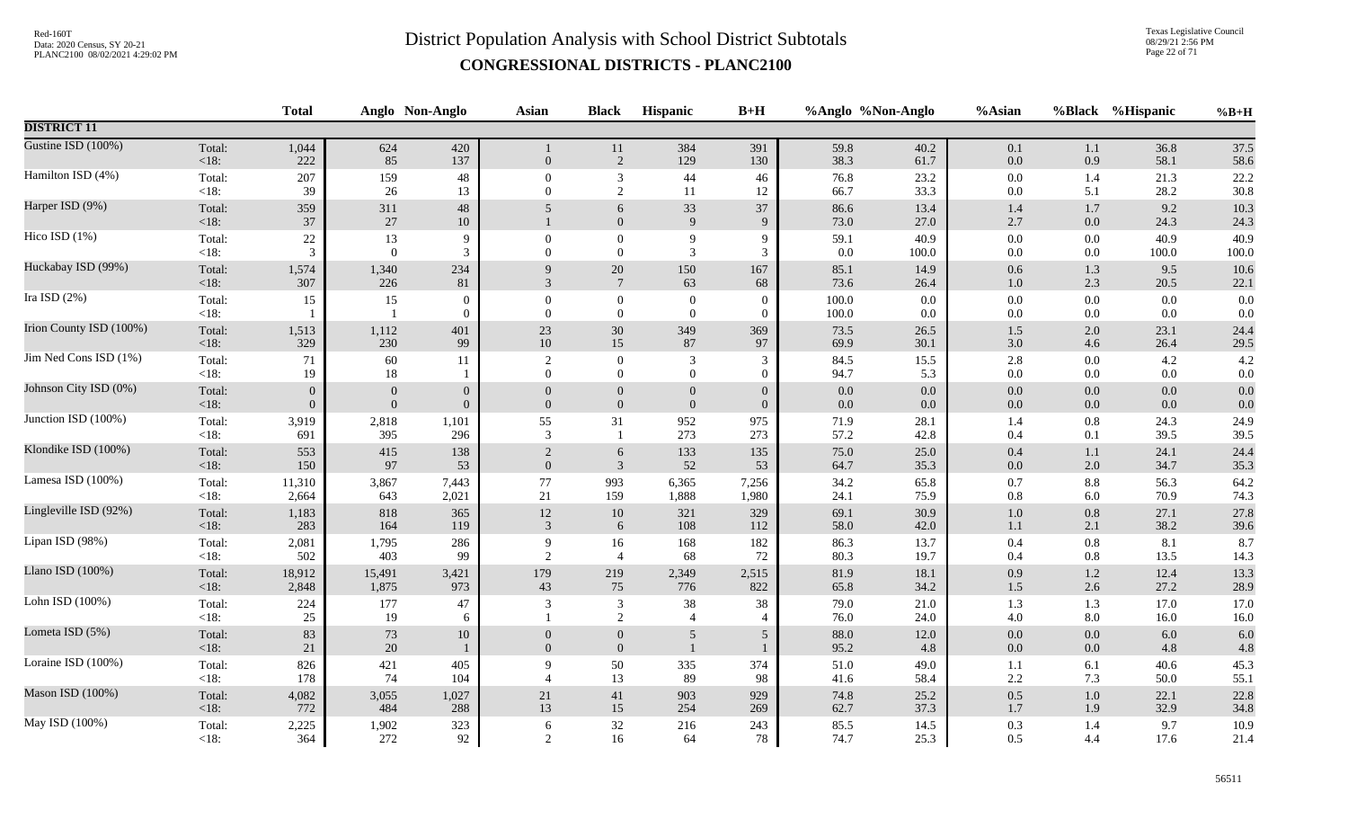# District Population Analysis with School District Subtotals

## CONGRESSIONAL DISTRICTS - PLANC2100

| | | Total | Anglo | Non-Anglo | Asian | Black | Hispanic | B+H | %Anglo | %Non-Anglo | %Asian | %Black | %Hispanic | %B+H |
|---|---|---|---|---|---|---|---|---|---|---|---|---|---|---|
| **DISTRICT 11** | | | | | | | | | | | | | | |
| Gustine ISD (100%) | Total: | 1,044 | 624 | 420 | 1 | 11 | 384 | 391 | 59.8 | 40.2 | 0.1 | 1.1 | 36.8 | 37.5 |
| | <18: | 222 | 85 | 137 | 0 | 2 | 129 | 130 | 38.3 | 61.7 | 0.0 | 0.9 | 58.1 | 58.6 |
| Hamilton ISD (4%) | Total: | 207 | 159 | 48 | 0 | 3 | 44 | 46 | 76.8 | 23.2 | 0.0 | 1.4 | 21.3 | 22.2 |
| | <18: | 39 | 26 | 13 | 0 | 2 | 11 | 12 | 66.7 | 33.3 | 0.0 | 5.1 | 28.2 | 30.8 |
| Harper ISD (9%) | Total: | 359 | 311 | 48 | 5 | 6 | 33 | 37 | 86.6 | 13.4 | 1.4 | 1.7 | 9.2 | 10.3 |
| | <18: | 37 | 27 | 10 | 1 | 0 | 9 | 9 | 73.0 | 27.0 | 2.7 | 0.0 | 24.3 | 24.3 |
| Hico ISD (1%) | Total: | 22 | 13 | 9 | 0 | 0 | 9 | 9 | 59.1 | 40.9 | 0.0 | 0.0 | 40.9 | 40.9 |
| | <18: | 3 | 0 | 3 | 0 | 0 | 3 | 3 | 0.0 | 100.0 | 0.0 | 0.0 | 100.0 | 100.0 |
| Huckabay ISD (99%) | Total: | 1,574 | 1,340 | 234 | 9 | 20 | 150 | 167 | 85.1 | 14.9 | 0.6 | 1.3 | 9.5 | 10.6 |
| | <18: | 307 | 226 | 81 | 3 | 7 | 63 | 68 | 73.6 | 26.4 | 1.0 | 2.3 | 20.5 | 22.1 |
| Ira ISD (2%) | Total: | 15 | 15 | 0 | 0 | 0 | 0 | 0 | 100.0 | 0.0 | 0.0 | 0.0 | 0.0 | 0.0 |
| | <18: | 1 | 1 | 0 | 0 | 0 | 0 | 0 | 100.0 | 0.0 | 0.0 | 0.0 | 0.0 | 0.0 |
| Irion County ISD (100%) | Total: | 1,513 | 1,112 | 401 | 23 | 30 | 349 | 369 | 73.5 | 26.5 | 1.5 | 2.0 | 23.1 | 24.4 |
| | <18: | 329 | 230 | 99 | 10 | 15 | 87 | 97 | 69.9 | 30.1 | 3.0 | 4.6 | 26.4 | 29.5 |
| Jim Ned Cons ISD (1%) | Total: | 71 | 60 | 11 | 2 | 0 | 3 | 3 | 84.5 | 15.5 | 2.8 | 0.0 | 4.2 | 4.2 |
| | <18: | 19 | 18 | 1 | 0 | 0 | 0 | 0 | 94.7 | 5.3 | 0.0 | 0.0 | 0.0 | 0.0 |
| Johnson City ISD (0%) | Total: | 0 | 0 | 0 | 0 | 0 | 0 | 0 | 0.0 | 0.0 | 0.0 | 0.0 | 0.0 | 0.0 |
| | <18: | 0 | 0 | 0 | 0 | 0 | 0 | 0 | 0.0 | 0.0 | 0.0 | 0.0 | 0.0 | 0.0 |
| Junction ISD (100%) | Total: | 3,919 | 2,818 | 1,101 | 55 | 31 | 952 | 975 | 71.9 | 28.1 | 1.4 | 0.8 | 24.3 | 24.9 |
| | <18: | 691 | 395 | 296 | 3 | 1 | 273 | 273 | 57.2 | 42.8 | 0.4 | 0.1 | 39.5 | 39.5 |
| Klondike ISD (100%) | Total: | 553 | 415 | 138 | 2 | 6 | 133 | 135 | 75.0 | 25.0 | 0.4 | 1.1 | 24.1 | 24.4 |
| | <18: | 150 | 97 | 53 | 0 | 3 | 52 | 53 | 64.7 | 35.3 | 0.0 | 2.0 | 34.7 | 35.3 |
| Lamesa ISD (100%) | Total: | 11,310 | 3,867 | 7,443 | 77 | 993 | 6,365 | 7,256 | 34.2 | 65.8 | 0.7 | 8.8 | 56.3 | 64.2 |
| | <18: | 2,664 | 643 | 2,021 | 21 | 159 | 1,888 | 1,980 | 24.1 | 75.9 | 0.8 | 6.0 | 70.9 | 74.3 |
| Lingleville ISD (92%) | Total: | 1,183 | 818 | 365 | 12 | 10 | 321 | 329 | 69.1 | 30.9 | 1.0 | 0.8 | 27.1 | 27.8 |
| | <18: | 283 | 164 | 119 | 3 | 6 | 108 | 112 | 58.0 | 42.0 | 1.1 | 2.1 | 38.2 | 39.6 |
| Lipan ISD (98%) | Total: | 2,081 | 1,795 | 286 | 9 | 16 | 168 | 182 | 86.3 | 13.7 | 0.4 | 0.8 | 8.1 | 8.7 |
| | <18: | 502 | 403 | 99 | 2 | 4 | 68 | 72 | 80.3 | 19.7 | 0.4 | 0.8 | 13.5 | 14.3 |
| Llano ISD (100%) | Total: | 18,912 | 15,491 | 3,421 | 179 | 219 | 2,349 | 2,515 | 81.9 | 18.1 | 0.9 | 1.2 | 12.4 | 13.3 |
| | <18: | 2,848 | 1,875 | 973 | 43 | 75 | 776 | 822 | 65.8 | 34.2 | 1.5 | 2.6 | 27.2 | 28.9 |
| Lohn ISD (100%) | Total: | 224 | 177 | 47 | 3 | 3 | 38 | 38 | 79.0 | 21.0 | 1.3 | 1.3 | 17.0 | 17.0 |
| | <18: | 25 | 19 | 6 | 1 | 2 | 4 | 4 | 76.0 | 24.0 | 4.0 | 8.0 | 16.0 | 16.0 |
| Lometa ISD (5%) | Total: | 83 | 73 | 10 | 0 | 0 | 5 | 5 | 88.0 | 12.0 | 0.0 | 0.0 | 6.0 | 6.0 |
| | <18: | 21 | 20 | 1 | 0 | 0 | 1 | 1 | 95.2 | 4.8 | 0.0 | 0.0 | 4.8 | 4.8 |
| Loraine ISD (100%) | Total: | 826 | 421 | 405 | 9 | 50 | 335 | 374 | 51.0 | 49.0 | 1.1 | 6.1 | 40.6 | 45.3 |
| | <18: | 178 | 74 | 104 | 4 | 13 | 89 | 98 | 41.6 | 58.4 | 2.2 | 7.3 | 50.0 | 55.1 |
| Mason ISD (100%) | Total: | 4,082 | 3,055 | 1,027 | 21 | 41 | 903 | 929 | 74.8 | 25.2 | 0.5 | 1.0 | 22.1 | 22.8 |
| | <18: | 772 | 484 | 288 | 13 | 15 | 254 | 269 | 62.7 | 37.3 | 1.7 | 1.9 | 32.9 | 34.8 |
| May ISD (100%) | Total: | 2,225 | 1,902 | 323 | 6 | 32 | 216 | 243 | 85.5 | 14.5 | 0.3 | 1.4 | 9.7 | 10.9 |
| | <18: | 364 | 272 | 92 | 2 | 16 | 64 | 78 | 74.7 | 25.3 | 0.5 | 4.4 | 17.6 | 21.4 |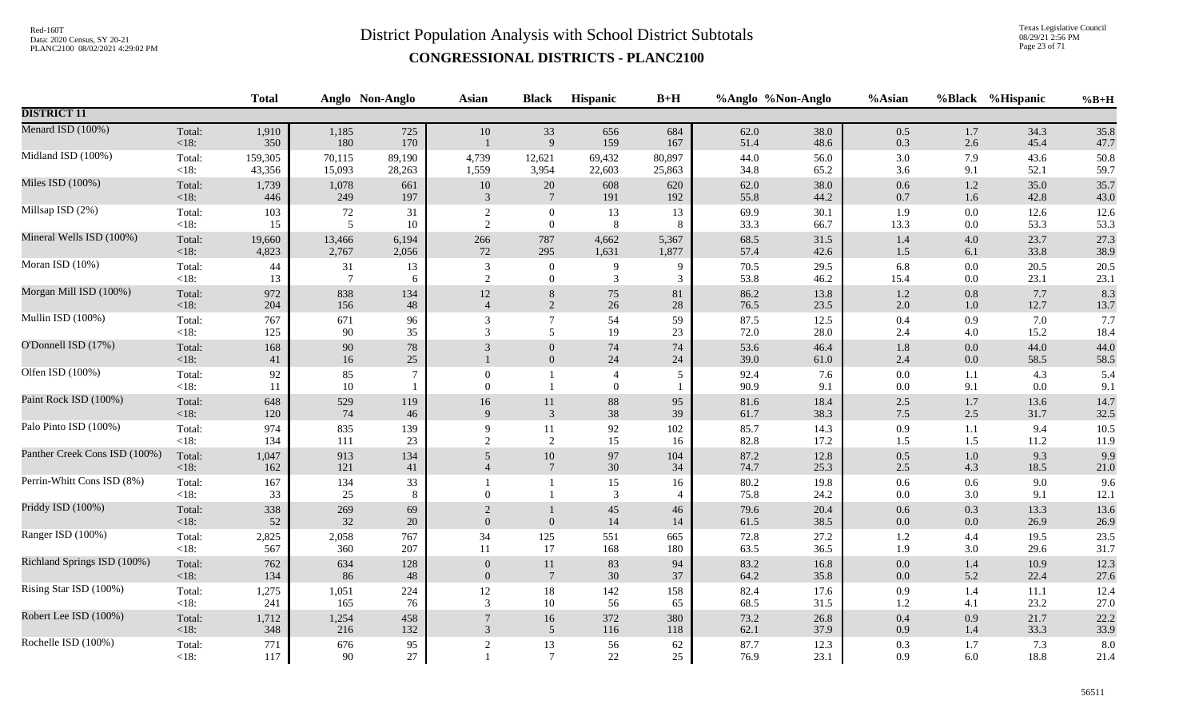# District Population Analysis with School District Subtotals

## CONGRESSIONAL DISTRICTS - PLANC2100

Red-160T
Data: 2020 Census, SY 20-21
PLANC2100 08/02/2021 4:29:02 PM

Texas Legislative Council
08/29/21 2:56 PM

| | | Total | Anglo | Non-Anglo | Asian | Black | Hispanic | B+H | %Anglo | %Non-Anglo | %Asian | %Black | %Hispanic | %B+H |
|---|---|---|---|---|---|---|---|---|---|---|---|---|---|---|
| **DISTRICT 11** | | | | | | | | | | | | | | |
| Menard ISD (100%) | Total: | 1,910 | 1,185 | 725 | 10 | 33 | 656 | 684 | 62.0 | 38.0 | 0.5 | 1.7 | 34.3 | 35.8 |
| | <18: | 350 | 180 | 170 | 1 | 9 | 159 | 167 | 51.4 | 48.6 | 0.3 | 2.6 | 45.4 | 47.7 |
| Midland ISD (100%) | Total: | 159,305 | 70,115 | 89,190 | 4,739 | 12,621 | 69,432 | 80,897 | 44.0 | 56.0 | 3.0 | 7.9 | 43.6 | 50.8 |
| | <18: | 43,356 | 15,093 | 28,263 | 1,559 | 3,954 | 22,603 | 25,863 | 34.8 | 65.2 | 3.6 | 9.1 | 52.1 | 59.7 |
| Miles ISD (100%) | Total: | 1,739 | 1,078 | 661 | 10 | 20 | 608 | 620 | 62.0 | 38.0 | 0.6 | 1.2 | 35.0 | 35.7 |
| | <18: | 446 | 249 | 197 | 3 | 7 | 191 | 192 | 55.8 | 44.2 | 0.7 | 1.6 | 42.8 | 43.0 |
| Millsap ISD (2%) | Total: | 103 | 72 | 31 | 2 | 0 | 13 | 13 | 69.9 | 30.1 | 1.9 | 0.0 | 12.6 | 12.6 |
| | <18: | 15 | 5 | 10 | 2 | 0 | 8 | 8 | 33.3 | 66.7 | 13.3 | 0.0 | 53.3 | 53.3 |
| Mineral Wells ISD (100%) | Total: | 19,660 | 13,466 | 6,194 | 266 | 787 | 4,662 | 5,367 | 68.5 | 31.5 | 1.4 | 4.0 | 23.7 | 27.3 |
| | <18: | 4,823 | 2,767 | 2,056 | 72 | 295 | 1,631 | 1,877 | 57.4 | 42.6 | 1.5 | 6.1 | 33.8 | 38.9 |
| Moran ISD (10%) | Total: | 44 | 31 | 13 | 3 | 0 | 9 | 9 | 70.5 | 29.5 | 6.8 | 0.0 | 20.5 | 20.5 |
| | <18: | 13 | 7 | 6 | 2 | 0 | 3 | 3 | 53.8 | 46.2 | 15.4 | 0.0 | 23.1 | 23.1 |
| Morgan Mill ISD (100%) | Total: | 972 | 838 | 134 | 12 | 8 | 75 | 81 | 86.2 | 13.8 | 1.2 | 0.8 | 7.7 | 8.3 |
| | <18: | 204 | 156 | 48 | 4 | 2 | 26 | 28 | 76.5 | 23.5 | 2.0 | 1.0 | 12.7 | 13.7 |
| Mullin ISD (100%) | Total: | 767 | 671 | 96 | 3 | 7 | 54 | 59 | 87.5 | 12.5 | 0.4 | 0.9 | 7.0 | 7.7 |
| | <18: | 125 | 90 | 35 | 3 | 5 | 19 | 23 | 72.0 | 28.0 | 2.4 | 4.0 | 15.2 | 18.4 |
| O'Donnell ISD (17%) | Total: | 168 | 90 | 78 | 3 | 0 | 74 | 74 | 53.6 | 46.4 | 1.8 | 0.0 | 44.0 | 44.0 |
| | <18: | 41 | 16 | 25 | 1 | 0 | 24 | 24 | 39.0 | 61.0 | 2.4 | 0.0 | 58.5 | 58.5 |
| Olfen ISD (100%) | Total: | 92 | 85 | 7 | 0 | 1 | 4 | 5 | 92.4 | 7.6 | 0.0 | 1.1 | 4.3 | 5.4 |
| | <18: | 11 | 10 | 1 | 0 | 1 | 0 | 1 | 90.9 | 9.1 | 0.0 | 9.1 | 0.0 | 9.1 |
| Paint Rock ISD (100%) | Total: | 648 | 529 | 119 | 16 | 11 | 88 | 95 | 81.6 | 18.4 | 2.5 | 1.7 | 13.6 | 14.7 |
| | <18: | 120 | 74 | 46 | 9 | 3 | 38 | 39 | 61.7 | 38.3 | 7.5 | 2.5 | 31.7 | 32.5 |
| Palo Pinto ISD (100%) | Total: | 974 | 835 | 139 | 9 | 11 | 92 | 102 | 85.7 | 14.3 | 0.9 | 1.1 | 9.4 | 10.5 |
| | <18: | 134 | 111 | 23 | 2 | 2 | 15 | 16 | 82.8 | 17.2 | 1.5 | 1.5 | 11.2 | 11.9 |
| Panther Creek Cons ISD (100%) | Total: | 1,047 | 913 | 134 | 5 | 10 | 97 | 104 | 87.2 | 12.8 | 0.5 | 1.0 | 9.3 | 9.9 |
| | <18: | 162 | 121 | 41 | 4 | 7 | 30 | 34 | 74.7 | 25.3 | 2.5 | 4.3 | 18.5 | 21.0 |
| Perrin-Whitt Cons ISD (8%) | Total: | 167 | 134 | 33 | 1 | 1 | 15 | 16 | 80.2 | 19.8 | 0.6 | 0.6 | 9.0 | 9.6 |
| | <18: | 33 | 25 | 8 | 0 | 1 | 3 | 4 | 75.8 | 24.2 | 0.0 | 3.0 | 9.1 | 12.1 |
| Priddy ISD (100%) | Total: | 338 | 269 | 69 | 2 | 1 | 45 | 46 | 79.6 | 20.4 | 0.6 | 0.3 | 13.3 | 13.6 |
| | <18: | 52 | 32 | 20 | 0 | 0 | 14 | 14 | 61.5 | 38.5 | 0.0 | 0.0 | 26.9 | 26.9 |
| Ranger ISD (100%) | Total: | 2,825 | 2,058 | 767 | 34 | 125 | 551 | 665 | 72.8 | 27.2 | 1.2 | 4.4 | 19.5 | 23.5 |
| | <18: | 567 | 360 | 207 | 11 | 17 | 168 | 180 | 63.5 | 36.5 | 1.9 | 3.0 | 29.6 | 31.7 |
| Richland Springs ISD (100%) | Total: | 762 | 634 | 128 | 0 | 11 | 83 | 94 | 83.2 | 16.8 | 0.0 | 1.4 | 10.9 | 12.3 |
| | <18: | 134 | 86 | 48 | 0 | 7 | 30 | 37 | 64.2 | 35.8 | 0.0 | 5.2 | 22.4 | 27.6 |
| Rising Star ISD (100%) | Total: | 1,275 | 1,051 | 224 | 12 | 18 | 142 | 158 | 82.4 | 17.6 | 0.9 | 1.4 | 11.1 | 12.4 |
| | <18: | 241 | 165 | 76 | 3 | 10 | 56 | 65 | 68.5 | 31.5 | 1.2 | 4.1 | 23.2 | 27.0 |
| Robert Lee ISD (100%) | Total: | 1,712 | 1,254 | 458 | 7 | 16 | 372 | 380 | 73.2 | 26.8 | 0.4 | 0.9 | 21.7 | 22.2 |
| | <18: | 348 | 216 | 132 | 3 | 5 | 116 | 118 | 62.1 | 37.9 | 0.9 | 1.4 | 33.3 | 33.9 |
| Rochelle ISD (100%) | Total: | 771 | 676 | 95 | 2 | 13 | 56 | 62 | 87.7 | 12.3 | 0.3 | 1.7 | 7.3 | 8.0 |
| | <18: | 117 | 90 | 27 | 1 | 7 | 22 | 25 | 76.9 | 23.1 | 0.9 | 6.0 | 18.8 | 21.4 |

56511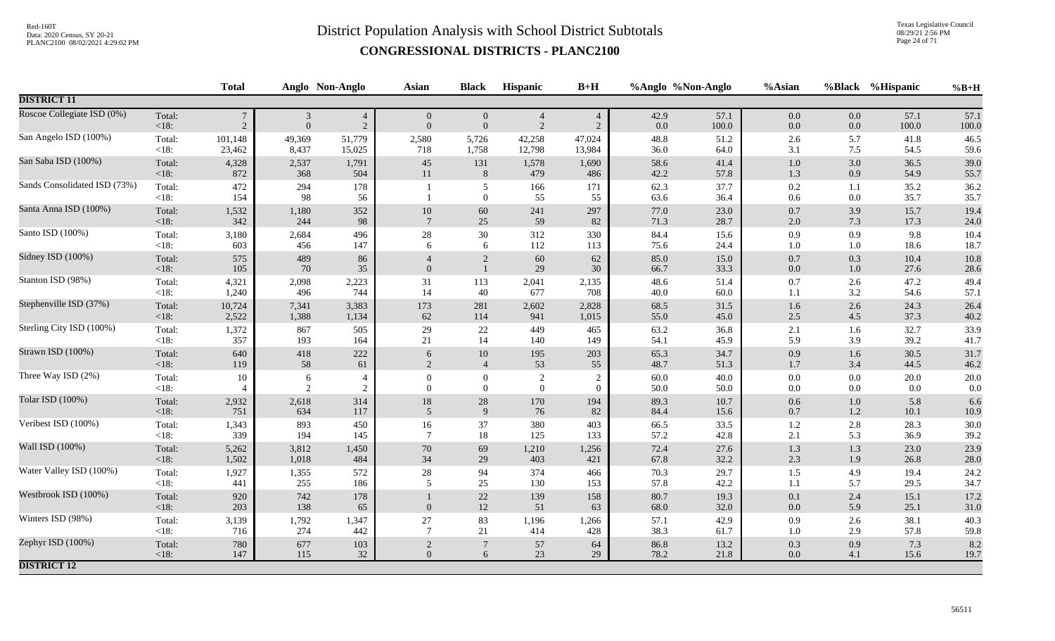# District Population Analysis with School District Subtotals

## CONGRESSIONAL DISTRICTS - PLANC2100

Red-160T
Data: 2020 Census, SY 20-21
PLANC2100 08/02/2021 4:29:02 PM

Texas Legislative Council
08/29/21 2:56 PM

| | | Total | Anglo | Non-Anglo | Asian | Black | Hispanic | B+H | %Anglo | %Non-Anglo | %Asian | %Black | %Hispanic | %B+H |
|---|---|---|---|---|---|---|---|---|---|---|---|---|---|---|
| **DISTRICT 11** | | | | | | | | | | | | | | |
| Roscoe Collegiate ISD (0%) | Total: | 7 | 3 | 4 | 0 | 0 | 4 | 4 | 42.9 | 57.1 | 0.0 | 0.0 | 57.1 | 57.1 |
| | <18: | 2 | 0 | 2 | 0 | 0 | 2 | 2 | 0.0 | 100.0 | 0.0 | 0.0 | 100.0 | 100.0 |
| San Angelo ISD (100%) | Total: | 101,148 | 49,369 | 51,779 | 2,580 | 5,726 | 42,258 | 47,024 | 48.8 | 51.2 | 2.6 | 5.7 | 41.8 | 46.5 |
| | <18: | 23,462 | 8,437 | 15,025 | 718 | 1,758 | 12,798 | 13,984 | 36.0 | 64.0 | 3.1 | 7.5 | 54.5 | 59.6 |
| San Saba ISD (100%) | Total: | 4,328 | 2,537 | 1,791 | 45 | 131 | 1,578 | 1,690 | 58.6 | 41.4 | 1.0 | 3.0 | 36.5 | 39.0 |
| | <18: | 872 | 368 | 504 | 11 | 8 | 479 | 486 | 42.2 | 57.8 | 1.3 | 0.9 | 54.9 | 55.7 |
| Sands Consolidated ISD (73%) | Total: | 472 | 294 | 178 | 1 | 5 | 166 | 171 | 62.3 | 37.7 | 0.2 | 1.1 | 35.2 | 36.2 |
| | <18: | 154 | 98 | 56 | 1 | 0 | 55 | 55 | 63.6 | 36.4 | 0.6 | 0.0 | 35.7 | 35.7 |
| Santa Anna ISD (100%) | Total: | 1,532 | 1,180 | 352 | 10 | 60 | 241 | 297 | 77.0 | 23.0 | 0.7 | 3.9 | 15.7 | 19.4 |
| | <18: | 342 | 244 | 98 | 7 | 25 | 59 | 82 | 71.3 | 28.7 | 2.0 | 7.3 | 17.3 | 24.0 |
| Santo ISD (100%) | Total: | 3,180 | 2,684 | 496 | 28 | 30 | 312 | 330 | 84.4 | 15.6 | 0.9 | 0.9 | 9.8 | 10.4 |
| | <18: | 603 | 456 | 147 | 6 | 6 | 112 | 113 | 75.6 | 24.4 | 1.0 | 1.0 | 18.6 | 18.7 |
| Sidney ISD (100%) | Total: | 575 | 489 | 86 | 4 | 2 | 60 | 62 | 85.0 | 15.0 | 0.7 | 0.3 | 10.4 | 10.8 |
| | <18: | 105 | 70 | 35 | 0 | 1 | 29 | 30 | 66.7 | 33.3 | 0.0 | 1.0 | 27.6 | 28.6 |
| Stanton ISD (98%) | Total: | 4,321 | 2,098 | 2,223 | 31 | 113 | 2,041 | 2,135 | 48.6 | 51.4 | 0.7 | 2.6 | 47.2 | 49.4 |
| | <18: | 1,240 | 496 | 744 | 14 | 40 | 677 | 708 | 40.0 | 60.0 | 1.1 | 3.2 | 54.6 | 57.1 |
| Stephenville ISD (37%) | Total: | 10,724 | 7,341 | 3,383 | 173 | 281 | 2,602 | 2,828 | 68.5 | 31.5 | 1.6 | 2.6 | 24.3 | 26.4 |
| | <18: | 2,522 | 1,388 | 1,134 | 62 | 114 | 941 | 1,015 | 55.0 | 45.0 | 2.5 | 4.5 | 37.3 | 40.2 |
| Sterling City ISD (100%) | Total: | 1,372 | 867 | 505 | 29 | 22 | 449 | 465 | 63.2 | 36.8 | 2.1 | 1.6 | 32.7 | 33.9 |
| | <18: | 357 | 193 | 164 | 21 | 14 | 140 | 149 | 54.1 | 45.9 | 5.9 | 3.9 | 39.2 | 41.7 |
| Strawn ISD (100%) | Total: | 640 | 418 | 222 | 6 | 10 | 195 | 203 | 65.3 | 34.7 | 0.9 | 1.6 | 30.5 | 31.7 |
| | <18: | 119 | 58 | 61 | 2 | 4 | 53 | 55 | 48.7 | 51.3 | 1.7 | 3.4 | 44.5 | 46.2 |
| Three Way ISD (2%) | Total: | 10 | 6 | 4 | 0 | 0 | 2 | 2 | 60.0 | 40.0 | 0.0 | 0.0 | 20.0 | 20.0 |
| | <18: | 4 | 2 | 2 | 0 | 0 | 0 | 0 | 50.0 | 50.0 | 0.0 | 0.0 | 0.0 | 0.0 |
| Tolar ISD (100%) | Total: | 2,932 | 2,618 | 314 | 18 | 28 | 170 | 194 | 89.3 | 10.7 | 0.6 | 1.0 | 5.8 | 6.6 |
| | <18: | 751 | 634 | 117 | 5 | 9 | 76 | 82 | 84.4 | 15.6 | 0.7 | 1.2 | 10.1 | 10.9 |
| Veribest ISD (100%) | Total: | 1,343 | 893 | 450 | 16 | 37 | 380 | 403 | 66.5 | 33.5 | 1.2 | 2.8 | 28.3 | 30.0 |
| | <18: | 339 | 194 | 145 | 7 | 18 | 125 | 133 | 57.2 | 42.8 | 2.1 | 5.3 | 36.9 | 39.2 |
| Wall ISD (100%) | Total: | 5,262 | 3,812 | 1,450 | 70 | 69 | 1,210 | 1,256 | 72.4 | 27.6 | 1.3 | 1.3 | 23.0 | 23.9 |
| | <18: | 1,502 | 1,018 | 484 | 34 | 29 | 403 | 421 | 67.8 | 32.2 | 2.3 | 1.9 | 26.8 | 28.0 |
| Water Valley ISD (100%) | Total: | 1,927 | 1,355 | 572 | 28 | 94 | 374 | 466 | 70.3 | 29.7 | 1.5 | 4.9 | 19.4 | 24.2 |
| | <18: | 441 | 255 | 186 | 5 | 25 | 130 | 153 | 57.8 | 42.2 | 1.1 | 5.7 | 29.5 | 34.7 |
| Westbrook ISD (100%) | Total: | 920 | 742 | 178 | 1 | 22 | 139 | 158 | 80.7 | 19.3 | 0.1 | 2.4 | 15.1 | 17.2 |
| | <18: | 203 | 138 | 65 | 0 | 12 | 51 | 63 | 68.0 | 32.0 | 0.0 | 5.9 | 25.1 | 31.0 |
| Winters ISD (98%) | Total: | 3,139 | 1,792 | 1,347 | 27 | 83 | 1,196 | 1,266 | 57.1 | 42.9 | 0.9 | 2.6 | 38.1 | 40.3 |
| | <18: | 716 | 274 | 442 | 7 | 21 | 414 | 428 | 38.3 | 61.7 | 1.0 | 2.9 | 57.8 | 59.8 |
| Zephyr ISD (100%) | Total: | 780 | 677 | 103 | 2 | 7 | 57 | 64 | 86.8 | 13.2 | 0.3 | 0.9 | 7.3 | 8.2 |
| | <18: | 147 | 115 | 32 | 0 | 6 | 23 | 29 | 78.2 | 21.8 | 0.0 | 4.1 | 15.6 | 19.7 |
| **DISTRICT 12** | | | | | | | | | | | | | | |

56511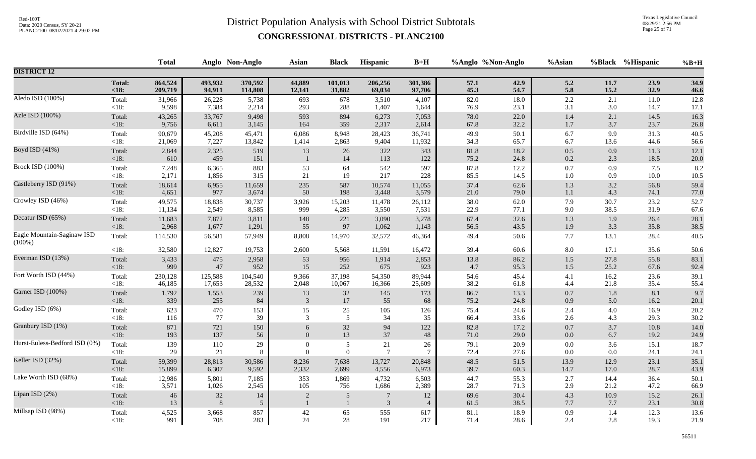# District Population Analysis with School District Subtotals

## CONGRESSIONAL DISTRICTS - PLANC2100

Red-160T
Data: 2020 Census, SY 20-21
PLANC2100 08/02/2021 4:29:02 PM

Texas Legislative Council
08/29/21 2:56 PM

| | | Total | Anglo | Non-Anglo | Asian | Black | Hispanic | B+H | %Anglo | %Non-Anglo | %Asian | %Black | %Hispanic | %B+H |
|---|---|---|---|---|---|---|---|---|---|---|---|---|---|---|
| **DISTRICT 12** | | | | | | | | | | | | | | |
| | **Total:** | **864,524** | **493,932** | **370,592** | **44,889** | **101,013** | **206,256** | **301,386** | **57.1** | **42.9** | **5.2** | **11.7** | **23.9** | **34.9** |
| | **<18:** | **209,719** | **94,911** | **114,808** | **12,141** | **31,882** | **69,034** | **97,706** | **45.3** | **54.7** | **5.8** | **15.2** | **32.9** | **46.6** |
| Aledo ISD (100%) | Total: | 31,966 | 26,228 | 5,738 | 693 | 678 | 3,510 | 4,107 | 82.0 | 18.0 | 2.2 | 2.1 | 11.0 | 12.8 |
| | <18: | 9,598 | 7,384 | 2,214 | 293 | 288 | 1,407 | 1,644 | 76.9 | 23.1 | 3.1 | 3.0 | 14.7 | 17.1 |
| Azle ISD (100%) | Total: | 43,265 | 33,767 | 9,498 | 593 | 894 | 6,273 | 7,053 | 78.0 | 22.0 | 1.4 | 2.1 | 14.5 | 16.3 |
| | <18: | 9,756 | 6,611 | 3,145 | 164 | 359 | 2,317 | 2,614 | 67.8 | 32.2 | 1.7 | 3.7 | 23.7 | 26.8 |
| Birdville ISD (64%) | Total: | 90,679 | 45,208 | 45,471 | 6,086 | 8,948 | 28,423 | 36,741 | 49.9 | 50.1 | 6.7 | 9.9 | 31.3 | 40.5 |
| | <18: | 21,069 | 7,227 | 13,842 | 1,414 | 2,863 | 9,404 | 11,932 | 34.3 | 65.7 | 6.7 | 13.6 | 44.6 | 56.6 |
| Boyd ISD (41%) | Total: | 2,844 | 2,325 | 519 | 13 | 26 | 322 | 343 | 81.8 | 18.2 | 0.5 | 0.9 | 11.3 | 12.1 |
| | <18: | 610 | 459 | 151 | 1 | 14 | 113 | 122 | 75.2 | 24.8 | 0.2 | 2.3 | 18.5 | 20.0 |
| Brock ISD (100%) | Total: | 7,248 | 6,365 | 883 | 53 | 64 | 542 | 597 | 87.8 | 12.2 | 0.7 | 0.9 | 7.5 | 8.2 |
| | <18: | 2,171 | 1,856 | 315 | 21 | 19 | 217 | 228 | 85.5 | 14.5 | 1.0 | 0.9 | 10.0 | 10.5 |
| Castleberry ISD (91%) | Total: | 18,614 | 6,955 | 11,659 | 235 | 587 | 10,574 | 11,055 | 37.4 | 62.6 | 1.3 | 3.2 | 56.8 | 59.4 |
| | <18: | 4,651 | 977 | 3,674 | 50 | 198 | 3,448 | 3,579 | 21.0 | 79.0 | 1.1 | 4.3 | 74.1 | 77.0 |
| Crowley ISD (46%) | Total: | 49,575 | 18,838 | 30,737 | 3,926 | 15,203 | 11,478 | 26,112 | 38.0 | 62.0 | 7.9 | 30.7 | 23.2 | 52.7 |
| | <18: | 11,134 | 2,549 | 8,585 | 999 | 4,285 | 3,550 | 7,531 | 22.9 | 77.1 | 9.0 | 38.5 | 31.9 | 67.6 |
| Decatur ISD (65%) | Total: | 11,683 | 7,872 | 3,811 | 148 | 221 | 3,090 | 3,278 | 67.4 | 32.6 | 1.3 | 1.9 | 26.4 | 28.1 |
| | <18: | 2,968 | 1,677 | 1,291 | 55 | 97 | 1,062 | 1,143 | 56.5 | 43.5 | 1.9 | 3.3 | 35.8 | 38.5 |
| Eagle Mountain-Saginaw ISD (100%) | Total: | 114,530 | 56,581 | 57,949 | 8,808 | 14,970 | 32,572 | 46,364 | 49.4 | 50.6 | 7.7 | 13.1 | 28.4 | 40.5 |
| | <18: | 32,580 | 12,827 | 19,753 | 2,600 | 5,568 | 11,591 | 16,472 | 39.4 | 60.6 | 8.0 | 17.1 | 35.6 | 50.6 |
| Everman ISD (13%) | Total: | 3,433 | 475 | 2,958 | 53 | 956 | 1,914 | 2,853 | 13.8 | 86.2 | 1.5 | 27.8 | 55.8 | 83.1 |
| | <18: | 999 | 47 | 952 | 15 | 252 | 675 | 923 | 4.7 | 95.3 | 1.5 | 25.2 | 67.6 | 92.4 |
| Fort Worth ISD (44%) | Total: | 230,128 | 125,588 | 104,540 | 9,366 | 37,198 | 54,350 | 89,944 | 54.6 | 45.4 | 4.1 | 16.2 | 23.6 | 39.1 |
| | <18: | 46,185 | 17,653 | 28,532 | 2,048 | 10,067 | 16,366 | 25,609 | 38.2 | 61.8 | 4.4 | 21.8 | 35.4 | 55.4 |
| Garner ISD (100%) | Total: | 1,792 | 1,553 | 239 | 13 | 32 | 145 | 173 | 86.7 | 13.3 | 0.7 | 1.8 | 8.1 | 9.7 |
| | <18: | 339 | 255 | 84 | 3 | 17 | 55 | 68 | 75.2 | 24.8 | 0.9 | 5.0 | 16.2 | 20.1 |
| Godley ISD (6%) | Total: | 623 | 470 | 153 | 15 | 25 | 105 | 126 | 75.4 | 24.6 | 2.4 | 4.0 | 16.9 | 20.2 |
| | <18: | 116 | 77 | 39 | 3 | 5 | 34 | 35 | 66.4 | 33.6 | 2.6 | 4.3 | 29.3 | 30.2 |
| Granbury ISD (1%) | Total: | 871 | 721 | 150 | 6 | 32 | 94 | 122 | 82.8 | 17.2 | 0.7 | 3.7 | 10.8 | 14.0 |
| | <18: | 193 | 137 | 56 | 0 | 13 | 37 | 48 | 71.0 | 29.0 | 0.0 | 6.7 | 19.2 | 24.9 |
| Hurst-Euless-Bedford ISD (0%) | Total: | 139 | 110 | 29 | 0 | 5 | 21 | 26 | 79.1 | 20.9 | 0.0 | 3.6 | 15.1 | 18.7 |
| | <18: | 29 | 21 | 8 | 0 | 0 | 7 | 7 | 72.4 | 27.6 | 0.0 | 0.0 | 24.1 | 24.1 |
| Keller ISD (32%) | Total: | 59,399 | 28,813 | 30,586 | 8,236 | 7,638 | 13,727 | 20,848 | 48.5 | 51.5 | 13.9 | 12.9 | 23.1 | 35.1 |
| | <18: | 15,899 | 6,307 | 9,592 | 2,332 | 2,699 | 4,556 | 6,973 | 39.7 | 60.3 | 14.7 | 17.0 | 28.7 | 43.9 |
| Lake Worth ISD (68%) | Total: | 12,986 | 5,801 | 7,185 | 353 | 1,869 | 4,732 | 6,503 | 44.7 | 55.3 | 2.7 | 14.4 | 36.4 | 50.1 |
| | <18: | 3,571 | 1,026 | 2,545 | 105 | 756 | 1,686 | 2,389 | 28.7 | 71.3 | 2.9 | 21.2 | 47.2 | 66.9 |
| Lipan ISD (2%) | Total: | 46 | 32 | 14 | 2 | 5 | 7 | 12 | 69.6 | 30.4 | 4.3 | 10.9 | 15.2 | 26.1 |
| | <18: | 13 | 8 | 5 | 1 | 1 | 3 | 4 | 61.5 | 38.5 | 7.7 | 7.7 | 23.1 | 30.8 |
| Millsap ISD (98%) | Total: | 4,525 | 3,668 | 857 | 42 | 65 | 555 | 617 | 81.1 | 18.9 | 0.9 | 1.4 | 12.3 | 13.6 |
| | <18: | 991 | 708 | 283 | 24 | 28 | 191 | 217 | 71.4 | 28.6 | 2.4 | 2.8 | 19.3 | 21.9 |

56511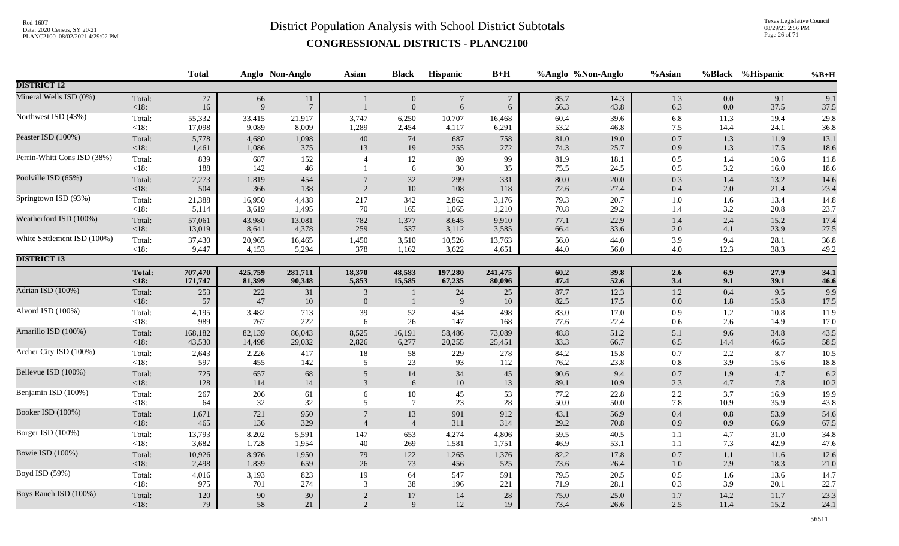# District Population Analysis with School District Subtotals

## CONGRESSIONAL DISTRICTS - PLANC2100

| | | Total | Anglo | Non-Anglo | Asian | Black | Hispanic | B+H | %Anglo | %Non-Anglo | %Asian | %Black | %Hispanic | %B+H |
|---|---|---|---|---|---|---|---|---|---|---|---|---|---|---|
| **DISTRICT 12** | | | | | | | | | | | | | | |
| Mineral Wells ISD (0%) | Total: | 77 | 66 | 11 | 1 | 0 | 7 | 7 | 85.7 | 14.3 | 1.3 | 0.0 | 9.1 | 9.1 |
| | <18: | 16 | 9 | 7 | 1 | 0 | 6 | 6 | 56.3 | 43.8 | 6.3 | 0.0 | 37.5 | 37.5 |
| Northwest ISD (43%) | Total: | 55,332 | 33,415 | 21,917 | 3,747 | 6,250 | 10,707 | 16,468 | 60.4 | 39.6 | 6.8 | 11.3 | 19.4 | 29.8 |
| | <18: | 17,098 | 9,089 | 8,009 | 1,289 | 2,454 | 4,117 | 6,291 | 53.2 | 46.8 | 7.5 | 14.4 | 24.1 | 36.8 |
| Peaster ISD (100%) | Total: | 5,778 | 4,680 | 1,098 | 40 | 74 | 687 | 758 | 81.0 | 19.0 | 0.7 | 1.3 | 11.9 | 13.1 |
| | <18: | 1,461 | 1,086 | 375 | 13 | 19 | 255 | 272 | 74.3 | 25.7 | 0.9 | 1.3 | 17.5 | 18.6 |
| Perrin-Whitt Cons ISD (38%) | Total: | 839 | 687 | 152 | 4 | 12 | 89 | 99 | 81.9 | 18.1 | 0.5 | 1.4 | 10.6 | 11.8 |
| | <18: | 188 | 142 | 46 | 1 | 6 | 30 | 35 | 75.5 | 24.5 | 0.5 | 3.2 | 16.0 | 18.6 |
| Poolville ISD (65%) | Total: | 2,273 | 1,819 | 454 | 7 | 32 | 299 | 331 | 80.0 | 20.0 | 0.3 | 1.4 | 13.2 | 14.6 |
| | <18: | 504 | 366 | 138 | 2 | 10 | 108 | 118 | 72.6 | 27.4 | 0.4 | 2.0 | 21.4 | 23.4 |
| Springtown ISD (93%) | Total: | 21,388 | 16,950 | 4,438 | 217 | 342 | 2,862 | 3,176 | 79.3 | 20.7 | 1.0 | 1.6 | 13.4 | 14.8 |
| | <18: | 5,114 | 3,619 | 1,495 | 70 | 165 | 1,065 | 1,210 | 70.8 | 29.2 | 1.4 | 3.2 | 20.8 | 23.7 |
| Weatherford ISD (100%) | Total: | 57,061 | 43,980 | 13,081 | 782 | 1,377 | 8,645 | 9,910 | 77.1 | 22.9 | 1.4 | 2.4 | 15.2 | 17.4 |
| | <18: | 13,019 | 8,641 | 4,378 | 259 | 537 | 3,112 | 3,585 | 66.4 | 33.6 | 2.0 | 4.1 | 23.9 | 27.5 |
| White Settlement ISD (100%) | Total: | 37,430 | 20,965 | 16,465 | 1,450 | 3,510 | 10,526 | 13,763 | 56.0 | 44.0 | 3.9 | 9.4 | 28.1 | 36.8 |
| | <18: | 9,447 | 4,153 | 5,294 | 378 | 1,162 | 3,622 | 4,651 | 44.0 | 56.0 | 4.0 | 12.3 | 38.3 | 49.2 |
| **DISTRICT 13** | | | | | | | | | | | | | | |
| | **Total:** | **707,470** | **425,759** | **281,711** | **18,370** | **48,583** | **197,280** | **241,475** | **60.2** | **39.8** | **2.6** | **6.9** | **27.9** | **34.1** |
| | **<18:** | **171,747** | **81,399** | **90,348** | **5,853** | **15,585** | **67,235** | **80,096** | **47.4** | **52.6** | **3.4** | **9.1** | **39.1** | **46.6** |
| Adrian ISD (100%) | Total: | 253 | 222 | 31 | 3 | 1 | 24 | 25 | 87.7 | 12.3 | 1.2 | 0.4 | 9.5 | 9.9 |
| | <18: | 57 | 47 | 10 | 0 | 1 | 9 | 10 | 82.5 | 17.5 | 0.0 | 1.8 | 15.8 | 17.5 |
| Alvord ISD (100%) | Total: | 4,195 | 3,482 | 713 | 39 | 52 | 454 | 498 | 83.0 | 17.0 | 0.9 | 1.2 | 10.8 | 11.9 |
| | <18: | 989 | 767 | 222 | 6 | 26 | 147 | 168 | 77.6 | 22.4 | 0.6 | 2.6 | 14.9 | 17.0 |
| Amarillo ISD (100%) | Total: | 168,182 | 82,139 | 86,043 | 8,525 | 16,191 | 58,486 | 73,089 | 48.8 | 51.2 | 5.1 | 9.6 | 34.8 | 43.5 |
| | <18: | 43,530 | 14,498 | 29,032 | 2,826 | 6,277 | 20,255 | 25,451 | 33.3 | 66.7 | 6.5 | 14.4 | 46.5 | 58.5 |
| Archer City ISD (100%) | Total: | 2,643 | 2,226 | 417 | 18 | 58 | 229 | 278 | 84.2 | 15.8 | 0.7 | 2.2 | 8.7 | 10.5 |
| | <18: | 597 | 455 | 142 | 5 | 23 | 93 | 112 | 76.2 | 23.8 | 0.8 | 3.9 | 15.6 | 18.8 |
| Bellevue ISD (100%) | Total: | 725 | 657 | 68 | 5 | 14 | 34 | 45 | 90.6 | 9.4 | 0.7 | 1.9 | 4.7 | 6.2 |
| | <18: | 128 | 114 | 14 | 3 | 6 | 10 | 13 | 89.1 | 10.9 | 2.3 | 4.7 | 7.8 | 10.2 |
| Benjamin ISD (100%) | Total: | 267 | 206 | 61 | 6 | 10 | 45 | 53 | 77.2 | 22.8 | 2.2 | 3.7 | 16.9 | 19.9 |
| | <18: | 64 | 32 | 32 | 5 | 7 | 23 | 28 | 50.0 | 50.0 | 7.8 | 10.9 | 35.9 | 43.8 |
| Booker ISD (100%) | Total: | 1,671 | 721 | 950 | 7 | 13 | 901 | 912 | 43.1 | 56.9 | 0.4 | 0.8 | 53.9 | 54.6 |
| | <18: | 465 | 136 | 329 | 4 | 4 | 311 | 314 | 29.2 | 70.8 | 0.9 | 0.9 | 66.9 | 67.5 |
| Borger ISD (100%) | Total: | 13,793 | 8,202 | 5,591 | 147 | 653 | 4,274 | 4,806 | 59.5 | 40.5 | 1.1 | 4.7 | 31.0 | 34.8 |
| | <18: | 3,682 | 1,728 | 1,954 | 40 | 269 | 1,581 | 1,751 | 46.9 | 53.1 | 1.1 | 7.3 | 42.9 | 47.6 |
| Bowie ISD (100%) | Total: | 10,926 | 8,976 | 1,950 | 79 | 122 | 1,265 | 1,376 | 82.2 | 17.8 | 0.7 | 1.1 | 11.6 | 12.6 |
| | <18: | 2,498 | 1,839 | 659 | 26 | 73 | 456 | 525 | 73.6 | 26.4 | 1.0 | 2.9 | 18.3 | 21.0 |
| Boyd ISD (59%) | Total: | 4,016 | 3,193 | 823 | 19 | 64 | 547 | 591 | 79.5 | 20.5 | 0.5 | 1.6 | 13.6 | 14.7 |
| | <18: | 975 | 701 | 274 | 3 | 38 | 196 | 221 | 71.9 | 28.1 | 0.3 | 3.9 | 20.1 | 22.7 |
| Boys Ranch ISD (100%) | Total: | 120 | 90 | 30 | 2 | 17 | 14 | 28 | 75.0 | 25.0 | 1.7 | 14.2 | 11.7 | 23.3 |
| | <18: | 79 | 58 | 21 | 2 | 9 | 12 | 19 | 73.4 | 26.6 | 2.5 | 11.4 | 15.2 | 24.1 |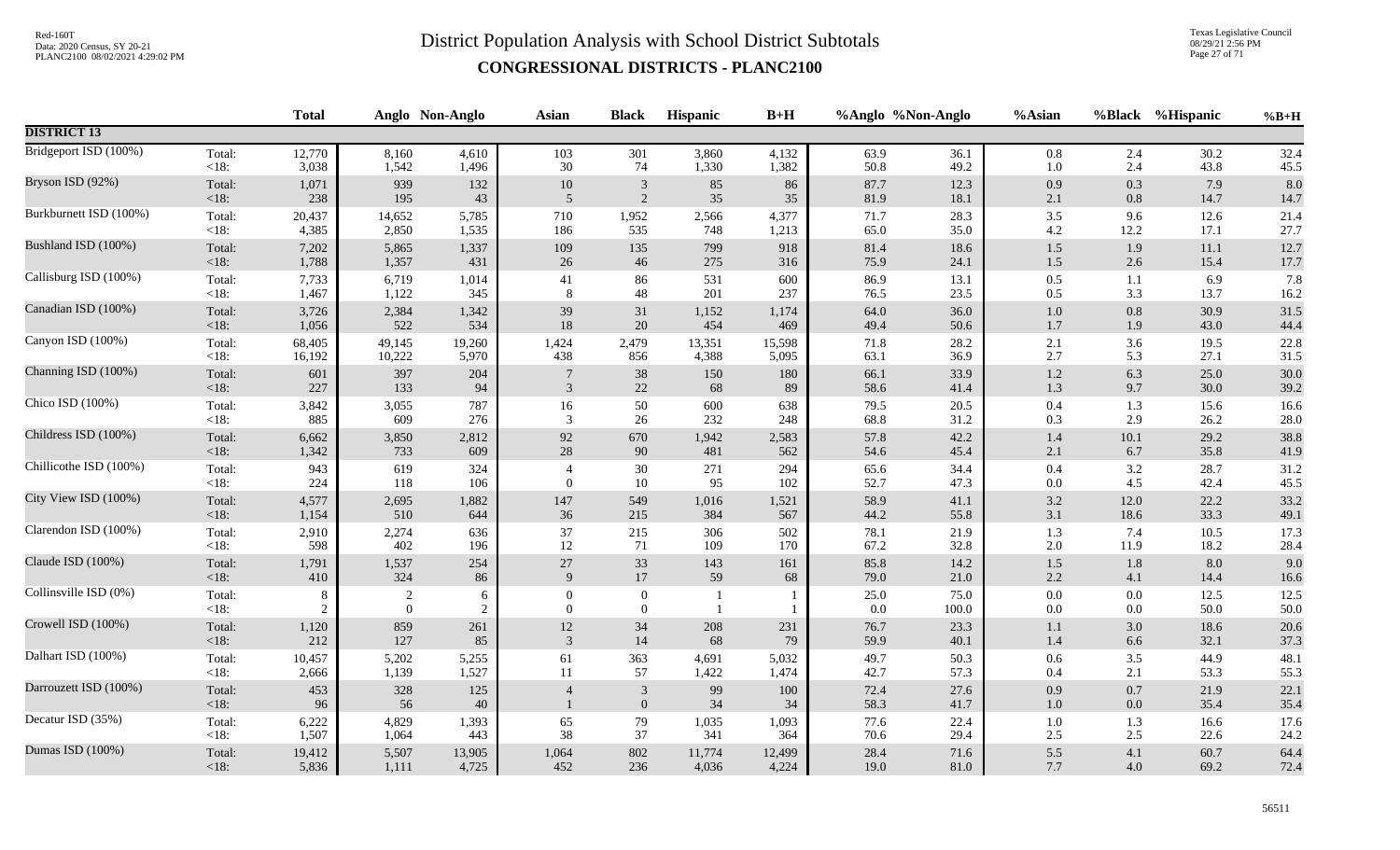# District Population Analysis with School District Subtotals

## CONGRESSIONAL DISTRICTS - PLANC2100

| | | Total | Anglo | Non-Anglo | Asian | Black | Hispanic | B+H | %Anglo | %Non-Anglo | %Asian | %Black | %Hispanic | %B+H |
|---|---|---|---|---|---|---|---|---|---|---|---|---|---|---|
| **DISTRICT 13** | | | | | | | | | | | | | | |
| Bridgeport ISD (100%) | Total: | 12,770 | 8,160 | 4,610 | 103 | 301 | 3,860 | 4,132 | 63.9 | 36.1 | 0.8 | 2.4 | 30.2 | 32.4 |
| | <18: | 3,038 | 1,542 | 1,496 | 30 | 74 | 1,330 | 1,382 | 50.8 | 49.2 | 1.0 | 2.4 | 43.8 | 45.5 |
| Bryson ISD (92%) | Total: | 1,071 | 939 | 132 | 10 | 3 | 85 | 86 | 87.7 | 12.3 | 0.9 | 0.3 | 7.9 | 8.0 |
| | <18: | 238 | 195 | 43 | 5 | 2 | 35 | 35 | 81.9 | 18.1 | 2.1 | 0.8 | 14.7 | 14.7 |
| Burkburnett ISD (100%) | Total: | 20,437 | 14,652 | 5,785 | 710 | 1,952 | 2,566 | 4,377 | 71.7 | 28.3 | 3.5 | 9.6 | 12.6 | 21.4 |
| | <18: | 4,385 | 2,850 | 1,535 | 186 | 535 | 748 | 1,213 | 65.0 | 35.0 | 4.2 | 12.2 | 17.1 | 27.7 |
| Bushland ISD (100%) | Total: | 7,202 | 5,865 | 1,337 | 109 | 135 | 799 | 918 | 81.4 | 18.6 | 1.5 | 1.9 | 11.1 | 12.7 |
| | <18: | 1,788 | 1,357 | 431 | 26 | 46 | 275 | 316 | 75.9 | 24.1 | 1.5 | 2.6 | 15.4 | 17.7 |
| Callisburg ISD (100%) | Total: | 7,733 | 6,719 | 1,014 | 41 | 86 | 531 | 600 | 86.9 | 13.1 | 0.5 | 1.1 | 6.9 | 7.8 |
| | <18: | 1,467 | 1,122 | 345 | 8 | 48 | 201 | 237 | 76.5 | 23.5 | 0.5 | 3.3 | 13.7 | 16.2 |
| Canadian ISD (100%) | Total: | 3,726 | 2,384 | 1,342 | 39 | 31 | 1,152 | 1,174 | 64.0 | 36.0 | 1.0 | 0.8 | 30.9 | 31.5 |
| | <18: | 1,056 | 522 | 534 | 18 | 20 | 454 | 469 | 49.4 | 50.6 | 1.7 | 1.9 | 43.0 | 44.4 |
| Canyon ISD (100%) | Total: | 68,405 | 49,145 | 19,260 | 1,424 | 2,479 | 13,351 | 15,598 | 71.8 | 28.2 | 2.1 | 3.6 | 19.5 | 22.8 |
| | <18: | 16,192 | 10,222 | 5,970 | 438 | 856 | 4,388 | 5,095 | 63.1 | 36.9 | 2.7 | 5.3 | 27.1 | 31.5 |
| Channing ISD (100%) | Total: | 601 | 397 | 204 | 7 | 38 | 150 | 180 | 66.1 | 33.9 | 1.2 | 6.3 | 25.0 | 30.0 |
| | <18: | 227 | 133 | 94 | 3 | 22 | 68 | 89 | 58.6 | 41.4 | 1.3 | 9.7 | 30.0 | 39.2 |
| Chico ISD (100%) | Total: | 3,842 | 3,055 | 787 | 16 | 50 | 600 | 638 | 79.5 | 20.5 | 0.4 | 1.3 | 15.6 | 16.6 |
| | <18: | 885 | 609 | 276 | 3 | 26 | 232 | 248 | 68.8 | 31.2 | 0.3 | 2.9 | 26.2 | 28.0 |
| Childress ISD (100%) | Total: | 6,662 | 3,850 | 2,812 | 92 | 670 | 1,942 | 2,583 | 57.8 | 42.2 | 1.4 | 10.1 | 29.2 | 38.8 |
| | <18: | 1,342 | 733 | 609 | 28 | 90 | 481 | 562 | 54.6 | 45.4 | 2.1 | 6.7 | 35.8 | 41.9 |
| Chillicothe ISD (100%) | Total: | 943 | 619 | 324 | 4 | 30 | 271 | 294 | 65.6 | 34.4 | 0.4 | 3.2 | 28.7 | 31.2 |
| | <18: | 224 | 118 | 106 | 0 | 10 | 95 | 102 | 52.7 | 47.3 | 0.0 | 4.5 | 42.4 | 45.5 |
| City View ISD (100%) | Total: | 4,577 | 2,695 | 1,882 | 147 | 549 | 1,016 | 1,521 | 58.9 | 41.1 | 3.2 | 12.0 | 22.2 | 33.2 |
| | <18: | 1,154 | 510 | 644 | 36 | 215 | 384 | 567 | 44.2 | 55.8 | 3.1 | 18.6 | 33.3 | 49.1 |
| Clarendon ISD (100%) | Total: | 2,910 | 2,274 | 636 | 37 | 215 | 306 | 502 | 78.1 | 21.9 | 1.3 | 7.4 | 10.5 | 17.3 |
| | <18: | 598 | 402 | 196 | 12 | 71 | 109 | 170 | 67.2 | 32.8 | 2.0 | 11.9 | 18.2 | 28.4 |
| Claude ISD (100%) | Total: | 1,791 | 1,537 | 254 | 27 | 33 | 143 | 161 | 85.8 | 14.2 | 1.5 | 1.8 | 8.0 | 9.0 |
| | <18: | 410 | 324 | 86 | 9 | 17 | 59 | 68 | 79.0 | 21.0 | 2.2 | 4.1 | 14.4 | 16.6 |
| Collinsville ISD (0%) | Total: | 8 | 2 | 6 | 0 | 0 | 1 | 1 | 25.0 | 75.0 | 0.0 | 0.0 | 12.5 | 12.5 |
| | <18: | 2 | 0 | 2 | 0 | 0 | 1 | 1 | 0.0 | 100.0 | 0.0 | 0.0 | 50.0 | 50.0 |
| Crowell ISD (100%) | Total: | 1,120 | 859 | 261 | 12 | 34 | 208 | 231 | 76.7 | 23.3 | 1.1 | 3.0 | 18.6 | 20.6 |
| | <18: | 212 | 127 | 85 | 3 | 14 | 68 | 79 | 59.9 | 40.1 | 1.4 | 6.6 | 32.1 | 37.3 |
| Dalhart ISD (100%) | Total: | 10,457 | 5,202 | 5,255 | 61 | 363 | 4,691 | 5,032 | 49.7 | 50.3 | 0.6 | 3.5 | 44.9 | 48.1 |
| | <18: | 2,666 | 1,139 | 1,527 | 11 | 57 | 1,422 | 1,474 | 42.7 | 57.3 | 0.4 | 2.1 | 53.3 | 55.3 |
| Darrouzett ISD (100%) | Total: | 453 | 328 | 125 | 4 | 3 | 99 | 100 | 72.4 | 27.6 | 0.9 | 0.7 | 21.9 | 22.1 |
| | <18: | 96 | 56 | 40 | 1 | 0 | 34 | 34 | 58.3 | 41.7 | 1.0 | 0.0 | 35.4 | 35.4 |
| Decatur ISD (35%) | Total: | 6,222 | 4,829 | 1,393 | 65 | 79 | 1,035 | 1,093 | 77.6 | 22.4 | 1.0 | 1.3 | 16.6 | 17.6 |
| | <18: | 1,507 | 1,064 | 443 | 38 | 37 | 341 | 364 | 70.6 | 29.4 | 2.5 | 2.5 | 22.6 | 24.2 |
| Dumas ISD (100%) | Total: | 19,412 | 5,507 | 13,905 | 1,064 | 802 | 11,774 | 12,499 | 28.4 | 71.6 | 5.5 | 4.1 | 60.7 | 64.4 |
| | <18: | 5,836 | 1,111 | 4,725 | 452 | 236 | 4,036 | 4,224 | 19.0 | 81.0 | 7.7 | 4.0 | 69.2 | 72.4 |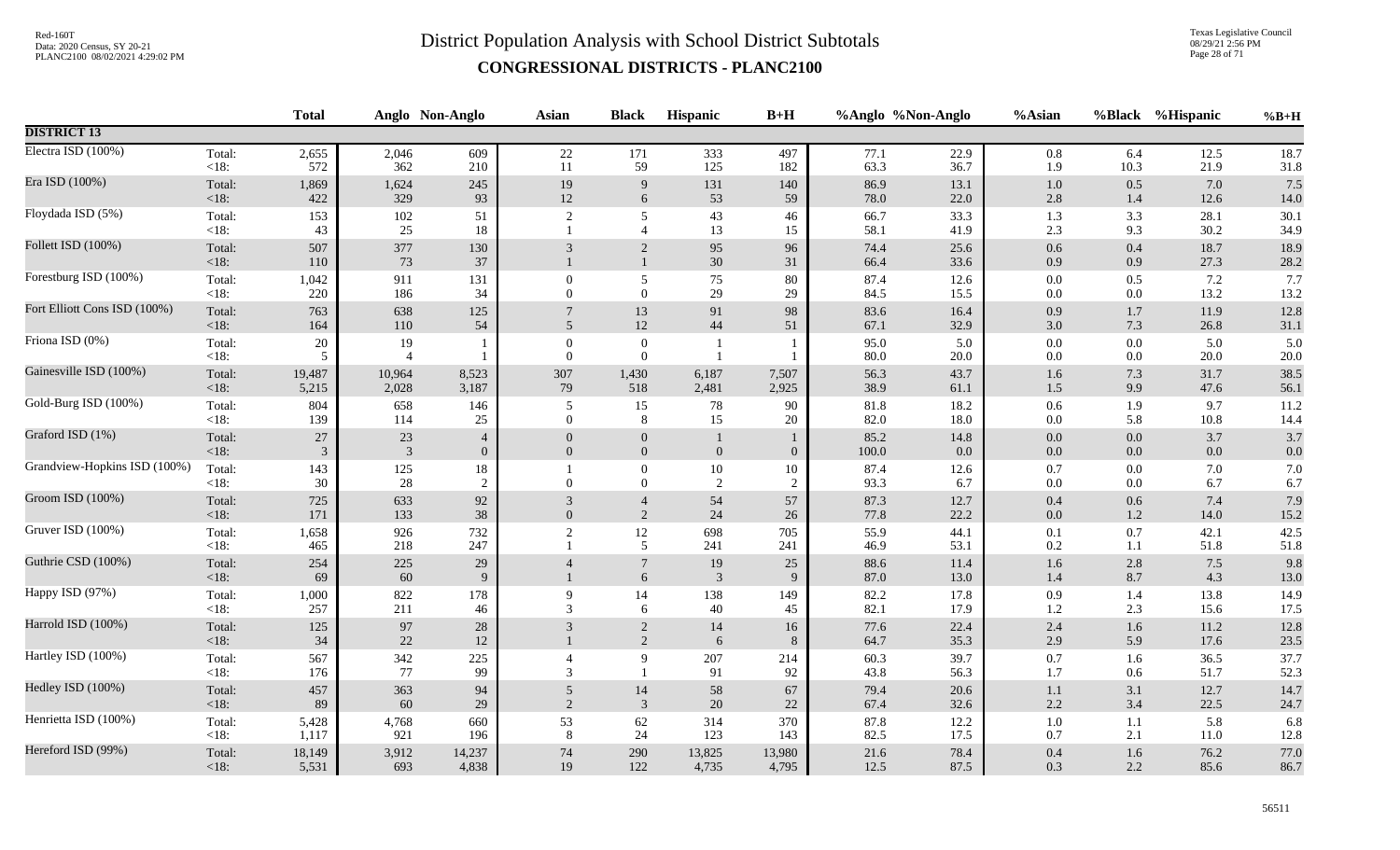# District Population Analysis with School District Subtotals

## CONGRESSIONAL DISTRICTS - PLANC2100

Red-160T
Data: 2020 Census, SY 20-21
PLANC2100 08/02/2021 4:29:02 PM

Texas Legislative Council
08/29/21 2:56 PM

| | | Total | Anglo | Non-Anglo | Asian | Black | Hispanic | B+H | %Anglo | %Non-Anglo | %Asian | %Black | %Hispanic | %B+H |
|---|---|---|---|---|---|---|---|---|---|---|---|---|---|---|
| **DISTRICT 13** | | | | | | | | | | | | | | |
| Electra ISD (100%) | Total: | 2,655 | 2,046 | 609 | 22 | 171 | 333 | 497 | 77.1 | 22.9 | 0.8 | 6.4 | 12.5 | 18.7 |
| | <18: | 572 | 362 | 210 | 11 | 59 | 125 | 182 | 63.3 | 36.7 | 1.9 | 10.3 | 21.9 | 31.8 |
| Era ISD (100%) | Total: | 1,869 | 1,624 | 245 | 19 | 9 | 131 | 140 | 86.9 | 13.1 | 1.0 | 0.5 | 7.0 | 7.5 |
| | <18: | 422 | 329 | 93 | 12 | 6 | 53 | 59 | 78.0 | 22.0 | 2.8 | 1.4 | 12.6 | 14.0 |
| Floydada ISD (5%) | Total: | 153 | 102 | 51 | 2 | 5 | 43 | 46 | 66.7 | 33.3 | 1.3 | 3.3 | 28.1 | 30.1 |
| | <18: | 43 | 25 | 18 | 1 | 4 | 13 | 15 | 58.1 | 41.9 | 2.3 | 9.3 | 30.2 | 34.9 |
| Follett ISD (100%) | Total: | 507 | 377 | 130 | 3 | 2 | 95 | 96 | 74.4 | 25.6 | 0.6 | 0.4 | 18.7 | 18.9 |
| | <18: | 110 | 73 | 37 | 1 | 1 | 30 | 31 | 66.4 | 33.6 | 0.9 | 0.9 | 27.3 | 28.2 |
| Forestburg ISD (100%) | Total: | 1,042 | 911 | 131 | 0 | 5 | 75 | 80 | 87.4 | 12.6 | 0.0 | 0.5 | 7.2 | 7.7 |
| | <18: | 220 | 186 | 34 | 0 | 0 | 29 | 29 | 84.5 | 15.5 | 0.0 | 0.0 | 13.2 | 13.2 |
| Fort Elliott Cons ISD (100%) | Total: | 763 | 638 | 125 | 7 | 13 | 91 | 98 | 83.6 | 16.4 | 0.9 | 1.7 | 11.9 | 12.8 |
| | <18: | 164 | 110 | 54 | 5 | 12 | 44 | 51 | 67.1 | 32.9 | 3.0 | 7.3 | 26.8 | 31.1 |
| Friona ISD (0%) | Total: | 20 | 19 | 1 | 0 | 0 | 1 | 1 | 95.0 | 5.0 | 0.0 | 0.0 | 5.0 | 5.0 |
| | <18: | 5 | 4 | 1 | 0 | 0 | 1 | 1 | 80.0 | 20.0 | 0.0 | 0.0 | 20.0 | 20.0 |
| Gainesville ISD (100%) | Total: | 19,487 | 10,964 | 8,523 | 307 | 1,430 | 6,187 | 7,507 | 56.3 | 43.7 | 1.6 | 7.3 | 31.7 | 38.5 |
| | <18: | 5,215 | 2,028 | 3,187 | 79 | 518 | 2,481 | 2,925 | 38.9 | 61.1 | 1.5 | 9.9 | 47.6 | 56.1 |
| Gold-Burg ISD (100%) | Total: | 804 | 658 | 146 | 5 | 15 | 78 | 90 | 81.8 | 18.2 | 0.6 | 1.9 | 9.7 | 11.2 |
| | <18: | 139 | 114 | 25 | 0 | 8 | 15 | 20 | 82.0 | 18.0 | 0.0 | 5.8 | 10.8 | 14.4 |
| Graford ISD (1%) | Total: | 27 | 23 | 4 | 0 | 0 | 1 | 1 | 85.2 | 14.8 | 0.0 | 0.0 | 3.7 | 3.7 |
| | <18: | 3 | 3 | 0 | 0 | 0 | 0 | 0 | 100.0 | 0.0 | 0.0 | 0.0 | 0.0 | 0.0 |
| Grandview-Hopkins ISD (100%) | Total: | 143 | 125 | 18 | 1 | 0 | 10 | 10 | 87.4 | 12.6 | 0.7 | 0.0 | 7.0 | 7.0 |
| | <18: | 30 | 28 | 2 | 0 | 0 | 2 | 2 | 93.3 | 6.7 | 0.0 | 0.0 | 6.7 | 6.7 |
| Groom ISD (100%) | Total: | 725 | 633 | 92 | 3 | 4 | 54 | 57 | 87.3 | 12.7 | 0.4 | 0.6 | 7.4 | 7.9 |
| | <18: | 171 | 133 | 38 | 0 | 2 | 24 | 26 | 77.8 | 22.2 | 0.0 | 1.2 | 14.0 | 15.2 |
| Gruver ISD (100%) | Total: | 1,658 | 926 | 732 | 2 | 12 | 698 | 705 | 55.9 | 44.1 | 0.1 | 0.7 | 42.1 | 42.5 |
| | <18: | 465 | 218 | 247 | 1 | 5 | 241 | 241 | 46.9 | 53.1 | 0.2 | 1.1 | 51.8 | 51.8 |
| Guthrie CSD (100%) | Total: | 254 | 225 | 29 | 4 | 7 | 19 | 25 | 88.6 | 11.4 | 1.6 | 2.8 | 7.5 | 9.8 |
| | <18: | 69 | 60 | 9 | 1 | 6 | 3 | 9 | 87.0 | 13.0 | 1.4 | 8.7 | 4.3 | 13.0 |
| Happy ISD (97%) | Total: | 1,000 | 822 | 178 | 9 | 14 | 138 | 149 | 82.2 | 17.8 | 0.9 | 1.4 | 13.8 | 14.9 |
| | <18: | 257 | 211 | 46 | 3 | 6 | 40 | 45 | 82.1 | 17.9 | 1.2 | 2.3 | 15.6 | 17.5 |
| Harrold ISD (100%) | Total: | 125 | 97 | 28 | 3 | 2 | 14 | 16 | 77.6 | 22.4 | 2.4 | 1.6 | 11.2 | 12.8 |
| | <18: | 34 | 22 | 12 | 1 | 2 | 6 | 8 | 64.7 | 35.3 | 2.9 | 5.9 | 17.6 | 23.5 |
| Hartley ISD (100%) | Total: | 567 | 342 | 225 | 4 | 9 | 207 | 214 | 60.3 | 39.7 | 0.7 | 1.6 | 36.5 | 37.7 |
| | <18: | 176 | 77 | 99 | 3 | 1 | 91 | 92 | 43.8 | 56.3 | 1.7 | 0.6 | 51.7 | 52.3 |
| Hedley ISD (100%) | Total: | 457 | 363 | 94 | 5 | 14 | 58 | 67 | 79.4 | 20.6 | 1.1 | 3.1 | 12.7 | 14.7 |
| | <18: | 89 | 60 | 29 | 2 | 3 | 20 | 22 | 67.4 | 32.6 | 2.2 | 3.4 | 22.5 | 24.7 |
| Henrietta ISD (100%) | Total: | 5,428 | 4,768 | 660 | 53 | 62 | 314 | 370 | 87.8 | 12.2 | 1.0 | 1.1 | 5.8 | 6.8 |
| | <18: | 1,117 | 921 | 196 | 8 | 24 | 123 | 143 | 82.5 | 17.5 | 0.7 | 2.1 | 11.0 | 12.8 |
| Hereford ISD (99%) | Total: | 18,149 | 3,912 | 14,237 | 74 | 290 | 13,825 | 13,980 | 21.6 | 78.4 | 0.4 | 1.6 | 76.2 | 77.0 |
| | <18: | 5,531 | 693 | 4,838 | 19 | 122 | 4,735 | 4,795 | 12.5 | 87.5 | 0.3 | 2.2 | 85.6 | 86.7 |

56511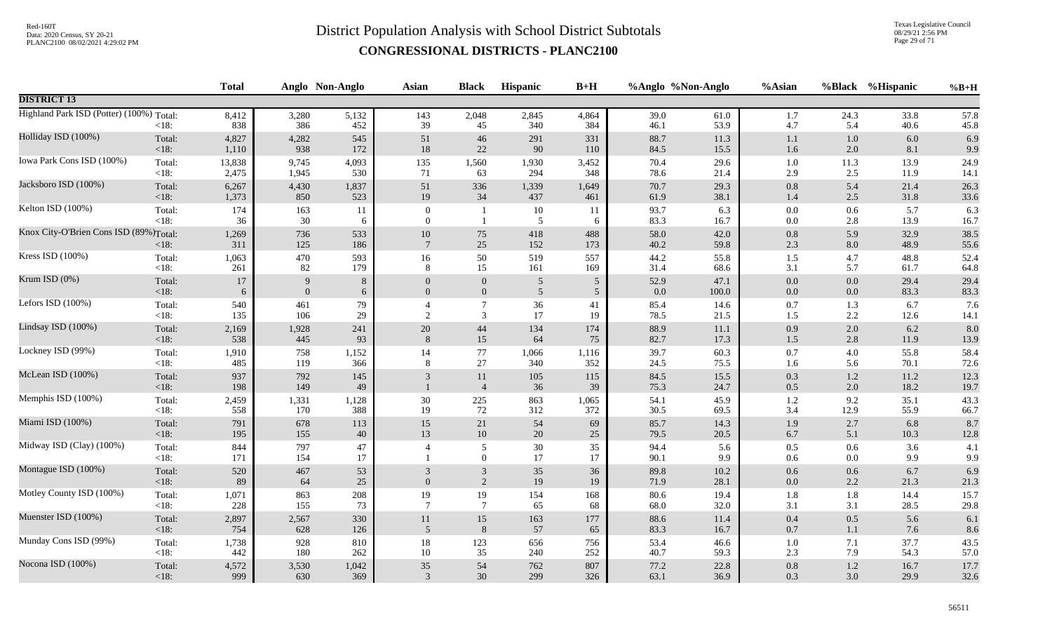# District Population Analysis with School District Subtotals

## CONGRESSIONAL DISTRICTS - PLANC2100

| | | Total | Anglo | Non-Anglo | Asian | Black | Hispanic | B+H | %Anglo | %Non-Anglo | %Asian | %Black | %Hispanic | %B+H |
|---|---|---|---|---|---|---|---|---|---|---|---|---|---|---|
| **DISTRICT 13** | | | | | | | | | | | | | | |
| Highland Park ISD (Potter) (100%) | Total: | 8,412 | 3,280 | 5,132 | 143 | 2,048 | 2,845 | 4,864 | 39.0 | 61.0 | 1.7 | 24.3 | 33.8 | 57.8 |
| | <18: | 838 | 386 | 452 | 39 | 45 | 340 | 384 | 46.1 | 53.9 | 4.7 | 5.4 | 40.6 | 45.8 |
| Holliday ISD (100%) | Total: | 4,827 | 4,282 | 545 | 51 | 46 | 291 | 331 | 88.7 | 11.3 | 1.1 | 1.0 | 6.0 | 6.9 |
| | <18: | 1,110 | 938 | 172 | 18 | 22 | 90 | 110 | 84.5 | 15.5 | 1.6 | 2.0 | 8.1 | 9.9 |
| Iowa Park Cons ISD (100%) | Total: | 13,838 | 9,745 | 4,093 | 135 | 1,560 | 1,930 | 3,452 | 70.4 | 29.6 | 1.0 | 11.3 | 13.9 | 24.9 |
| | <18: | 2,475 | 1,945 | 530 | 71 | 63 | 294 | 348 | 78.6 | 21.4 | 2.9 | 2.5 | 11.9 | 14.1 |
| Jacksboro ISD (100%) | Total: | 6,267 | 4,430 | 1,837 | 51 | 336 | 1,339 | 1,649 | 70.7 | 29.3 | 0.8 | 5.4 | 21.4 | 26.3 |
| | <18: | 1,373 | 850 | 523 | 19 | 34 | 437 | 461 | 61.9 | 38.1 | 1.4 | 2.5 | 31.8 | 33.6 |
| Kelton ISD (100%) | Total: | 174 | 163 | 11 | 0 | 1 | 10 | 11 | 93.7 | 6.3 | 0.0 | 0.6 | 5.7 | 6.3 |
| | <18: | 36 | 30 | 6 | 0 | 1 | 5 | 6 | 83.3 | 16.7 | 0.0 | 2.8 | 13.9 | 16.7 |
| Knox City-O'Brien Cons ISD (89%) | Total: | 1,269 | 736 | 533 | 10 | 75 | 418 | 488 | 58.0 | 42.0 | 0.8 | 5.9 | 32.9 | 38.5 |
| | <18: | 311 | 125 | 186 | 7 | 25 | 152 | 173 | 40.2 | 59.8 | 2.3 | 8.0 | 48.9 | 55.6 |
| Kress ISD (100%) | Total: | 1,063 | 470 | 593 | 16 | 50 | 519 | 557 | 44.2 | 55.8 | 1.5 | 4.7 | 48.8 | 52.4 |
| | <18: | 261 | 82 | 179 | 8 | 15 | 161 | 169 | 31.4 | 68.6 | 3.1 | 5.7 | 61.7 | 64.8 |
| Krum ISD (0%) | Total: | 17 | 9 | 8 | 0 | 0 | 5 | 5 | 52.9 | 47.1 | 0.0 | 0.0 | 29.4 | 29.4 |
| | <18: | 6 | 0 | 6 | 0 | 0 | 5 | 5 | 0.0 | 100.0 | 0.0 | 0.0 | 83.3 | 83.3 |
| Lefors ISD (100%) | Total: | 540 | 461 | 79 | 4 | 7 | 36 | 41 | 85.4 | 14.6 | 0.7 | 1.3 | 6.7 | 7.6 |
| | <18: | 135 | 106 | 29 | 2 | 3 | 17 | 19 | 78.5 | 21.5 | 1.5 | 2.2 | 12.6 | 14.1 |
| Lindsay ISD (100%) | Total: | 2,169 | 1,928 | 241 | 20 | 44 | 134 | 174 | 88.9 | 11.1 | 0.9 | 2.0 | 6.2 | 8.0 |
| | <18: | 538 | 445 | 93 | 8 | 15 | 64 | 75 | 82.7 | 17.3 | 1.5 | 2.8 | 11.9 | 13.9 |
| Lockney ISD (99%) | Total: | 1,910 | 758 | 1,152 | 14 | 77 | 1,066 | 1,116 | 39.7 | 60.3 | 0.7 | 4.0 | 55.8 | 58.4 |
| | <18: | 485 | 119 | 366 | 8 | 27 | 340 | 352 | 24.5 | 75.5 | 1.6 | 5.6 | 70.1 | 72.6 |
| McLean ISD (100%) | Total: | 937 | 792 | 145 | 3 | 11 | 105 | 115 | 84.5 | 15.5 | 0.3 | 1.2 | 11.2 | 12.3 |
| | <18: | 198 | 149 | 49 | 1 | 4 | 36 | 39 | 75.3 | 24.7 | 0.5 | 2.0 | 18.2 | 19.7 |
| Memphis ISD (100%) | Total: | 2,459 | 1,331 | 1,128 | 30 | 225 | 863 | 1,065 | 54.1 | 45.9 | 1.2 | 9.2 | 35.1 | 43.3 |
| | <18: | 558 | 170 | 388 | 19 | 72 | 312 | 372 | 30.5 | 69.5 | 3.4 | 12.9 | 55.9 | 66.7 |
| Miami ISD (100%) | Total: | 791 | 678 | 113 | 15 | 21 | 54 | 69 | 85.7 | 14.3 | 1.9 | 2.7 | 6.8 | 8.7 |
| | <18: | 195 | 155 | 40 | 13 | 10 | 20 | 25 | 79.5 | 20.5 | 6.7 | 5.1 | 10.3 | 12.8 |
| Midway ISD (Clay) (100%) | Total: | 844 | 797 | 47 | 4 | 5 | 30 | 35 | 94.4 | 5.6 | 0.5 | 0.6 | 3.6 | 4.1 |
| | <18: | 171 | 154 | 17 | 1 | 0 | 17 | 17 | 90.1 | 9.9 | 0.6 | 0.0 | 9.9 | 9.9 |
| Montague ISD (100%) | Total: | 520 | 467 | 53 | 3 | 3 | 35 | 36 | 89.8 | 10.2 | 0.6 | 0.6 | 6.7 | 6.9 |
| | <18: | 89 | 64 | 25 | 0 | 2 | 19 | 19 | 71.9 | 28.1 | 0.0 | 2.2 | 21.3 | 21.3 |
| Motley County ISD (100%) | Total: | 1,071 | 863 | 208 | 19 | 19 | 154 | 168 | 80.6 | 19.4 | 1.8 | 1.8 | 14.4 | 15.7 |
| | <18: | 228 | 155 | 73 | 7 | 7 | 65 | 68 | 68.0 | 32.0 | 3.1 | 3.1 | 28.5 | 29.8 |
| Muenster ISD (100%) | Total: | 2,897 | 2,567 | 330 | 11 | 15 | 163 | 177 | 88.6 | 11.4 | 0.4 | 0.5 | 5.6 | 6.1 |
| | <18: | 754 | 628 | 126 | 5 | 8 | 57 | 65 | 83.3 | 16.7 | 0.7 | 1.1 | 7.6 | 8.6 |
| Munday Cons ISD (99%) | Total: | 1,738 | 928 | 810 | 18 | 123 | 656 | 756 | 53.4 | 46.6 | 1.0 | 7.1 | 37.7 | 43.5 |
| | <18: | 442 | 180 | 262 | 10 | 35 | 240 | 252 | 40.7 | 59.3 | 2.3 | 7.9 | 54.3 | 57.0 |
| Nocona ISD (100%) | Total: | 4,572 | 3,530 | 1,042 | 35 | 54 | 762 | 807 | 77.2 | 22.8 | 0.8 | 1.2 | 16.7 | 17.7 |
| | <18: | 999 | 630 | 369 | 3 | 30 | 299 | 326 | 63.1 | 36.9 | 0.3 | 3.0 | 29.9 | 32.6 |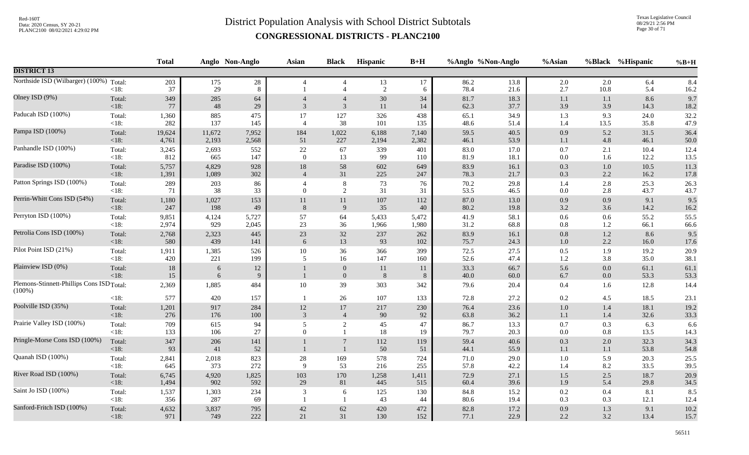# District Population Analysis with School District Subtotals

## CONGRESSIONAL DISTRICTS - PLANC2100

| | | Total | Anglo | Non-Anglo | Asian | Black | Hispanic | B+H | %Anglo | %Non-Anglo | %Asian | %Black | %Hispanic | %B+H |
|---|---|---|---|---|---|---|---|---|---|---|---|---|---|---|
| **DISTRICT 13** | | | | | | | | | | | | | | |
| Northside ISD (Wilbarger) (100%) | Total: | 203 | 175 | 28 | 4 | 4 | 13 | 17 | 86.2 | 13.8 | 2.0 | 2.0 | 6.4 | 8.4 |
| | <18: | 37 | 29 | 8 | 1 | 4 | 2 | 6 | 78.4 | 21.6 | 2.7 | 10.8 | 5.4 | 16.2 |
| Olney ISD (9%) | Total: | 349 | 285 | 64 | 4 | 4 | 30 | 34 | 81.7 | 18.3 | 1.1 | 1.1 | 8.6 | 9.7 |
| | <18: | 77 | 48 | 29 | 3 | 3 | 11 | 14 | 62.3 | 37.7 | 3.9 | 3.9 | 14.3 | 18.2 |
| Paducah ISD (100%) | Total: | 1,360 | 885 | 475 | 17 | 127 | 326 | 438 | 65.1 | 34.9 | 1.3 | 9.3 | 24.0 | 32.2 |
| | <18: | 282 | 137 | 145 | 4 | 38 | 101 | 135 | 48.6 | 51.4 | 1.4 | 13.5 | 35.8 | 47.9 |
| Pampa ISD (100%) | Total: | 19,624 | 11,672 | 7,952 | 184 | 1,022 | 6,188 | 7,140 | 59.5 | 40.5 | 0.9 | 5.2 | 31.5 | 36.4 |
| | <18: | 4,761 | 2,193 | 2,568 | 51 | 227 | 2,194 | 2,382 | 46.1 | 53.9 | 1.1 | 4.8 | 46.1 | 50.0 |
| Panhandle ISD (100%) | Total: | 3,245 | 2,693 | 552 | 22 | 67 | 339 | 401 | 83.0 | 17.0 | 0.7 | 2.1 | 10.4 | 12.4 |
| | <18: | 812 | 665 | 147 | 0 | 13 | 99 | 110 | 81.9 | 18.1 | 0.0 | 1.6 | 12.2 | 13.5 |
| Paradise ISD (100%) | Total: | 5,757 | 4,829 | 928 | 18 | 58 | 602 | 649 | 83.9 | 16.1 | 0.3 | 1.0 | 10.5 | 11.3 |
| | <18: | 1,391 | 1,089 | 302 | 4 | 31 | 225 | 247 | 78.3 | 21.7 | 0.3 | 2.2 | 16.2 | 17.8 |
| Patton Springs ISD (100%) | Total: | 289 | 203 | 86 | 4 | 8 | 73 | 76 | 70.2 | 29.8 | 1.4 | 2.8 | 25.3 | 26.3 |
| | <18: | 71 | 38 | 33 | 0 | 2 | 31 | 31 | 53.5 | 46.5 | 0.0 | 2.8 | 43.7 | 43.7 |
| Perrin-Whitt Cons ISD (54%) | Total: | 1,180 | 1,027 | 153 | 11 | 11 | 107 | 112 | 87.0 | 13.0 | 0.9 | 0.9 | 9.1 | 9.5 |
| | <18: | 247 | 198 | 49 | 8 | 9 | 35 | 40 | 80.2 | 19.8 | 3.2 | 3.6 | 14.2 | 16.2 |
| Perryton ISD (100%) | Total: | 9,851 | 4,124 | 5,727 | 57 | 64 | 5,433 | 5,472 | 41.9 | 58.1 | 0.6 | 0.6 | 55.2 | 55.5 |
| | <18: | 2,974 | 929 | 2,045 | 23 | 36 | 1,966 | 1,980 | 31.2 | 68.8 | 0.8 | 1.2 | 66.1 | 66.6 |
| Petrolia Cons ISD (100%) | Total: | 2,768 | 2,323 | 445 | 23 | 32 | 237 | 262 | 83.9 | 16.1 | 0.8 | 1.2 | 8.6 | 9.5 |
| | <18: | 580 | 439 | 141 | 6 | 13 | 93 | 102 | 75.7 | 24.3 | 1.0 | 2.2 | 16.0 | 17.6 |
| Pilot Point ISD (21%) | Total: | 1,911 | 1,385 | 526 | 10 | 36 | 366 | 399 | 72.5 | 27.5 | 0.5 | 1.9 | 19.2 | 20.9 |
| | <18: | 420 | 221 | 199 | 5 | 16 | 147 | 160 | 52.6 | 47.4 | 1.2 | 3.8 | 35.0 | 38.1 |
| Plainview ISD (0%) | Total: | 18 | 6 | 12 | 1 | 0 | 11 | 11 | 33.3 | 66.7 | 5.6 | 0.0 | 61.1 | 61.1 |
| | <18: | 15 | 6 | 9 | 1 | 0 | 8 | 8 | 40.0 | 60.0 | 6.7 | 0.0 | 53.3 | 53.3 |
| Plemons-Stinnett-Phillips Cons ISD (100%) | Total: | 2,369 | 1,885 | 484 | 10 | 39 | 303 | 342 | 79.6 | 20.4 | 0.4 | 1.6 | 12.8 | 14.4 |
| | <18: | 577 | 420 | 157 | 1 | 26 | 107 | 133 | 72.8 | 27.2 | 0.2 | 4.5 | 18.5 | 23.1 |
| Poolville ISD (35%) | Total: | 1,201 | 917 | 284 | 12 | 17 | 217 | 230 | 76.4 | 23.6 | 1.0 | 1.4 | 18.1 | 19.2 |
| | <18: | 276 | 176 | 100 | 3 | 4 | 90 | 92 | 63.8 | 36.2 | 1.1 | 1.4 | 32.6 | 33.3 |
| Prairie Valley ISD (100%) | Total: | 709 | 615 | 94 | 5 | 2 | 45 | 47 | 86.7 | 13.3 | 0.7 | 0.3 | 6.3 | 6.6 |
| | <18: | 133 | 106 | 27 | 0 | 1 | 18 | 19 | 79.7 | 20.3 | 0.0 | 0.8 | 13.5 | 14.3 |
| Pringle-Morse Cons ISD (100%) | Total: | 347 | 206 | 141 | 1 | 7 | 112 | 119 | 59.4 | 40.6 | 0.3 | 2.0 | 32.3 | 34.3 |
| | <18: | 93 | 41 | 52 | 1 | 1 | 50 | 51 | 44.1 | 55.9 | 1.1 | 1.1 | 53.8 | 54.8 |
| Quanah ISD (100%) | Total: | 2,841 | 2,018 | 823 | 28 | 169 | 578 | 724 | 71.0 | 29.0 | 1.0 | 5.9 | 20.3 | 25.5 |
| | <18: | 645 | 373 | 272 | 9 | 53 | 216 | 255 | 57.8 | 42.2 | 1.4 | 8.2 | 33.5 | 39.5 |
| River Road ISD (100%) | Total: | 6,745 | 4,920 | 1,825 | 103 | 170 | 1,258 | 1,411 | 72.9 | 27.1 | 1.5 | 2.5 | 18.7 | 20.9 |
| | <18: | 1,494 | 902 | 592 | 29 | 81 | 445 | 515 | 60.4 | 39.6 | 1.9 | 5.4 | 29.8 | 34.5 |
| Saint Jo ISD (100%) | Total: | 1,537 | 1,303 | 234 | 3 | 6 | 125 | 130 | 84.8 | 15.2 | 0.2 | 0.4 | 8.1 | 8.5 |
| | <18: | 356 | 287 | 69 | 1 | 1 | 43 | 44 | 80.6 | 19.4 | 0.3 | 0.3 | 12.1 | 12.4 |
| Sanford-Fritch ISD (100%) | Total: | 4,632 | 3,837 | 795 | 42 | 62 | 420 | 472 | 82.8 | 17.2 | 0.9 | 1.3 | 9.1 | 10.2 |
| | <18: | 971 | 749 | 222 | 21 | 31 | 130 | 152 | 77.1 | 22.9 | 2.2 | 3.2 | 13.4 | 15.7 |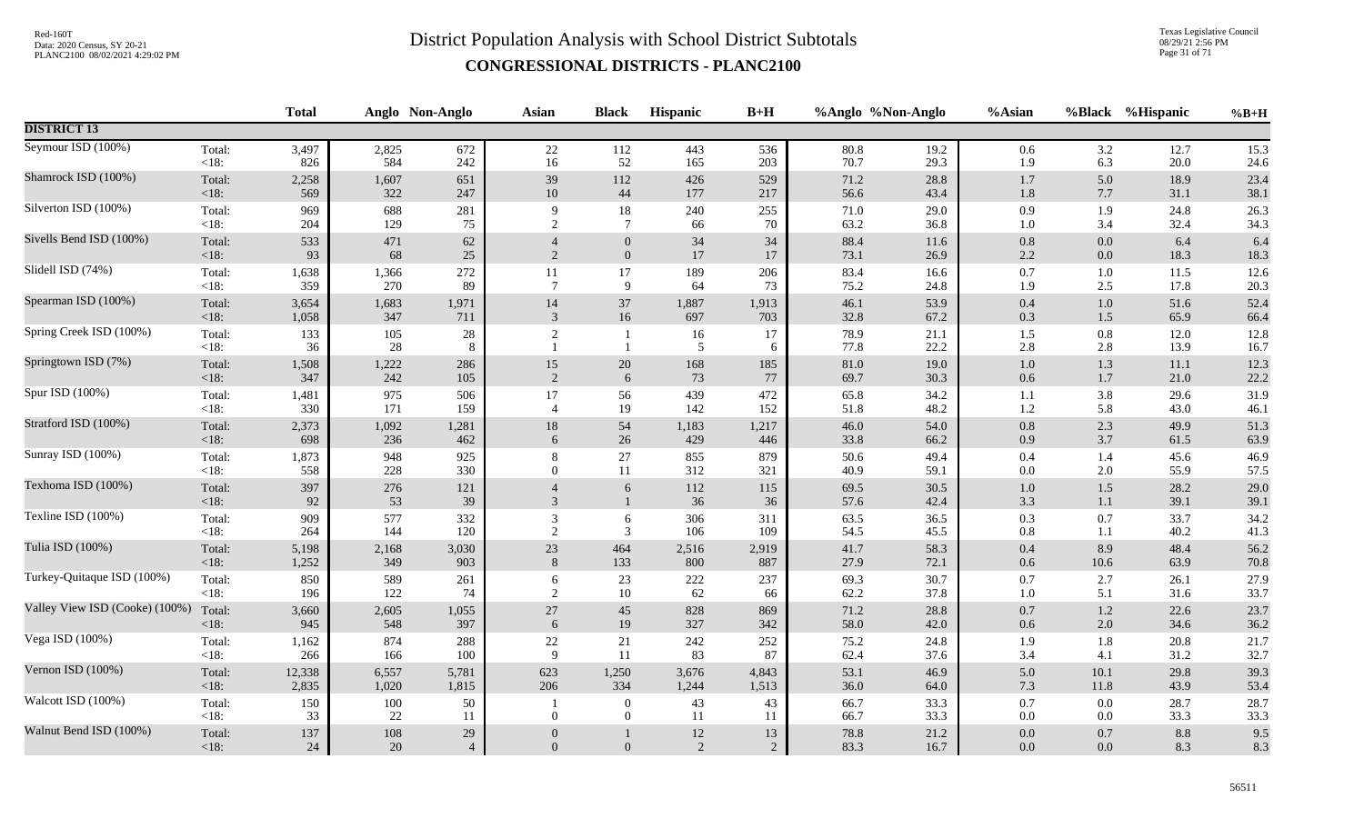# District Population Analysis with School District Subtotals

## CONGRESSIONAL DISTRICTS - PLANC2100

|  |  | Total | Anglo | Non-Anglo | Asian | Black | Hispanic | B+H | %Anglo | %Non-Anglo | %Asian | %Black | %Hispanic | %B+H |
|---|---|---|---|---|---|---|---|---|---|---|---|---|---|---|
| **DISTRICT 13** |  |  |  |  |  |  |  |  |  |  |  |  |  |  |
| Seymour ISD (100%) | Total: | 3,497 | 2,825 | 672 | 22 | 112 | 443 | 536 | 80.8 | 19.2 | 0.6 | 3.2 | 12.7 | 15.3 |
|  | <18: | 826 | 584 | 242 | 16 | 52 | 165 | 203 | 70.7 | 29.3 | 1.9 | 6.3 | 20.0 | 24.6 |
| Shamrock ISD (100%) | Total: | 2,258 | 1,607 | 651 | 39 | 112 | 426 | 529 | 71.2 | 28.8 | 1.7 | 5.0 | 18.9 | 23.4 |
|  | <18: | 569 | 322 | 247 | 10 | 44 | 177 | 217 | 56.6 | 43.4 | 1.8 | 7.7 | 31.1 | 38.1 |
| Silverton ISD (100%) | Total: | 969 | 688 | 281 | 9 | 18 | 240 | 255 | 71.0 | 29.0 | 0.9 | 1.9 | 24.8 | 26.3 |
|  | <18: | 204 | 129 | 75 | 2 | 7 | 66 | 70 | 63.2 | 36.8 | 1.0 | 3.4 | 32.4 | 34.3 |
| Sivells Bend ISD (100%) | Total: | 533 | 471 | 62 | 4 | 0 | 34 | 34 | 88.4 | 11.6 | 0.8 | 0.0 | 6.4 | 6.4 |
|  | <18: | 93 | 68 | 25 | 2 | 0 | 17 | 17 | 73.1 | 26.9 | 2.2 | 0.0 | 18.3 | 18.3 |
| Slidell ISD (74%) | Total: | 1,638 | 1,366 | 272 | 11 | 17 | 189 | 206 | 83.4 | 16.6 | 0.7 | 1.0 | 11.5 | 12.6 |
|  | <18: | 359 | 270 | 89 | 7 | 9 | 64 | 73 | 75.2 | 24.8 | 1.9 | 2.5 | 17.8 | 20.3 |
| Spearman ISD (100%) | Total: | 3,654 | 1,683 | 1,971 | 14 | 37 | 1,887 | 1,913 | 46.1 | 53.9 | 0.4 | 1.0 | 51.6 | 52.4 |
|  | <18: | 1,058 | 347 | 711 | 3 | 16 | 697 | 703 | 32.8 | 67.2 | 0.3 | 1.5 | 65.9 | 66.4 |
| Spring Creek ISD (100%) | Total: | 133 | 105 | 28 | 2 | 1 | 16 | 17 | 78.9 | 21.1 | 1.5 | 0.8 | 12.0 | 12.8 |
|  | <18: | 36 | 28 | 8 | 1 | 1 | 5 | 6 | 77.8 | 22.2 | 2.8 | 2.8 | 13.9 | 16.7 |
| Springtown ISD (7%) | Total: | 1,508 | 1,222 | 286 | 15 | 20 | 168 | 185 | 81.0 | 19.0 | 1.0 | 1.3 | 11.1 | 12.3 |
|  | <18: | 347 | 242 | 105 | 2 | 6 | 73 | 77 | 69.7 | 30.3 | 0.6 | 1.7 | 21.0 | 22.2 |
| Spur ISD (100%) | Total: | 1,481 | 975 | 506 | 17 | 56 | 439 | 472 | 65.8 | 34.2 | 1.1 | 3.8 | 29.6 | 31.9 |
|  | <18: | 330 | 171 | 159 | 4 | 19 | 142 | 152 | 51.8 | 48.2 | 1.2 | 5.8 | 43.0 | 46.1 |
| Stratford ISD (100%) | Total: | 2,373 | 1,092 | 1,281 | 18 | 54 | 1,183 | 1,217 | 46.0 | 54.0 | 0.8 | 2.3 | 49.9 | 51.3 |
|  | <18: | 698 | 236 | 462 | 6 | 26 | 429 | 446 | 33.8 | 66.2 | 0.9 | 3.7 | 61.5 | 63.9 |
| Sunray ISD (100%) | Total: | 1,873 | 948 | 925 | 8 | 27 | 855 | 879 | 50.6 | 49.4 | 0.4 | 1.4 | 45.6 | 46.9 |
|  | <18: | 558 | 228 | 330 | 0 | 11 | 312 | 321 | 40.9 | 59.1 | 0.0 | 2.0 | 55.9 | 57.5 |
| Texhoma ISD (100%) | Total: | 397 | 276 | 121 | 4 | 6 | 112 | 115 | 69.5 | 30.5 | 1.0 | 1.5 | 28.2 | 29.0 |
|  | <18: | 92 | 53 | 39 | 3 | 1 | 36 | 36 | 57.6 | 42.4 | 3.3 | 1.1 | 39.1 | 39.1 |
| Texline ISD (100%) | Total: | 909 | 577 | 332 | 3 | 6 | 306 | 311 | 63.5 | 36.5 | 0.3 | 0.7 | 33.7 | 34.2 |
|  | <18: | 264 | 144 | 120 | 2 | 3 | 106 | 109 | 54.5 | 45.5 | 0.8 | 1.1 | 40.2 | 41.3 |
| Tulia ISD (100%) | Total: | 5,198 | 2,168 | 3,030 | 23 | 464 | 2,516 | 2,919 | 41.7 | 58.3 | 0.4 | 8.9 | 48.4 | 56.2 |
|  | <18: | 1,252 | 349 | 903 | 8 | 133 | 800 | 887 | 27.9 | 72.1 | 0.6 | 10.6 | 63.9 | 70.8 |
| Turkey-Quitaque ISD (100%) | Total: | 850 | 589 | 261 | 6 | 23 | 222 | 237 | 69.3 | 30.7 | 0.7 | 2.7 | 26.1 | 27.9 |
|  | <18: | 196 | 122 | 74 | 2 | 10 | 62 | 66 | 62.2 | 37.8 | 1.0 | 5.1 | 31.6 | 33.7 |
| Valley View ISD (Cooke) (100%) | Total: | 3,660 | 2,605 | 1,055 | 27 | 45 | 828 | 869 | 71.2 | 28.8 | 0.7 | 1.2 | 22.6 | 23.7 |
|  | <18: | 945 | 548 | 397 | 6 | 19 | 327 | 342 | 58.0 | 42.0 | 0.6 | 2.0 | 34.6 | 36.2 |
| Vega ISD (100%) | Total: | 1,162 | 874 | 288 | 22 | 21 | 242 | 252 | 75.2 | 24.8 | 1.9 | 1.8 | 20.8 | 21.7 |
|  | <18: | 266 | 166 | 100 | 9 | 11 | 83 | 87 | 62.4 | 37.6 | 3.4 | 4.1 | 31.2 | 32.7 |
| Vernon ISD (100%) | Total: | 12,338 | 6,557 | 5,781 | 623 | 1,250 | 3,676 | 4,843 | 53.1 | 46.9 | 5.0 | 10.1 | 29.8 | 39.3 |
|  | <18: | 2,835 | 1,020 | 1,815 | 206 | 334 | 1,244 | 1,513 | 36.0 | 64.0 | 7.3 | 11.8 | 43.9 | 53.4 |
| Walcott ISD (100%) | Total: | 150 | 100 | 50 | 1 | 0 | 43 | 43 | 66.7 | 33.3 | 0.7 | 0.0 | 28.7 | 28.7 |
|  | <18: | 33 | 22 | 11 | 0 | 0 | 11 | 11 | 66.7 | 33.3 | 0.0 | 0.0 | 33.3 | 33.3 |
| Walnut Bend ISD (100%) | Total: | 137 | 108 | 29 | 0 | 1 | 12 | 13 | 78.8 | 21.2 | 0.0 | 0.7 | 8.8 | 9.5 |
|  | <18: | 24 | 20 | 4 | 0 | 0 | 2 | 2 | 83.3 | 16.7 | 0.0 | 0.0 | 8.3 | 8.3 |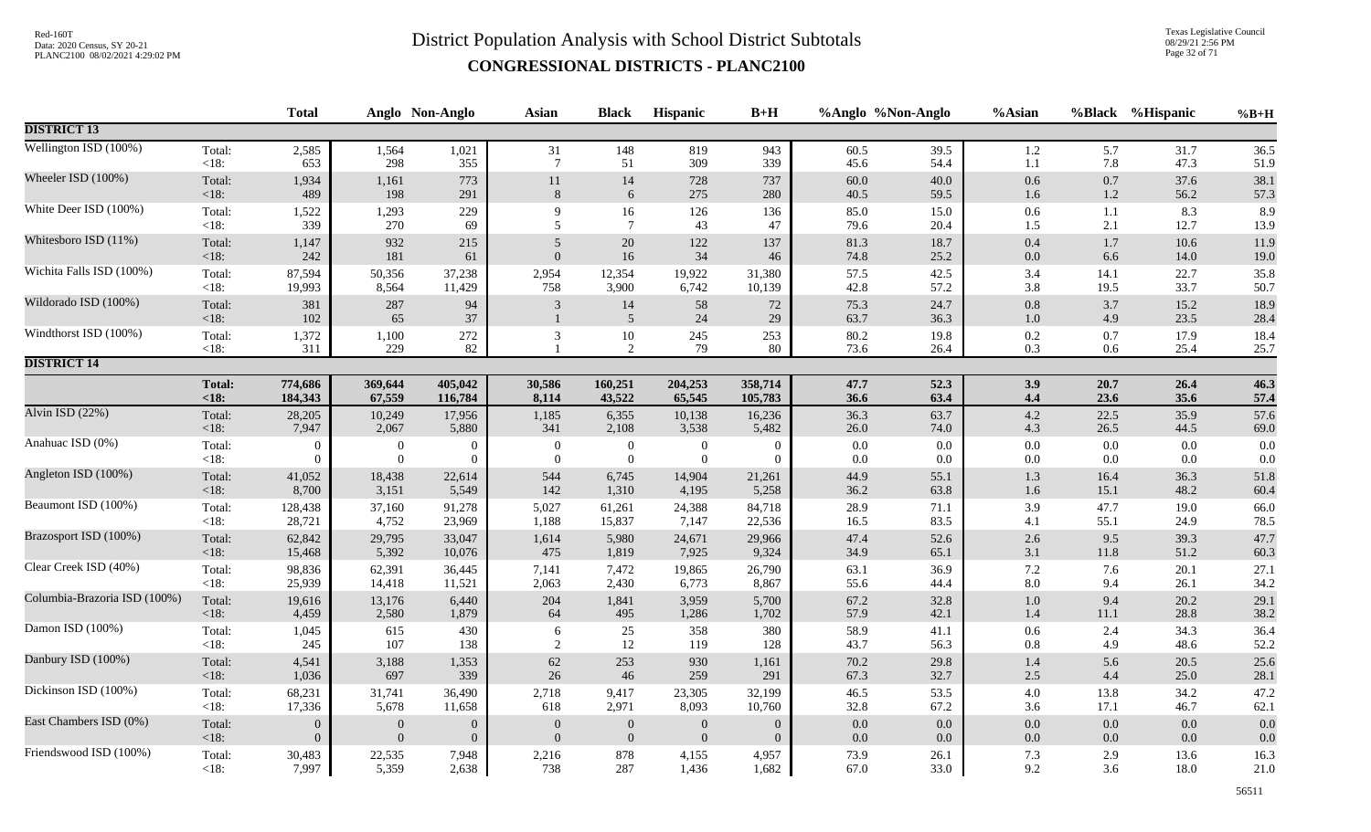# District Population Analysis with School District Subtotals

## CONGRESSIONAL DISTRICTS - PLANC2100

| | | Total | Anglo | Non-Anglo | Asian | Black | Hispanic | B+H | %Anglo | %Non-Anglo | %Asian | %Black | %Hispanic | %B+H |
|---|---|---|---|---|---|---|---|---|---|---|---|---|---|---|
| **DISTRICT 13** | | | | | | | | | | | | | | |
| Wellington ISD (100%) | Total: | 2,585 | 1,564 | 1,021 | 31 | 148 | 819 | 943 | 60.5 | 39.5 | 1.2 | 5.7 | 31.7 | 36.5 |
| | <18: | 653 | 298 | 355 | 7 | 51 | 309 | 339 | 45.6 | 54.4 | 1.1 | 7.8 | 47.3 | 51.9 |
| Wheeler ISD (100%) | Total: | 1,934 | 1,161 | 773 | 11 | 14 | 728 | 737 | 60.0 | 40.0 | 0.6 | 0.7 | 37.6 | 38.1 |
| | <18: | 489 | 198 | 291 | 8 | 6 | 275 | 280 | 40.5 | 59.5 | 1.6 | 1.2 | 56.2 | 57.3 |
| White Deer ISD (100%) | Total: | 1,522 | 1,293 | 229 | 9 | 16 | 126 | 136 | 85.0 | 15.0 | 0.6 | 1.1 | 8.3 | 8.9 |
| | <18: | 339 | 270 | 69 | 5 | 7 | 43 | 47 | 79.6 | 20.4 | 1.5 | 2.1 | 12.7 | 13.9 |
| Whitesboro ISD (11%) | Total: | 1,147 | 932 | 215 | 5 | 20 | 122 | 137 | 81.3 | 18.7 | 0.4 | 1.7 | 10.6 | 11.9 |
| | <18: | 242 | 181 | 61 | 0 | 16 | 34 | 46 | 74.8 | 25.2 | 0.0 | 6.6 | 14.0 | 19.0 |
| Wichita Falls ISD (100%) | Total: | 87,594 | 50,356 | 37,238 | 2,954 | 12,354 | 19,922 | 31,380 | 57.5 | 42.5 | 3.4 | 14.1 | 22.7 | 35.8 |
| | <18: | 19,993 | 8,564 | 11,429 | 758 | 3,900 | 6,742 | 10,139 | 42.8 | 57.2 | 3.8 | 19.5 | 33.7 | 50.7 |
| Wildorado ISD (100%) | Total: | 381 | 287 | 94 | 3 | 14 | 58 | 72 | 75.3 | 24.7 | 0.8 | 3.7 | 15.2 | 18.9 |
| | <18: | 102 | 65 | 37 | 1 | 5 | 24 | 29 | 63.7 | 36.3 | 1.0 | 4.9 | 23.5 | 28.4 |
| Windthorst ISD (100%) | Total: | 1,372 | 1,100 | 272 | 3 | 10 | 245 | 253 | 80.2 | 19.8 | 0.2 | 0.7 | 17.9 | 18.4 |
| | <18: | 311 | 229 | 82 | 1 | 2 | 79 | 80 | 73.6 | 26.4 | 0.3 | 0.6 | 25.4 | 25.7 |
| **DISTRICT 14** | | | | | | | | | | | | | | |
| | **Total:** | **774,686** | **369,644** | **405,042** | **30,586** | **160,251** | **204,253** | **358,714** | **47.7** | **52.3** | **3.9** | **20.7** | **26.4** | **46.3** |
| | **<18:** | **184,343** | **67,559** | **116,784** | **8,114** | **43,522** | **65,545** | **105,783** | **36.6** | **63.4** | **4.4** | **23.6** | **35.6** | **57.4** |
| Alvin ISD (22%) | Total: | 28,205 | 10,249 | 17,956 | 1,185 | 6,355 | 10,138 | 16,236 | 36.3 | 63.7 | 4.2 | 22.5 | 35.9 | 57.6 |
| | <18: | 7,947 | 2,067 | 5,880 | 341 | 2,108 | 3,538 | 5,482 | 26.0 | 74.0 | 4.3 | 26.5 | 44.5 | 69.0 |
| Anahuac ISD (0%) | Total: | 0 | 0 | 0 | 0 | 0 | 0 | 0 | 0.0 | 0.0 | 0.0 | 0.0 | 0.0 | 0.0 |
| | <18: | 0 | 0 | 0 | 0 | 0 | 0 | 0 | 0.0 | 0.0 | 0.0 | 0.0 | 0.0 | 0.0 |
| Angleton ISD (100%) | Total: | 41,052 | 18,438 | 22,614 | 544 | 6,745 | 14,904 | 21,261 | 44.9 | 55.1 | 1.3 | 16.4 | 36.3 | 51.8 |
| | <18: | 8,700 | 3,151 | 5,549 | 142 | 1,310 | 4,195 | 5,258 | 36.2 | 63.8 | 1.6 | 15.1 | 48.2 | 60.4 |
| Beaumont ISD (100%) | Total: | 128,438 | 37,160 | 91,278 | 5,027 | 61,261 | 24,388 | 84,718 | 28.9 | 71.1 | 3.9 | 47.7 | 19.0 | 66.0 |
| | <18: | 28,721 | 4,752 | 23,969 | 1,188 | 15,837 | 7,147 | 22,536 | 16.5 | 83.5 | 4.1 | 55.1 | 24.9 | 78.5 |
| Brazosport ISD (100%) | Total: | 62,842 | 29,795 | 33,047 | 1,614 | 5,980 | 24,671 | 29,966 | 47.4 | 52.6 | 2.6 | 9.5 | 39.3 | 47.7 |
| | <18: | 15,468 | 5,392 | 10,076 | 475 | 1,819 | 7,925 | 9,324 | 34.9 | 65.1 | 3.1 | 11.8 | 51.2 | 60.3 |
| Clear Creek ISD (40%) | Total: | 98,836 | 62,391 | 36,445 | 7,141 | 7,472 | 19,865 | 26,790 | 63.1 | 36.9 | 7.2 | 7.6 | 20.1 | 27.1 |
| | <18: | 25,939 | 14,418 | 11,521 | 2,063 | 2,430 | 6,773 | 8,867 | 55.6 | 44.4 | 8.0 | 9.4 | 26.1 | 34.2 |
| Columbia-Brazoria ISD (100%) | Total: | 19,616 | 13,176 | 6,440 | 204 | 1,841 | 3,959 | 5,700 | 67.2 | 32.8 | 1.0 | 9.4 | 20.2 | 29.1 |
| | <18: | 4,459 | 2,580 | 1,879 | 64 | 495 | 1,286 | 1,702 | 57.9 | 42.1 | 1.4 | 11.1 | 28.8 | 38.2 |
| Damon ISD (100%) | Total: | 1,045 | 615 | 430 | 6 | 25 | 358 | 380 | 58.9 | 41.1 | 0.6 | 2.4 | 34.3 | 36.4 |
| | <18: | 245 | 107 | 138 | 2 | 12 | 119 | 128 | 43.7 | 56.3 | 0.8 | 4.9 | 48.6 | 52.2 |
| Danbury ISD (100%) | Total: | 4,541 | 3,188 | 1,353 | 62 | 253 | 930 | 1,161 | 70.2 | 29.8 | 1.4 | 5.6 | 20.5 | 25.6 |
| | <18: | 1,036 | 697 | 339 | 26 | 46 | 259 | 291 | 67.3 | 32.7 | 2.5 | 4.4 | 25.0 | 28.1 |
| Dickinson ISD (100%) | Total: | 68,231 | 31,741 | 36,490 | 2,718 | 9,417 | 23,305 | 32,199 | 46.5 | 53.5 | 4.0 | 13.8 | 34.2 | 47.2 |
| | <18: | 17,336 | 5,678 | 11,658 | 618 | 2,971 | 8,093 | 10,760 | 32.8 | 67.2 | 3.6 | 17.1 | 46.7 | 62.1 |
| East Chambers ISD (0%) | Total: | 0 | 0 | 0 | 0 | 0 | 0 | 0 | 0.0 | 0.0 | 0.0 | 0.0 | 0.0 | 0.0 |
| | <18: | 0 | 0 | 0 | 0 | 0 | 0 | 0 | 0.0 | 0.0 | 0.0 | 0.0 | 0.0 | 0.0 |
| Friendswood ISD (100%) | Total: | 30,483 | 22,535 | 7,948 | 2,216 | 878 | 4,155 | 4,957 | 73.9 | 26.1 | 7.3 | 2.9 | 13.6 | 16.3 |
| | <18: | 7,997 | 5,359 | 2,638 | 738 | 287 | 1,436 | 1,682 | 67.0 | 33.0 | 9.2 | 3.6 | 18.0 | 21.0 |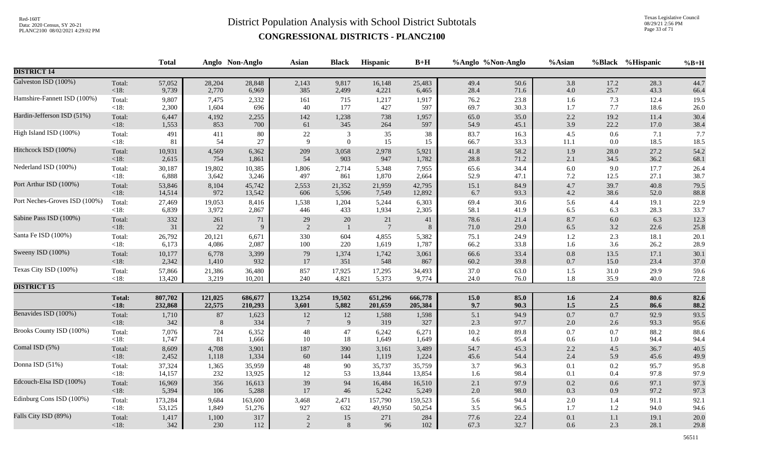# District Population Analysis with School District Subtotals

## CONGRESSIONAL DISTRICTS - PLANC2100

Red-160T
Data: 2020 Census, SY 20-21
PLANC2100 08/02/2021 4:29:02 PM

Texas Legislative Council
08/29/21 2:56 PM

| | | Total | Anglo | Non-Anglo | Asian | Black | Hispanic | B+H | %Anglo | %Non-Anglo | %Asian | %Black | %Hispanic | %B+H |
|---|---|---|---|---|---|---|---|---|---|---|---|---|---|---|
| **DISTRICT 14** | | | | | | | | | | | | | | |
| Galveston ISD (100%) | Total: | 57,052 | 28,204 | 28,848 | 2,143 | 9,817 | 16,148 | 25,483 | 49.4 | 50.6 | 3.8 | 17.2 | 28.3 | 44.7 |
| | <18: | 9,739 | 2,770 | 6,969 | 385 | 2,499 | 4,221 | 6,465 | 28.4 | 71.6 | 4.0 | 25.7 | 43.3 | 66.4 |
| Hamshire-Fannett ISD (100%) | Total: | 9,807 | 7,475 | 2,332 | 161 | 715 | 1,217 | 1,917 | 76.2 | 23.8 | 1.6 | 7.3 | 12.4 | 19.5 |
| | <18: | 2,300 | 1,604 | 696 | 40 | 177 | 427 | 597 | 69.7 | 30.3 | 1.7 | 7.7 | 18.6 | 26.0 |
| Hardin-Jefferson ISD (51%) | Total: | 6,447 | 4,192 | 2,255 | 142 | 1,238 | 738 | 1,957 | 65.0 | 35.0 | 2.2 | 19.2 | 11.4 | 30.4 |
| | <18: | 1,553 | 853 | 700 | 61 | 345 | 264 | 597 | 54.9 | 45.1 | 3.9 | 22.2 | 17.0 | 38.4 |
| High Island ISD (100%) | Total: | 491 | 411 | 80 | 22 | 3 | 35 | 38 | 83.7 | 16.3 | 4.5 | 0.6 | 7.1 | 7.7 |
| | <18: | 81 | 54 | 27 | 9 | 0 | 15 | 15 | 66.7 | 33.3 | 11.1 | 0.0 | 18.5 | 18.5 |
| Hitchcock ISD (100%) | Total: | 10,931 | 4,569 | 6,362 | 209 | 3,058 | 2,978 | 5,921 | 41.8 | 58.2 | 1.9 | 28.0 | 27.2 | 54.2 |
| | <18: | 2,615 | 754 | 1,861 | 54 | 903 | 947 | 1,782 | 28.8 | 71.2 | 2.1 | 34.5 | 36.2 | 68.1 |
| Nederland ISD (100%) | Total: | 30,187 | 19,802 | 10,385 | 1,806 | 2,714 | 5,348 | 7,955 | 65.6 | 34.4 | 6.0 | 9.0 | 17.7 | 26.4 |
| | <18: | 6,888 | 3,642 | 3,246 | 497 | 861 | 1,870 | 2,664 | 52.9 | 47.1 | 7.2 | 12.5 | 27.1 | 38.7 |
| Port Arthur ISD (100%) | Total: | 53,846 | 8,104 | 45,742 | 2,553 | 21,352 | 21,959 | 42,795 | 15.1 | 84.9 | 4.7 | 39.7 | 40.8 | 79.5 |
| | <18: | 14,514 | 972 | 13,542 | 606 | 5,596 | 7,549 | 12,892 | 6.7 | 93.3 | 4.2 | 38.6 | 52.0 | 88.8 |
| Port Neches-Groves ISD (100%) | Total: | 27,469 | 19,053 | 8,416 | 1,538 | 1,204 | 5,244 | 6,303 | 69.4 | 30.6 | 5.6 | 4.4 | 19.1 | 22.9 |
| | <18: | 6,839 | 3,972 | 2,867 | 446 | 433 | 1,934 | 2,305 | 58.1 | 41.9 | 6.5 | 6.3 | 28.3 | 33.7 |
| Sabine Pass ISD (100%) | Total: | 332 | 261 | 71 | 29 | 20 | 21 | 41 | 78.6 | 21.4 | 8.7 | 6.0 | 6.3 | 12.3 |
| | <18: | 31 | 22 | 9 | 2 | 1 | 7 | 8 | 71.0 | 29.0 | 6.5 | 3.2 | 22.6 | 25.8 |
| Santa Fe ISD (100%) | Total: | 26,792 | 20,121 | 6,671 | 330 | 604 | 4,855 | 5,382 | 75.1 | 24.9 | 1.2 | 2.3 | 18.1 | 20.1 |
| | <18: | 6,173 | 4,086 | 2,087 | 100 | 220 | 1,619 | 1,787 | 66.2 | 33.8 | 1.6 | 3.6 | 26.2 | 28.9 |
| Sweeny ISD (100%) | Total: | 10,177 | 6,778 | 3,399 | 79 | 1,374 | 1,742 | 3,061 | 66.6 | 33.4 | 0.8 | 13.5 | 17.1 | 30.1 |
| | <18: | 2,342 | 1,410 | 932 | 17 | 351 | 548 | 867 | 60.2 | 39.8 | 0.7 | 15.0 | 23.4 | 37.0 |
| Texas City ISD (100%) | Total: | 57,866 | 21,386 | 36,480 | 857 | 17,925 | 17,295 | 34,493 | 37.0 | 63.0 | 1.5 | 31.0 | 29.9 | 59.6 |
| | <18: | 13,420 | 3,219 | 10,201 | 240 | 4,821 | 5,373 | 9,774 | 24.0 | 76.0 | 1.8 | 35.9 | 40.0 | 72.8 |
| **DISTRICT 15** | | | | | | | | | | | | | | |
| | **Total:** | **807,702** | **121,025** | **686,677** | **13,254** | **19,502** | **651,296** | **666,778** | **15.0** | **85.0** | **1.6** | **2.4** | **80.6** | **82.6** |
| | **<18:** | **232,868** | **22,575** | **210,293** | **3,601** | **5,882** | **201,659** | **205,384** | **9.7** | **90.3** | **1.5** | **2.5** | **86.6** | **88.2** |
| Benavides ISD (100%) | Total: | 1,710 | 87 | 1,623 | 12 | 12 | 1,588 | 1,598 | 5.1 | 94.9 | 0.7 | 0.7 | 92.9 | 93.5 |
| | <18: | 342 | 8 | 334 | 7 | 9 | 319 | 327 | 2.3 | 97.7 | 2.0 | 2.6 | 93.3 | 95.6 |
| Brooks County ISD (100%) | Total: | 7,076 | 724 | 6,352 | 48 | 47 | 6,242 | 6,271 | 10.2 | 89.8 | 0.7 | 0.7 | 88.2 | 88.6 |
| | <18: | 1,747 | 81 | 1,666 | 10 | 18 | 1,649 | 1,649 | 4.6 | 95.4 | 0.6 | 1.0 | 94.4 | 94.4 |
| Comal ISD (5%) | Total: | 8,609 | 4,708 | 3,901 | 187 | 390 | 3,161 | 3,489 | 54.7 | 45.3 | 2.2 | 4.5 | 36.7 | 40.5 |
| | <18: | 2,452 | 1,118 | 1,334 | 60 | 144 | 1,119 | 1,224 | 45.6 | 54.4 | 2.4 | 5.9 | 45.6 | 49.9 |
| Donna ISD (51%) | Total: | 37,324 | 1,365 | 35,959 | 48 | 90 | 35,737 | 35,759 | 3.7 | 96.3 | 0.1 | 0.2 | 95.7 | 95.8 |
| | <18: | 14,157 | 232 | 13,925 | 12 | 53 | 13,844 | 13,854 | 1.6 | 98.4 | 0.1 | 0.4 | 97.8 | 97.9 |
| Edcouch-Elsa ISD (100%) | Total: | 16,969 | 356 | 16,613 | 39 | 94 | 16,484 | 16,510 | 2.1 | 97.9 | 0.2 | 0.6 | 97.1 | 97.3 |
| | <18: | 5,394 | 106 | 5,288 | 17 | 46 | 5,242 | 5,249 | 2.0 | 98.0 | 0.3 | 0.9 | 97.2 | 97.3 |
| Edinburg Cons ISD (100%) | Total: | 173,284 | 9,684 | 163,600 | 3,468 | 2,471 | 157,790 | 159,523 | 5.6 | 94.4 | 2.0 | 1.4 | 91.1 | 92.1 |
| | <18: | 53,125 | 1,849 | 51,276 | 927 | 632 | 49,950 | 50,254 | 3.5 | 96.5 | 1.7 | 1.2 | 94.0 | 94.6 |
| Falls City ISD (89%) | Total: | 1,417 | 1,100 | 317 | 2 | 15 | 271 | 284 | 77.6 | 22.4 | 0.1 | 1.1 | 19.1 | 20.0 |
| | <18: | 342 | 230 | 112 | 2 | 8 | 96 | 102 | 67.3 | 32.7 | 0.6 | 2.3 | 28.1 | 29.8 |

56511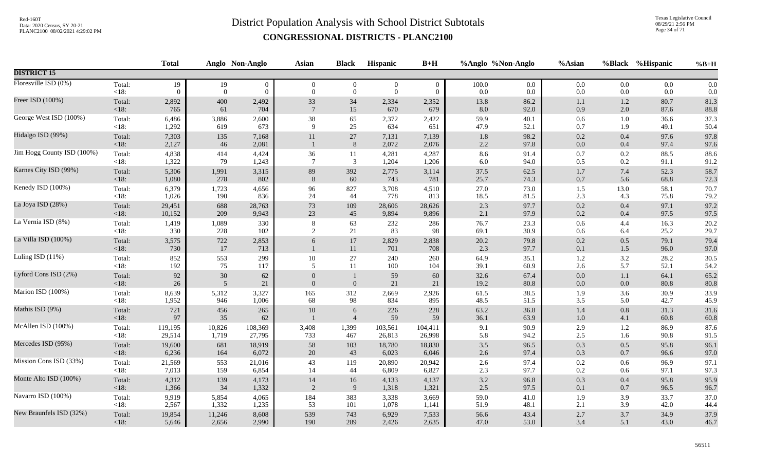# District Population Analysis with School District Subtotals

## CONGRESSIONAL DISTRICTS - PLANC2100

| | | Total | Anglo | Non-Anglo | Asian | Black | Hispanic | B+H | %Anglo | %Non-Anglo | %Asian | %Black | %Hispanic | %B+H |
|---|---|---|---|---|---|---|---|---|---|---|---|---|---|---|
| **DISTRICT 15** | | | | | | | | | | | | | | |
| Floresville ISD (0%) | Total: | 19 | 19 | 0 | 0 | 0 | 0 | 0 | 100.0 | 0.0 | 0.0 | 0.0 | 0.0 | 0.0 |
| | <18: | 0 | 0 | 0 | 0 | 0 | 0 | 0 | 0.0 | 0.0 | 0.0 | 0.0 | 0.0 | 0.0 |
| Freer ISD (100%) | Total: | 2,892 | 400 | 2,492 | 33 | 34 | 2,334 | 2,352 | 13.8 | 86.2 | 1.1 | 1.2 | 80.7 | 81.3 |
| | <18: | 765 | 61 | 704 | 7 | 15 | 670 | 679 | 8.0 | 92.0 | 0.9 | 2.0 | 87.6 | 88.8 |
| George West ISD (100%) | Total: | 6,486 | 3,886 | 2,600 | 38 | 65 | 2,372 | 2,422 | 59.9 | 40.1 | 0.6 | 1.0 | 36.6 | 37.3 |
| | <18: | 1,292 | 619 | 673 | 9 | 25 | 634 | 651 | 47.9 | 52.1 | 0.7 | 1.9 | 49.1 | 50.4 |
| Hidalgo ISD (99%) | Total: | 7,303 | 135 | 7,168 | 11 | 27 | 7,131 | 7,139 | 1.8 | 98.2 | 0.2 | 0.4 | 97.6 | 97.8 |
| | <18: | 2,127 | 46 | 2,081 | 1 | 8 | 2,072 | 2,076 | 2.2 | 97.8 | 0.0 | 0.4 | 97.4 | 97.6 |
| Jim Hogg County ISD (100%) | Total: | 4,838 | 414 | 4,424 | 36 | 11 | 4,281 | 4,287 | 8.6 | 91.4 | 0.7 | 0.2 | 88.5 | 88.6 |
| | <18: | 1,322 | 79 | 1,243 | 7 | 3 | 1,204 | 1,206 | 6.0 | 94.0 | 0.5 | 0.2 | 91.1 | 91.2 |
| Karnes City ISD (99%) | Total: | 5,306 | 1,991 | 3,315 | 89 | 392 | 2,775 | 3,114 | 37.5 | 62.5 | 1.7 | 7.4 | 52.3 | 58.7 |
| | <18: | 1,080 | 278 | 802 | 8 | 60 | 743 | 781 | 25.7 | 74.3 | 0.7 | 5.6 | 68.8 | 72.3 |
| Kenedy ISD (100%) | Total: | 6,379 | 1,723 | 4,656 | 96 | 827 | 3,708 | 4,510 | 27.0 | 73.0 | 1.5 | 13.0 | 58.1 | 70.7 |
| | <18: | 1,026 | 190 | 836 | 24 | 44 | 778 | 813 | 18.5 | 81.5 | 2.3 | 4.3 | 75.8 | 79.2 |
| La Joya ISD (28%) | Total: | 29,451 | 688 | 28,763 | 73 | 109 | 28,606 | 28,626 | 2.3 | 97.7 | 0.2 | 0.4 | 97.1 | 97.2 |
| | <18: | 10,152 | 209 | 9,943 | 23 | 45 | 9,894 | 9,896 | 2.1 | 97.9 | 0.2 | 0.4 | 97.5 | 97.5 |
| La Vernia ISD (8%) | Total: | 1,419 | 1,089 | 330 | 8 | 63 | 232 | 286 | 76.7 | 23.3 | 0.6 | 4.4 | 16.3 | 20.2 |
| | <18: | 330 | 228 | 102 | 2 | 21 | 83 | 98 | 69.1 | 30.9 | 0.6 | 6.4 | 25.2 | 29.7 |
| La Villa ISD (100%) | Total: | 3,575 | 722 | 2,853 | 6 | 17 | 2,829 | 2,838 | 20.2 | 79.8 | 0.2 | 0.5 | 79.1 | 79.4 |
| | <18: | 730 | 17 | 713 | 1 | 11 | 701 | 708 | 2.3 | 97.7 | 0.1 | 1.5 | 96.0 | 97.0 |
| Luling ISD (11%) | Total: | 852 | 553 | 299 | 10 | 27 | 240 | 260 | 64.9 | 35.1 | 1.2 | 3.2 | 28.2 | 30.5 |
| | <18: | 192 | 75 | 117 | 5 | 11 | 100 | 104 | 39.1 | 60.9 | 2.6 | 5.7 | 52.1 | 54.2 |
| Lyford Cons ISD (2%) | Total: | 92 | 30 | 62 | 0 | 1 | 59 | 60 | 32.6 | 67.4 | 0.0 | 1.1 | 64.1 | 65.2 |
| | <18: | 26 | 5 | 21 | 0 | 0 | 21 | 21 | 19.2 | 80.8 | 0.0 | 0.0 | 80.8 | 80.8 |
| Marion ISD (100%) | Total: | 8,639 | 5,312 | 3,327 | 165 | 312 | 2,669 | 2,926 | 61.5 | 38.5 | 1.9 | 3.6 | 30.9 | 33.9 |
| | <18: | 1,952 | 946 | 1,006 | 68 | 98 | 834 | 895 | 48.5 | 51.5 | 3.5 | 5.0 | 42.7 | 45.9 |
| Mathis ISD (9%) | Total: | 721 | 456 | 265 | 10 | 6 | 226 | 228 | 63.2 | 36.8 | 1.4 | 0.8 | 31.3 | 31.6 |
| | <18: | 97 | 35 | 62 | 1 | 4 | 59 | 59 | 36.1 | 63.9 | 1.0 | 4.1 | 60.8 | 60.8 |
| McAllen ISD (100%) | Total: | 119,195 | 10,826 | 108,369 | 3,408 | 1,399 | 103,561 | 104,411 | 9.1 | 90.9 | 2.9 | 1.2 | 86.9 | 87.6 |
| | <18: | 29,514 | 1,719 | 27,795 | 733 | 467 | 26,813 | 26,998 | 5.8 | 94.2 | 2.5 | 1.6 | 90.8 | 91.5 |
| Mercedes ISD (95%) | Total: | 19,600 | 681 | 18,919 | 58 | 103 | 18,780 | 18,830 | 3.5 | 96.5 | 0.3 | 0.5 | 95.8 | 96.1 |
| | <18: | 6,236 | 164 | 6,072 | 20 | 43 | 6,023 | 6,046 | 2.6 | 97.4 | 0.3 | 0.7 | 96.6 | 97.0 |
| Mission Cons ISD (33%) | Total: | 21,569 | 553 | 21,016 | 43 | 119 | 20,890 | 20,942 | 2.6 | 97.4 | 0.2 | 0.6 | 96.9 | 97.1 |
| | <18: | 7,013 | 159 | 6,854 | 14 | 44 | 6,809 | 6,827 | 2.3 | 97.7 | 0.2 | 0.6 | 97.1 | 97.3 |
| Monte Alto ISD (100%) | Total: | 4,312 | 139 | 4,173 | 14 | 16 | 4,133 | 4,137 | 3.2 | 96.8 | 0.3 | 0.4 | 95.8 | 95.9 |
| | <18: | 1,366 | 34 | 1,332 | 2 | 9 | 1,318 | 1,321 | 2.5 | 97.5 | 0.1 | 0.7 | 96.5 | 96.7 |
| Navarro ISD (100%) | Total: | 9,919 | 5,854 | 4,065 | 184 | 383 | 3,338 | 3,669 | 59.0 | 41.0 | 1.9 | 3.9 | 33.7 | 37.0 |
| | <18: | 2,567 | 1,332 | 1,235 | 53 | 101 | 1,078 | 1,141 | 51.9 | 48.1 | 2.1 | 3.9 | 42.0 | 44.4 |
| New Braunfels ISD (32%) | Total: | 19,854 | 11,246 | 8,608 | 539 | 743 | 6,929 | 7,533 | 56.6 | 43.4 | 2.7 | 3.7 | 34.9 | 37.9 |
| | <18: | 5,646 | 2,656 | 2,990 | 190 | 289 | 2,426 | 2,635 | 47.0 | 53.0 | 3.4 | 5.1 | 43.0 | 46.7 |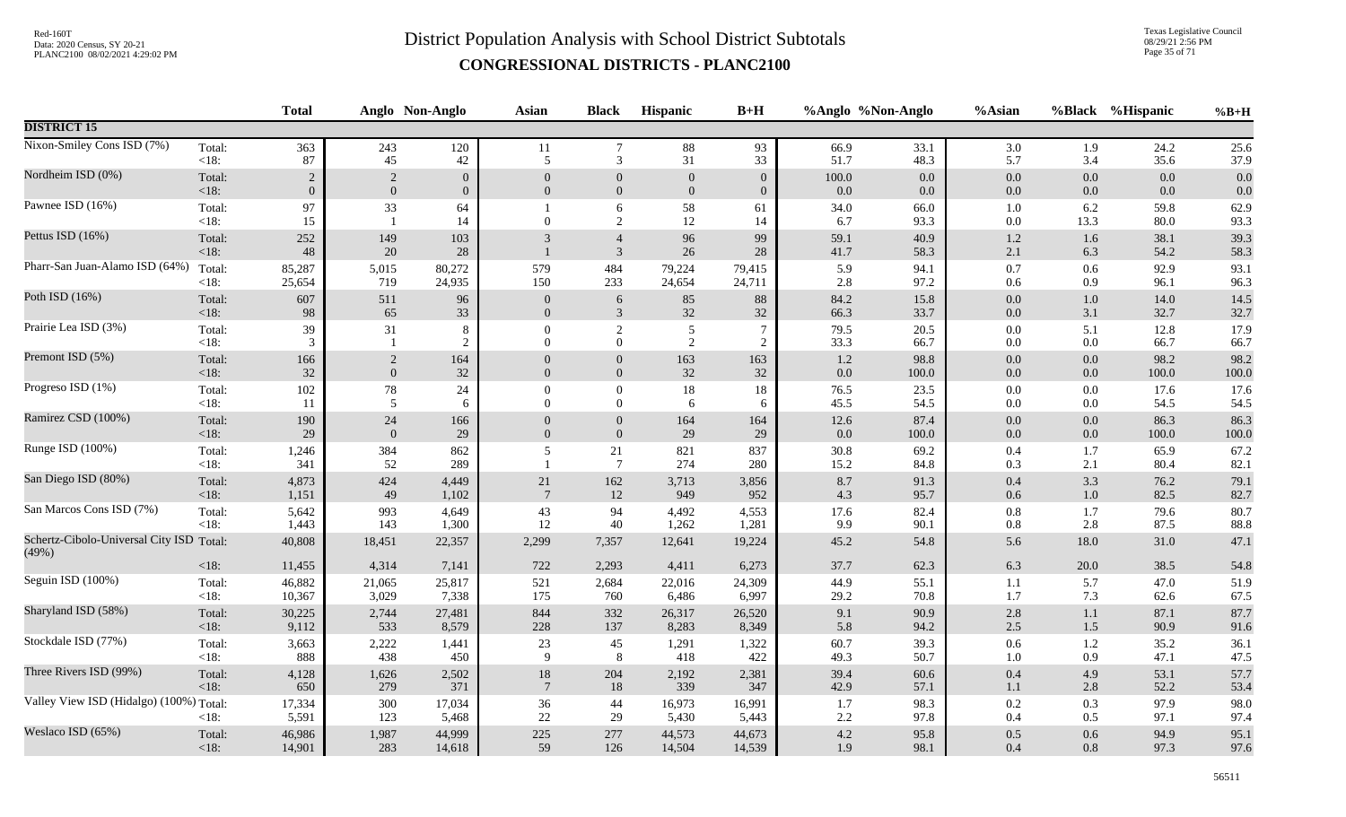# District Population Analysis with School District Subtotals

## CONGRESSIONAL DISTRICTS - PLANC2100

Red-160T
Data: 2020 Census, SY 20-21
PLANC2100 08/02/2021 4:29:02 PM

Texas Legislative Council
08/29/21 2:56 PM

| | | Total | Anglo | Non-Anglo | Asian | Black | Hispanic | B+H | %Anglo | %Non-Anglo | %Asian | %Black | %Hispanic | %B+H |
|---|---|---|---|---|---|---|---|---|---|---|---|---|---|---|
| **DISTRICT 15** | | | | | | | | | | | | | | |
| Nixon-Smiley Cons ISD (7%) | Total: | 363 | 243 | 120 | 11 | 7 | 88 | 93 | 66.9 | 33.1 | 3.0 | 1.9 | 24.2 | 25.6 |
| | <18: | 87 | 45 | 42 | 5 | 3 | 31 | 33 | 51.7 | 48.3 | 5.7 | 3.4 | 35.6 | 37.9 |
| Nordheim ISD (0%) | Total: | 2 | 2 | 0 | 0 | 0 | 0 | 0 | 100.0 | 0.0 | 0.0 | 0.0 | 0.0 | 0.0 |
| | <18: | 0 | 0 | 0 | 0 | 0 | 0 | 0 | 0.0 | 0.0 | 0.0 | 0.0 | 0.0 | 0.0 |
| Pawnee ISD (16%) | Total: | 97 | 33 | 64 | 1 | 6 | 58 | 61 | 34.0 | 66.0 | 1.0 | 6.2 | 59.8 | 62.9 |
| | <18: | 15 | 1 | 14 | 0 | 2 | 12 | 14 | 6.7 | 93.3 | 0.0 | 13.3 | 80.0 | 93.3 |
| Pettus ISD (16%) | Total: | 252 | 149 | 103 | 3 | 4 | 96 | 99 | 59.1 | 40.9 | 1.2 | 1.6 | 38.1 | 39.3 |
| | <18: | 48 | 20 | 28 | 1 | 3 | 26 | 28 | 41.7 | 58.3 | 2.1 | 6.3 | 54.2 | 58.3 |
| Pharr-San Juan-Alamo ISD (64%) | Total: | 85,287 | 5,015 | 80,272 | 579 | 484 | 79,224 | 79,415 | 5.9 | 94.1 | 0.7 | 0.6 | 92.9 | 93.1 |
| | <18: | 25,654 | 719 | 24,935 | 150 | 233 | 24,654 | 24,711 | 2.8 | 97.2 | 0.6 | 0.9 | 96.1 | 96.3 |
| Poth ISD (16%) | Total: | 607 | 511 | 96 | 0 | 6 | 85 | 88 | 84.2 | 15.8 | 0.0 | 1.0 | 14.0 | 14.5 |
| | <18: | 98 | 65 | 33 | 0 | 3 | 32 | 32 | 66.3 | 33.7 | 0.0 | 3.1 | 32.7 | 32.7 |
| Prairie Lea ISD (3%) | Total: | 39 | 31 | 8 | 0 | 2 | 5 | 7 | 79.5 | 20.5 | 0.0 | 5.1 | 12.8 | 17.9 |
| | <18: | 3 | 1 | 2 | 0 | 0 | 2 | 2 | 33.3 | 66.7 | 0.0 | 0.0 | 66.7 | 66.7 |
| Premont ISD (5%) | Total: | 166 | 2 | 164 | 0 | 0 | 163 | 163 | 1.2 | 98.8 | 0.0 | 0.0 | 98.2 | 98.2 |
| | <18: | 32 | 0 | 32 | 0 | 0 | 32 | 32 | 0.0 | 100.0 | 0.0 | 0.0 | 100.0 | 100.0 |
| Progreso ISD (1%) | Total: | 102 | 78 | 24 | 0 | 0 | 18 | 18 | 76.5 | 23.5 | 0.0 | 0.0 | 17.6 | 17.6 |
| | <18: | 11 | 5 | 6 | 0 | 0 | 6 | 6 | 45.5 | 54.5 | 0.0 | 0.0 | 54.5 | 54.5 |
| Ramirez CSD (100%) | Total: | 190 | 24 | 166 | 0 | 0 | 164 | 164 | 12.6 | 87.4 | 0.0 | 0.0 | 86.3 | 86.3 |
| | <18: | 29 | 0 | 29 | 0 | 0 | 29 | 29 | 0.0 | 100.0 | 0.0 | 0.0 | 100.0 | 100.0 |
| Runge ISD (100%) | Total: | 1,246 | 384 | 862 | 5 | 21 | 821 | 837 | 30.8 | 69.2 | 0.4 | 1.7 | 65.9 | 67.2 |
| | <18: | 341 | 52 | 289 | 1 | 7 | 274 | 280 | 15.2 | 84.8 | 0.3 | 2.1 | 80.4 | 82.1 |
| San Diego ISD (80%) | Total: | 4,873 | 424 | 4,449 | 21 | 162 | 3,713 | 3,856 | 8.7 | 91.3 | 0.4 | 3.3 | 76.2 | 79.1 |
| | <18: | 1,151 | 49 | 1,102 | 7 | 12 | 949 | 952 | 4.3 | 95.7 | 0.6 | 1.0 | 82.5 | 82.7 |
| San Marcos Cons ISD (7%) | Total: | 5,642 | 993 | 4,649 | 43 | 94 | 4,492 | 4,553 | 17.6 | 82.4 | 0.8 | 1.7 | 79.6 | 80.7 |
| | <18: | 1,443 | 143 | 1,300 | 12 | 40 | 1,262 | 1,281 | 9.9 | 90.1 | 0.8 | 2.8 | 87.5 | 88.8 |
| Schertz-Cibolo-Universal City ISD (49%) | Total: | 40,808 | 18,451 | 22,357 | 2,299 | 7,357 | 12,641 | 19,224 | 45.2 | 54.8 | 5.6 | 18.0 | 31.0 | 47.1 |
| | <18: | 11,455 | 4,314 | 7,141 | 722 | 2,293 | 4,411 | 6,273 | 37.7 | 62.3 | 6.3 | 20.0 | 38.5 | 54.8 |
| Seguin ISD (100%) | Total: | 46,882 | 21,065 | 25,817 | 521 | 2,684 | 22,016 | 24,309 | 44.9 | 55.1 | 1.1 | 5.7 | 47.0 | 51.9 |
| | <18: | 10,367 | 3,029 | 7,338 | 175 | 760 | 6,486 | 6,997 | 29.2 | 70.8 | 1.7 | 7.3 | 62.6 | 67.5 |
| Sharyland ISD (58%) | Total: | 30,225 | 2,744 | 27,481 | 844 | 332 | 26,317 | 26,520 | 9.1 | 90.9 | 2.8 | 1.1 | 87.1 | 87.7 |
| | <18: | 9,112 | 533 | 8,579 | 228 | 137 | 8,283 | 8,349 | 5.8 | 94.2 | 2.5 | 1.5 | 90.9 | 91.6 |
| Stockdale ISD (77%) | Total: | 3,663 | 2,222 | 1,441 | 23 | 45 | 1,291 | 1,322 | 60.7 | 39.3 | 0.6 | 1.2 | 35.2 | 36.1 |
| | <18: | 888 | 438 | 450 | 9 | 8 | 418 | 422 | 49.3 | 50.7 | 1.0 | 0.9 | 47.1 | 47.5 |
| Three Rivers ISD (99%) | Total: | 4,128 | 1,626 | 2,502 | 18 | 204 | 2,192 | 2,381 | 39.4 | 60.6 | 0.4 | 4.9 | 53.1 | 57.7 |
| | <18: | 650 | 279 | 371 | 7 | 18 | 339 | 347 | 42.9 | 57.1 | 1.1 | 2.8 | 52.2 | 53.4 |
| Valley View ISD (Hidalgo) (100%) | Total: | 17,334 | 300 | 17,034 | 36 | 44 | 16,973 | 16,991 | 1.7 | 98.3 | 0.2 | 0.3 | 97.9 | 98.0 |
| | <18: | 5,591 | 123 | 5,468 | 22 | 29 | 5,430 | 5,443 | 2.2 | 97.8 | 0.4 | 0.5 | 97.1 | 97.4 |
| Weslaco ISD (65%) | Total: | 46,986 | 1,987 | 44,999 | 225 | 277 | 44,573 | 44,673 | 4.2 | 95.8 | 0.5 | 0.6 | 94.9 | 95.1 |
| | <18: | 14,901 | 283 | 14,618 | 59 | 126 | 14,504 | 14,539 | 1.9 | 98.1 | 0.4 | 0.8 | 97.3 | 97.6 |

56511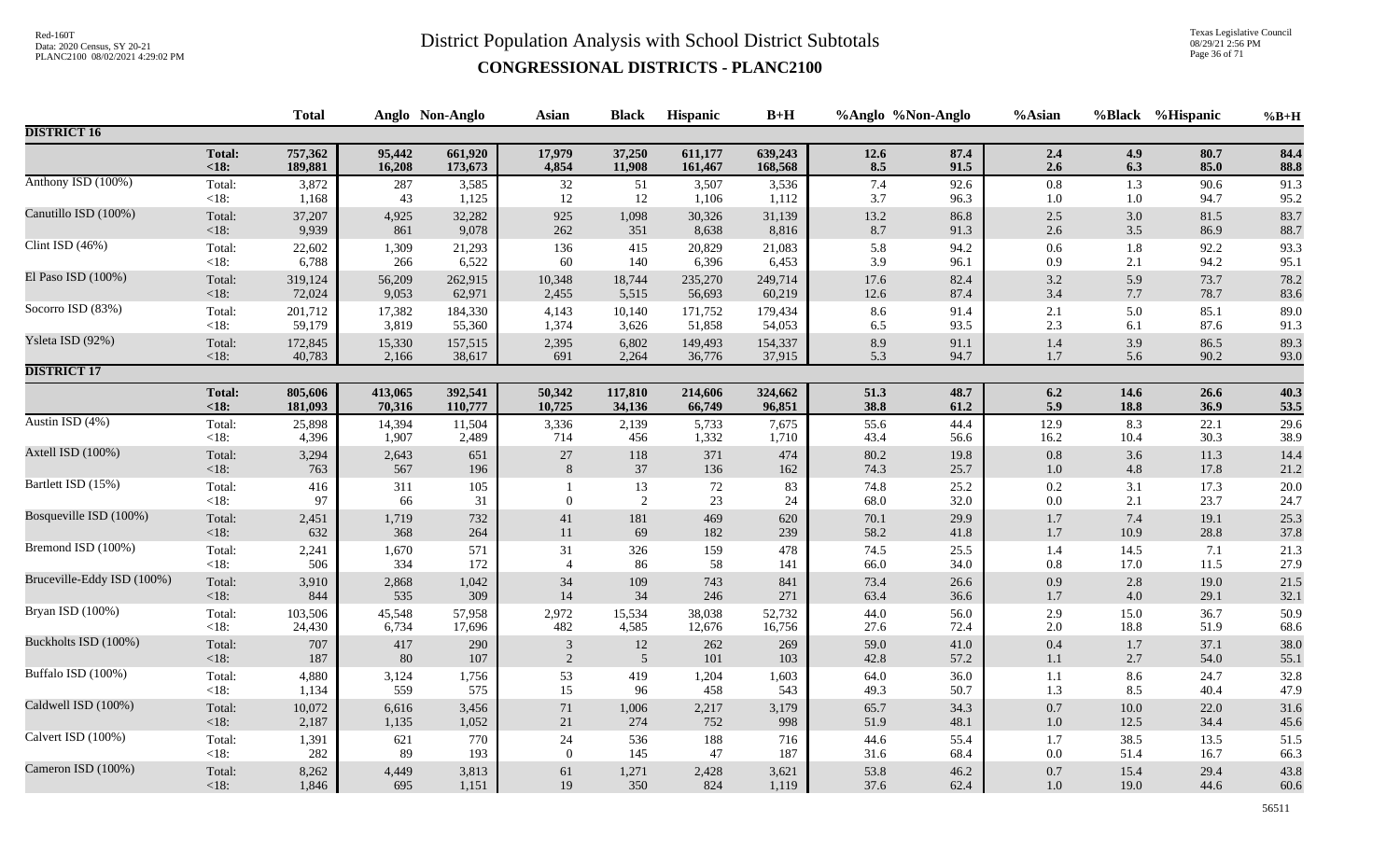# District Population Analysis with School District Subtotals

## CONGRESSIONAL DISTRICTS - PLANC2100

| | | Total | Anglo | Non-Anglo | Asian | Black | Hispanic | B+H | %Anglo | %Non-Anglo | %Asian | %Black | %Hispanic | %B+H |
|---|---|---|---|---|---|---|---|---|---|---|---|---|---|---|
| **DISTRICT 16** | | | | | | | | | | | | | | |
| | **Total:** | **757,362** | **95,442** | **661,920** | **17,979** | **37,250** | **611,177** | **639,243** | **12.6** | **87.4** | **2.4** | **4.9** | **80.7** | **84.4** |
| | **<18:** | **189,881** | **16,208** | **173,673** | **4,854** | **11,908** | **161,467** | **168,568** | **8.5** | **91.5** | **2.6** | **6.3** | **85.0** | **88.8** |
| Anthony ISD (100%) | Total: | 3,872 | 287 | 3,585 | 32 | 51 | 3,507 | 3,536 | 7.4 | 92.6 | 0.8 | 1.3 | 90.6 | 91.3 |
| | <18: | 1,168 | 43 | 1,125 | 12 | 12 | 1,106 | 1,112 | 3.7 | 96.3 | 1.0 | 1.0 | 94.7 | 95.2 |
| Canutillo ISD (100%) | Total: | 37,207 | 4,925 | 32,282 | 925 | 1,098 | 30,326 | 31,139 | 13.2 | 86.8 | 2.5 | 3.0 | 81.5 | 83.7 |
| | <18: | 9,939 | 861 | 9,078 | 262 | 351 | 8,638 | 8,816 | 8.7 | 91.3 | 2.6 | 3.5 | 86.9 | 88.7 |
| Clint ISD (46%) | Total: | 22,602 | 1,309 | 21,293 | 136 | 415 | 20,829 | 21,083 | 5.8 | 94.2 | 0.6 | 1.8 | 92.2 | 93.3 |
| | <18: | 6,788 | 266 | 6,522 | 60 | 140 | 6,396 | 6,453 | 3.9 | 96.1 | 0.9 | 2.1 | 94.2 | 95.1 |
| El Paso ISD (100%) | Total: | 319,124 | 56,209 | 262,915 | 10,348 | 18,744 | 235,270 | 249,714 | 17.6 | 82.4 | 3.2 | 5.9 | 73.7 | 78.2 |
| | <18: | 72,024 | 9,053 | 62,971 | 2,455 | 5,515 | 56,693 | 60,219 | 12.6 | 87.4 | 3.4 | 7.7 | 78.7 | 83.6 |
| Socorro ISD (83%) | Total: | 201,712 | 17,382 | 184,330 | 4,143 | 10,140 | 171,752 | 179,434 | 8.6 | 91.4 | 2.1 | 5.0 | 85.1 | 89.0 |
| | <18: | 59,179 | 3,819 | 55,360 | 1,374 | 3,626 | 51,858 | 54,053 | 6.5 | 93.5 | 2.3 | 6.1 | 87.6 | 91.3 |
| Ysleta ISD (92%) | Total: | 172,845 | 15,330 | 157,515 | 2,395 | 6,802 | 149,493 | 154,337 | 8.9 | 91.1 | 1.4 | 3.9 | 86.5 | 89.3 |
| | <18: | 40,783 | 2,166 | 38,617 | 691 | 2,264 | 36,776 | 37,915 | 5.3 | 94.7 | 1.7 | 5.6 | 90.2 | 93.0 |
| **DISTRICT 17** | | | | | | | | | | | | | | |
| | **Total:** | **805,606** | **413,065** | **392,541** | **50,342** | **117,810** | **214,606** | **324,662** | **51.3** | **48.7** | **6.2** | **14.6** | **26.6** | **40.3** |
| | **<18:** | **181,093** | **70,316** | **110,777** | **10,725** | **34,136** | **66,749** | **96,851** | **38.8** | **61.2** | **5.9** | **18.8** | **36.9** | **53.5** |
| Austin ISD (4%) | Total: | 25,898 | 14,394 | 11,504 | 3,336 | 2,139 | 5,733 | 7,675 | 55.6 | 44.4 | 12.9 | 8.3 | 22.1 | 29.6 |
| | <18: | 4,396 | 1,907 | 2,489 | 714 | 456 | 1,332 | 1,710 | 43.4 | 56.6 | 16.2 | 10.4 | 30.3 | 38.9 |
| Axtell ISD (100%) | Total: | 3,294 | 2,643 | 651 | 27 | 118 | 371 | 474 | 80.2 | 19.8 | 0.8 | 3.6 | 11.3 | 14.4 |
| | <18: | 763 | 567 | 196 | 8 | 37 | 136 | 162 | 74.3 | 25.7 | 1.0 | 4.8 | 17.8 | 21.2 |
| Bartlett ISD (15%) | Total: | 416 | 311 | 105 | 1 | 13 | 72 | 83 | 74.8 | 25.2 | 0.2 | 3.1 | 17.3 | 20.0 |
| | <18: | 97 | 66 | 31 | 0 | 2 | 23 | 24 | 68.0 | 32.0 | 0.0 | 2.1 | 23.7 | 24.7 |
| Bosqueville ISD (100%) | Total: | 2,451 | 1,719 | 732 | 41 | 181 | 469 | 620 | 70.1 | 29.9 | 1.7 | 7.4 | 19.1 | 25.3 |
| | <18: | 632 | 368 | 264 | 11 | 69 | 182 | 239 | 58.2 | 41.8 | 1.7 | 10.9 | 28.8 | 37.8 |
| Bremond ISD (100%) | Total: | 2,241 | 1,670 | 571 | 31 | 326 | 159 | 478 | 74.5 | 25.5 | 1.4 | 14.5 | 7.1 | 21.3 |
| | <18: | 506 | 334 | 172 | 4 | 86 | 58 | 141 | 66.0 | 34.0 | 0.8 | 17.0 | 11.5 | 27.9 |
| Bruceville-Eddy ISD (100%) | Total: | 3,910 | 2,868 | 1,042 | 34 | 109 | 743 | 841 | 73.4 | 26.6 | 0.9 | 2.8 | 19.0 | 21.5 |
| | <18: | 844 | 535 | 309 | 14 | 34 | 246 | 271 | 63.4 | 36.6 | 1.7 | 4.0 | 29.1 | 32.1 |
| Bryan ISD (100%) | Total: | 103,506 | 45,548 | 57,958 | 2,972 | 15,534 | 38,038 | 52,732 | 44.0 | 56.0 | 2.9 | 15.0 | 36.7 | 50.9 |
| | <18: | 24,430 | 6,734 | 17,696 | 482 | 4,585 | 12,676 | 16,756 | 27.6 | 72.4 | 2.0 | 18.8 | 51.9 | 68.6 |
| Buckholts ISD (100%) | Total: | 707 | 417 | 290 | 3 | 12 | 262 | 269 | 59.0 | 41.0 | 0.4 | 1.7 | 37.1 | 38.0 |
| | <18: | 187 | 80 | 107 | 2 | 5 | 101 | 103 | 42.8 | 57.2 | 1.1 | 2.7 | 54.0 | 55.1 |
| Buffalo ISD (100%) | Total: | 4,880 | 3,124 | 1,756 | 53 | 419 | 1,204 | 1,603 | 64.0 | 36.0 | 1.1 | 8.6 | 24.7 | 32.8 |
| | <18: | 1,134 | 559 | 575 | 15 | 96 | 458 | 543 | 49.3 | 50.7 | 1.3 | 8.5 | 40.4 | 47.9 |
| Caldwell ISD (100%) | Total: | 10,072 | 6,616 | 3,456 | 71 | 1,006 | 2,217 | 3,179 | 65.7 | 34.3 | 0.7 | 10.0 | 22.0 | 31.6 |
| | <18: | 2,187 | 1,135 | 1,052 | 21 | 274 | 752 | 998 | 51.9 | 48.1 | 1.0 | 12.5 | 34.4 | 45.6 |
| Calvert ISD (100%) | Total: | 1,391 | 621 | 770 | 24 | 536 | 188 | 716 | 44.6 | 55.4 | 1.7 | 38.5 | 13.5 | 51.5 |
| | <18: | 282 | 89 | 193 | 0 | 145 | 47 | 187 | 31.6 | 68.4 | 0.0 | 51.4 | 16.7 | 66.3 |
| Cameron ISD (100%) | Total: | 8,262 | 4,449 | 3,813 | 61 | 1,271 | 2,428 | 3,621 | 53.8 | 46.2 | 0.7 | 15.4 | 29.4 | 43.8 |
| | <18: | 1,846 | 695 | 1,151 | 19 | 350 | 824 | 1,119 | 37.6 | 62.4 | 1.0 | 19.0 | 44.6 | 60.6 |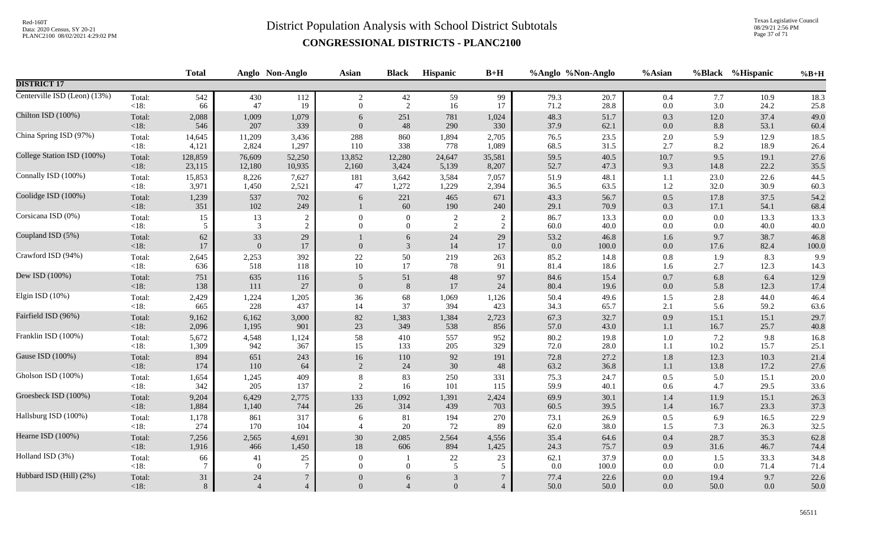# District Population Analysis with School District Subtotals

## CONGRESSIONAL DISTRICTS - PLANC2100

| | | Total | Anglo | Non-Anglo | Asian | Black | Hispanic | B+H | %Anglo | %Non-Anglo | %Asian | %Black | %Hispanic | %B+H |
|---|---|---|---|---|---|---|---|---|---|---|---|---|---|---|
| **DISTRICT 17** | | | | | | | | | | | | | | |
| Centerville ISD (Leon) (13%) | Total: | 542 | 430 | 112 | 2 | 42 | 59 | 99 | 79.3 | 20.7 | 0.4 | 7.7 | 10.9 | 18.3 |
| | <18: | 66 | 47 | 19 | 0 | 2 | 16 | 17 | 71.2 | 28.8 | 0.0 | 3.0 | 24.2 | 25.8 |
| Chilton ISD (100%) | Total: | 2,088 | 1,009 | 1,079 | 6 | 251 | 781 | 1,024 | 48.3 | 51.7 | 0.3 | 12.0 | 37.4 | 49.0 |
| | <18: | 546 | 207 | 339 | 0 | 48 | 290 | 330 | 37.9 | 62.1 | 0.0 | 8.8 | 53.1 | 60.4 |
| China Spring ISD (97%) | Total: | 14,645 | 11,209 | 3,436 | 288 | 860 | 1,894 | 2,705 | 76.5 | 23.5 | 2.0 | 5.9 | 12.9 | 18.5 |
| | <18: | 4,121 | 2,824 | 1,297 | 110 | 338 | 778 | 1,089 | 68.5 | 31.5 | 2.7 | 8.2 | 18.9 | 26.4 |
| College Station ISD (100%) | Total: | 128,859 | 76,609 | 52,250 | 13,852 | 12,280 | 24,647 | 35,581 | 59.5 | 40.5 | 10.7 | 9.5 | 19.1 | 27.6 |
| | <18: | 23,115 | 12,180 | 10,935 | 2,160 | 3,424 | 5,139 | 8,207 | 52.7 | 47.3 | 9.3 | 14.8 | 22.2 | 35.5 |
| Connally ISD (100%) | Total: | 15,853 | 8,226 | 7,627 | 181 | 3,642 | 3,584 | 7,057 | 51.9 | 48.1 | 1.1 | 23.0 | 22.6 | 44.5 |
| | <18: | 3,971 | 1,450 | 2,521 | 47 | 1,272 | 1,229 | 2,394 | 36.5 | 63.5 | 1.2 | 32.0 | 30.9 | 60.3 |
| Coolidge ISD (100%) | Total: | 1,239 | 537 | 702 | 6 | 221 | 465 | 671 | 43.3 | 56.7 | 0.5 | 17.8 | 37.5 | 54.2 |
| | <18: | 351 | 102 | 249 | 1 | 60 | 190 | 240 | 29.1 | 70.9 | 0.3 | 17.1 | 54.1 | 68.4 |
| Corsicana ISD (0%) | Total: | 15 | 13 | 2 | 0 | 0 | 2 | 2 | 86.7 | 13.3 | 0.0 | 0.0 | 13.3 | 13.3 |
| | <18: | 5 | 3 | 2 | 0 | 0 | 2 | 2 | 60.0 | 40.0 | 0.0 | 0.0 | 40.0 | 40.0 |
| Coupland ISD (5%) | Total: | 62 | 33 | 29 | 1 | 6 | 24 | 29 | 53.2 | 46.8 | 1.6 | 9.7 | 38.7 | 46.8 |
| | <18: | 17 | 0 | 17 | 0 | 3 | 14 | 17 | 0.0 | 100.0 | 0.0 | 17.6 | 82.4 | 100.0 |
| Crawford ISD (94%) | Total: | 2,645 | 2,253 | 392 | 22 | 50 | 219 | 263 | 85.2 | 14.8 | 0.8 | 1.9 | 8.3 | 9.9 |
| | <18: | 636 | 518 | 118 | 10 | 17 | 78 | 91 | 81.4 | 18.6 | 1.6 | 2.7 | 12.3 | 14.3 |
| Dew ISD (100%) | Total: | 751 | 635 | 116 | 5 | 51 | 48 | 97 | 84.6 | 15.4 | 0.7 | 6.8 | 6.4 | 12.9 |
| | <18: | 138 | 111 | 27 | 0 | 8 | 17 | 24 | 80.4 | 19.6 | 0.0 | 5.8 | 12.3 | 17.4 |
| Elgin ISD (10%) | Total: | 2,429 | 1,224 | 1,205 | 36 | 68 | 1,069 | 1,126 | 50.4 | 49.6 | 1.5 | 2.8 | 44.0 | 46.4 |
| | <18: | 665 | 228 | 437 | 14 | 37 | 394 | 423 | 34.3 | 65.7 | 2.1 | 5.6 | 59.2 | 63.6 |
| Fairfield ISD (96%) | Total: | 9,162 | 6,162 | 3,000 | 82 | 1,383 | 1,384 | 2,723 | 67.3 | 32.7 | 0.9 | 15.1 | 15.1 | 29.7 |
| | <18: | 2,096 | 1,195 | 901 | 23 | 349 | 538 | 856 | 57.0 | 43.0 | 1.1 | 16.7 | 25.7 | 40.8 |
| Franklin ISD (100%) | Total: | 5,672 | 4,548 | 1,124 | 58 | 410 | 557 | 952 | 80.2 | 19.8 | 1.0 | 7.2 | 9.8 | 16.8 |
| | <18: | 1,309 | 942 | 367 | 15 | 133 | 205 | 329 | 72.0 | 28.0 | 1.1 | 10.2 | 15.7 | 25.1 |
| Gause ISD (100%) | Total: | 894 | 651 | 243 | 16 | 110 | 92 | 191 | 72.8 | 27.2 | 1.8 | 12.3 | 10.3 | 21.4 |
| | <18: | 174 | 110 | 64 | 2 | 24 | 30 | 48 | 63.2 | 36.8 | 1.1 | 13.8 | 17.2 | 27.6 |
| Gholson ISD (100%) | Total: | 1,654 | 1,245 | 409 | 8 | 83 | 250 | 331 | 75.3 | 24.7 | 0.5 | 5.0 | 15.1 | 20.0 |
| | <18: | 342 | 205 | 137 | 2 | 16 | 101 | 115 | 59.9 | 40.1 | 0.6 | 4.7 | 29.5 | 33.6 |
| Groesbeck ISD (100%) | Total: | 9,204 | 6,429 | 2,775 | 133 | 1,092 | 1,391 | 2,424 | 69.9 | 30.1 | 1.4 | 11.9 | 15.1 | 26.3 |
| | <18: | 1,884 | 1,140 | 744 | 26 | 314 | 439 | 703 | 60.5 | 39.5 | 1.4 | 16.7 | 23.3 | 37.3 |
| Hallsburg ISD (100%) | Total: | 1,178 | 861 | 317 | 6 | 81 | 194 | 270 | 73.1 | 26.9 | 0.5 | 6.9 | 16.5 | 22.9 |
| | <18: | 274 | 170 | 104 | 4 | 20 | 72 | 89 | 62.0 | 38.0 | 1.5 | 7.3 | 26.3 | 32.5 |
| Hearne ISD (100%) | Total: | 7,256 | 2,565 | 4,691 | 30 | 2,085 | 2,564 | 4,556 | 35.4 | 64.6 | 0.4 | 28.7 | 35.3 | 62.8 |
| | <18: | 1,916 | 466 | 1,450 | 18 | 606 | 894 | 1,425 | 24.3 | 75.7 | 0.9 | 31.6 | 46.7 | 74.4 |
| Holland ISD (3%) | Total: | 66 | 41 | 25 | 0 | 1 | 22 | 23 | 62.1 | 37.9 | 0.0 | 1.5 | 33.3 | 34.8 |
| | <18: | 7 | 0 | 7 | 0 | 0 | 5 | 5 | 0.0 | 100.0 | 0.0 | 0.0 | 71.4 | 71.4 |
| Hubbard ISD (Hill) (2%) | Total: | 31 | 24 | 7 | 0 | 6 | 3 | 7 | 77.4 | 22.6 | 0.0 | 19.4 | 9.7 | 22.6 |
| | <18: | 8 | 4 | 4 | 0 | 4 | 0 | 4 | 50.0 | 50.0 | 0.0 | 50.0 | 0.0 | 50.0 |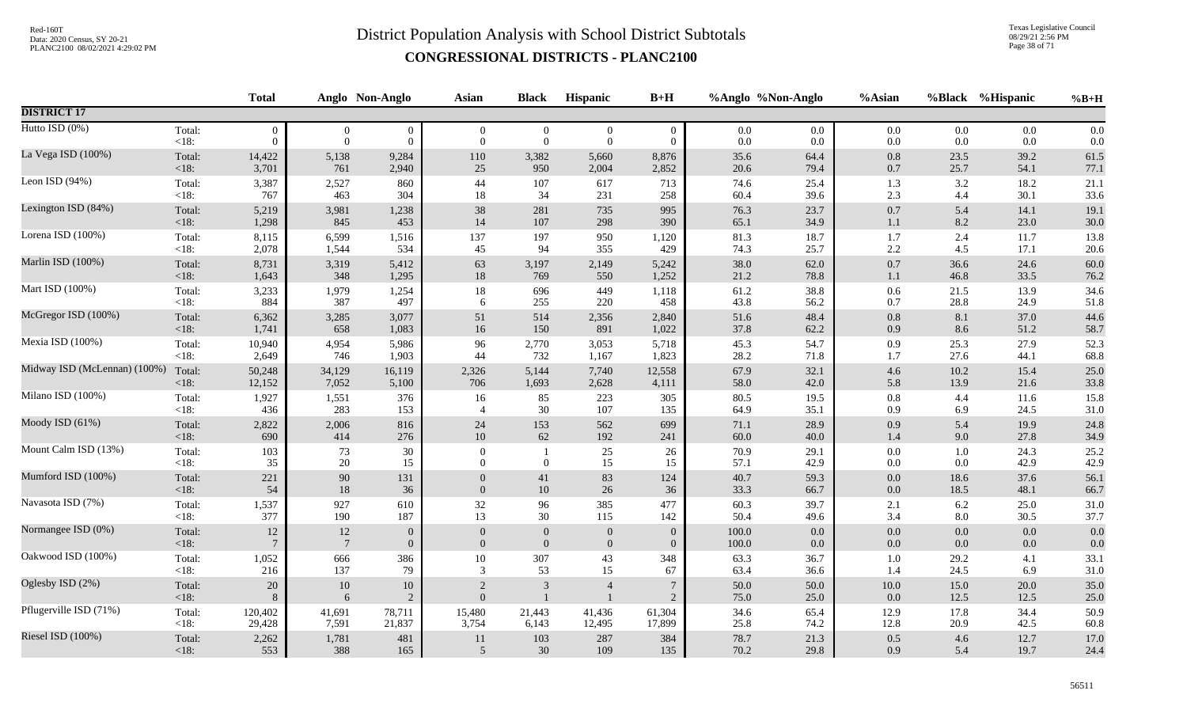# District Population Analysis with School District Subtotals

## CONGRESSIONAL DISTRICTS - PLANC2100

Red-160T
Data: 2020 Census, SY 20-21
PLANC2100 08/02/2021 4:29:02 PM

Texas Legislative Council
08/29/21 2:56 PM

| | | Total | Anglo | Non-Anglo | Asian | Black | Hispanic | B+H | %Anglo | %Non-Anglo | %Asian | %Black | %Hispanic | %B+H |
|---|---|---|---|---|---|---|---|---|---|---|---|---|---|---|
| **DISTRICT 17** | | | | | | | | | | | | | | |
| Hutto ISD (0%) | Total: | 0 | 0 | 0 | 0 | 0 | 0 | 0 | 0.0 | 0.0 | 0.0 | 0.0 | 0.0 | 0.0 |
| | <18: | 0 | 0 | 0 | 0 | 0 | 0 | 0 | 0.0 | 0.0 | 0.0 | 0.0 | 0.0 | 0.0 |
| La Vega ISD (100%) | Total: | 14,422 | 5,138 | 9,284 | 110 | 3,382 | 5,660 | 8,876 | 35.6 | 64.4 | 0.8 | 23.5 | 39.2 | 61.5 |
| | <18: | 3,701 | 761 | 2,940 | 25 | 950 | 2,004 | 2,852 | 20.6 | 79.4 | 0.7 | 25.7 | 54.1 | 77.1 |
| Leon ISD (94%) | Total: | 3,387 | 2,527 | 860 | 44 | 107 | 617 | 713 | 74.6 | 25.4 | 1.3 | 3.2 | 18.2 | 21.1 |
| | <18: | 767 | 463 | 304 | 18 | 34 | 231 | 258 | 60.4 | 39.6 | 2.3 | 4.4 | 30.1 | 33.6 |
| Lexington ISD (84%) | Total: | 5,219 | 3,981 | 1,238 | 38 | 281 | 735 | 995 | 76.3 | 23.7 | 0.7 | 5.4 | 14.1 | 19.1 |
| | <18: | 1,298 | 845 | 453 | 14 | 107 | 298 | 390 | 65.1 | 34.9 | 1.1 | 8.2 | 23.0 | 30.0 |
| Lorena ISD (100%) | Total: | 8,115 | 6,599 | 1,516 | 137 | 197 | 950 | 1,120 | 81.3 | 18.7 | 1.7 | 2.4 | 11.7 | 13.8 |
| | <18: | 2,078 | 1,544 | 534 | 45 | 94 | 355 | 429 | 74.3 | 25.7 | 2.2 | 4.5 | 17.1 | 20.6 |
| Marlin ISD (100%) | Total: | 8,731 | 3,319 | 5,412 | 63 | 3,197 | 2,149 | 5,242 | 38.0 | 62.0 | 0.7 | 36.6 | 24.6 | 60.0 |
| | <18: | 1,643 | 348 | 1,295 | 18 | 769 | 550 | 1,252 | 21.2 | 78.8 | 1.1 | 46.8 | 33.5 | 76.2 |
| Mart ISD (100%) | Total: | 3,233 | 1,979 | 1,254 | 18 | 696 | 449 | 1,118 | 61.2 | 38.8 | 0.6 | 21.5 | 13.9 | 34.6 |
| | <18: | 884 | 387 | 497 | 6 | 255 | 220 | 458 | 43.8 | 56.2 | 0.7 | 28.8 | 24.9 | 51.8 |
| McGregor ISD (100%) | Total: | 6,362 | 3,285 | 3,077 | 51 | 514 | 2,356 | 2,840 | 51.6 | 48.4 | 0.8 | 8.1 | 37.0 | 44.6 |
| | <18: | 1,741 | 658 | 1,083 | 16 | 150 | 891 | 1,022 | 37.8 | 62.2 | 0.9 | 8.6 | 51.2 | 58.7 |
| Mexia ISD (100%) | Total: | 10,940 | 4,954 | 5,986 | 96 | 2,770 | 3,053 | 5,718 | 45.3 | 54.7 | 0.9 | 25.3 | 27.9 | 52.3 |
| | <18: | 2,649 | 746 | 1,903 | 44 | 732 | 1,167 | 1,823 | 28.2 | 71.8 | 1.7 | 27.6 | 44.1 | 68.8 |
| Midway ISD (McLennan) (100%) | Total: | 50,248 | 34,129 | 16,119 | 2,326 | 5,144 | 7,740 | 12,558 | 67.9 | 32.1 | 4.6 | 10.2 | 15.4 | 25.0 |
| | <18: | 12,152 | 7,052 | 5,100 | 706 | 1,693 | 2,628 | 4,111 | 58.0 | 42.0 | 5.8 | 13.9 | 21.6 | 33.8 |
| Milano ISD (100%) | Total: | 1,927 | 1,551 | 376 | 16 | 85 | 223 | 305 | 80.5 | 19.5 | 0.8 | 4.4 | 11.6 | 15.8 |
| | <18: | 436 | 283 | 153 | 4 | 30 | 107 | 135 | 64.9 | 35.1 | 0.9 | 6.9 | 24.5 | 31.0 |
| Moody ISD (61%) | Total: | 2,822 | 2,006 | 816 | 24 | 153 | 562 | 699 | 71.1 | 28.9 | 0.9 | 5.4 | 19.9 | 24.8 |
| | <18: | 690 | 414 | 276 | 10 | 62 | 192 | 241 | 60.0 | 40.0 | 1.4 | 9.0 | 27.8 | 34.9 |
| Mount Calm ISD (13%) | Total: | 103 | 73 | 30 | 0 | 1 | 25 | 26 | 70.9 | 29.1 | 0.0 | 1.0 | 24.3 | 25.2 |
| | <18: | 35 | 20 | 15 | 0 | 0 | 15 | 15 | 57.1 | 42.9 | 0.0 | 0.0 | 42.9 | 42.9 |
| Mumford ISD (100%) | Total: | 221 | 90 | 131 | 0 | 41 | 83 | 124 | 40.7 | 59.3 | 0.0 | 18.6 | 37.6 | 56.1 |
| | <18: | 54 | 18 | 36 | 0 | 10 | 26 | 36 | 33.3 | 66.7 | 0.0 | 18.5 | 48.1 | 66.7 |
| Navasota ISD (7%) | Total: | 1,537 | 927 | 610 | 32 | 96 | 385 | 477 | 60.3 | 39.7 | 2.1 | 6.2 | 25.0 | 31.0 |
| | <18: | 377 | 190 | 187 | 13 | 30 | 115 | 142 | 50.4 | 49.6 | 3.4 | 8.0 | 30.5 | 37.7 |
| Normangee ISD (0%) | Total: | 12 | 12 | 0 | 0 | 0 | 0 | 0 | 100.0 | 0.0 | 0.0 | 0.0 | 0.0 | 0.0 |
| | <18: | 7 | 7 | 0 | 0 | 0 | 0 | 0 | 100.0 | 0.0 | 0.0 | 0.0 | 0.0 | 0.0 |
| Oakwood ISD (100%) | Total: | 1,052 | 666 | 386 | 10 | 307 | 43 | 348 | 63.3 | 36.7 | 1.0 | 29.2 | 4.1 | 33.1 |
| | <18: | 216 | 137 | 79 | 3 | 53 | 15 | 67 | 63.4 | 36.6 | 1.4 | 24.5 | 6.9 | 31.0 |
| Oglesby ISD (2%) | Total: | 20 | 10 | 10 | 2 | 3 | 4 | 7 | 50.0 | 50.0 | 10.0 | 15.0 | 20.0 | 35.0 |
| | <18: | 8 | 6 | 2 | 0 | 1 | 1 | 2 | 75.0 | 25.0 | 0.0 | 12.5 | 12.5 | 25.0 |
| Pflugerville ISD (71%) | Total: | 120,402 | 41,691 | 78,711 | 15,480 | 21,443 | 41,436 | 61,304 | 34.6 | 65.4 | 12.9 | 17.8 | 34.4 | 50.9 |
| | <18: | 29,428 | 7,591 | 21,837 | 3,754 | 6,143 | 12,495 | 17,899 | 25.8 | 74.2 | 12.8 | 20.9 | 42.5 | 60.8 |
| Riesel ISD (100%) | Total: | 2,262 | 1,781 | 481 | 11 | 103 | 287 | 384 | 78.7 | 21.3 | 0.5 | 4.6 | 12.7 | 17.0 |
| | <18: | 553 | 388 | 165 | 5 | 30 | 109 | 135 | 70.2 | 29.8 | 0.9 | 5.4 | 19.7 | 24.4 |

56511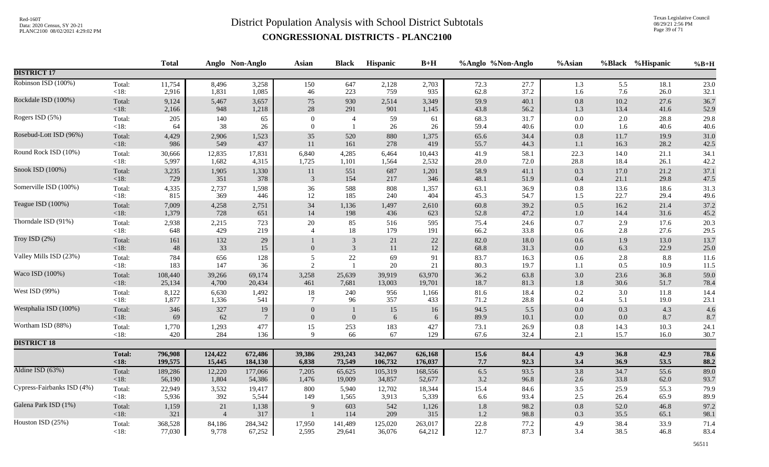# District Population Analysis with School District Subtotals

## CONGRESSIONAL DISTRICTS - PLANC2100

| | | Total | Anglo | Non-Anglo | Asian | Black | Hispanic | B+H | %Anglo | %Non-Anglo | %Asian | %Black | %Hispanic | %B+H |
|---|---|---|---|---|---|---|---|---|---|---|---|---|---|---|
| **DISTRICT 17** | | | | | | | | | | | | | | |
| Robinson ISD (100%) | Total: | 11,754 | 8,496 | 3,258 | 150 | 647 | 2,128 | 2,703 | 72.3 | 27.7 | 1.3 | 5.5 | 18.1 | 23.0 |
| | <18: | 2,916 | 1,831 | 1,085 | 46 | 223 | 759 | 935 | 62.8 | 37.2 | 1.6 | 7.6 | 26.0 | 32.1 |
| Rockdale ISD (100%) | Total: | 9,124 | 5,467 | 3,657 | 75 | 930 | 2,514 | 3,349 | 59.9 | 40.1 | 0.8 | 10.2 | 27.6 | 36.7 |
| | <18: | 2,166 | 948 | 1,218 | 28 | 291 | 901 | 1,145 | 43.8 | 56.2 | 1.3 | 13.4 | 41.6 | 52.9 |
| Rogers ISD (5%) | Total: | 205 | 140 | 65 | 0 | 4 | 59 | 61 | 68.3 | 31.7 | 0.0 | 2.0 | 28.8 | 29.8 |
| | <18: | 64 | 38 | 26 | 0 | 1 | 26 | 26 | 59.4 | 40.6 | 0.0 | 1.6 | 40.6 | 40.6 |
| Rosebud-Lott ISD (96%) | Total: | 4,429 | 2,906 | 1,523 | 35 | 520 | 880 | 1,375 | 65.6 | 34.4 | 0.8 | 11.7 | 19.9 | 31.0 |
| | <18: | 986 | 549 | 437 | 11 | 161 | 278 | 419 | 55.7 | 44.3 | 1.1 | 16.3 | 28.2 | 42.5 |
| Round Rock ISD (10%) | Total: | 30,666 | 12,835 | 17,831 | 6,840 | 4,285 | 6,464 | 10,443 | 41.9 | 58.1 | 22.3 | 14.0 | 21.1 | 34.1 |
| | <18: | 5,997 | 1,682 | 4,315 | 1,725 | 1,101 | 1,564 | 2,532 | 28.0 | 72.0 | 28.8 | 18.4 | 26.1 | 42.2 |
| Snook ISD (100%) | Total: | 3,235 | 1,905 | 1,330 | 11 | 551 | 687 | 1,201 | 58.9 | 41.1 | 0.3 | 17.0 | 21.2 | 37.1 |
| | <18: | 729 | 351 | 378 | 3 | 154 | 217 | 346 | 48.1 | 51.9 | 0.4 | 21.1 | 29.8 | 47.5 |
| Somerville ISD (100%) | Total: | 4,335 | 2,737 | 1,598 | 36 | 588 | 808 | 1,357 | 63.1 | 36.9 | 0.8 | 13.6 | 18.6 | 31.3 |
| | <18: | 815 | 369 | 446 | 12 | 185 | 240 | 404 | 45.3 | 54.7 | 1.5 | 22.7 | 29.4 | 49.6 |
| Teague ISD (100%) | Total: | 7,009 | 4,258 | 2,751 | 34 | 1,136 | 1,497 | 2,610 | 60.8 | 39.2 | 0.5 | 16.2 | 21.4 | 37.2 |
| | <18: | 1,379 | 728 | 651 | 14 | 198 | 436 | 623 | 52.8 | 47.2 | 1.0 | 14.4 | 31.6 | 45.2 |
| Thorndale ISD (91%) | Total: | 2,938 | 2,215 | 723 | 20 | 85 | 516 | 595 | 75.4 | 24.6 | 0.7 | 2.9 | 17.6 | 20.3 |
| | <18: | 648 | 429 | 219 | 4 | 18 | 179 | 191 | 66.2 | 33.8 | 0.6 | 2.8 | 27.6 | 29.5 |
| Troy ISD (2%) | Total: | 161 | 132 | 29 | 1 | 3 | 21 | 22 | 82.0 | 18.0 | 0.6 | 1.9 | 13.0 | 13.7 |
| | <18: | 48 | 33 | 15 | 0 | 3 | 11 | 12 | 68.8 | 31.3 | 0.0 | 6.3 | 22.9 | 25.0 |
| Valley Mills ISD (23%) | Total: | 784 | 656 | 128 | 5 | 22 | 69 | 91 | 83.7 | 16.3 | 0.6 | 2.8 | 8.8 | 11.6 |
| | <18: | 183 | 147 | 36 | 2 | 1 | 20 | 21 | 80.3 | 19.7 | 1.1 | 0.5 | 10.9 | 11.5 |
| Waco ISD (100%) | Total: | 108,440 | 39,266 | 69,174 | 3,258 | 25,639 | 39,919 | 63,970 | 36.2 | 63.8 | 3.0 | 23.6 | 36.8 | 59.0 |
| | <18: | 25,134 | 4,700 | 20,434 | 461 | 7,681 | 13,003 | 19,701 | 18.7 | 81.3 | 1.8 | 30.6 | 51.7 | 78.4 |
| West ISD (99%) | Total: | 8,122 | 6,630 | 1,492 | 18 | 240 | 956 | 1,166 | 81.6 | 18.4 | 0.2 | 3.0 | 11.8 | 14.4 |
| | <18: | 1,877 | 1,336 | 541 | 7 | 96 | 357 | 433 | 71.2 | 28.8 | 0.4 | 5.1 | 19.0 | 23.1 |
| Westphalia ISD (100%) | Total: | 346 | 327 | 19 | 0 | 1 | 15 | 16 | 94.5 | 5.5 | 0.0 | 0.3 | 4.3 | 4.6 |
| | <18: | 69 | 62 | 7 | 0 | 0 | 6 | 6 | 89.9 | 10.1 | 0.0 | 0.0 | 8.7 | 8.7 |
| Wortham ISD (88%) | Total: | 1,770 | 1,293 | 477 | 15 | 253 | 183 | 427 | 73.1 | 26.9 | 0.8 | 14.3 | 10.3 | 24.1 |
| | <18: | 420 | 284 | 136 | 9 | 66 | 67 | 129 | 67.6 | 32.4 | 2.1 | 15.7 | 16.0 | 30.7 |
| **DISTRICT 18** | | | | | | | | | | | | | | |
| | **Total:** | **796,908** | **124,422** | **672,486** | **39,386** | **293,243** | **342,067** | **626,168** | **15.6** | **84.4** | **4.9** | **36.8** | **42.9** | **78.6** |
| | **<18:** | **199,575** | **15,445** | **184,130** | **6,838** | **73,549** | **106,732** | **176,037** | **7.7** | **92.3** | **3.4** | **36.9** | **53.5** | **88.2** |
| Aldine ISD (63%) | Total: | 189,286 | 12,220 | 177,066 | 7,205 | 65,625 | 105,319 | 168,556 | 6.5 | 93.5 | 3.8 | 34.7 | 55.6 | 89.0 |
| | <18: | 56,190 | 1,804 | 54,386 | 1,476 | 19,009 | 34,857 | 52,677 | 3.2 | 96.8 | 2.6 | 33.8 | 62.0 | 93.7 |
| Cypress-Fairbanks ISD (4%) | Total: | 22,949 | 3,532 | 19,417 | 800 | 5,940 | 12,702 | 18,344 | 15.4 | 84.6 | 3.5 | 25.9 | 55.3 | 79.9 |
| | <18: | 5,936 | 392 | 5,544 | 149 | 1,565 | 3,913 | 5,339 | 6.6 | 93.4 | 2.5 | 26.4 | 65.9 | 89.9 |
| Galena Park ISD (1%) | Total: | 1,159 | 21 | 1,138 | 9 | 603 | 542 | 1,126 | 1.8 | 98.2 | 0.8 | 52.0 | 46.8 | 97.2 |
| | <18: | 321 | 4 | 317 | 1 | 114 | 209 | 315 | 1.2 | 98.8 | 0.3 | 35.5 | 65.1 | 98.1 |
| Houston ISD (25%) | Total: | 368,528 | 84,186 | 284,342 | 17,950 | 141,489 | 125,020 | 263,017 | 22.8 | 77.2 | 4.9 | 38.4 | 33.9 | 71.4 |
| | <18: | 77,030 | 9,778 | 67,252 | 2,595 | 29,641 | 36,076 | 64,212 | 12.7 | 87.3 | 3.4 | 38.5 | 46.8 | 83.4 |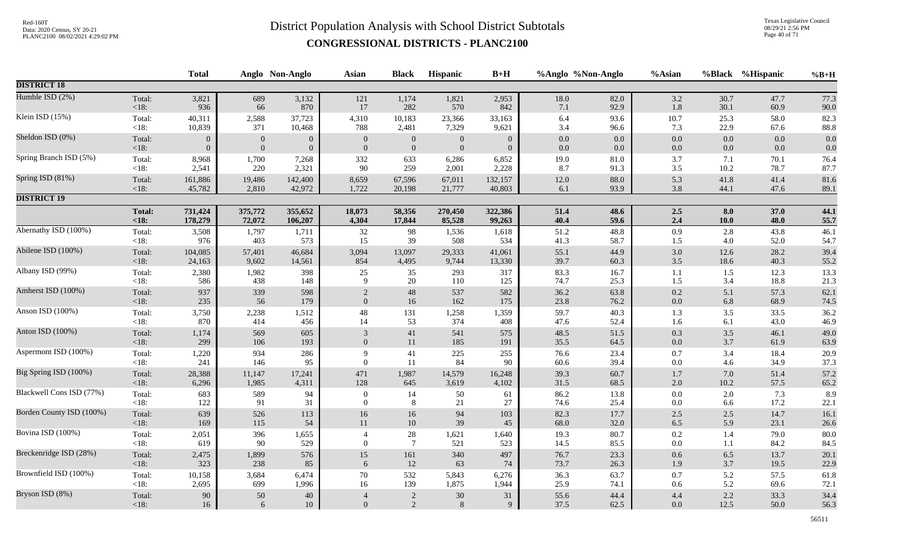# District Population Analysis with School District Subtotals

## CONGRESSIONAL DISTRICTS - PLANC2100

| | | Total | Anglo | Non-Anglo | Asian | Black | Hispanic | B+H | %Anglo | %Non-Anglo | %Asian | %Black | %Hispanic | %B+H |
|---|---|---|---|---|---|---|---|---|---|---|---|---|---|---|
| **DISTRICT 18** | | | | | | | | | | | | | | |
| Humble ISD (2%) | Total: | 3,821 | 689 | 3,132 | 121 | 1,174 | 1,821 | 2,953 | 18.0 | 82.0 | 3.2 | 30.7 | 47.7 | 77.3 |
| | <18: | 936 | 66 | 870 | 17 | 282 | 570 | 842 | 7.1 | 92.9 | 1.8 | 30.1 | 60.9 | 90.0 |
| Klein ISD (15%) | Total: | 40,311 | 2,588 | 37,723 | 4,310 | 10,183 | 23,366 | 33,163 | 6.4 | 93.6 | 10.7 | 25.3 | 58.0 | 82.3 |
| | <18: | 10,839 | 371 | 10,468 | 788 | 2,481 | 7,329 | 9,621 | 3.4 | 96.6 | 7.3 | 22.9 | 67.6 | 88.8 |
| Sheldon ISD (0%) | Total: | 0 | 0 | 0 | 0 | 0 | 0 | 0 | 0.0 | 0.0 | 0.0 | 0.0 | 0.0 | 0.0 |
| | <18: | 0 | 0 | 0 | 0 | 0 | 0 | 0 | 0.0 | 0.0 | 0.0 | 0.0 | 0.0 | 0.0 |
| Spring Branch ISD (5%) | Total: | 8,968 | 1,700 | 7,268 | 332 | 633 | 6,286 | 6,852 | 19.0 | 81.0 | 3.7 | 7.1 | 70.1 | 76.4 |
| | <18: | 2,541 | 220 | 2,321 | 90 | 259 | 2,001 | 2,228 | 8.7 | 91.3 | 3.5 | 10.2 | 78.7 | 87.7 |
| Spring ISD (81%) | Total: | 161,886 | 19,486 | 142,400 | 8,659 | 67,596 | 67,011 | 132,157 | 12.0 | 88.0 | 5.3 | 41.8 | 41.4 | 81.6 |
| | <18: | 45,782 | 2,810 | 42,972 | 1,722 | 20,198 | 21,777 | 40,803 | 6.1 | 93.9 | 3.8 | 44.1 | 47.6 | 89.1 |
| **DISTRICT 19** | | | | | | | | | | | | | | |
| | **Total:** | **731,424** | **375,772** | **355,652** | **18,073** | **58,356** | **270,450** | **322,386** | **51.4** | **48.6** | **2.5** | **8.0** | **37.0** | **44.1** |
| | **<18:** | **178,279** | **72,072** | **106,207** | **4,304** | **17,844** | **85,528** | **99,263** | **40.4** | **59.6** | **2.4** | **10.0** | **48.0** | **55.7** |
| Abernathy ISD (100%) | Total: | 3,508 | 1,797 | 1,711 | 32 | 98 | 1,536 | 1,618 | 51.2 | 48.8 | 0.9 | 2.8 | 43.8 | 46.1 |
| | <18: | 976 | 403 | 573 | 15 | 39 | 508 | 534 | 41.3 | 58.7 | 1.5 | 4.0 | 52.0 | 54.7 |
| Abilene ISD (100%) | Total: | 104,085 | 57,401 | 46,684 | 3,094 | 13,097 | 29,333 | 41,061 | 55.1 | 44.9 | 3.0 | 12.6 | 28.2 | 39.4 |
| | <18: | 24,163 | 9,602 | 14,561 | 854 | 4,495 | 9,744 | 13,330 | 39.7 | 60.3 | 3.5 | 18.6 | 40.3 | 55.2 |
| Albany ISD (99%) | Total: | 2,380 | 1,982 | 398 | 25 | 35 | 293 | 317 | 83.3 | 16.7 | 1.1 | 1.5 | 12.3 | 13.3 |
| | <18: | 586 | 438 | 148 | 9 | 20 | 110 | 125 | 74.7 | 25.3 | 1.5 | 3.4 | 18.8 | 21.3 |
| Amherst ISD (100%) | Total: | 937 | 339 | 598 | 2 | 48 | 537 | 582 | 36.2 | 63.8 | 0.2 | 5.1 | 57.3 | 62.1 |
| | <18: | 235 | 56 | 179 | 0 | 16 | 162 | 175 | 23.8 | 76.2 | 0.0 | 6.8 | 68.9 | 74.5 |
| Anson ISD (100%) | Total: | 3,750 | 2,238 | 1,512 | 48 | 131 | 1,258 | 1,359 | 59.7 | 40.3 | 1.3 | 3.5 | 33.5 | 36.2 |
| | <18: | 870 | 414 | 456 | 14 | 53 | 374 | 408 | 47.6 | 52.4 | 1.6 | 6.1 | 43.0 | 46.9 |
| Anton ISD (100%) | Total: | 1,174 | 569 | 605 | 3 | 41 | 541 | 575 | 48.5 | 51.5 | 0.3 | 3.5 | 46.1 | 49.0 |
| | <18: | 299 | 106 | 193 | 0 | 11 | 185 | 191 | 35.5 | 64.5 | 0.0 | 3.7 | 61.9 | 63.9 |
| Aspermont ISD (100%) | Total: | 1,220 | 934 | 286 | 9 | 41 | 225 | 255 | 76.6 | 23.4 | 0.7 | 3.4 | 18.4 | 20.9 |
| | <18: | 241 | 146 | 95 | 0 | 11 | 84 | 90 | 60.6 | 39.4 | 0.0 | 4.6 | 34.9 | 37.3 |
| Big Spring ISD (100%) | Total: | 28,388 | 11,147 | 17,241 | 471 | 1,987 | 14,579 | 16,248 | 39.3 | 60.7 | 1.7 | 7.0 | 51.4 | 57.2 |
| | <18: | 6,296 | 1,985 | 4,311 | 128 | 645 | 3,619 | 4,102 | 31.5 | 68.5 | 2.0 | 10.2 | 57.5 | 65.2 |
| Blackwell Cons ISD (77%) | Total: | 683 | 589 | 94 | 0 | 14 | 50 | 61 | 86.2 | 13.8 | 0.0 | 2.0 | 7.3 | 8.9 |
| | <18: | 122 | 91 | 31 | 0 | 8 | 21 | 27 | 74.6 | 25.4 | 0.0 | 6.6 | 17.2 | 22.1 |
| Borden County ISD (100%) | Total: | 639 | 526 | 113 | 16 | 16 | 94 | 103 | 82.3 | 17.7 | 2.5 | 2.5 | 14.7 | 16.1 |
| | <18: | 169 | 115 | 54 | 11 | 10 | 39 | 45 | 68.0 | 32.0 | 6.5 | 5.9 | 23.1 | 26.6 |
| Bovina ISD (100%) | Total: | 2,051 | 396 | 1,655 | 4 | 28 | 1,621 | 1,640 | 19.3 | 80.7 | 0.2 | 1.4 | 79.0 | 80.0 |
| | <18: | 619 | 90 | 529 | 0 | 7 | 521 | 523 | 14.5 | 85.5 | 0.0 | 1.1 | 84.2 | 84.5 |
| Breckenridge ISD (28%) | Total: | 2,475 | 1,899 | 576 | 15 | 161 | 340 | 497 | 76.7 | 23.3 | 0.6 | 6.5 | 13.7 | 20.1 |
| | <18: | 323 | 238 | 85 | 6 | 12 | 63 | 74 | 73.7 | 26.3 | 1.9 | 3.7 | 19.5 | 22.9 |
| Brownfield ISD (100%) | Total: | 10,158 | 3,684 | 6,474 | 70 | 532 | 5,843 | 6,276 | 36.3 | 63.7 | 0.7 | 5.2 | 57.5 | 61.8 |
| | <18: | 2,695 | 699 | 1,996 | 16 | 139 | 1,875 | 1,944 | 25.9 | 74.1 | 0.6 | 5.2 | 69.6 | 72.1 |
| Bryson ISD (8%) | Total: | 90 | 50 | 40 | 4 | 2 | 30 | 31 | 55.6 | 44.4 | 4.4 | 2.2 | 33.3 | 34.4 |
| | <18: | 16 | 6 | 10 | 0 | 2 | 8 | 9 | 37.5 | 62.5 | 0.0 | 12.5 | 50.0 | 56.3 |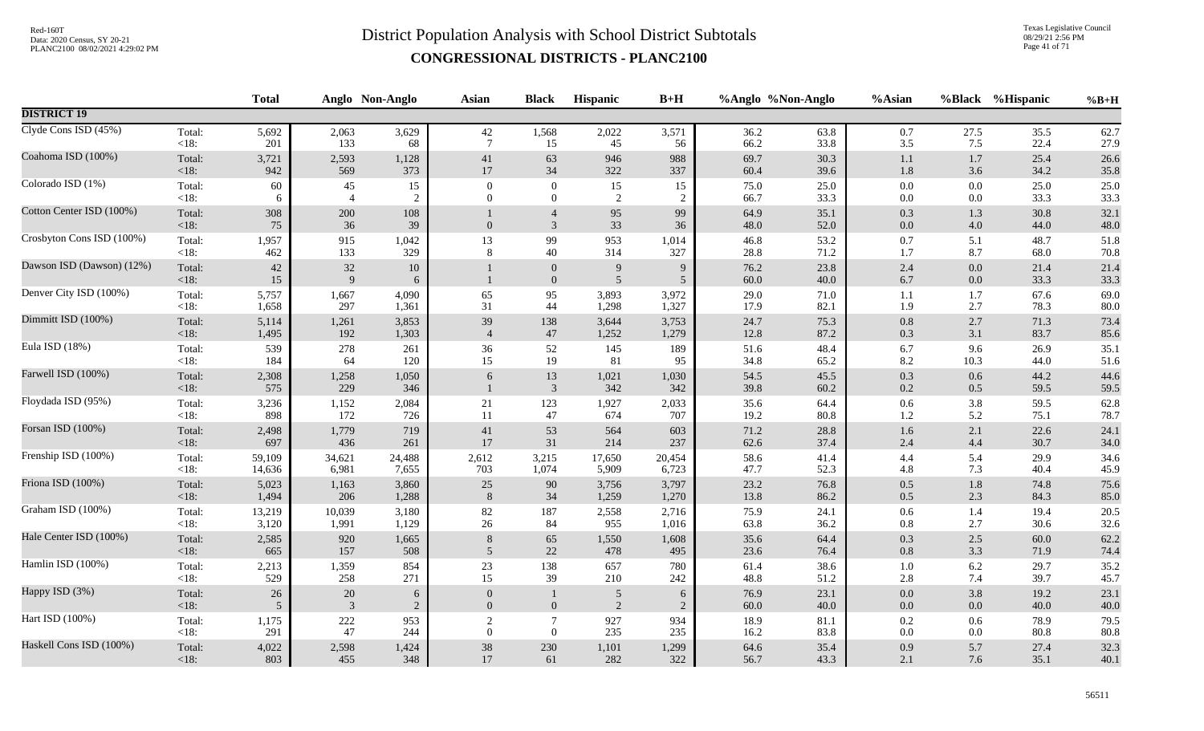# District Population Analysis with School District Subtotals

## CONGRESSIONAL DISTRICTS - PLANC2100

| | | Total | Anglo | Non-Anglo | Asian | Black | Hispanic | B+H | %Anglo | %Non-Anglo | %Asian | %Black | %Hispanic | %B+H |
|---|---|---|---|---|---|---|---|---|---|---|---|---|---|---|
| **DISTRICT 19** | | | | | | | | | | | | | | |
| Clyde Cons ISD (45%) | Total: | 5,692 | 2,063 | 3,629 | 42 | 1,568 | 2,022 | 3,571 | 36.2 | 63.8 | 0.7 | 27.5 | 35.5 | 62.7 |
| | <18: | 201 | 133 | 68 | 7 | 15 | 45 | 56 | 66.2 | 33.8 | 3.5 | 7.5 | 22.4 | 27.9 |
| Coahoma ISD (100%) | Total: | 3,721 | 2,593 | 1,128 | 41 | 63 | 946 | 988 | 69.7 | 30.3 | 1.1 | 1.7 | 25.4 | 26.6 |
| | <18: | 942 | 569 | 373 | 17 | 34 | 322 | 337 | 60.4 | 39.6 | 1.8 | 3.6 | 34.2 | 35.8 |
| Colorado ISD (1%) | Total: | 60 | 45 | 15 | 0 | 0 | 15 | 15 | 75.0 | 25.0 | 0.0 | 0.0 | 25.0 | 25.0 |
| | <18: | 6 | 4 | 2 | 0 | 0 | 2 | 2 | 66.7 | 33.3 | 0.0 | 0.0 | 33.3 | 33.3 |
| Cotton Center ISD (100%) | Total: | 308 | 200 | 108 | 1 | 4 | 95 | 99 | 64.9 | 35.1 | 0.3 | 1.3 | 30.8 | 32.1 |
| | <18: | 75 | 36 | 39 | 0 | 3 | 33 | 36 | 48.0 | 52.0 | 0.0 | 4.0 | 44.0 | 48.0 |
| Crosbyton Cons ISD (100%) | Total: | 1,957 | 915 | 1,042 | 13 | 99 | 953 | 1,014 | 46.8 | 53.2 | 0.7 | 5.1 | 48.7 | 51.8 |
| | <18: | 462 | 133 | 329 | 8 | 40 | 314 | 327 | 28.8 | 71.2 | 1.7 | 8.7 | 68.0 | 70.8 |
| Dawson ISD (Dawson) (12%) | Total: | 42 | 32 | 10 | 1 | 0 | 9 | 9 | 76.2 | 23.8 | 2.4 | 0.0 | 21.4 | 21.4 |
| | <18: | 15 | 9 | 6 | 1 | 0 | 5 | 5 | 60.0 | 40.0 | 6.7 | 0.0 | 33.3 | 33.3 |
| Denver City ISD (100%) | Total: | 5,757 | 1,667 | 4,090 | 65 | 95 | 3,893 | 3,972 | 29.0 | 71.0 | 1.1 | 1.7 | 67.6 | 69.0 |
| | <18: | 1,658 | 297 | 1,361 | 31 | 44 | 1,298 | 1,327 | 17.9 | 82.1 | 1.9 | 2.7 | 78.3 | 80.0 |
| Dimmitt ISD (100%) | Total: | 5,114 | 1,261 | 3,853 | 39 | 138 | 3,644 | 3,753 | 24.7 | 75.3 | 0.8 | 2.7 | 71.3 | 73.4 |
| | <18: | 1,495 | 192 | 1,303 | 4 | 47 | 1,252 | 1,279 | 12.8 | 87.2 | 0.3 | 3.1 | 83.7 | 85.6 |
| Eula ISD (18%) | Total: | 539 | 278 | 261 | 36 | 52 | 145 | 189 | 51.6 | 48.4 | 6.7 | 9.6 | 26.9 | 35.1 |
| | <18: | 184 | 64 | 120 | 15 | 19 | 81 | 95 | 34.8 | 65.2 | 8.2 | 10.3 | 44.0 | 51.6 |
| Farwell ISD (100%) | Total: | 2,308 | 1,258 | 1,050 | 6 | 13 | 1,021 | 1,030 | 54.5 | 45.5 | 0.3 | 0.6 | 44.2 | 44.6 |
| | <18: | 575 | 229 | 346 | 1 | 3 | 342 | 342 | 39.8 | 60.2 | 0.2 | 0.5 | 59.5 | 59.5 |
| Floydada ISD (95%) | Total: | 3,236 | 1,152 | 2,084 | 21 | 123 | 1,927 | 2,033 | 35.6 | 64.4 | 0.6 | 3.8 | 59.5 | 62.8 |
| | <18: | 898 | 172 | 726 | 11 | 47 | 674 | 707 | 19.2 | 80.8 | 1.2 | 5.2 | 75.1 | 78.7 |
| Forsan ISD (100%) | Total: | 2,498 | 1,779 | 719 | 41 | 53 | 564 | 603 | 71.2 | 28.8 | 1.6 | 2.1 | 22.6 | 24.1 |
| | <18: | 697 | 436 | 261 | 17 | 31 | 214 | 237 | 62.6 | 37.4 | 2.4 | 4.4 | 30.7 | 34.0 |
| Frenship ISD (100%) | Total: | 59,109 | 34,621 | 24,488 | 2,612 | 3,215 | 17,650 | 20,454 | 58.6 | 41.4 | 4.4 | 5.4 | 29.9 | 34.6 |
| | <18: | 14,636 | 6,981 | 7,655 | 703 | 1,074 | 5,909 | 6,723 | 47.7 | 52.3 | 4.8 | 7.3 | 40.4 | 45.9 |
| Friona ISD (100%) | Total: | 5,023 | 1,163 | 3,860 | 25 | 90 | 3,756 | 3,797 | 23.2 | 76.8 | 0.5 | 1.8 | 74.8 | 75.6 |
| | <18: | 1,494 | 206 | 1,288 | 8 | 34 | 1,259 | 1,270 | 13.8 | 86.2 | 0.5 | 2.3 | 84.3 | 85.0 |
| Graham ISD (100%) | Total: | 13,219 | 10,039 | 3,180 | 82 | 187 | 2,558 | 2,716 | 75.9 | 24.1 | 0.6 | 1.4 | 19.4 | 20.5 |
| | <18: | 3,120 | 1,991 | 1,129 | 26 | 84 | 955 | 1,016 | 63.8 | 36.2 | 0.8 | 2.7 | 30.6 | 32.6 |
| Hale Center ISD (100%) | Total: | 2,585 | 920 | 1,665 | 8 | 65 | 1,550 | 1,608 | 35.6 | 64.4 | 0.3 | 2.5 | 60.0 | 62.2 |
| | <18: | 665 | 157 | 508 | 5 | 22 | 478 | 495 | 23.6 | 76.4 | 0.8 | 3.3 | 71.9 | 74.4 |
| Hamlin ISD (100%) | Total: | 2,213 | 1,359 | 854 | 23 | 138 | 657 | 780 | 61.4 | 38.6 | 1.0 | 6.2 | 29.7 | 35.2 |
| | <18: | 529 | 258 | 271 | 15 | 39 | 210 | 242 | 48.8 | 51.2 | 2.8 | 7.4 | 39.7 | 45.7 |
| Happy ISD (3%) | Total: | 26 | 20 | 6 | 0 | 1 | 5 | 6 | 76.9 | 23.1 | 0.0 | 3.8 | 19.2 | 23.1 |
| | <18: | 5 | 3 | 2 | 0 | 0 | 2 | 2 | 60.0 | 40.0 | 0.0 | 0.0 | 40.0 | 40.0 |
| Hart ISD (100%) | Total: | 1,175 | 222 | 953 | 2 | 7 | 927 | 934 | 18.9 | 81.1 | 0.2 | 0.6 | 78.9 | 79.5 |
| | <18: | 291 | 47 | 244 | 0 | 0 | 235 | 235 | 16.2 | 83.8 | 0.0 | 0.0 | 80.8 | 80.8 |
| Haskell Cons ISD (100%) | Total: | 4,022 | 2,598 | 1,424 | 38 | 230 | 1,101 | 1,299 | 64.6 | 35.4 | 0.9 | 5.7 | 27.4 | 32.3 |
| | <18: | 803 | 455 | 348 | 17 | 61 | 282 | 322 | 56.7 | 43.3 | 2.1 | 7.6 | 35.1 | 40.1 |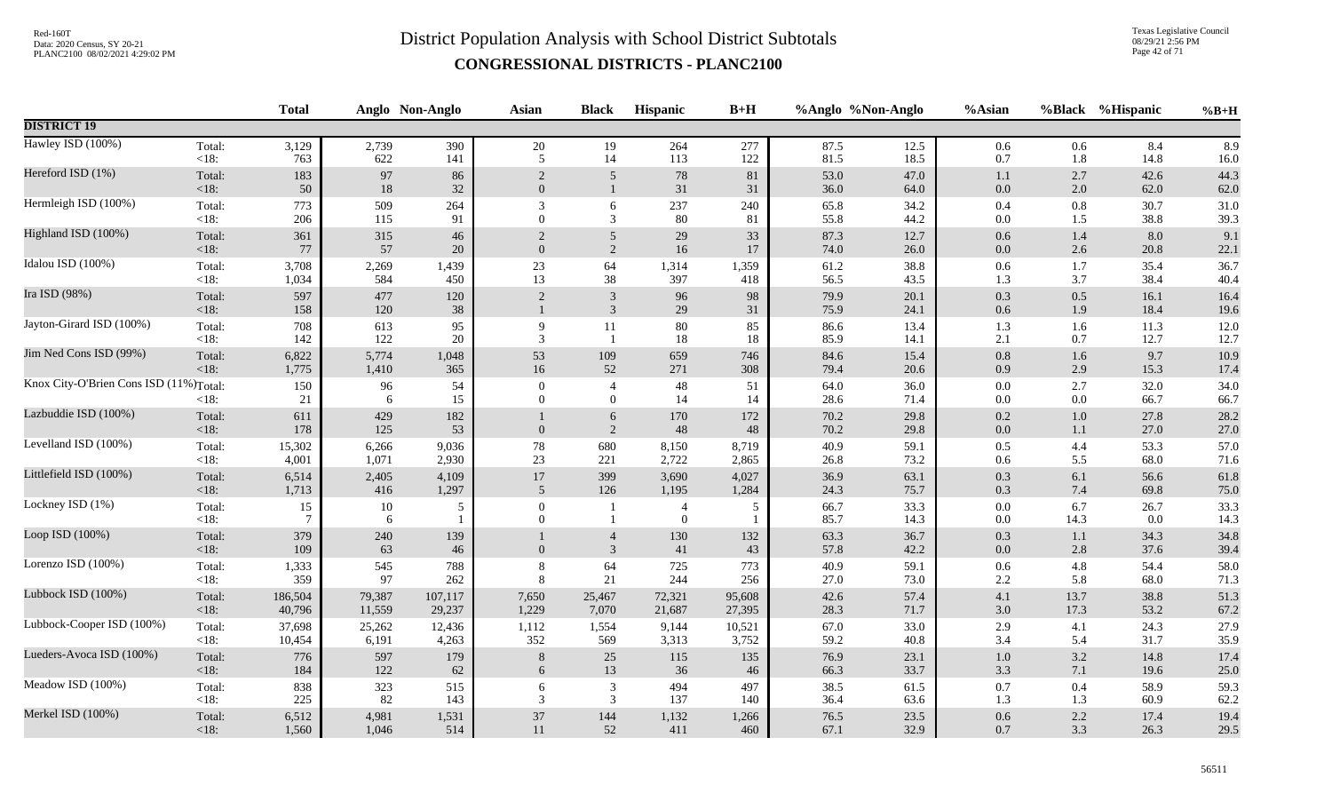# District Population Analysis with School District Subtotals

## CONGRESSIONAL DISTRICTS - PLANC2100

Red-160T
Data: 2020 Census, SY 20-21
PLANC2100 08/02/2021 4:29:02 PM

Texas Legislative Council
08/29/21 2:56 PM

| | | Total | Anglo | Non-Anglo | Asian | Black | Hispanic | B+H | %Anglo | %Non-Anglo | %Asian | %Black | %Hispanic | %B+H |
|---|---|---|---|---|---|---|---|---|---|---|---|---|---|---|
| **DISTRICT 19** | | | | | | | | | | | | | | |
| Hawley ISD (100%) | Total: | 3,129 | 2,739 | 390 | 20 | 19 | 264 | 277 | 87.5 | 12.5 | 0.6 | 0.6 | 8.4 | 8.9 |
| | <18: | 763 | 622 | 141 | 5 | 14 | 113 | 122 | 81.5 | 18.5 | 0.7 | 1.8 | 14.8 | 16.0 |
| Hereford ISD (1%) | Total: | 183 | 97 | 86 | 2 | 5 | 78 | 81 | 53.0 | 47.0 | 1.1 | 2.7 | 42.6 | 44.3 |
| | <18: | 50 | 18 | 32 | 0 | 1 | 31 | 31 | 36.0 | 64.0 | 0.0 | 2.0 | 62.0 | 62.0 |
| Hermleigh ISD (100%) | Total: | 773 | 509 | 264 | 3 | 6 | 237 | 240 | 65.8 | 34.2 | 0.4 | 0.8 | 30.7 | 31.0 |
| | <18: | 206 | 115 | 91 | 0 | 3 | 80 | 81 | 55.8 | 44.2 | 0.0 | 1.5 | 38.8 | 39.3 |
| Highland ISD (100%) | Total: | 361 | 315 | 46 | 2 | 5 | 29 | 33 | 87.3 | 12.7 | 0.6 | 1.4 | 8.0 | 9.1 |
| | <18: | 77 | 57 | 20 | 0 | 2 | 16 | 17 | 74.0 | 26.0 | 0.0 | 2.6 | 20.8 | 22.1 |
| Idalou ISD (100%) | Total: | 3,708 | 2,269 | 1,439 | 23 | 64 | 1,314 | 1,359 | 61.2 | 38.8 | 0.6 | 1.7 | 35.4 | 36.7 |
| | <18: | 1,034 | 584 | 450 | 13 | 38 | 397 | 418 | 56.5 | 43.5 | 1.3 | 3.7 | 38.4 | 40.4 |
| Ira ISD (98%) | Total: | 597 | 477 | 120 | 2 | 3 | 96 | 98 | 79.9 | 20.1 | 0.3 | 0.5 | 16.1 | 16.4 |
| | <18: | 158 | 120 | 38 | 1 | 3 | 29 | 31 | 75.9 | 24.1 | 0.6 | 1.9 | 18.4 | 19.6 |
| Jayton-Girard ISD (100%) | Total: | 708 | 613 | 95 | 9 | 11 | 80 | 85 | 86.6 | 13.4 | 1.3 | 1.6 | 11.3 | 12.0 |
| | <18: | 142 | 122 | 20 | 3 | 1 | 18 | 18 | 85.9 | 14.1 | 2.1 | 0.7 | 12.7 | 12.7 |
| Jim Ned Cons ISD (99%) | Total: | 6,822 | 5,774 | 1,048 | 53 | 109 | 659 | 746 | 84.6 | 15.4 | 0.8 | 1.6 | 9.7 | 10.9 |
| | <18: | 1,775 | 1,410 | 365 | 16 | 52 | 271 | 308 | 79.4 | 20.6 | 0.9 | 2.9 | 15.3 | 17.4 |
| Knox City-O'Brien Cons ISD (11%) | Total: | 150 | 96 | 54 | 0 | 4 | 48 | 51 | 64.0 | 36.0 | 0.0 | 2.7 | 32.0 | 34.0 |
| | <18: | 21 | 6 | 15 | 0 | 0 | 14 | 14 | 28.6 | 71.4 | 0.0 | 0.0 | 66.7 | 66.7 |
| Lazbuddie ISD (100%) | Total: | 611 | 429 | 182 | 1 | 6 | 170 | 172 | 70.2 | 29.8 | 0.2 | 1.0 | 27.8 | 28.2 |
| | <18: | 178 | 125 | 53 | 0 | 2 | 48 | 48 | 70.2 | 29.8 | 0.0 | 1.1 | 27.0 | 27.0 |
| Levelland ISD (100%) | Total: | 15,302 | 6,266 | 9,036 | 78 | 680 | 8,150 | 8,719 | 40.9 | 59.1 | 0.5 | 4.4 | 53.3 | 57.0 |
| | <18: | 4,001 | 1,071 | 2,930 | 23 | 221 | 2,722 | 2,865 | 26.8 | 73.2 | 0.6 | 5.5 | 68.0 | 71.6 |
| Littlefield ISD (100%) | Total: | 6,514 | 2,405 | 4,109 | 17 | 399 | 3,690 | 4,027 | 36.9 | 63.1 | 0.3 | 6.1 | 56.6 | 61.8 |
| | <18: | 1,713 | 416 | 1,297 | 5 | 126 | 1,195 | 1,284 | 24.3 | 75.7 | 0.3 | 7.4 | 69.8 | 75.0 |
| Lockney ISD (1%) | Total: | 15 | 10 | 5 | 0 | 1 | 4 | 5 | 66.7 | 33.3 | 0.0 | 6.7 | 26.7 | 33.3 |
| | <18: | 7 | 6 | 1 | 0 | 1 | 0 | 1 | 85.7 | 14.3 | 0.0 | 14.3 | 0.0 | 14.3 |
| Loop ISD (100%) | Total: | 379 | 240 | 139 | 1 | 4 | 130 | 132 | 63.3 | 36.7 | 0.3 | 1.1 | 34.3 | 34.8 |
| | <18: | 109 | 63 | 46 | 0 | 3 | 41 | 43 | 57.8 | 42.2 | 0.0 | 2.8 | 37.6 | 39.4 |
| Lorenzo ISD (100%) | Total: | 1,333 | 545 | 788 | 8 | 64 | 725 | 773 | 40.9 | 59.1 | 0.6 | 4.8 | 54.4 | 58.0 |
| | <18: | 359 | 97 | 262 | 8 | 21 | 244 | 256 | 27.0 | 73.0 | 2.2 | 5.8 | 68.0 | 71.3 |
| Lubbock ISD (100%) | Total: | 186,504 | 79,387 | 107,117 | 7,650 | 25,467 | 72,321 | 95,608 | 42.6 | 57.4 | 4.1 | 13.7 | 38.8 | 51.3 |
| | <18: | 40,796 | 11,559 | 29,237 | 1,229 | 7,070 | 21,687 | 27,395 | 28.3 | 71.7 | 3.0 | 17.3 | 53.2 | 67.2 |
| Lubbock-Cooper ISD (100%) | Total: | 37,698 | 25,262 | 12,436 | 1,112 | 1,554 | 9,144 | 10,521 | 67.0 | 33.0 | 2.9 | 4.1 | 24.3 | 27.9 |
| | <18: | 10,454 | 6,191 | 4,263 | 352 | 569 | 3,313 | 3,752 | 59.2 | 40.8 | 3.4 | 5.4 | 31.7 | 35.9 |
| Lueders-Avoca ISD (100%) | Total: | 776 | 597 | 179 | 8 | 25 | 115 | 135 | 76.9 | 23.1 | 1.0 | 3.2 | 14.8 | 17.4 |
| | <18: | 184 | 122 | 62 | 6 | 13 | 36 | 46 | 66.3 | 33.7 | 3.3 | 7.1 | 19.6 | 25.0 |
| Meadow ISD (100%) | Total: | 838 | 323 | 515 | 6 | 3 | 494 | 497 | 38.5 | 61.5 | 0.7 | 0.4 | 58.9 | 59.3 |
| | <18: | 225 | 82 | 143 | 3 | 3 | 137 | 140 | 36.4 | 63.6 | 1.3 | 1.3 | 60.9 | 62.2 |
| Merkel ISD (100%) | Total: | 6,512 | 4,981 | 1,531 | 37 | 144 | 1,132 | 1,266 | 76.5 | 23.5 | 0.6 | 2.2 | 17.4 | 19.4 |
| | <18: | 1,560 | 1,046 | 514 | 11 | 52 | 411 | 460 | 67.1 | 32.9 | 0.7 | 3.3 | 26.3 | 29.5 |

56511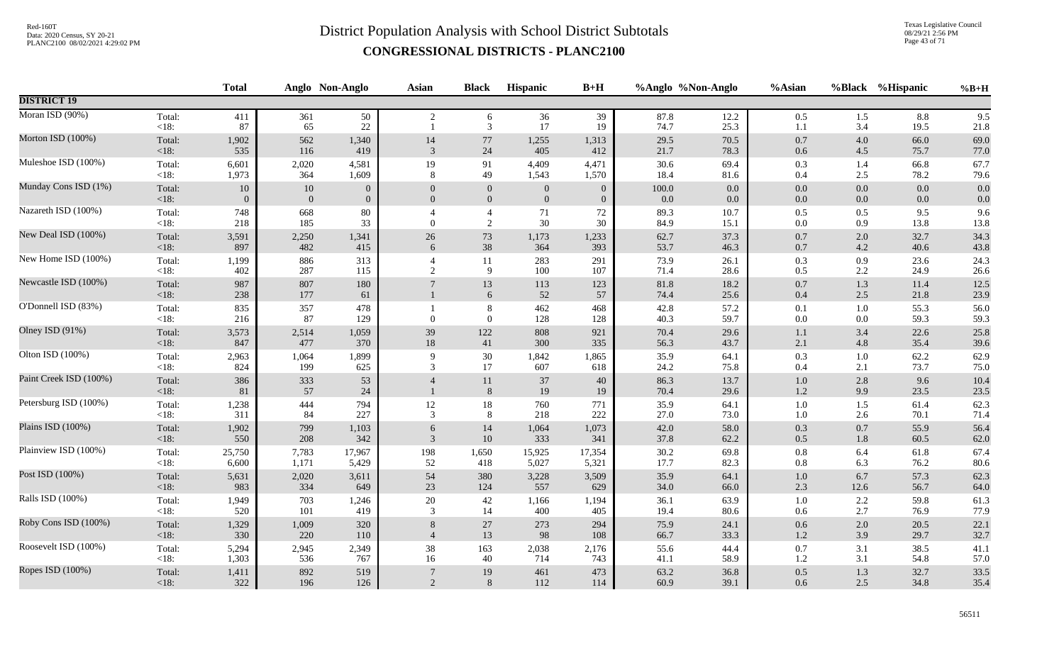# District Population Analysis with School District Subtotals

## CONGRESSIONAL DISTRICTS - PLANC2100

Red-160T
Data: 2020 Census, SY 20-21
PLANC2100 08/02/2021 4:29:02 PM

Texas Legislative Council
08/29/21 2:56 PM

| | | Total | Anglo | Non-Anglo | Asian | Black | Hispanic | B+H | %Anglo | %Non-Anglo | %Asian | %Black | %Hispanic | %B+H |
|---|---|---|---|---|---|---|---|---|---|---|---|---|---|---|
| **DISTRICT 19** | | | | | | | | | | | | | | |
| Moran ISD (90%) | Total: | 411 | 361 | 50 | 2 | 6 | 36 | 39 | 87.8 | 12.2 | 0.5 | 1.5 | 8.8 | 9.5 |
| | <18: | 87 | 65 | 22 | 1 | 3 | 17 | 19 | 74.7 | 25.3 | 1.1 | 3.4 | 19.5 | 21.8 |
| Morton ISD (100%) | Total: | 1,902 | 562 | 1,340 | 14 | 77 | 1,255 | 1,313 | 29.5 | 70.5 | 0.7 | 4.0 | 66.0 | 69.0 |
| | <18: | 535 | 116 | 419 | 3 | 24 | 405 | 412 | 21.7 | 78.3 | 0.6 | 4.5 | 75.7 | 77.0 |
| Muleshoe ISD (100%) | Total: | 6,601 | 2,020 | 4,581 | 19 | 91 | 4,409 | 4,471 | 30.6 | 69.4 | 0.3 | 1.4 | 66.8 | 67.7 |
| | <18: | 1,973 | 364 | 1,609 | 8 | 49 | 1,543 | 1,570 | 18.4 | 81.6 | 0.4 | 2.5 | 78.2 | 79.6 |
| Munday Cons ISD (1%) | Total: | 10 | 10 | 0 | 0 | 0 | 0 | 0 | 100.0 | 0.0 | 0.0 | 0.0 | 0.0 | 0.0 |
| | <18: | 0 | 0 | 0 | 0 | 0 | 0 | 0 | 0.0 | 0.0 | 0.0 | 0.0 | 0.0 | 0.0 |
| Nazareth ISD (100%) | Total: | 748 | 668 | 80 | 4 | 4 | 71 | 72 | 89.3 | 10.7 | 0.5 | 0.5 | 9.5 | 9.6 |
| | <18: | 218 | 185 | 33 | 0 | 2 | 30 | 30 | 84.9 | 15.1 | 0.0 | 0.9 | 13.8 | 13.8 |
| New Deal ISD (100%) | Total: | 3,591 | 2,250 | 1,341 | 26 | 73 | 1,173 | 1,233 | 62.7 | 37.3 | 0.7 | 2.0 | 32.7 | 34.3 |
| | <18: | 897 | 482 | 415 | 6 | 38 | 364 | 393 | 53.7 | 46.3 | 0.7 | 4.2 | 40.6 | 43.8 |
| New Home ISD (100%) | Total: | 1,199 | 886 | 313 | 4 | 11 | 283 | 291 | 73.9 | 26.1 | 0.3 | 0.9 | 23.6 | 24.3 |
| | <18: | 402 | 287 | 115 | 2 | 9 | 100 | 107 | 71.4 | 28.6 | 0.5 | 2.2 | 24.9 | 26.6 |
| Newcastle ISD (100%) | Total: | 987 | 807 | 180 | 7 | 13 | 113 | 123 | 81.8 | 18.2 | 0.7 | 1.3 | 11.4 | 12.5 |
| | <18: | 238 | 177 | 61 | 1 | 6 | 52 | 57 | 74.4 | 25.6 | 0.4 | 2.5 | 21.8 | 23.9 |
| O'Donnell ISD (83%) | Total: | 835 | 357 | 478 | 1 | 8 | 462 | 468 | 42.8 | 57.2 | 0.1 | 1.0 | 55.3 | 56.0 |
| | <18: | 216 | 87 | 129 | 0 | 0 | 128 | 128 | 40.3 | 59.7 | 0.0 | 0.0 | 59.3 | 59.3 |
| Olney ISD (91%) | Total: | 3,573 | 2,514 | 1,059 | 39 | 122 | 808 | 921 | 70.4 | 29.6 | 1.1 | 3.4 | 22.6 | 25.8 |
| | <18: | 847 | 477 | 370 | 18 | 41 | 300 | 335 | 56.3 | 43.7 | 2.1 | 4.8 | 35.4 | 39.6 |
| Olton ISD (100%) | Total: | 2,963 | 1,064 | 1,899 | 9 | 30 | 1,842 | 1,865 | 35.9 | 64.1 | 0.3 | 1.0 | 62.2 | 62.9 |
| | <18: | 824 | 199 | 625 | 3 | 17 | 607 | 618 | 24.2 | 75.8 | 0.4 | 2.1 | 73.7 | 75.0 |
| Paint Creek ISD (100%) | Total: | 386 | 333 | 53 | 4 | 11 | 37 | 40 | 86.3 | 13.7 | 1.0 | 2.8 | 9.6 | 10.4 |
| | <18: | 81 | 57 | 24 | 1 | 8 | 19 | 19 | 70.4 | 29.6 | 1.2 | 9.9 | 23.5 | 23.5 |
| Petersburg ISD (100%) | Total: | 1,238 | 444 | 794 | 12 | 18 | 760 | 771 | 35.9 | 64.1 | 1.0 | 1.5 | 61.4 | 62.3 |
| | <18: | 311 | 84 | 227 | 3 | 8 | 218 | 222 | 27.0 | 73.0 | 1.0 | 2.6 | 70.1 | 71.4 |
| Plains ISD (100%) | Total: | 1,902 | 799 | 1,103 | 6 | 14 | 1,064 | 1,073 | 42.0 | 58.0 | 0.3 | 0.7 | 55.9 | 56.4 |
| | <18: | 550 | 208 | 342 | 3 | 10 | 333 | 341 | 37.8 | 62.2 | 0.5 | 1.8 | 60.5 | 62.0 |
| Plainview ISD (100%) | Total: | 25,750 | 7,783 | 17,967 | 198 | 1,650 | 15,925 | 17,354 | 30.2 | 69.8 | 0.8 | 6.4 | 61.8 | 67.4 |
| | <18: | 6,600 | 1,171 | 5,429 | 52 | 418 | 5,027 | 5,321 | 17.7 | 82.3 | 0.8 | 6.3 | 76.2 | 80.6 |
| Post ISD (100%) | Total: | 5,631 | 2,020 | 3,611 | 54 | 380 | 3,228 | 3,509 | 35.9 | 64.1 | 1.0 | 6.7 | 57.3 | 62.3 |
| | <18: | 983 | 334 | 649 | 23 | 124 | 557 | 629 | 34.0 | 66.0 | 2.3 | 12.6 | 56.7 | 64.0 |
| Ralls ISD (100%) | Total: | 1,949 | 703 | 1,246 | 20 | 42 | 1,166 | 1,194 | 36.1 | 63.9 | 1.0 | 2.2 | 59.8 | 61.3 |
| | <18: | 520 | 101 | 419 | 3 | 14 | 400 | 405 | 19.4 | 80.6 | 0.6 | 2.7 | 76.9 | 77.9 |
| Roby Cons ISD (100%) | Total: | 1,329 | 1,009 | 320 | 8 | 27 | 273 | 294 | 75.9 | 24.1 | 0.6 | 2.0 | 20.5 | 22.1 |
| | <18: | 330 | 220 | 110 | 4 | 13 | 98 | 108 | 66.7 | 33.3 | 1.2 | 3.9 | 29.7 | 32.7 |
| Roosevelt ISD (100%) | Total: | 5,294 | 2,945 | 2,349 | 38 | 163 | 2,038 | 2,176 | 55.6 | 44.4 | 0.7 | 3.1 | 38.5 | 41.1 |
| | <18: | 1,303 | 536 | 767 | 16 | 40 | 714 | 743 | 41.1 | 58.9 | 1.2 | 3.1 | 54.8 | 57.0 |
| Ropes ISD (100%) | Total: | 1,411 | 892 | 519 | 7 | 19 | 461 | 473 | 63.2 | 36.8 | 0.5 | 1.3 | 32.7 | 33.5 |
| | <18: | 322 | 196 | 126 | 2 | 8 | 112 | 114 | 60.9 | 39.1 | 0.6 | 2.5 | 34.8 | 35.4 |

56511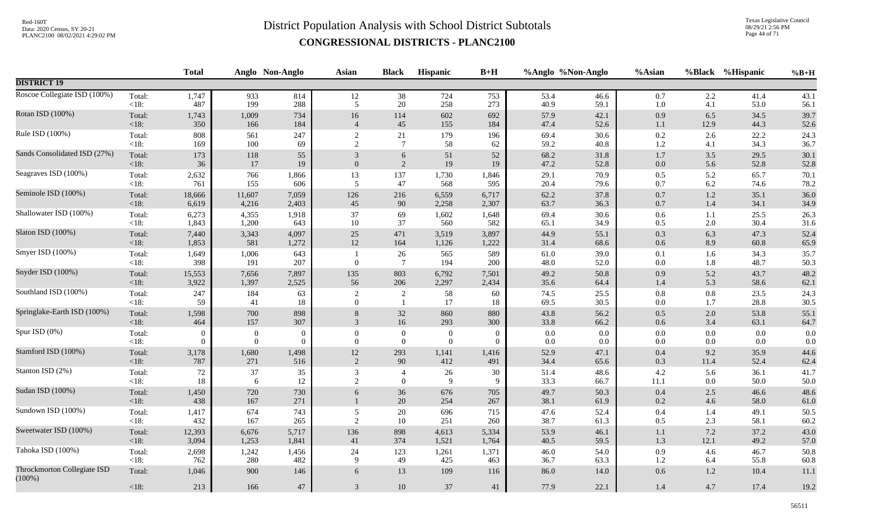# District Population Analysis with School District Subtotals

## CONGRESSIONAL DISTRICTS - PLANC2100

| | | Total | Anglo | Non-Anglo | Asian | Black | Hispanic | B+H | %Anglo | %Non-Anglo | %Asian | %Black | %Hispanic | %B+H |
|---|---|---|---|---|---|---|---|---|---|---|---|---|---|---|
| **DISTRICT 19** | | | | | | | | | | | | | | |
| Roscoe Collegiate ISD (100%) | Total: | 1,747 | 933 | 814 | 12 | 38 | 724 | 753 | 53.4 | 46.6 | 0.7 | 2.2 | 41.4 | 43.1 |
| | <18: | 487 | 199 | 288 | 5 | 20 | 258 | 273 | 40.9 | 59.1 | 1.0 | 4.1 | 53.0 | 56.1 |
| Rotan ISD (100%) | Total: | 1,743 | 1,009 | 734 | 16 | 114 | 602 | 692 | 57.9 | 42.1 | 0.9 | 6.5 | 34.5 | 39.7 |
| | <18: | 350 | 166 | 184 | 4 | 45 | 155 | 184 | 47.4 | 52.6 | 1.1 | 12.9 | 44.3 | 52.6 |
| Rule ISD (100%) | Total: | 808 | 561 | 247 | 2 | 21 | 179 | 196 | 69.4 | 30.6 | 0.2 | 2.6 | 22.2 | 24.3 |
| | <18: | 169 | 100 | 69 | 2 | 7 | 58 | 62 | 59.2 | 40.8 | 1.2 | 4.1 | 34.3 | 36.7 |
| Sands Consolidated ISD (27%) | Total: | 173 | 118 | 55 | 3 | 6 | 51 | 52 | 68.2 | 31.8 | 1.7 | 3.5 | 29.5 | 30.1 |
| | <18: | 36 | 17 | 19 | 0 | 2 | 19 | 19 | 47.2 | 52.8 | 0.0 | 5.6 | 52.8 | 52.8 |
| Seagraves ISD (100%) | Total: | 2,632 | 766 | 1,866 | 13 | 137 | 1,730 | 1,846 | 29.1 | 70.9 | 0.5 | 5.2 | 65.7 | 70.1 |
| | <18: | 761 | 155 | 606 | 5 | 47 | 568 | 595 | 20.4 | 79.6 | 0.7 | 6.2 | 74.6 | 78.2 |
| Seminole ISD (100%) | Total: | 18,666 | 11,607 | 7,059 | 126 | 216 | 6,559 | 6,717 | 62.2 | 37.8 | 0.7 | 1.2 | 35.1 | 36.0 |
| | <18: | 6,619 | 4,216 | 2,403 | 45 | 90 | 2,258 | 2,307 | 63.7 | 36.3 | 0.7 | 1.4 | 34.1 | 34.9 |
| Shallowater ISD (100%) | Total: | 6,273 | 4,355 | 1,918 | 37 | 69 | 1,602 | 1,648 | 69.4 | 30.6 | 0.6 | 1.1 | 25.5 | 26.3 |
| | <18: | 1,843 | 1,200 | 643 | 10 | 37 | 560 | 582 | 65.1 | 34.9 | 0.5 | 2.0 | 30.4 | 31.6 |
| Slaton ISD (100%) | Total: | 7,440 | 3,343 | 4,097 | 25 | 471 | 3,519 | 3,897 | 44.9 | 55.1 | 0.3 | 6.3 | 47.3 | 52.4 |
| | <18: | 1,853 | 581 | 1,272 | 12 | 164 | 1,126 | 1,222 | 31.4 | 68.6 | 0.6 | 8.9 | 60.8 | 65.9 |
| Smyer ISD (100%) | Total: | 1,649 | 1,006 | 643 | 1 | 26 | 565 | 589 | 61.0 | 39.0 | 0.1 | 1.6 | 34.3 | 35.7 |
| | <18: | 398 | 191 | 207 | 0 | 7 | 194 | 200 | 48.0 | 52.0 | 0.0 | 1.8 | 48.7 | 50.3 |
| Snyder ISD (100%) | Total: | 15,553 | 7,656 | 7,897 | 135 | 803 | 6,792 | 7,501 | 49.2 | 50.8 | 0.9 | 5.2 | 43.7 | 48.2 |
| | <18: | 3,922 | 1,397 | 2,525 | 56 | 206 | 2,297 | 2,434 | 35.6 | 64.4 | 1.4 | 5.3 | 58.6 | 62.1 |
| Southland ISD (100%) | Total: | 247 | 184 | 63 | 2 | 2 | 58 | 60 | 74.5 | 25.5 | 0.8 | 0.8 | 23.5 | 24.3 |
| | <18: | 59 | 41 | 18 | 0 | 1 | 17 | 18 | 69.5 | 30.5 | 0.0 | 1.7 | 28.8 | 30.5 |
| Springlake-Earth ISD (100%) | Total: | 1,598 | 700 | 898 | 8 | 32 | 860 | 880 | 43.8 | 56.2 | 0.5 | 2.0 | 53.8 | 55.1 |
| | <18: | 464 | 157 | 307 | 3 | 16 | 293 | 300 | 33.8 | 66.2 | 0.6 | 3.4 | 63.1 | 64.7 |
| Spur ISD (0%) | Total: | 0 | 0 | 0 | 0 | 0 | 0 | 0 | 0.0 | 0.0 | 0.0 | 0.0 | 0.0 | 0.0 |
| | <18: | 0 | 0 | 0 | 0 | 0 | 0 | 0 | 0.0 | 0.0 | 0.0 | 0.0 | 0.0 | 0.0 |
| Stamford ISD (100%) | Total: | 3,178 | 1,680 | 1,498 | 12 | 293 | 1,141 | 1,416 | 52.9 | 47.1 | 0.4 | 9.2 | 35.9 | 44.6 |
| | <18: | 787 | 271 | 516 | 2 | 90 | 412 | 491 | 34.4 | 65.6 | 0.3 | 11.4 | 52.4 | 62.4 |
| Stanton ISD (2%) | Total: | 72 | 37 | 35 | 3 | 4 | 26 | 30 | 51.4 | 48.6 | 4.2 | 5.6 | 36.1 | 41.7 |
| | <18: | 18 | 6 | 12 | 2 | 0 | 9 | 9 | 33.3 | 66.7 | 11.1 | 0.0 | 50.0 | 50.0 |
| Sudan ISD (100%) | Total: | 1,450 | 720 | 730 | 6 | 36 | 676 | 705 | 49.7 | 50.3 | 0.4 | 2.5 | 46.6 | 48.6 |
| | <18: | 438 | 167 | 271 | 1 | 20 | 254 | 267 | 38.1 | 61.9 | 0.2 | 4.6 | 58.0 | 61.0 |
| Sundown ISD (100%) | Total: | 1,417 | 674 | 743 | 5 | 20 | 696 | 715 | 47.6 | 52.4 | 0.4 | 1.4 | 49.1 | 50.5 |
| | <18: | 432 | 167 | 265 | 2 | 10 | 251 | 260 | 38.7 | 61.3 | 0.5 | 2.3 | 58.1 | 60.2 |
| Sweetwater ISD (100%) | Total: | 12,393 | 6,676 | 5,717 | 136 | 898 | 4,613 | 5,334 | 53.9 | 46.1 | 1.1 | 7.2 | 37.2 | 43.0 |
| | <18: | 3,094 | 1,253 | 1,841 | 41 | 374 | 1,521 | 1,764 | 40.5 | 59.5 | 1.3 | 12.1 | 49.2 | 57.0 |
| Tahoka ISD (100%) | Total: | 2,698 | 1,242 | 1,456 | 24 | 123 | 1,261 | 1,371 | 46.0 | 54.0 | 0.9 | 4.6 | 46.7 | 50.8 |
| | <18: | 762 | 280 | 482 | 9 | 49 | 425 | 463 | 36.7 | 63.3 | 1.2 | 6.4 | 55.8 | 60.8 |
| Throckmorton Collegiate ISD (100%) | Total: | 1,046 | 900 | 146 | 6 | 13 | 109 | 116 | 86.0 | 14.0 | 0.6 | 1.2 | 10.4 | 11.1 |
| | <18: | 213 | 166 | 47 | 3 | 10 | 37 | 41 | 77.9 | 22.1 | 1.4 | 4.7 | 17.4 | 19.2 |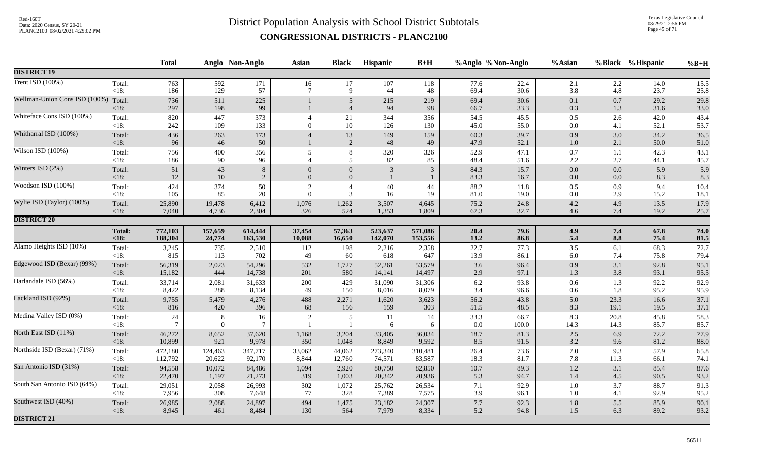# District Population Analysis with School District Subtotals

## CONGRESSIONAL DISTRICTS - PLANC2100

| | | Total | Anglo | Non-Anglo | Asian | Black | Hispanic | B+H | %Anglo | %Non-Anglo | %Asian | %Black | %Hispanic | %B+H |
|---|---|---|---|---|---|---|---|---|---|---|---|---|---|---|
| **DISTRICT 19** | | | | | | | | | | | | | | |
| Trent ISD (100%) | Total: | 763 | 592 | 171 | 16 | 17 | 107 | 118 | 77.6 | 22.4 | 2.1 | 2.2 | 14.0 | 15.5 |
| | <18: | 186 | 129 | 57 | 7 | 9 | 44 | 48 | 69.4 | 30.6 | 3.8 | 4.8 | 23.7 | 25.8 |
| Wellman-Union Cons ISD (100%) | Total: | 736 | 511 | 225 | 1 | 5 | 215 | 219 | 69.4 | 30.6 | 0.1 | 0.7 | 29.2 | 29.8 |
| | <18: | 297 | 198 | 99 | 1 | 4 | 94 | 98 | 66.7 | 33.3 | 0.3 | 1.3 | 31.6 | 33.0 |
| Whiteface Cons ISD (100%) | Total: | 820 | 447 | 373 | 4 | 21 | 344 | 356 | 54.5 | 45.5 | 0.5 | 2.6 | 42.0 | 43.4 |
| | <18: | 242 | 109 | 133 | 0 | 10 | 126 | 130 | 45.0 | 55.0 | 0.0 | 4.1 | 52.1 | 53.7 |
| Whitharral ISD (100%) | Total: | 436 | 263 | 173 | 4 | 13 | 149 | 159 | 60.3 | 39.7 | 0.9 | 3.0 | 34.2 | 36.5 |
| | <18: | 96 | 46 | 50 | 1 | 2 | 48 | 49 | 47.9 | 52.1 | 1.0 | 2.1 | 50.0 | 51.0 |
| Wilson ISD (100%) | Total: | 756 | 400 | 356 | 5 | 8 | 320 | 326 | 52.9 | 47.1 | 0.7 | 1.1 | 42.3 | 43.1 |
| | <18: | 186 | 90 | 96 | 4 | 5 | 82 | 85 | 48.4 | 51.6 | 2.2 | 2.7 | 44.1 | 45.7 |
| Winters ISD (2%) | Total: | 51 | 43 | 8 | 0 | 0 | 3 | 3 | 84.3 | 15.7 | 0.0 | 0.0 | 5.9 | 5.9 |
| | <18: | 12 | 10 | 2 | 0 | 0 | 1 | 1 | 83.3 | 16.7 | 0.0 | 0.0 | 8.3 | 8.3 |
| Woodson ISD (100%) | Total: | 424 | 374 | 50 | 2 | 4 | 40 | 44 | 88.2 | 11.8 | 0.5 | 0.9 | 9.4 | 10.4 |
| | <18: | 105 | 85 | 20 | 0 | 3 | 16 | 19 | 81.0 | 19.0 | 0.0 | 2.9 | 15.2 | 18.1 |
| Wylie ISD (Taylor) (100%) | Total: | 25,890 | 19,478 | 6,412 | 1,076 | 1,262 | 3,507 | 4,645 | 75.2 | 24.8 | 4.2 | 4.9 | 13.5 | 17.9 |
| | <18: | 7,040 | 4,736 | 2,304 | 326 | 524 | 1,353 | 1,809 | 67.3 | 32.7 | 4.6 | 7.4 | 19.2 | 25.7 |
| **DISTRICT 20** | | | | | | | | | | | | | | |
| | **Total:** | **772,103** | **157,659** | **614,444** | **37,454** | **57,363** | **523,637** | **571,086** | **20.4** | **79.6** | **4.9** | **7.4** | **67.8** | **74.0** |
| | **<18:** | **188,304** | **24,774** | **163,530** | **10,088** | **16,650** | **142,070** | **153,556** | **13.2** | **86.8** | **5.4** | **8.8** | **75.4** | **81.5** |
| Alamo Heights ISD (10%) | Total: | 3,245 | 735 | 2,510 | 112 | 198 | 2,216 | 2,358 | 22.7 | 77.3 | 3.5 | 6.1 | 68.3 | 72.7 |
| | <18: | 815 | 113 | 702 | 49 | 60 | 618 | 647 | 13.9 | 86.1 | 6.0 | 7.4 | 75.8 | 79.4 |
| Edgewood ISD (Bexar) (99%) | Total: | 56,319 | 2,023 | 54,296 | 532 | 1,727 | 52,261 | 53,579 | 3.6 | 96.4 | 0.9 | 3.1 | 92.8 | 95.1 |
| | <18: | 15,182 | 444 | 14,738 | 201 | 580 | 14,141 | 14,497 | 2.9 | 97.1 | 1.3 | 3.8 | 93.1 | 95.5 |
| Harlandale ISD (56%) | Total: | 33,714 | 2,081 | 31,633 | 200 | 429 | 31,090 | 31,306 | 6.2 | 93.8 | 0.6 | 1.3 | 92.2 | 92.9 |
| | <18: | 8,422 | 288 | 8,134 | 49 | 150 | 8,016 | 8,079 | 3.4 | 96.6 | 0.6 | 1.8 | 95.2 | 95.9 |
| Lackland ISD (92%) | Total: | 9,755 | 5,479 | 4,276 | 488 | 2,271 | 1,620 | 3,623 | 56.2 | 43.8 | 5.0 | 23.3 | 16.6 | 37.1 |
| | <18: | 816 | 420 | 396 | 68 | 156 | 159 | 303 | 51.5 | 48.5 | 8.3 | 19.1 | 19.5 | 37.1 |
| Medina Valley ISD (0%) | Total: | 24 | 8 | 16 | 2 | 5 | 11 | 14 | 33.3 | 66.7 | 8.3 | 20.8 | 45.8 | 58.3 |
| | <18: | 7 | 0 | 7 | 1 | 1 | 6 | 6 | 0.0 | 100.0 | 14.3 | 14.3 | 85.7 | 85.7 |
| North East ISD (11%) | Total: | 46,272 | 8,652 | 37,620 | 1,168 | 3,204 | 33,405 | 36,034 | 18.7 | 81.3 | 2.5 | 6.9 | 72.2 | 77.9 |
| | <18: | 10,899 | 921 | 9,978 | 350 | 1,048 | 8,849 | 9,592 | 8.5 | 91.5 | 3.2 | 9.6 | 81.2 | 88.0 |
| Northside ISD (Bexar) (71%) | Total: | 472,180 | 124,463 | 347,717 | 33,062 | 44,062 | 273,340 | 310,481 | 26.4 | 73.6 | 7.0 | 9.3 | 57.9 | 65.8 |
| | <18: | 112,792 | 20,622 | 92,170 | 8,844 | 12,760 | 74,571 | 83,587 | 18.3 | 81.7 | 7.8 | 11.3 | 66.1 | 74.1 |
| San Antonio ISD (31%) | Total: | 94,558 | 10,072 | 84,486 | 1,094 | 2,920 | 80,750 | 82,850 | 10.7 | 89.3 | 1.2 | 3.1 | 85.4 | 87.6 |
| | <18: | 22,470 | 1,197 | 21,273 | 319 | 1,003 | 20,342 | 20,936 | 5.3 | 94.7 | 1.4 | 4.5 | 90.5 | 93.2 |
| South San Antonio ISD (64%) | Total: | 29,051 | 2,058 | 26,993 | 302 | 1,072 | 25,762 | 26,534 | 7.1 | 92.9 | 1.0 | 3.7 | 88.7 | 91.3 |
| | <18: | 7,956 | 308 | 7,648 | 77 | 328 | 7,389 | 7,575 | 3.9 | 96.1 | 1.0 | 4.1 | 92.9 | 95.2 |
| Southwest ISD (40%) | Total: | 26,985 | 2,088 | 24,897 | 494 | 1,475 | 23,182 | 24,307 | 7.7 | 92.3 | 1.8 | 5.5 | 85.9 | 90.1 |
| | <18: | 8,945 | 461 | 8,484 | 130 | 564 | 7,979 | 8,334 | 5.2 | 94.8 | 1.5 | 6.3 | 89.2 | 93.2 |
| **DISTRICT 21** | | | | | | | | | | | | | | |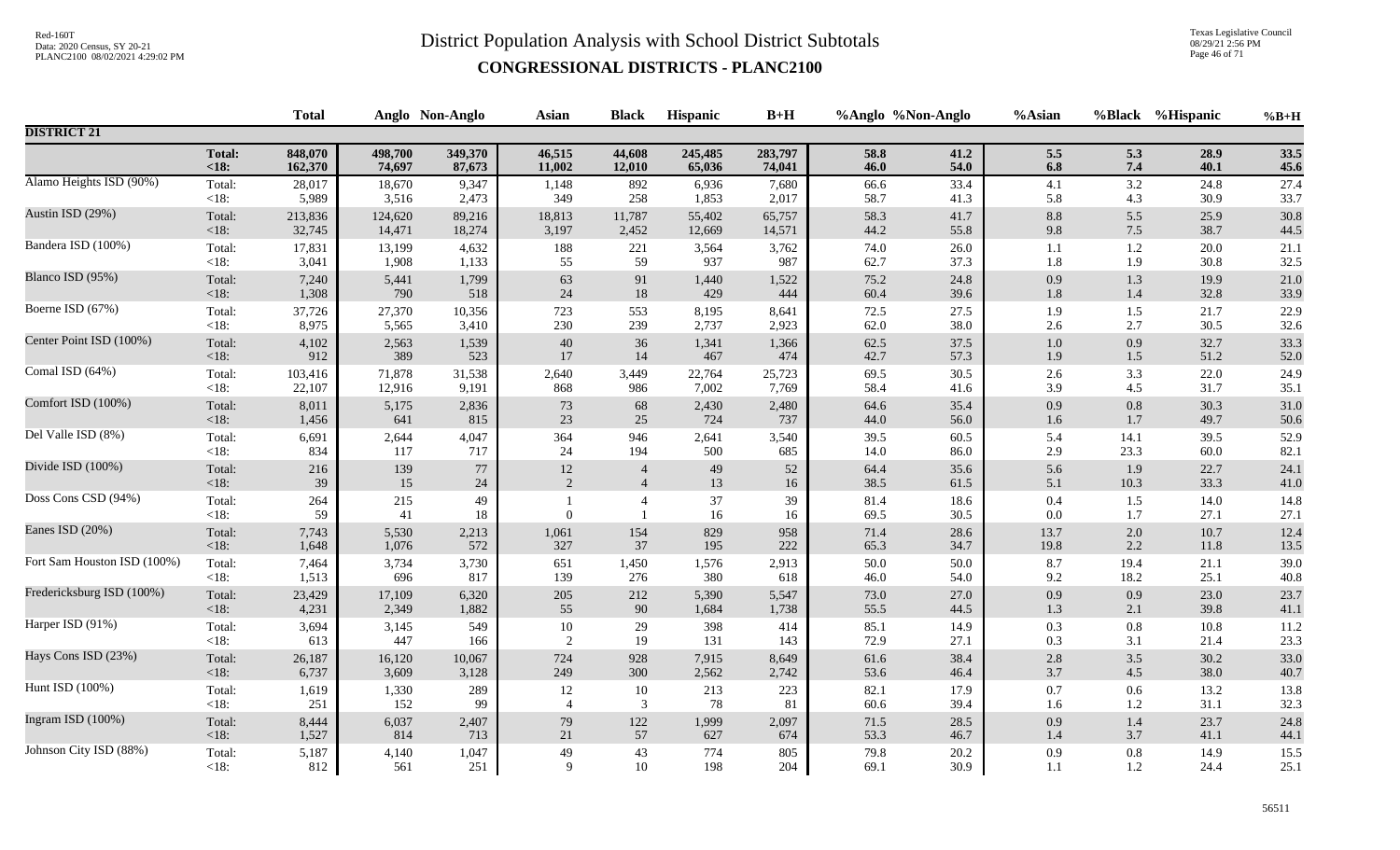# District Population Analysis with School District Subtotals

## CONGRESSIONAL DISTRICTS - PLANC2100

|  |  | Total | Anglo | Non-Anglo | Asian | Black | Hispanic | B+H | %Anglo | %Non-Anglo | %Asian | %Black | %Hispanic | %B+H |
|---|---|---|---|---|---|---|---|---|---|---|---|---|---|---|
| **DISTRICT 21** |  |  |  |  |  |  |  |  |  |  |  |  |  |  |
|  | **Total:** | **848,070** | **498,700** | **349,370** | **46,515** | **44,608** | **245,485** | **283,797** | **58.8** | **41.2** | **5.5** | **5.3** | **28.9** | **33.5** |
|  | **<18:** | **162,370** | **74,697** | **87,673** | **11,002** | **12,010** | **65,036** | **74,041** | **46.0** | **54.0** | **6.8** | **7.4** | **40.1** | **45.6** |
| Alamo Heights ISD (90%) | Total: | 28,017 | 18,670 | 9,347 | 1,148 | 892 | 6,936 | 7,680 | 66.6 | 33.4 | 4.1 | 3.2 | 24.8 | 27.4 |
|  | <18: | 5,989 | 3,516 | 2,473 | 349 | 258 | 1,853 | 2,017 | 58.7 | 41.3 | 5.8 | 4.3 | 30.9 | 33.7 |
| Austin ISD (29%) | Total: | 213,836 | 124,620 | 89,216 | 18,813 | 11,787 | 55,402 | 65,757 | 58.3 | 41.7 | 8.8 | 5.5 | 25.9 | 30.8 |
|  | <18: | 32,745 | 14,471 | 18,274 | 3,197 | 2,452 | 12,669 | 14,571 | 44.2 | 55.8 | 9.8 | 7.5 | 38.7 | 44.5 |
| Bandera ISD (100%) | Total: | 17,831 | 13,199 | 4,632 | 188 | 221 | 3,564 | 3,762 | 74.0 | 26.0 | 1.1 | 1.2 | 20.0 | 21.1 |
|  | <18: | 3,041 | 1,908 | 1,133 | 55 | 59 | 937 | 987 | 62.7 | 37.3 | 1.8 | 1.9 | 30.8 | 32.5 |
| Blanco ISD (95%) | Total: | 7,240 | 5,441 | 1,799 | 63 | 91 | 1,440 | 1,522 | 75.2 | 24.8 | 0.9 | 1.3 | 19.9 | 21.0 |
|  | <18: | 1,308 | 790 | 518 | 24 | 18 | 429 | 444 | 60.4 | 39.6 | 1.8 | 1.4 | 32.8 | 33.9 |
| Boerne ISD (67%) | Total: | 37,726 | 27,370 | 10,356 | 723 | 553 | 8,195 | 8,641 | 72.5 | 27.5 | 1.9 | 1.5 | 21.7 | 22.9 |
|  | <18: | 8,975 | 5,565 | 3,410 | 230 | 239 | 2,737 | 2,923 | 62.0 | 38.0 | 2.6 | 2.7 | 30.5 | 32.6 |
| Center Point ISD (100%) | Total: | 4,102 | 2,563 | 1,539 | 40 | 36 | 1,341 | 1,366 | 62.5 | 37.5 | 1.0 | 0.9 | 32.7 | 33.3 |
|  | <18: | 912 | 389 | 523 | 17 | 14 | 467 | 474 | 42.7 | 57.3 | 1.9 | 1.5 | 51.2 | 52.0 |
| Comal ISD (64%) | Total: | 103,416 | 71,878 | 31,538 | 2,640 | 3,449 | 22,764 | 25,723 | 69.5 | 30.5 | 2.6 | 3.3 | 22.0 | 24.9 |
|  | <18: | 22,107 | 12,916 | 9,191 | 868 | 986 | 7,002 | 7,769 | 58.4 | 41.6 | 3.9 | 4.5 | 31.7 | 35.1 |
| Comfort ISD (100%) | Total: | 8,011 | 5,175 | 2,836 | 73 | 68 | 2,430 | 2,480 | 64.6 | 35.4 | 0.9 | 0.8 | 30.3 | 31.0 |
|  | <18: | 1,456 | 641 | 815 | 23 | 25 | 724 | 737 | 44.0 | 56.0 | 1.6 | 1.7 | 49.7 | 50.6 |
| Del Valle ISD (8%) | Total: | 6,691 | 2,644 | 4,047 | 364 | 946 | 2,641 | 3,540 | 39.5 | 60.5 | 5.4 | 14.1 | 39.5 | 52.9 |
|  | <18: | 834 | 117 | 717 | 24 | 194 | 500 | 685 | 14.0 | 86.0 | 2.9 | 23.3 | 60.0 | 82.1 |
| Divide ISD (100%) | Total: | 216 | 139 | 77 | 12 | 4 | 49 | 52 | 64.4 | 35.6 | 5.6 | 1.9 | 22.7 | 24.1 |
|  | <18: | 39 | 15 | 24 | 2 | 4 | 13 | 16 | 38.5 | 61.5 | 5.1 | 10.3 | 33.3 | 41.0 |
| Doss Cons CSD (94%) | Total: | 264 | 215 | 49 | 1 | 4 | 37 | 39 | 81.4 | 18.6 | 0.4 | 1.5 | 14.0 | 14.8 |
|  | <18: | 59 | 41 | 18 | 0 | 1 | 16 | 16 | 69.5 | 30.5 | 0.0 | 1.7 | 27.1 | 27.1 |
| Eanes ISD (20%) | Total: | 7,743 | 5,530 | 2,213 | 1,061 | 154 | 829 | 958 | 71.4 | 28.6 | 13.7 | 2.0 | 10.7 | 12.4 |
|  | <18: | 1,648 | 1,076 | 572 | 327 | 37 | 195 | 222 | 65.3 | 34.7 | 19.8 | 2.2 | 11.8 | 13.5 |
| Fort Sam Houston ISD (100%) | Total: | 7,464 | 3,734 | 3,730 | 651 | 1,450 | 1,576 | 2,913 | 50.0 | 50.0 | 8.7 | 19.4 | 21.1 | 39.0 |
|  | <18: | 1,513 | 696 | 817 | 139 | 276 | 380 | 618 | 46.0 | 54.0 | 9.2 | 18.2 | 25.1 | 40.8 |
| Fredericksburg ISD (100%) | Total: | 23,429 | 17,109 | 6,320 | 205 | 212 | 5,390 | 5,547 | 73.0 | 27.0 | 0.9 | 0.9 | 23.0 | 23.7 |
|  | <18: | 4,231 | 2,349 | 1,882 | 55 | 90 | 1,684 | 1,738 | 55.5 | 44.5 | 1.3 | 2.1 | 39.8 | 41.1 |
| Harper ISD (91%) | Total: | 3,694 | 3,145 | 549 | 10 | 29 | 398 | 414 | 85.1 | 14.9 | 0.3 | 0.8 | 10.8 | 11.2 |
|  | <18: | 613 | 447 | 166 | 2 | 19 | 131 | 143 | 72.9 | 27.1 | 0.3 | 3.1 | 21.4 | 23.3 |
| Hays Cons ISD (23%) | Total: | 26,187 | 16,120 | 10,067 | 724 | 928 | 7,915 | 8,649 | 61.6 | 38.4 | 2.8 | 3.5 | 30.2 | 33.0 |
|  | <18: | 6,737 | 3,609 | 3,128 | 249 | 300 | 2,562 | 2,742 | 53.6 | 46.4 | 3.7 | 4.5 | 38.0 | 40.7 |
| Hunt ISD (100%) | Total: | 1,619 | 1,330 | 289 | 12 | 10 | 213 | 223 | 82.1 | 17.9 | 0.7 | 0.6 | 13.2 | 13.8 |
|  | <18: | 251 | 152 | 99 | 4 | 3 | 78 | 81 | 60.6 | 39.4 | 1.6 | 1.2 | 31.1 | 32.3 |
| Ingram ISD (100%) | Total: | 8,444 | 6,037 | 2,407 | 79 | 122 | 1,999 | 2,097 | 71.5 | 28.5 | 0.9 | 1.4 | 23.7 | 24.8 |
|  | <18: | 1,527 | 814 | 713 | 21 | 57 | 627 | 674 | 53.3 | 46.7 | 1.4 | 3.7 | 41.1 | 44.1 |
| Johnson City ISD (88%) | Total: | 5,187 | 4,140 | 1,047 | 49 | 43 | 774 | 805 | 79.8 | 20.2 | 0.9 | 0.8 | 14.9 | 15.5 |
|  | <18: | 812 | 561 | 251 | 9 | 10 | 198 | 204 | 69.1 | 30.9 | 1.1 | 1.2 | 24.4 | 25.1 |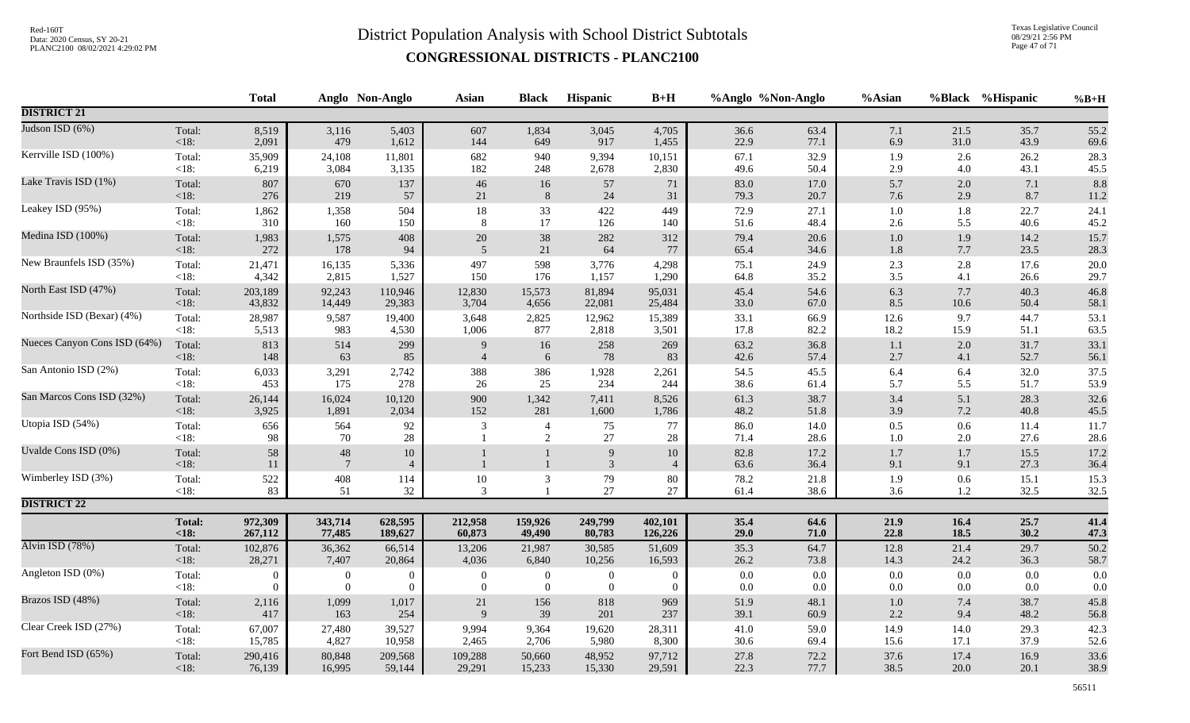# District Population Analysis with School District Subtotals

## CONGRESSIONAL DISTRICTS - PLANC2100

| | | Total | Anglo | Non-Anglo | Asian | Black | Hispanic | B+H | %Anglo | %Non-Anglo | %Asian | %Black | %Hispanic | %B+H |
|---|---|---|---|---|---|---|---|---|---|---|---|---|---|---|
| **DISTRICT 21** | | | | | | | | | | | | | | |
| Judson ISD (6%) | Total: | 8,519 | 3,116 | 5,403 | 607 | 1,834 | 3,045 | 4,705 | 36.6 | 63.4 | 7.1 | 21.5 | 35.7 | 55.2 |
| | <18: | 2,091 | 479 | 1,612 | 144 | 649 | 917 | 1,455 | 22.9 | 77.1 | 6.9 | 31.0 | 43.9 | 69.6 |
| Kerrville ISD (100%) | Total: | 35,909 | 24,108 | 11,801 | 682 | 940 | 9,394 | 10,151 | 67.1 | 32.9 | 1.9 | 2.6 | 26.2 | 28.3 |
| | <18: | 6,219 | 3,084 | 3,135 | 182 | 248 | 2,678 | 2,830 | 49.6 | 50.4 | 2.9 | 4.0 | 43.1 | 45.5 |
| Lake Travis ISD (1%) | Total: | 807 | 670 | 137 | 46 | 16 | 57 | 71 | 83.0 | 17.0 | 5.7 | 2.0 | 7.1 | 8.8 |
| | <18: | 276 | 219 | 57 | 21 | 8 | 24 | 31 | 79.3 | 20.7 | 7.6 | 2.9 | 8.7 | 11.2 |
| Leakey ISD (95%) | Total: | 1,862 | 1,358 | 504 | 18 | 33 | 422 | 449 | 72.9 | 27.1 | 1.0 | 1.8 | 22.7 | 24.1 |
| | <18: | 310 | 160 | 150 | 8 | 17 | 126 | 140 | 51.6 | 48.4 | 2.6 | 5.5 | 40.6 | 45.2 |
| Medina ISD (100%) | Total: | 1,983 | 1,575 | 408 | 20 | 38 | 282 | 312 | 79.4 | 20.6 | 1.0 | 1.9 | 14.2 | 15.7 |
| | <18: | 272 | 178 | 94 | 5 | 21 | 64 | 77 | 65.4 | 34.6 | 1.8 | 7.7 | 23.5 | 28.3 |
| New Braunfels ISD (35%) | Total: | 21,471 | 16,135 | 5,336 | 497 | 598 | 3,776 | 4,298 | 75.1 | 24.9 | 2.3 | 2.8 | 17.6 | 20.0 |
| | <18: | 4,342 | 2,815 | 1,527 | 150 | 176 | 1,157 | 1,290 | 64.8 | 35.2 | 3.5 | 4.1 | 26.6 | 29.7 |
| North East ISD (47%) | Total: | 203,189 | 92,243 | 110,946 | 12,830 | 15,573 | 81,894 | 95,031 | 45.4 | 54.6 | 6.3 | 7.7 | 40.3 | 46.8 |
| | <18: | 43,832 | 14,449 | 29,383 | 3,704 | 4,656 | 22,081 | 25,484 | 33.0 | 67.0 | 8.5 | 10.6 | 50.4 | 58.1 |
| Northside ISD (Bexar) (4%) | Total: | 28,987 | 9,587 | 19,400 | 3,648 | 2,825 | 12,962 | 15,389 | 33.1 | 66.9 | 12.6 | 9.7 | 44.7 | 53.1 |
| | <18: | 5,513 | 983 | 4,530 | 1,006 | 877 | 2,818 | 3,501 | 17.8 | 82.2 | 18.2 | 15.9 | 51.1 | 63.5 |
| Nueces Canyon Cons ISD (64%) | Total: | 813 | 514 | 299 | 9 | 16 | 258 | 269 | 63.2 | 36.8 | 1.1 | 2.0 | 31.7 | 33.1 |
| | <18: | 148 | 63 | 85 | 4 | 6 | 78 | 83 | 42.6 | 57.4 | 2.7 | 4.1 | 52.7 | 56.1 |
| San Antonio ISD (2%) | Total: | 6,033 | 3,291 | 2,742 | 388 | 386 | 1,928 | 2,261 | 54.5 | 45.5 | 6.4 | 6.4 | 32.0 | 37.5 |
| | <18: | 453 | 175 | 278 | 26 | 25 | 234 | 244 | 38.6 | 61.4 | 5.7 | 5.5 | 51.7 | 53.9 |
| San Marcos Cons ISD (32%) | Total: | 26,144 | 16,024 | 10,120 | 900 | 1,342 | 7,411 | 8,526 | 61.3 | 38.7 | 3.4 | 5.1 | 28.3 | 32.6 |
| | <18: | 3,925 | 1,891 | 2,034 | 152 | 281 | 1,600 | 1,786 | 48.2 | 51.8 | 3.9 | 7.2 | 40.8 | 45.5 |
| Utopia ISD (54%) | Total: | 656 | 564 | 92 | 3 | 4 | 75 | 77 | 86.0 | 14.0 | 0.5 | 0.6 | 11.4 | 11.7 |
| | <18: | 98 | 70 | 28 | 1 | 2 | 27 | 28 | 71.4 | 28.6 | 1.0 | 2.0 | 27.6 | 28.6 |
| Uvalde Cons ISD (0%) | Total: | 58 | 48 | 10 | 1 | 1 | 9 | 10 | 82.8 | 17.2 | 1.7 | 1.7 | 15.5 | 17.2 |
| | <18: | 11 | 7 | 4 | 1 | 1 | 3 | 4 | 63.6 | 36.4 | 9.1 | 9.1 | 27.3 | 36.4 |
| Wimberley ISD (3%) | Total: | 522 | 408 | 114 | 10 | 3 | 79 | 80 | 78.2 | 21.8 | 1.9 | 0.6 | 15.1 | 15.3 |
| | <18: | 83 | 51 | 32 | 3 | 1 | 27 | 27 | 61.4 | 38.6 | 3.6 | 1.2 | 32.5 | 32.5 |
| **DISTRICT 22** | | | | | | | | | | | | | | |
| | **Total:** | **972,309** | **343,714** | **628,595** | **212,958** | **159,926** | **249,799** | **402,101** | **35.4** | **64.6** | **21.9** | **16.4** | **25.7** | **41.4** |
| | **<18:** | **267,112** | **77,485** | **189,627** | **60,873** | **49,490** | **80,783** | **126,226** | **29.0** | **71.0** | **22.8** | **18.5** | **30.2** | **47.3** |
| Alvin ISD (78%) | Total: | 102,876 | 36,362 | 66,514 | 13,206 | 21,987 | 30,585 | 51,609 | 35.3 | 64.7 | 12.8 | 21.4 | 29.7 | 50.2 |
| | <18: | 28,271 | 7,407 | 20,864 | 4,036 | 6,840 | 10,256 | 16,593 | 26.2 | 73.8 | 14.3 | 24.2 | 36.3 | 58.7 |
| Angleton ISD (0%) | Total: | 0 | 0 | 0 | 0 | 0 | 0 | 0 | 0.0 | 0.0 | 0.0 | 0.0 | 0.0 | 0.0 |
| | <18: | 0 | 0 | 0 | 0 | 0 | 0 | 0 | 0.0 | 0.0 | 0.0 | 0.0 | 0.0 | 0.0 |
| Brazos ISD (48%) | Total: | 2,116 | 1,099 | 1,017 | 21 | 156 | 818 | 969 | 51.9 | 48.1 | 1.0 | 7.4 | 38.7 | 45.8 |
| | <18: | 417 | 163 | 254 | 9 | 39 | 201 | 237 | 39.1 | 60.9 | 2.2 | 9.4 | 48.2 | 56.8 |
| Clear Creek ISD (27%) | Total: | 67,007 | 27,480 | 39,527 | 9,994 | 9,364 | 19,620 | 28,311 | 41.0 | 59.0 | 14.9 | 14.0 | 29.3 | 42.3 |
| | <18: | 15,785 | 4,827 | 10,958 | 2,465 | 2,706 | 5,980 | 8,300 | 30.6 | 69.4 | 15.6 | 17.1 | 37.9 | 52.6 |
| Fort Bend ISD (65%) | Total: | 290,416 | 80,848 | 209,568 | 109,288 | 50,660 | 48,952 | 97,712 | 27.8 | 72.2 | 37.6 | 17.4 | 16.9 | 33.6 |
| | <18: | 76,139 | 16,995 | 59,144 | 29,291 | 15,233 | 15,330 | 29,591 | 22.3 | 77.7 | 38.5 | 20.0 | 20.1 | 38.9 |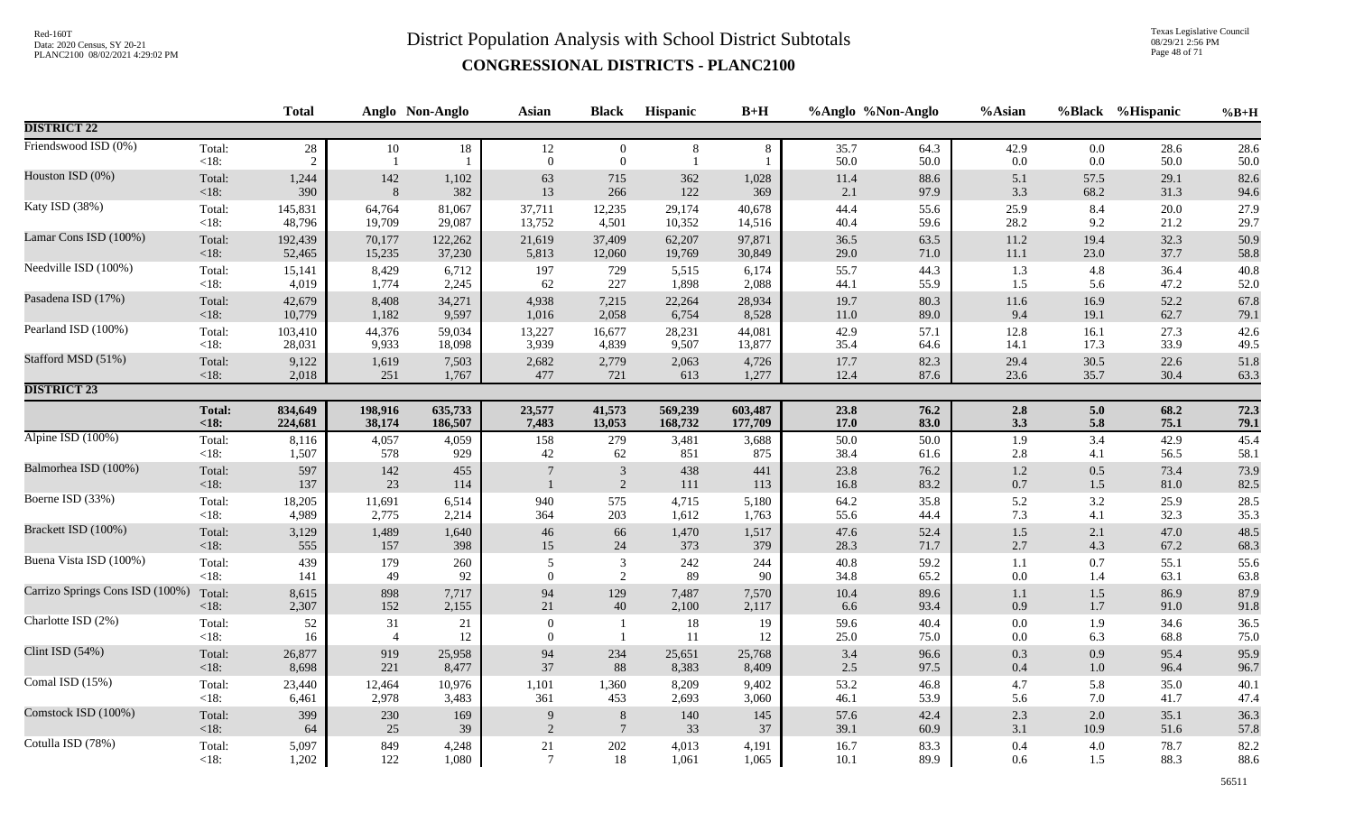# District Population Analysis with School District Subtotals

## CONGRESSIONAL DISTRICTS - PLANC2100

Red-160T
Data: 2020 Census, SY 20-21
PLANC2100 08/02/2021 4:29:02 PM

Texas Legislative Council
08/29/21 2:56 PM

| | | Total | Anglo | Non-Anglo | Asian | Black | Hispanic | B+H | %Anglo | %Non-Anglo | %Asian | %Black | %Hispanic | %B+H |
|---|---|---|---|---|---|---|---|---|---|---|---|---|---|---|
| **DISTRICT 22** | | | | | | | | | | | | | | |
| Friendswood ISD (0%) | Total: | 28 | 10 | 18 | 12 | 0 | 8 | 8 | 35.7 | 64.3 | 42.9 | 0.0 | 28.6 | 28.6 |
| | <18: | 2 | 1 | 1 | 0 | 0 | 1 | 1 | 50.0 | 50.0 | 0.0 | 0.0 | 50.0 | 50.0 |
| Houston ISD (0%) | Total: | 1,244 | 142 | 1,102 | 63 | 715 | 362 | 1,028 | 11.4 | 88.6 | 5.1 | 57.5 | 29.1 | 82.6 |
| | <18: | 390 | 8 | 382 | 13 | 266 | 122 | 369 | 2.1 | 97.9 | 3.3 | 68.2 | 31.3 | 94.6 |
| Katy ISD (38%) | Total: | 145,831 | 64,764 | 81,067 | 37,711 | 12,235 | 29,174 | 40,678 | 44.4 | 55.6 | 25.9 | 8.4 | 20.0 | 27.9 |
| | <18: | 48,796 | 19,709 | 29,087 | 13,752 | 4,501 | 10,352 | 14,516 | 40.4 | 59.6 | 28.2 | 9.2 | 21.2 | 29.7 |
| Lamar Cons ISD (100%) | Total: | 192,439 | 70,177 | 122,262 | 21,619 | 37,409 | 62,207 | 97,871 | 36.5 | 63.5 | 11.2 | 19.4 | 32.3 | 50.9 |
| | <18: | 52,465 | 15,235 | 37,230 | 5,813 | 12,060 | 19,769 | 30,849 | 29.0 | 71.0 | 11.1 | 23.0 | 37.7 | 58.8 |
| Needville ISD (100%) | Total: | 15,141 | 8,429 | 6,712 | 197 | 729 | 5,515 | 6,174 | 55.7 | 44.3 | 1.3 | 4.8 | 36.4 | 40.8 |
| | <18: | 4,019 | 1,774 | 2,245 | 62 | 227 | 1,898 | 2,088 | 44.1 | 55.9 | 1.5 | 5.6 | 47.2 | 52.0 |
| Pasadena ISD (17%) | Total: | 42,679 | 8,408 | 34,271 | 4,938 | 7,215 | 22,264 | 28,934 | 19.7 | 80.3 | 11.6 | 16.9 | 52.2 | 67.8 |
| | <18: | 10,779 | 1,182 | 9,597 | 1,016 | 2,058 | 6,754 | 8,528 | 11.0 | 89.0 | 9.4 | 19.1 | 62.7 | 79.1 |
| Pearland ISD (100%) | Total: | 103,410 | 44,376 | 59,034 | 13,227 | 16,677 | 28,231 | 44,081 | 42.9 | 57.1 | 12.8 | 16.1 | 27.3 | 42.6 |
| | <18: | 28,031 | 9,933 | 18,098 | 3,939 | 4,839 | 9,507 | 13,877 | 35.4 | 64.6 | 14.1 | 17.3 | 33.9 | 49.5 |
| Stafford MSD (51%) | Total: | 9,122 | 1,619 | 7,503 | 2,682 | 2,779 | 2,063 | 4,726 | 17.7 | 82.3 | 29.4 | 30.5 | 22.6 | 51.8 |
| | <18: | 2,018 | 251 | 1,767 | 477 | 721 | 613 | 1,277 | 12.4 | 87.6 | 23.6 | 35.7 | 30.4 | 63.3 |
| **DISTRICT 23** | | | | | | | | | | | | | | |
| | **Total:** | **834,649** | **198,916** | **635,733** | **23,577** | **41,573** | **569,239** | **603,487** | **23.8** | **76.2** | **2.8** | **5.0** | **68.2** | **72.3** |
| | **<18:** | **224,681** | **38,174** | **186,507** | **7,483** | **13,053** | **168,732** | **177,709** | **17.0** | **83.0** | **3.3** | **5.8** | **75.1** | **79.1** |
| Alpine ISD (100%) | Total: | 8,116 | 4,057 | 4,059 | 158 | 279 | 3,481 | 3,688 | 50.0 | 50.0 | 1.9 | 3.4 | 42.9 | 45.4 |
| | <18: | 1,507 | 578 | 929 | 42 | 62 | 851 | 875 | 38.4 | 61.6 | 2.8 | 4.1 | 56.5 | 58.1 |
| Balmorhea ISD (100%) | Total: | 597 | 142 | 455 | 7 | 3 | 438 | 441 | 23.8 | 76.2 | 1.2 | 0.5 | 73.4 | 73.9 |
| | <18: | 137 | 23 | 114 | 1 | 2 | 111 | 113 | 16.8 | 83.2 | 0.7 | 1.5 | 81.0 | 82.5 |
| Boerne ISD (33%) | Total: | 18,205 | 11,691 | 6,514 | 940 | 575 | 4,715 | 5,180 | 64.2 | 35.8 | 5.2 | 3.2 | 25.9 | 28.5 |
| | <18: | 4,989 | 2,775 | 2,214 | 364 | 203 | 1,612 | 1,763 | 55.6 | 44.4 | 7.3 | 4.1 | 32.3 | 35.3 |
| Brackett ISD (100%) | Total: | 3,129 | 1,489 | 1,640 | 46 | 66 | 1,470 | 1,517 | 47.6 | 52.4 | 1.5 | 2.1 | 47.0 | 48.5 |
| | <18: | 555 | 157 | 398 | 15 | 24 | 373 | 379 | 28.3 | 71.7 | 2.7 | 4.3 | 67.2 | 68.3 |
| Buena Vista ISD (100%) | Total: | 439 | 179 | 260 | 5 | 3 | 242 | 244 | 40.8 | 59.2 | 1.1 | 0.7 | 55.1 | 55.6 |
| | <18: | 141 | 49 | 92 | 0 | 2 | 89 | 90 | 34.8 | 65.2 | 0.0 | 1.4 | 63.1 | 63.8 |
| Carrizo Springs Cons ISD (100%) | Total: | 8,615 | 898 | 7,717 | 94 | 129 | 7,487 | 7,570 | 10.4 | 89.6 | 1.1 | 1.5 | 86.9 | 87.9 |
| | <18: | 2,307 | 152 | 2,155 | 21 | 40 | 2,100 | 2,117 | 6.6 | 93.4 | 0.9 | 1.7 | 91.0 | 91.8 |
| Charlotte ISD (2%) | Total: | 52 | 31 | 21 | 0 | 1 | 18 | 19 | 59.6 | 40.4 | 0.0 | 1.9 | 34.6 | 36.5 |
| | <18: | 16 | 4 | 12 | 0 | 1 | 11 | 12 | 25.0 | 75.0 | 0.0 | 6.3 | 68.8 | 75.0 |
| Clint ISD (54%) | Total: | 26,877 | 919 | 25,958 | 94 | 234 | 25,651 | 25,768 | 3.4 | 96.6 | 0.3 | 0.9 | 95.4 | 95.9 |
| | <18: | 8,698 | 221 | 8,477 | 37 | 88 | 8,383 | 8,409 | 2.5 | 97.5 | 0.4 | 1.0 | 96.4 | 96.7 |
| Comal ISD (15%) | Total: | 23,440 | 12,464 | 10,976 | 1,101 | 1,360 | 8,209 | 9,402 | 53.2 | 46.8 | 4.7 | 5.8 | 35.0 | 40.1 |
| | <18: | 6,461 | 2,978 | 3,483 | 361 | 453 | 2,693 | 3,060 | 46.1 | 53.9 | 5.6 | 7.0 | 41.7 | 47.4 |
| Comstock ISD (100%) | Total: | 399 | 230 | 169 | 9 | 8 | 140 | 145 | 57.6 | 42.4 | 2.3 | 2.0 | 35.1 | 36.3 |
| | <18: | 64 | 25 | 39 | 2 | 7 | 33 | 37 | 39.1 | 60.9 | 3.1 | 10.9 | 51.6 | 57.8 |
| Cotulla ISD (78%) | Total: | 5,097 | 849 | 4,248 | 21 | 202 | 4,013 | 4,191 | 16.7 | 83.3 | 0.4 | 4.0 | 78.7 | 82.2 |
| | <18: | 1,202 | 122 | 1,080 | 7 | 18 | 1,061 | 1,065 | 10.1 | 89.9 | 0.6 | 1.5 | 88.3 | 88.6 |

56511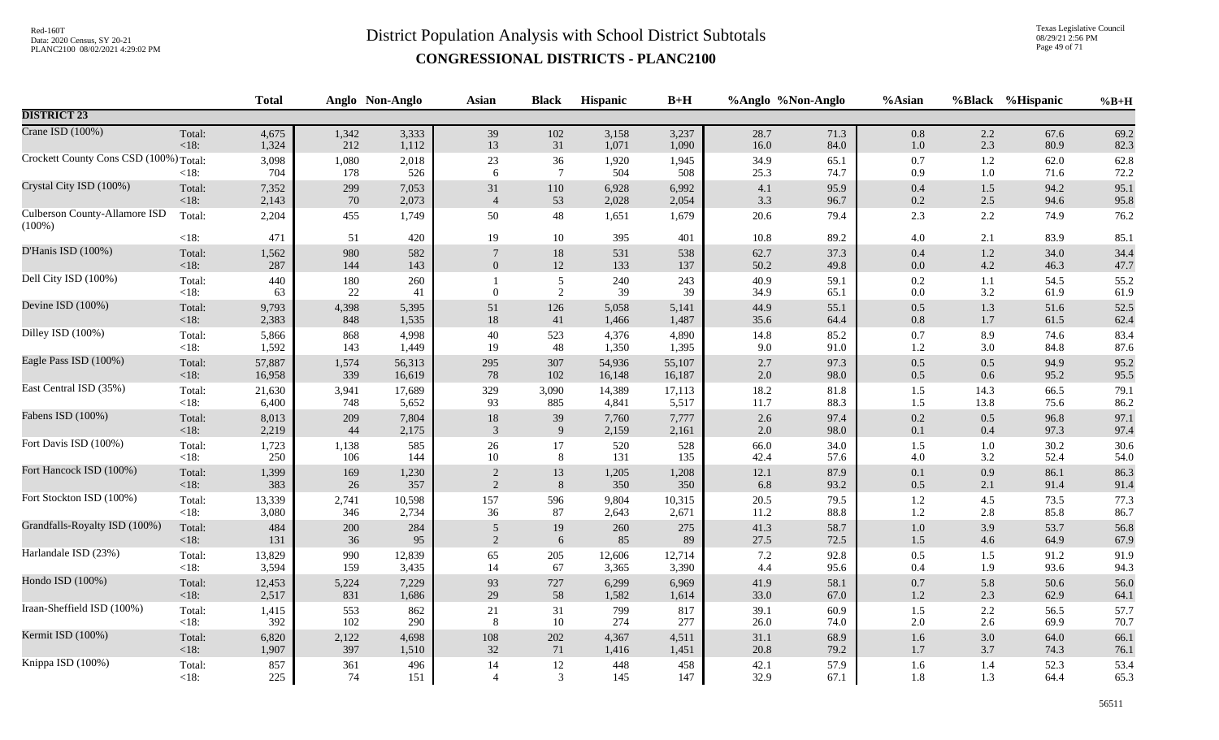# District Population Analysis with School District Subtotals

## CONGRESSIONAL DISTRICTS - PLANC2100

| | | Total | Anglo | Non-Anglo | Asian | Black | Hispanic | B+H | %Anglo | %Non-Anglo | %Asian | %Black | %Hispanic | %B+H |
|---|---|---|---|---|---|---|---|---|---|---|---|---|---|---|
| **DISTRICT 23** | | | | | | | | | | | | | | |
| Crane ISD (100%) | Total: | 4,675 | 1,342 | 3,333 | 39 | 102 | 3,158 | 3,237 | 28.7 | 71.3 | 0.8 | 2.2 | 67.6 | 69.2 |
| | <18: | 1,324 | 212 | 1,112 | 13 | 31 | 1,071 | 1,090 | 16.0 | 84.0 | 1.0 | 2.3 | 80.9 | 82.3 |
| Crockett County Cons CSD (100%) | Total: | 3,098 | 1,080 | 2,018 | 23 | 36 | 1,920 | 1,945 | 34.9 | 65.1 | 0.7 | 1.2 | 62.0 | 62.8 |
| | <18: | 704 | 178 | 526 | 6 | 7 | 504 | 508 | 25.3 | 74.7 | 0.9 | 1.0 | 71.6 | 72.2 |
| Crystal City ISD (100%) | Total: | 7,352 | 299 | 7,053 | 31 | 110 | 6,928 | 6,992 | 4.1 | 95.9 | 0.4 | 1.5 | 94.2 | 95.1 |
| | <18: | 2,143 | 70 | 2,073 | 4 | 53 | 2,028 | 2,054 | 3.3 | 96.7 | 0.2 | 2.5 | 94.6 | 95.8 |
| Culberson County-Allamore ISD (100%) | Total: | 2,204 | 455 | 1,749 | 50 | 48 | 1,651 | 1,679 | 20.6 | 79.4 | 2.3 | 2.2 | 74.9 | 76.2 |
| | <18: | 471 | 51 | 420 | 19 | 10 | 395 | 401 | 10.8 | 89.2 | 4.0 | 2.1 | 83.9 | 85.1 |
| D'Hanis ISD (100%) | Total: | 1,562 | 980 | 582 | 7 | 18 | 531 | 538 | 62.7 | 37.3 | 0.4 | 1.2 | 34.0 | 34.4 |
| | <18: | 287 | 144 | 143 | 0 | 12 | 133 | 137 | 50.2 | 49.8 | 0.0 | 4.2 | 46.3 | 47.7 |
| Dell City ISD (100%) | Total: | 440 | 180 | 260 | 1 | 5 | 240 | 243 | 40.9 | 59.1 | 0.2 | 1.1 | 54.5 | 55.2 |
| | <18: | 63 | 22 | 41 | 0 | 2 | 39 | 39 | 34.9 | 65.1 | 0.0 | 3.2 | 61.9 | 61.9 |
| Devine ISD (100%) | Total: | 9,793 | 4,398 | 5,395 | 51 | 126 | 5,058 | 5,141 | 44.9 | 55.1 | 0.5 | 1.3 | 51.6 | 52.5 |
| | <18: | 2,383 | 848 | 1,535 | 18 | 41 | 1,466 | 1,487 | 35.6 | 64.4 | 0.8 | 1.7 | 61.5 | 62.4 |
| Dilley ISD (100%) | Total: | 5,866 | 868 | 4,998 | 40 | 523 | 4,376 | 4,890 | 14.8 | 85.2 | 0.7 | 8.9 | 74.6 | 83.4 |
| | <18: | 1,592 | 143 | 1,449 | 19 | 48 | 1,350 | 1,395 | 9.0 | 91.0 | 1.2 | 3.0 | 84.8 | 87.6 |
| Eagle Pass ISD (100%) | Total: | 57,887 | 1,574 | 56,313 | 295 | 307 | 54,936 | 55,107 | 2.7 | 97.3 | 0.5 | 0.5 | 94.9 | 95.2 |
| | <18: | 16,958 | 339 | 16,619 | 78 | 102 | 16,148 | 16,187 | 2.0 | 98.0 | 0.5 | 0.6 | 95.2 | 95.5 |
| East Central ISD (35%) | Total: | 21,630 | 3,941 | 17,689 | 329 | 3,090 | 14,389 | 17,113 | 18.2 | 81.8 | 1.5 | 14.3 | 66.5 | 79.1 |
| | <18: | 6,400 | 748 | 5,652 | 93 | 885 | 4,841 | 5,517 | 11.7 | 88.3 | 1.5 | 13.8 | 75.6 | 86.2 |
| Fabens ISD (100%) | Total: | 8,013 | 209 | 7,804 | 18 | 39 | 7,760 | 7,777 | 2.6 | 97.4 | 0.2 | 0.5 | 96.8 | 97.1 |
| | <18: | 2,219 | 44 | 2,175 | 3 | 9 | 2,159 | 2,161 | 2.0 | 98.0 | 0.1 | 0.4 | 97.3 | 97.4 |
| Fort Davis ISD (100%) | Total: | 1,723 | 1,138 | 585 | 26 | 17 | 520 | 528 | 66.0 | 34.0 | 1.5 | 1.0 | 30.2 | 30.6 |
| | <18: | 250 | 106 | 144 | 10 | 8 | 131 | 135 | 42.4 | 57.6 | 4.0 | 3.2 | 52.4 | 54.0 |
| Fort Hancock ISD (100%) | Total: | 1,399 | 169 | 1,230 | 2 | 13 | 1,205 | 1,208 | 12.1 | 87.9 | 0.1 | 0.9 | 86.1 | 86.3 |
| | <18: | 383 | 26 | 357 | 2 | 8 | 350 | 350 | 6.8 | 93.2 | 0.5 | 2.1 | 91.4 | 91.4 |
| Fort Stockton ISD (100%) | Total: | 13,339 | 2,741 | 10,598 | 157 | 596 | 9,804 | 10,315 | 20.5 | 79.5 | 1.2 | 4.5 | 73.5 | 77.3 |
| | <18: | 3,080 | 346 | 2,734 | 36 | 87 | 2,643 | 2,671 | 11.2 | 88.8 | 1.2 | 2.8 | 85.8 | 86.7 |
| Grandfalls-Royalty ISD (100%) | Total: | 484 | 200 | 284 | 5 | 19 | 260 | 275 | 41.3 | 58.7 | 1.0 | 3.9 | 53.7 | 56.8 |
| | <18: | 131 | 36 | 95 | 2 | 6 | 85 | 89 | 27.5 | 72.5 | 1.5 | 4.6 | 64.9 | 67.9 |
| Harlandale ISD (23%) | Total: | 13,829 | 990 | 12,839 | 65 | 205 | 12,606 | 12,714 | 7.2 | 92.8 | 0.5 | 1.5 | 91.2 | 91.9 |
| | <18: | 3,594 | 159 | 3,435 | 14 | 67 | 3,365 | 3,390 | 4.4 | 95.6 | 0.4 | 1.9 | 93.6 | 94.3 |
| Hondo ISD (100%) | Total: | 12,453 | 5,224 | 7,229 | 93 | 727 | 6,299 | 6,969 | 41.9 | 58.1 | 0.7 | 5.8 | 50.6 | 56.0 |
| | <18: | 2,517 | 831 | 1,686 | 29 | 58 | 1,582 | 1,614 | 33.0 | 67.0 | 1.2 | 2.3 | 62.9 | 64.1 |
| Iraan-Sheffield ISD (100%) | Total: | 1,415 | 553 | 862 | 21 | 31 | 799 | 817 | 39.1 | 60.9 | 1.5 | 2.2 | 56.5 | 57.7 |
| | <18: | 392 | 102 | 290 | 8 | 10 | 274 | 277 | 26.0 | 74.0 | 2.0 | 2.6 | 69.9 | 70.7 |
| Kermit ISD (100%) | Total: | 6,820 | 2,122 | 4,698 | 108 | 202 | 4,367 | 4,511 | 31.1 | 68.9 | 1.6 | 3.0 | 64.0 | 66.1 |
| | <18: | 1,907 | 397 | 1,510 | 32 | 71 | 1,416 | 1,451 | 20.8 | 79.2 | 1.7 | 3.7 | 74.3 | 76.1 |
| Knippa ISD (100%) | Total: | 857 | 361 | 496 | 14 | 12 | 448 | 458 | 42.1 | 57.9 | 1.6 | 1.4 | 52.3 | 53.4 |
| | <18: | 225 | 74 | 151 | 4 | 3 | 145 | 147 | 32.9 | 67.1 | 1.8 | 1.3 | 64.4 | 65.3 |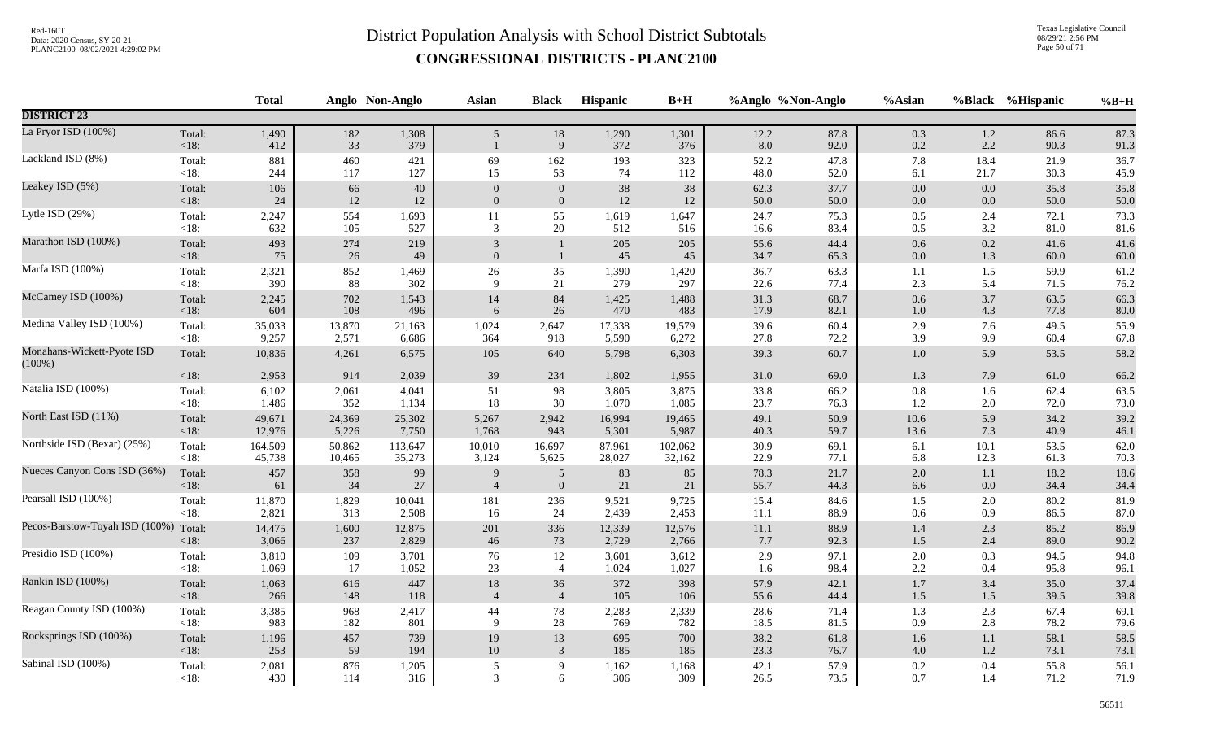# District Population Analysis with School District Subtotals

## CONGRESSIONAL DISTRICTS - PLANC2100

| | | Total | Anglo | Non-Anglo | Asian | Black | Hispanic | B+H | %Anglo | %Non-Anglo | %Asian | %Black | %Hispanic | %B+H |
|---|---|---|---|---|---|---|---|---|---|---|---|---|---|---|
| **DISTRICT 23** | | | | | | | | | | | | | | |
| La Pryor ISD (100%) | Total: | 1,490 | 182 | 1,308 | 5 | 18 | 1,290 | 1,301 | 12.2 | 87.8 | 0.3 | 1.2 | 86.6 | 87.3 |
| | <18: | 412 | 33 | 379 | 1 | 9 | 372 | 376 | 8.0 | 92.0 | 0.2 | 2.2 | 90.3 | 91.3 |
| Lackland ISD (8%) | Total: | 881 | 460 | 421 | 69 | 162 | 193 | 323 | 52.2 | 47.8 | 7.8 | 18.4 | 21.9 | 36.7 |
| | <18: | 244 | 117 | 127 | 15 | 53 | 74 | 112 | 48.0 | 52.0 | 6.1 | 21.7 | 30.3 | 45.9 |
| Leakey ISD (5%) | Total: | 106 | 66 | 40 | 0 | 0 | 38 | 38 | 62.3 | 37.7 | 0.0 | 0.0 | 35.8 | 35.8 |
| | <18: | 24 | 12 | 12 | 0 | 0 | 12 | 12 | 50.0 | 50.0 | 0.0 | 0.0 | 50.0 | 50.0 |
| Lytle ISD (29%) | Total: | 2,247 | 554 | 1,693 | 11 | 55 | 1,619 | 1,647 | 24.7 | 75.3 | 0.5 | 2.4 | 72.1 | 73.3 |
| | <18: | 632 | 105 | 527 | 3 | 20 | 512 | 516 | 16.6 | 83.4 | 0.5 | 3.2 | 81.0 | 81.6 |
| Marathon ISD (100%) | Total: | 493 | 274 | 219 | 3 | 1 | 205 | 205 | 55.6 | 44.4 | 0.6 | 0.2 | 41.6 | 41.6 |
| | <18: | 75 | 26 | 49 | 0 | 1 | 45 | 45 | 34.7 | 65.3 | 0.0 | 1.3 | 60.0 | 60.0 |
| Marfa ISD (100%) | Total: | 2,321 | 852 | 1,469 | 26 | 35 | 1,390 | 1,420 | 36.7 | 63.3 | 1.1 | 1.5 | 59.9 | 61.2 |
| | <18: | 390 | 88 | 302 | 9 | 21 | 279 | 297 | 22.6 | 77.4 | 2.3 | 5.4 | 71.5 | 76.2 |
| McCamey ISD (100%) | Total: | 2,245 | 702 | 1,543 | 14 | 84 | 1,425 | 1,488 | 31.3 | 68.7 | 0.6 | 3.7 | 63.5 | 66.3 |
| | <18: | 604 | 108 | 496 | 6 | 26 | 470 | 483 | 17.9 | 82.1 | 1.0 | 4.3 | 77.8 | 80.0 |
| Medina Valley ISD (100%) | Total: | 35,033 | 13,870 | 21,163 | 1,024 | 2,647 | 17,338 | 19,579 | 39.6 | 60.4 | 2.9 | 7.6 | 49.5 | 55.9 |
| | <18: | 9,257 | 2,571 | 6,686 | 364 | 918 | 5,590 | 6,272 | 27.8 | 72.2 | 3.9 | 9.9 | 60.4 | 67.8 |
| Monahans-Wickett-Pyote ISD (100%) | Total: | 10,836 | 4,261 | 6,575 | 105 | 640 | 5,798 | 6,303 | 39.3 | 60.7 | 1.0 | 5.9 | 53.5 | 58.2 |
| | <18: | 2,953 | 914 | 2,039 | 39 | 234 | 1,802 | 1,955 | 31.0 | 69.0 | 1.3 | 7.9 | 61.0 | 66.2 |
| Natalia ISD (100%) | Total: | 6,102 | 2,061 | 4,041 | 51 | 98 | 3,805 | 3,875 | 33.8 | 66.2 | 0.8 | 1.6 | 62.4 | 63.5 |
| | <18: | 1,486 | 352 | 1,134 | 18 | 30 | 1,070 | 1,085 | 23.7 | 76.3 | 1.2 | 2.0 | 72.0 | 73.0 |
| North East ISD (11%) | Total: | 49,671 | 24,369 | 25,302 | 5,267 | 2,942 | 16,994 | 19,465 | 49.1 | 50.9 | 10.6 | 5.9 | 34.2 | 39.2 |
| | <18: | 12,976 | 5,226 | 7,750 | 1,768 | 943 | 5,301 | 5,987 | 40.3 | 59.7 | 13.6 | 7.3 | 40.9 | 46.1 |
| Northside ISD (Bexar) (25%) | Total: | 164,509 | 50,862 | 113,647 | 10,010 | 16,697 | 87,961 | 102,062 | 30.9 | 69.1 | 6.1 | 10.1 | 53.5 | 62.0 |
| | <18: | 45,738 | 10,465 | 35,273 | 3,124 | 5,625 | 28,027 | 32,162 | 22.9 | 77.1 | 6.8 | 12.3 | 61.3 | 70.3 |
| Nueces Canyon Cons ISD (36%) | Total: | 457 | 358 | 99 | 9 | 5 | 83 | 85 | 78.3 | 21.7 | 2.0 | 1.1 | 18.2 | 18.6 |
| | <18: | 61 | 34 | 27 | 4 | 0 | 21 | 21 | 55.7 | 44.3 | 6.6 | 0.0 | 34.4 | 34.4 |
| Pearsall ISD (100%) | Total: | 11,870 | 1,829 | 10,041 | 181 | 236 | 9,521 | 9,725 | 15.4 | 84.6 | 1.5 | 2.0 | 80.2 | 81.9 |
| | <18: | 2,821 | 313 | 2,508 | 16 | 24 | 2,439 | 2,453 | 11.1 | 88.9 | 0.6 | 0.9 | 86.5 | 87.0 |
| Pecos-Barstow-Toyah ISD (100%) | Total: | 14,475 | 1,600 | 12,875 | 201 | 336 | 12,339 | 12,576 | 11.1 | 88.9 | 1.4 | 2.3 | 85.2 | 86.9 |
| | <18: | 3,066 | 237 | 2,829 | 46 | 73 | 2,729 | 2,766 | 7.7 | 92.3 | 1.5 | 2.4 | 89.0 | 90.2 |
| Presidio ISD (100%) | Total: | 3,810 | 109 | 3,701 | 76 | 12 | 3,601 | 3,612 | 2.9 | 97.1 | 2.0 | 0.3 | 94.5 | 94.8 |
| | <18: | 1,069 | 17 | 1,052 | 23 | 4 | 1,024 | 1,027 | 1.6 | 98.4 | 2.2 | 0.4 | 95.8 | 96.1 |
| Rankin ISD (100%) | Total: | 1,063 | 616 | 447 | 18 | 36 | 372 | 398 | 57.9 | 42.1 | 1.7 | 3.4 | 35.0 | 37.4 |
| | <18: | 266 | 148 | 118 | 4 | 4 | 105 | 106 | 55.6 | 44.4 | 1.5 | 1.5 | 39.5 | 39.8 |
| Reagan County ISD (100%) | Total: | 3,385 | 968 | 2,417 | 44 | 78 | 2,283 | 2,339 | 28.6 | 71.4 | 1.3 | 2.3 | 67.4 | 69.1 |
| | <18: | 983 | 182 | 801 | 9 | 28 | 769 | 782 | 18.5 | 81.5 | 0.9 | 2.8 | 78.2 | 79.6 |
| Rocksprings ISD (100%) | Total: | 1,196 | 457 | 739 | 19 | 13 | 695 | 700 | 38.2 | 61.8 | 1.6 | 1.1 | 58.1 | 58.5 |
| | <18: | 253 | 59 | 194 | 10 | 3 | 185 | 185 | 23.3 | 76.7 | 4.0 | 1.2 | 73.1 | 73.1 |
| Sabinal ISD (100%) | Total: | 2,081 | 876 | 1,205 | 5 | 9 | 1,162 | 1,168 | 42.1 | 57.9 | 0.2 | 0.4 | 55.8 | 56.1 |
| | <18: | 430 | 114 | 316 | 3 | 6 | 306 | 309 | 26.5 | 73.5 | 0.7 | 1.4 | 71.2 | 71.9 |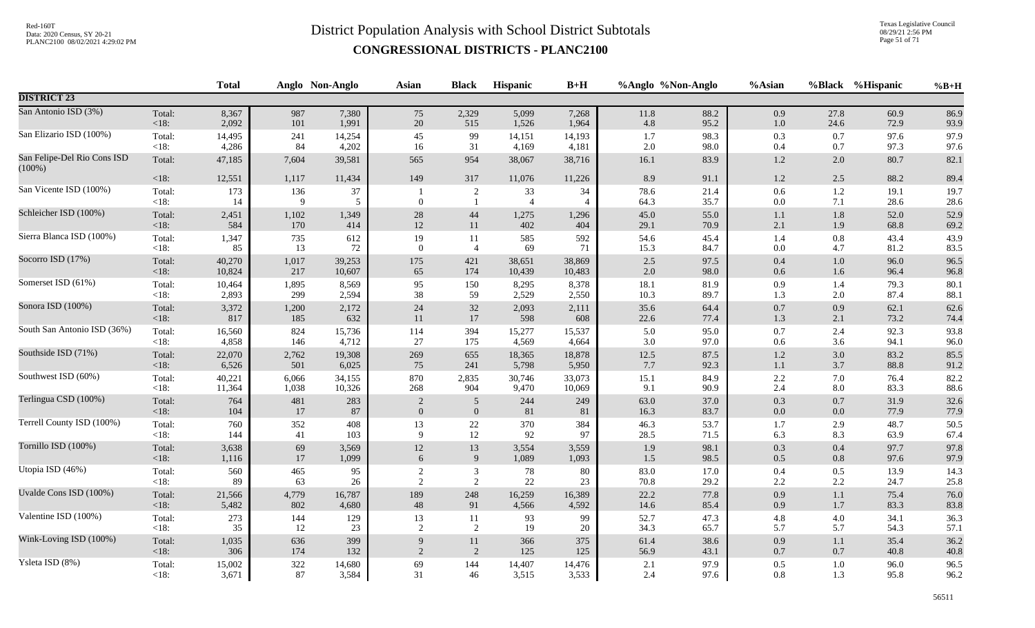# District Population Analysis with School District Subtotals

## CONGRESSIONAL DISTRICTS - PLANC2100

| | | Total | Anglo | Non-Anglo | Asian | Black | Hispanic | B+H | %Anglo | %Non-Anglo | %Asian | %Black | %Hispanic | %B+H |
|---|---|---|---|---|---|---|---|---|---|---|---|---|---|---|
| **DISTRICT 23** | | | | | | | | | | | | | | |
| San Antonio ISD (3%) | Total: | 8,367 | 987 | 7,380 | 75 | 2,329 | 5,099 | 7,268 | 11.8 | 88.2 | 0.9 | 27.8 | 60.9 | 86.9 |
| | <18: | 2,092 | 101 | 1,991 | 20 | 515 | 1,526 | 1,964 | 4.8 | 95.2 | 1.0 | 24.6 | 72.9 | 93.9 |
| San Elizario ISD (100%) | Total: | 14,495 | 241 | 14,254 | 45 | 99 | 14,151 | 14,193 | 1.7 | 98.3 | 0.3 | 0.7 | 97.6 | 97.9 |
| | <18: | 4,286 | 84 | 4,202 | 16 | 31 | 4,169 | 4,181 | 2.0 | 98.0 | 0.4 | 0.7 | 97.3 | 97.6 |
| San Felipe-Del Rio Cons ISD (100%) | Total: | 47,185 | 7,604 | 39,581 | 565 | 954 | 38,067 | 38,716 | 16.1 | 83.9 | 1.2 | 2.0 | 80.7 | 82.1 |
| | <18: | 12,551 | 1,117 | 11,434 | 149 | 317 | 11,076 | 11,226 | 8.9 | 91.1 | 1.2 | 2.5 | 88.2 | 89.4 |
| San Vicente ISD (100%) | Total: | 173 | 136 | 37 | 1 | 2 | 33 | 34 | 78.6 | 21.4 | 0.6 | 1.2 | 19.1 | 19.7 |
| | <18: | 14 | 9 | 5 | 0 | 1 | 4 | 4 | 64.3 | 35.7 | 0.0 | 7.1 | 28.6 | 28.6 |
| Schleicher ISD (100%) | Total: | 2,451 | 1,102 | 1,349 | 28 | 44 | 1,275 | 1,296 | 45.0 | 55.0 | 1.1 | 1.8 | 52.0 | 52.9 |
| | <18: | 584 | 170 | 414 | 12 | 11 | 402 | 404 | 29.1 | 70.9 | 2.1 | 1.9 | 68.8 | 69.2 |
| Sierra Blanca ISD (100%) | Total: | 1,347 | 735 | 612 | 19 | 11 | 585 | 592 | 54.6 | 45.4 | 1.4 | 0.8 | 43.4 | 43.9 |
| | <18: | 85 | 13 | 72 | 0 | 4 | 69 | 71 | 15.3 | 84.7 | 0.0 | 4.7 | 81.2 | 83.5 |
| Socorro ISD (17%) | Total: | 40,270 | 1,017 | 39,253 | 175 | 421 | 38,651 | 38,869 | 2.5 | 97.5 | 0.4 | 1.0 | 96.0 | 96.5 |
| | <18: | 10,824 | 217 | 10,607 | 65 | 174 | 10,439 | 10,483 | 2.0 | 98.0 | 0.6 | 1.6 | 96.4 | 96.8 |
| Somerset ISD (61%) | Total: | 10,464 | 1,895 | 8,569 | 95 | 150 | 8,295 | 8,378 | 18.1 | 81.9 | 0.9 | 1.4 | 79.3 | 80.1 |
| | <18: | 2,893 | 299 | 2,594 | 38 | 59 | 2,529 | 2,550 | 10.3 | 89.7 | 1.3 | 2.0 | 87.4 | 88.1 |
| Sonora ISD (100%) | Total: | 3,372 | 1,200 | 2,172 | 24 | 32 | 2,093 | 2,111 | 35.6 | 64.4 | 0.7 | 0.9 | 62.1 | 62.6 |
| | <18: | 817 | 185 | 632 | 11 | 17 | 598 | 608 | 22.6 | 77.4 | 1.3 | 2.1 | 73.2 | 74.4 |
| South San Antonio ISD (36%) | Total: | 16,560 | 824 | 15,736 | 114 | 394 | 15,277 | 15,537 | 5.0 | 95.0 | 0.7 | 2.4 | 92.3 | 93.8 |
| | <18: | 4,858 | 146 | 4,712 | 27 | 175 | 4,569 | 4,664 | 3.0 | 97.0 | 0.6 | 3.6 | 94.1 | 96.0 |
| Southside ISD (71%) | Total: | 22,070 | 2,762 | 19,308 | 269 | 655 | 18,365 | 18,878 | 12.5 | 87.5 | 1.2 | 3.0 | 83.2 | 85.5 |
| | <18: | 6,526 | 501 | 6,025 | 75 | 241 | 5,798 | 5,950 | 7.7 | 92.3 | 1.1 | 3.7 | 88.8 | 91.2 |
| Southwest ISD (60%) | Total: | 40,221 | 6,066 | 34,155 | 870 | 2,835 | 30,746 | 33,073 | 15.1 | 84.9 | 2.2 | 7.0 | 76.4 | 82.2 |
| | <18: | 11,364 | 1,038 | 10,326 | 268 | 904 | 9,470 | 10,069 | 9.1 | 90.9 | 2.4 | 8.0 | 83.3 | 88.6 |
| Terlingua CSD (100%) | Total: | 764 | 481 | 283 | 2 | 5 | 244 | 249 | 63.0 | 37.0 | 0.3 | 0.7 | 31.9 | 32.6 |
| | <18: | 104 | 17 | 87 | 0 | 0 | 81 | 81 | 16.3 | 83.7 | 0.0 | 0.0 | 77.9 | 77.9 |
| Terrell County ISD (100%) | Total: | 760 | 352 | 408 | 13 | 22 | 370 | 384 | 46.3 | 53.7 | 1.7 | 2.9 | 48.7 | 50.5 |
| | <18: | 144 | 41 | 103 | 9 | 12 | 92 | 97 | 28.5 | 71.5 | 6.3 | 8.3 | 63.9 | 67.4 |
| Tornillo ISD (100%) | Total: | 3,638 | 69 | 3,569 | 12 | 13 | 3,554 | 3,559 | 1.9 | 98.1 | 0.3 | 0.4 | 97.7 | 97.8 |
| | <18: | 1,116 | 17 | 1,099 | 6 | 9 | 1,089 | 1,093 | 1.5 | 98.5 | 0.5 | 0.8 | 97.6 | 97.9 |
| Utopia ISD (46%) | Total: | 560 | 465 | 95 | 2 | 3 | 78 | 80 | 83.0 | 17.0 | 0.4 | 0.5 | 13.9 | 14.3 |
| | <18: | 89 | 63 | 26 | 2 | 2 | 22 | 23 | 70.8 | 29.2 | 2.2 | 2.2 | 24.7 | 25.8 |
| Uvalde Cons ISD (100%) | Total: | 21,566 | 4,779 | 16,787 | 189 | 248 | 16,259 | 16,389 | 22.2 | 77.8 | 0.9 | 1.1 | 75.4 | 76.0 |
| | <18: | 5,482 | 802 | 4,680 | 48 | 91 | 4,566 | 4,592 | 14.6 | 85.4 | 0.9 | 1.7 | 83.3 | 83.8 |
| Valentine ISD (100%) | Total: | 273 | 144 | 129 | 13 | 11 | 93 | 99 | 52.7 | 47.3 | 4.8 | 4.0 | 34.1 | 36.3 |
| | <18: | 35 | 12 | 23 | 2 | 2 | 19 | 20 | 34.3 | 65.7 | 5.7 | 5.7 | 54.3 | 57.1 |
| Wink-Loving ISD (100%) | Total: | 1,035 | 636 | 399 | 9 | 11 | 366 | 375 | 61.4 | 38.6 | 0.9 | 1.1 | 35.4 | 36.2 |
| | <18: | 306 | 174 | 132 | 2 | 2 | 125 | 125 | 56.9 | 43.1 | 0.7 | 0.7 | 40.8 | 40.8 |
| Ysleta ISD (8%) | Total: | 15,002 | 322 | 14,680 | 69 | 144 | 14,407 | 14,476 | 2.1 | 97.9 | 0.5 | 1.0 | 96.0 | 96.5 |
| | <18: | 3,671 | 87 | 3,584 | 31 | 46 | 3,515 | 3,533 | 2.4 | 97.6 | 0.8 | 1.3 | 95.8 | 96.2 |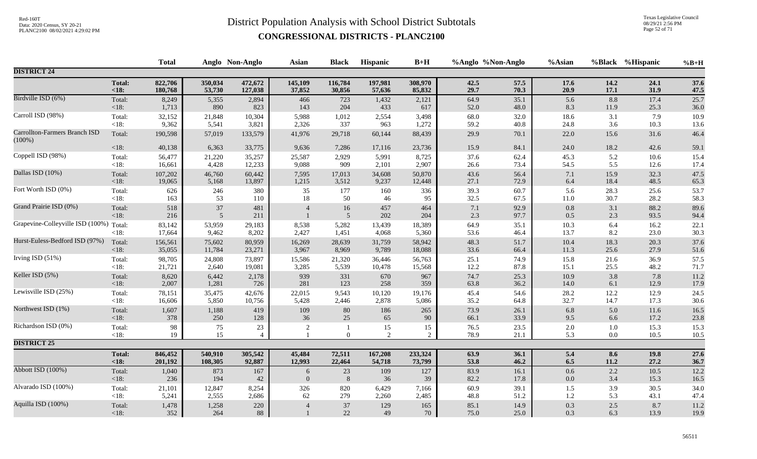# District Population Analysis with School District Subtotals

## CONGRESSIONAL DISTRICTS - PLANC2100

| | | Total | Anglo | Non-Anglo | Asian | Black | Hispanic | B+H | %Anglo | %Non-Anglo | %Asian | %Black | %Hispanic | %B+H |
|---|---|---|---|---|---|---|---|---|---|---|---|---|---|---|
| **DISTRICT 24** | | | | | | | | | | | | | | |
| | **Total:** | **822,706** | **350,034** | **472,672** | **145,109** | **116,784** | **197,981** | **308,970** | **42.5** | **57.5** | **17.6** | **14.2** | **24.1** | **37.6** |
| | **<18:** | **180,768** | **53,730** | **127,038** | **37,852** | **30,856** | **57,636** | **85,832** | **29.7** | **70.3** | **20.9** | **17.1** | **31.9** | **47.5** |
| Birdville ISD (6%) | Total: | 8,249 | 5,355 | 2,894 | 466 | 723 | 1,432 | 2,121 | 64.9 | 35.1 | 5.6 | 8.8 | 17.4 | 25.7 |
| | <18: | 1,713 | 890 | 823 | 143 | 204 | 433 | 617 | 52.0 | 48.0 | 8.3 | 11.9 | 25.3 | 36.0 |
| Carroll ISD (98%) | Total: | 32,152 | 21,848 | 10,304 | 5,988 | 1,012 | 2,554 | 3,498 | 68.0 | 32.0 | 18.6 | 3.1 | 7.9 | 10.9 |
| | <18: | 9,362 | 5,541 | 3,821 | 2,326 | 337 | 963 | 1,272 | 59.2 | 40.8 | 24.8 | 3.6 | 10.3 | 13.6 |
| Carrollton-Farmers Branch ISD (100%) | Total: | 190,598 | 57,019 | 133,579 | 41,976 | 29,718 | 60,144 | 88,439 | 29.9 | 70.1 | 22.0 | 15.6 | 31.6 | 46.4 |
| | <18: | 40,138 | 6,363 | 33,775 | 9,636 | 7,286 | 17,116 | 23,736 | 15.9 | 84.1 | 24.0 | 18.2 | 42.6 | 59.1 |
| Coppell ISD (98%) | Total: | 56,477 | 21,220 | 35,257 | 25,587 | 2,929 | 5,991 | 8,725 | 37.6 | 62.4 | 45.3 | 5.2 | 10.6 | 15.4 |
| | <18: | 16,661 | 4,428 | 12,233 | 9,088 | 909 | 2,101 | 2,907 | 26.6 | 73.4 | 54.5 | 5.5 | 12.6 | 17.4 |
| Dallas ISD (10%) | Total: | 107,202 | 46,760 | 60,442 | 7,595 | 17,013 | 34,608 | 50,870 | 43.6 | 56.4 | 7.1 | 15.9 | 32.3 | 47.5 |
| | <18: | 19,065 | 5,168 | 13,897 | 1,215 | 3,512 | 9,237 | 12,448 | 27.1 | 72.9 | 6.4 | 18.4 | 48.5 | 65.3 |
| Fort Worth ISD (0%) | Total: | 626 | 246 | 380 | 35 | 177 | 160 | 336 | 39.3 | 60.7 | 5.6 | 28.3 | 25.6 | 53.7 |
| | <18: | 163 | 53 | 110 | 18 | 50 | 46 | 95 | 32.5 | 67.5 | 11.0 | 30.7 | 28.2 | 58.3 |
| Grand Prairie ISD (0%) | Total: | 518 | 37 | 481 | 4 | 16 | 457 | 464 | 7.1 | 92.9 | 0.8 | 3.1 | 88.2 | 89.6 |
| | <18: | 216 | 5 | 211 | 1 | 5 | 202 | 204 | 2.3 | 97.7 | 0.5 | 2.3 | 93.5 | 94.4 |
| Grapevine-Colleyville ISD (100%) | Total: | 83,142 | 53,959 | 29,183 | 8,538 | 5,282 | 13,439 | 18,389 | 64.9 | 35.1 | 10.3 | 6.4 | 16.2 | 22.1 |
| | <18: | 17,664 | 9,462 | 8,202 | 2,427 | 1,451 | 4,068 | 5,360 | 53.6 | 46.4 | 13.7 | 8.2 | 23.0 | 30.3 |
| Hurst-Euless-Bedford ISD (97%) | Total: | 156,561 | 75,602 | 80,959 | 16,269 | 28,639 | 31,759 | 58,942 | 48.3 | 51.7 | 10.4 | 18.3 | 20.3 | 37.6 |
| | <18: | 35,055 | 11,784 | 23,271 | 3,967 | 8,969 | 9,789 | 18,088 | 33.6 | 66.4 | 11.3 | 25.6 | 27.9 | 51.6 |
| Irving ISD (51%) | Total: | 98,705 | 24,808 | 73,897 | 15,586 | 21,320 | 36,446 | 56,763 | 25.1 | 74.9 | 15.8 | 21.6 | 36.9 | 57.5 |
| | <18: | 21,721 | 2,640 | 19,081 | 3,285 | 5,539 | 10,478 | 15,568 | 12.2 | 87.8 | 15.1 | 25.5 | 48.2 | 71.7 |
| Keller ISD (5%) | Total: | 8,620 | 6,442 | 2,178 | 939 | 331 | 670 | 967 | 74.7 | 25.3 | 10.9 | 3.8 | 7.8 | 11.2 |
| | <18: | 2,007 | 1,281 | 726 | 281 | 123 | 258 | 359 | 63.8 | 36.2 | 14.0 | 6.1 | 12.9 | 17.9 |
| Lewisville ISD (25%) | Total: | 78,151 | 35,475 | 42,676 | 22,015 | 9,543 | 10,120 | 19,176 | 45.4 | 54.6 | 28.2 | 12.2 | 12.9 | 24.5 |
| | <18: | 16,606 | 5,850 | 10,756 | 5,428 | 2,446 | 2,878 | 5,086 | 35.2 | 64.8 | 32.7 | 14.7 | 17.3 | 30.6 |
| Northwest ISD (1%) | Total: | 1,607 | 1,188 | 419 | 109 | 80 | 186 | 265 | 73.9 | 26.1 | 6.8 | 5.0 | 11.6 | 16.5 |
| | <18: | 378 | 250 | 128 | 36 | 25 | 65 | 90 | 66.1 | 33.9 | 9.5 | 6.6 | 17.2 | 23.8 |
| Richardson ISD (0%) | Total: | 98 | 75 | 23 | 2 | 1 | 15 | 15 | 76.5 | 23.5 | 2.0 | 1.0 | 15.3 | 15.3 |
| | <18: | 19 | 15 | 4 | 1 | 0 | 2 | 2 | 78.9 | 21.1 | 5.3 | 0.0 | 10.5 | 10.5 |
| **DISTRICT 25** | | | | | | | | | | | | | | |
| | **Total:** | **846,452** | **540,910** | **305,542** | **45,484** | **72,511** | **167,208** | **233,324** | **63.9** | **36.1** | **5.4** | **8.6** | **19.8** | **27.6** |
| | **<18:** | **201,192** | **108,305** | **92,887** | **12,993** | **22,464** | **54,718** | **73,799** | **53.8** | **46.2** | **6.5** | **11.2** | **27.2** | **36.7** |
| Abbott ISD (100%) | Total: | 1,040 | 873 | 167 | 6 | 23 | 109 | 127 | 83.9 | 16.1 | 0.6 | 2.2 | 10.5 | 12.2 |
| | <18: | 236 | 194 | 42 | 0 | 8 | 36 | 39 | 82.2 | 17.8 | 0.0 | 3.4 | 15.3 | 16.5 |
| Alvarado ISD (100%) | Total: | 21,101 | 12,847 | 8,254 | 326 | 820 | 6,429 | 7,166 | 60.9 | 39.1 | 1.5 | 3.9 | 30.5 | 34.0 |
| | <18: | 5,241 | 2,555 | 2,686 | 62 | 279 | 2,260 | 2,485 | 48.8 | 51.2 | 1.2 | 5.3 | 43.1 | 47.4 |
| Aquilla ISD (100%) | Total: | 1,478 | 1,258 | 220 | 4 | 37 | 129 | 165 | 85.1 | 14.9 | 0.3 | 2.5 | 8.7 | 11.2 |
| | <18: | 352 | 264 | 88 | 1 | 22 | 49 | 70 | 75.0 | 25.0 | 0.3 | 6.3 | 13.9 | 19.9 |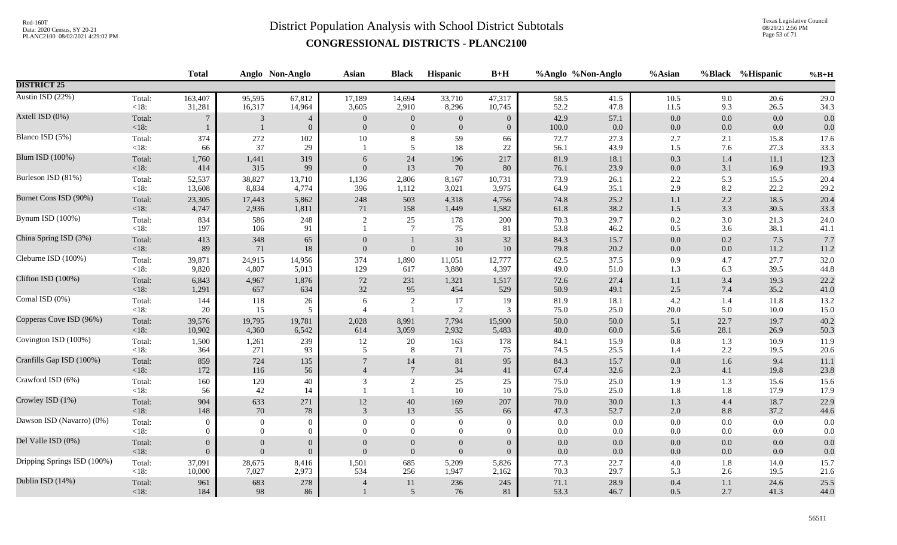# District Population Analysis with School District Subtotals

## CONGRESSIONAL DISTRICTS - PLANC2100

| | | Total | Anglo | Non-Anglo | Asian | Black | Hispanic | B+H | %Anglo | %Non-Anglo | %Asian | %Black | %Hispanic | %B+H |
|---|---|---|---|---|---|---|---|---|---|---|---|---|---|---|
| **DISTRICT 25** | | | | | | | | | | | | | | |
| Austin ISD (22%) | Total: | 163,407 | 95,595 | 67,812 | 17,189 | 14,694 | 33,710 | 47,317 | 58.5 | 41.5 | 10.5 | 9.0 | 20.6 | 29.0 |
| | <18: | 31,281 | 16,317 | 14,964 | 3,605 | 2,910 | 8,296 | 10,745 | 52.2 | 47.8 | 11.5 | 9.3 | 26.5 | 34.3 |
| Axtell ISD (0%) | Total: | 7 | 3 | 4 | 0 | 0 | 0 | 0 | 42.9 | 57.1 | 0.0 | 0.0 | 0.0 | 0.0 |
| | <18: | 1 | 1 | 0 | 0 | 0 | 0 | 0 | 100.0 | 0.0 | 0.0 | 0.0 | 0.0 | 0.0 |
| Blanco ISD (5%) | Total: | 374 | 272 | 102 | 10 | 8 | 59 | 66 | 72.7 | 27.3 | 2.7 | 2.1 | 15.8 | 17.6 |
| | <18: | 66 | 37 | 29 | 1 | 5 | 18 | 22 | 56.1 | 43.9 | 1.5 | 7.6 | 27.3 | 33.3 |
| Blum ISD (100%) | Total: | 1,760 | 1,441 | 319 | 6 | 24 | 196 | 217 | 81.9 | 18.1 | 0.3 | 1.4 | 11.1 | 12.3 |
| | <18: | 414 | 315 | 99 | 0 | 13 | 70 | 80 | 76.1 | 23.9 | 0.0 | 3.1 | 16.9 | 19.3 |
| Burleson ISD (81%) | Total: | 52,537 | 38,827 | 13,710 | 1,136 | 2,806 | 8,167 | 10,731 | 73.9 | 26.1 | 2.2 | 5.3 | 15.5 | 20.4 |
| | <18: | 13,608 | 8,834 | 4,774 | 396 | 1,112 | 3,021 | 3,975 | 64.9 | 35.1 | 2.9 | 8.2 | 22.2 | 29.2 |
| Burnet Cons ISD (90%) | Total: | 23,305 | 17,443 | 5,862 | 248 | 503 | 4,318 | 4,756 | 74.8 | 25.2 | 1.1 | 2.2 | 18.5 | 20.4 |
| | <18: | 4,747 | 2,936 | 1,811 | 71 | 158 | 1,449 | 1,582 | 61.8 | 38.2 | 1.5 | 3.3 | 30.5 | 33.3 |
| Bynum ISD (100%) | Total: | 834 | 586 | 248 | 2 | 25 | 178 | 200 | 70.3 | 29.7 | 0.2 | 3.0 | 21.3 | 24.0 |
| | <18: | 197 | 106 | 91 | 1 | 7 | 75 | 81 | 53.8 | 46.2 | 0.5 | 3.6 | 38.1 | 41.1 |
| China Spring ISD (3%) | Total: | 413 | 348 | 65 | 0 | 1 | 31 | 32 | 84.3 | 15.7 | 0.0 | 0.2 | 7.5 | 7.7 |
| | <18: | 89 | 71 | 18 | 0 | 0 | 10 | 10 | 79.8 | 20.2 | 0.0 | 0.0 | 11.2 | 11.2 |
| Cleburne ISD (100%) | Total: | 39,871 | 24,915 | 14,956 | 374 | 1,890 | 11,051 | 12,777 | 62.5 | 37.5 | 0.9 | 4.7 | 27.7 | 32.0 |
| | <18: | 9,820 | 4,807 | 5,013 | 129 | 617 | 3,880 | 4,397 | 49.0 | 51.0 | 1.3 | 6.3 | 39.5 | 44.8 |
| Clifton ISD (100%) | Total: | 6,843 | 4,967 | 1,876 | 72 | 231 | 1,321 | 1,517 | 72.6 | 27.4 | 1.1 | 3.4 | 19.3 | 22.2 |
| | <18: | 1,291 | 657 | 634 | 32 | 95 | 454 | 529 | 50.9 | 49.1 | 2.5 | 7.4 | 35.2 | 41.0 |
| Comal ISD (0%) | Total: | 144 | 118 | 26 | 6 | 2 | 17 | 19 | 81.9 | 18.1 | 4.2 | 1.4 | 11.8 | 13.2 |
| | <18: | 20 | 15 | 5 | 4 | 1 | 2 | 3 | 75.0 | 25.0 | 20.0 | 5.0 | 10.0 | 15.0 |
| Copperas Cove ISD (96%) | Total: | 39,576 | 19,795 | 19,781 | 2,028 | 8,991 | 7,794 | 15,900 | 50.0 | 50.0 | 5.1 | 22.7 | 19.7 | 40.2 |
| | <18: | 10,902 | 4,360 | 6,542 | 614 | 3,059 | 2,932 | 5,483 | 40.0 | 60.0 | 5.6 | 28.1 | 26.9 | 50.3 |
| Covington ISD (100%) | Total: | 1,500 | 1,261 | 239 | 12 | 20 | 163 | 178 | 84.1 | 15.9 | 0.8 | 1.3 | 10.9 | 11.9 |
| | <18: | 364 | 271 | 93 | 5 | 8 | 71 | 75 | 74.5 | 25.5 | 1.4 | 2.2 | 19.5 | 20.6 |
| Cranfills Gap ISD (100%) | Total: | 859 | 724 | 135 | 7 | 14 | 81 | 95 | 84.3 | 15.7 | 0.8 | 1.6 | 9.4 | 11.1 |
| | <18: | 172 | 116 | 56 | 4 | 7 | 34 | 41 | 67.4 | 32.6 | 2.3 | 4.1 | 19.8 | 23.8 |
| Crawford ISD (6%) | Total: | 160 | 120 | 40 | 3 | 2 | 25 | 25 | 75.0 | 25.0 | 1.9 | 1.3 | 15.6 | 15.6 |
| | <18: | 56 | 42 | 14 | 1 | 1 | 10 | 10 | 75.0 | 25.0 | 1.8 | 1.8 | 17.9 | 17.9 |
| Crowley ISD (1%) | Total: | 904 | 633 | 271 | 12 | 40 | 169 | 207 | 70.0 | 30.0 | 1.3 | 4.4 | 18.7 | 22.9 |
| | <18: | 148 | 70 | 78 | 3 | 13 | 55 | 66 | 47.3 | 52.7 | 2.0 | 8.8 | 37.2 | 44.6 |
| Dawson ISD (Navarro) (0%) | Total: | 0 | 0 | 0 | 0 | 0 | 0 | 0 | 0.0 | 0.0 | 0.0 | 0.0 | 0.0 | 0.0 |
| | <18: | 0 | 0 | 0 | 0 | 0 | 0 | 0 | 0.0 | 0.0 | 0.0 | 0.0 | 0.0 | 0.0 |
| Del Valle ISD (0%) | Total: | 0 | 0 | 0 | 0 | 0 | 0 | 0 | 0.0 | 0.0 | 0.0 | 0.0 | 0.0 | 0.0 |
| | <18: | 0 | 0 | 0 | 0 | 0 | 0 | 0 | 0.0 | 0.0 | 0.0 | 0.0 | 0.0 | 0.0 |
| Dripping Springs ISD (100%) | Total: | 37,091 | 28,675 | 8,416 | 1,501 | 685 | 5,209 | 5,826 | 77.3 | 22.7 | 4.0 | 1.8 | 14.0 | 15.7 |
| | <18: | 10,000 | 7,027 | 2,973 | 534 | 256 | 1,947 | 2,162 | 70.3 | 29.7 | 5.3 | 2.6 | 19.5 | 21.6 |
| Dublin ISD (14%) | Total: | 961 | 683 | 278 | 4 | 11 | 236 | 245 | 71.1 | 28.9 | 0.4 | 1.1 | 24.6 | 25.5 |
| | <18: | 184 | 98 | 86 | 1 | 5 | 76 | 81 | 53.3 | 46.7 | 0.5 | 2.7 | 41.3 | 44.0 |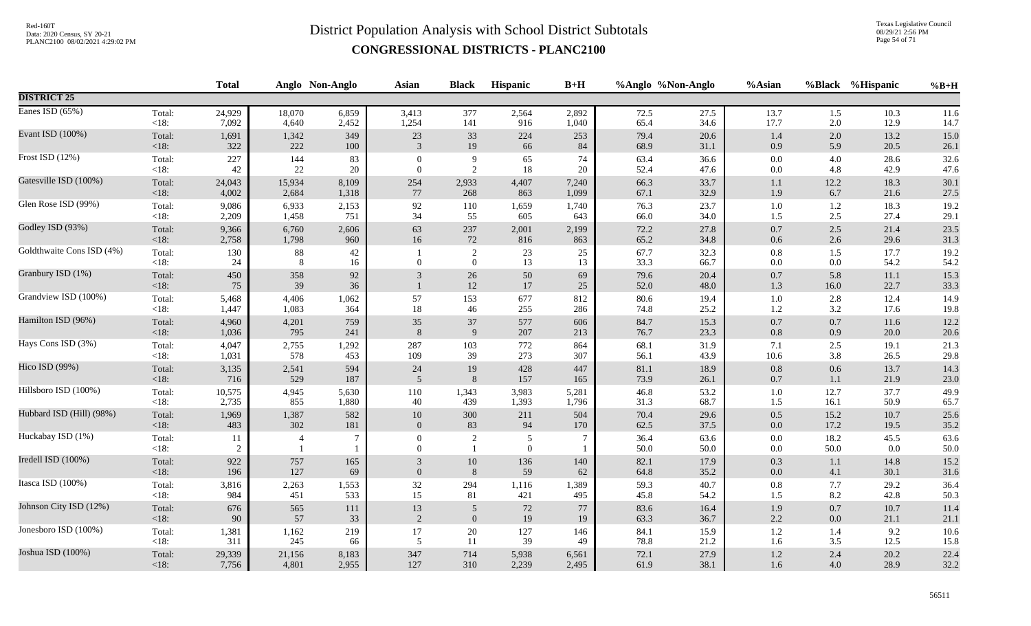# District Population Analysis with School District Subtotals

## CONGRESSIONAL DISTRICTS - PLANC2100

| | | Total | Anglo | Non-Anglo | Asian | Black | Hispanic | B+H | %Anglo | %Non-Anglo | %Asian | %Black | %Hispanic | %B+H |
|---|---|---|---|---|---|---|---|---|---|---|---|---|---|---|
| **DISTRICT 25** | | | | | | | | | | | | | | |
| Eanes ISD (65%) | Total: | 24,929 | 18,070 | 6,859 | 3,413 | 377 | 2,564 | 2,892 | 72.5 | 27.5 | 13.7 | 1.5 | 10.3 | 11.6 |
| | <18: | 7,092 | 4,640 | 2,452 | 1,254 | 141 | 916 | 1,040 | 65.4 | 34.6 | 17.7 | 2.0 | 12.9 | 14.7 |
| Evant ISD (100%) | Total: | 1,691 | 1,342 | 349 | 23 | 33 | 224 | 253 | 79.4 | 20.6 | 1.4 | 2.0 | 13.2 | 15.0 |
| | <18: | 322 | 222 | 100 | 3 | 19 | 66 | 84 | 68.9 | 31.1 | 0.9 | 5.9 | 20.5 | 26.1 |
| Frost ISD (12%) | Total: | 227 | 144 | 83 | 0 | 9 | 65 | 74 | 63.4 | 36.6 | 0.0 | 4.0 | 28.6 | 32.6 |
| | <18: | 42 | 22 | 20 | 0 | 2 | 18 | 20 | 52.4 | 47.6 | 0.0 | 4.8 | 42.9 | 47.6 |
| Gatesville ISD (100%) | Total: | 24,043 | 15,934 | 8,109 | 254 | 2,933 | 4,407 | 7,240 | 66.3 | 33.7 | 1.1 | 12.2 | 18.3 | 30.1 |
| | <18: | 4,002 | 2,684 | 1,318 | 77 | 268 | 863 | 1,099 | 67.1 | 32.9 | 1.9 | 6.7 | 21.6 | 27.5 |
| Glen Rose ISD (99%) | Total: | 9,086 | 6,933 | 2,153 | 92 | 110 | 1,659 | 1,740 | 76.3 | 23.7 | 1.0 | 1.2 | 18.3 | 19.2 |
| | <18: | 2,209 | 1,458 | 751 | 34 | 55 | 605 | 643 | 66.0 | 34.0 | 1.5 | 2.5 | 27.4 | 29.1 |
| Godley ISD (93%) | Total: | 9,366 | 6,760 | 2,606 | 63 | 237 | 2,001 | 2,199 | 72.2 | 27.8 | 0.7 | 2.5 | 21.4 | 23.5 |
| | <18: | 2,758 | 1,798 | 960 | 16 | 72 | 816 | 863 | 65.2 | 34.8 | 0.6 | 2.6 | 29.6 | 31.3 |
| Goldthwaite Cons ISD (4%) | Total: | 130 | 88 | 42 | 1 | 2 | 23 | 25 | 67.7 | 32.3 | 0.8 | 1.5 | 17.7 | 19.2 |
| | <18: | 24 | 8 | 16 | 0 | 0 | 13 | 13 | 33.3 | 66.7 | 0.0 | 0.0 | 54.2 | 54.2 |
| Granbury ISD (1%) | Total: | 450 | 358 | 92 | 3 | 26 | 50 | 69 | 79.6 | 20.4 | 0.7 | 5.8 | 11.1 | 15.3 |
| | <18: | 75 | 39 | 36 | 1 | 12 | 17 | 25 | 52.0 | 48.0 | 1.3 | 16.0 | 22.7 | 33.3 |
| Grandview ISD (100%) | Total: | 5,468 | 4,406 | 1,062 | 57 | 153 | 677 | 812 | 80.6 | 19.4 | 1.0 | 2.8 | 12.4 | 14.9 |
| | <18: | 1,447 | 1,083 | 364 | 18 | 46 | 255 | 286 | 74.8 | 25.2 | 1.2 | 3.2 | 17.6 | 19.8 |
| Hamilton ISD (96%) | Total: | 4,960 | 4,201 | 759 | 35 | 37 | 577 | 606 | 84.7 | 15.3 | 0.7 | 0.7 | 11.6 | 12.2 |
| | <18: | 1,036 | 795 | 241 | 8 | 9 | 207 | 213 | 76.7 | 23.3 | 0.8 | 0.9 | 20.0 | 20.6 |
| Hays Cons ISD (3%) | Total: | 4,047 | 2,755 | 1,292 | 287 | 103 | 772 | 864 | 68.1 | 31.9 | 7.1 | 2.5 | 19.1 | 21.3 |
| | <18: | 1,031 | 578 | 453 | 109 | 39 | 273 | 307 | 56.1 | 43.9 | 10.6 | 3.8 | 26.5 | 29.8 |
| Hico ISD (99%) | Total: | 3,135 | 2,541 | 594 | 24 | 19 | 428 | 447 | 81.1 | 18.9 | 0.8 | 0.6 | 13.7 | 14.3 |
| | <18: | 716 | 529 | 187 | 5 | 8 | 157 | 165 | 73.9 | 26.1 | 0.7 | 1.1 | 21.9 | 23.0 |
| Hillsboro ISD (100%) | Total: | 10,575 | 4,945 | 5,630 | 110 | 1,343 | 3,983 | 5,281 | 46.8 | 53.2 | 1.0 | 12.7 | 37.7 | 49.9 |
| | <18: | 2,735 | 855 | 1,880 | 40 | 439 | 1,393 | 1,796 | 31.3 | 68.7 | 1.5 | 16.1 | 50.9 | 65.7 |
| Hubbard ISD (Hill) (98%) | Total: | 1,969 | 1,387 | 582 | 10 | 300 | 211 | 504 | 70.4 | 29.6 | 0.5 | 15.2 | 10.7 | 25.6 |
| | <18: | 483 | 302 | 181 | 0 | 83 | 94 | 170 | 62.5 | 37.5 | 0.0 | 17.2 | 19.5 | 35.2 |
| Huckabay ISD (1%) | Total: | 11 | 4 | 7 | 0 | 2 | 5 | 7 | 36.4 | 63.6 | 0.0 | 18.2 | 45.5 | 63.6 |
| | <18: | 2 | 1 | 1 | 0 | 1 | 0 | 1 | 50.0 | 50.0 | 0.0 | 50.0 | 0.0 | 50.0 |
| Iredell ISD (100%) | Total: | 922 | 757 | 165 | 3 | 10 | 136 | 140 | 82.1 | 17.9 | 0.3 | 1.1 | 14.8 | 15.2 |
| | <18: | 196 | 127 | 69 | 0 | 8 | 59 | 62 | 64.8 | 35.2 | 0.0 | 4.1 | 30.1 | 31.6 |
| Itasca ISD (100%) | Total: | 3,816 | 2,263 | 1,553 | 32 | 294 | 1,116 | 1,389 | 59.3 | 40.7 | 0.8 | 7.7 | 29.2 | 36.4 |
| | <18: | 984 | 451 | 533 | 15 | 81 | 421 | 495 | 45.8 | 54.2 | 1.5 | 8.2 | 42.8 | 50.3 |
| Johnson City ISD (12%) | Total: | 676 | 565 | 111 | 13 | 5 | 72 | 77 | 83.6 | 16.4 | 1.9 | 0.7 | 10.7 | 11.4 |
| | <18: | 90 | 57 | 33 | 2 | 0 | 19 | 19 | 63.3 | 36.7 | 2.2 | 0.0 | 21.1 | 21.1 |
| Jonesboro ISD (100%) | Total: | 1,381 | 1,162 | 219 | 17 | 20 | 127 | 146 | 84.1 | 15.9 | 1.2 | 1.4 | 9.2 | 10.6 |
| | <18: | 311 | 245 | 66 | 5 | 11 | 39 | 49 | 78.8 | 21.2 | 1.6 | 3.5 | 12.5 | 15.8 |
| Joshua ISD (100%) | Total: | 29,339 | 21,156 | 8,183 | 347 | 714 | 5,938 | 6,561 | 72.1 | 27.9 | 1.2 | 2.4 | 20.2 | 22.4 |
| | <18: | 7,756 | 4,801 | 2,955 | 127 | 310 | 2,239 | 2,495 | 61.9 | 38.1 | 1.6 | 4.0 | 28.9 | 32.2 |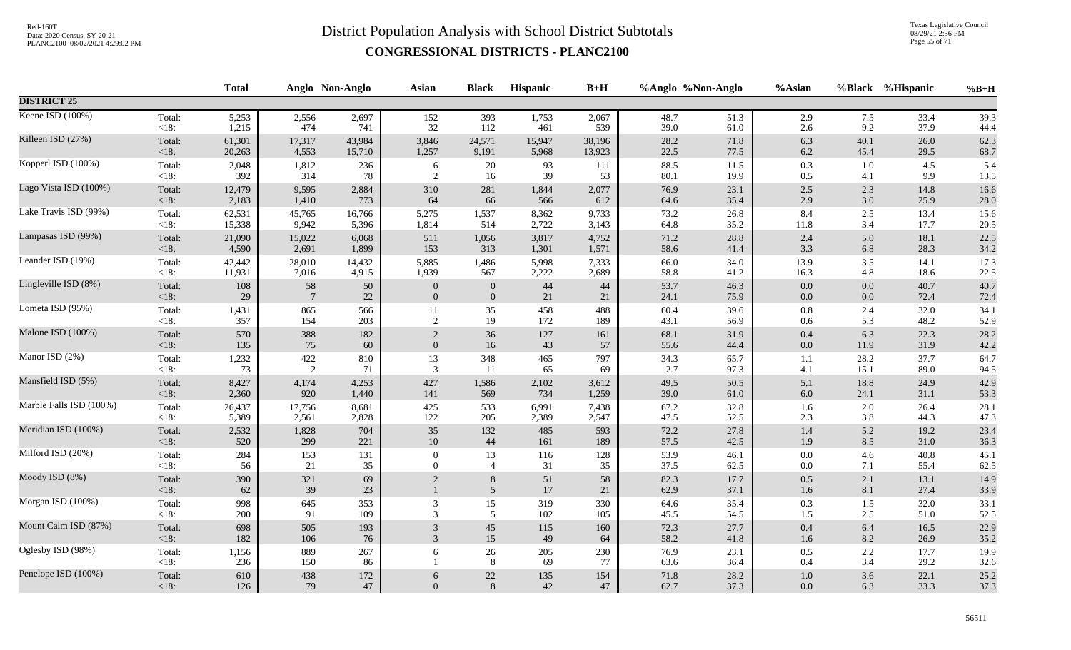# District Population Analysis with School District Subtotals

## CONGRESSIONAL DISTRICTS - PLANC2100

| | | Total | Anglo | Non-Anglo | Asian | Black | Hispanic | B+H | %Anglo | %Non-Anglo | %Asian | %Black | %Hispanic | %B+H |
|---|---|---|---|---|---|---|---|---|---|---|---|---|---|---|
| **DISTRICT 25** | | | | | | | | | | | | | | |
| Keene ISD (100%) | Total: | 5,253 | 2,556 | 2,697 | 152 | 393 | 1,753 | 2,067 | 48.7 | 51.3 | 2.9 | 7.5 | 33.4 | 39.3 |
| | <18: | 1,215 | 474 | 741 | 32 | 112 | 461 | 539 | 39.0 | 61.0 | 2.6 | 9.2 | 37.9 | 44.4 |
| Killeen ISD (27%) | Total: | 61,301 | 17,317 | 43,984 | 3,846 | 24,571 | 15,947 | 38,196 | 28.2 | 71.8 | 6.3 | 40.1 | 26.0 | 62.3 |
| | <18: | 20,263 | 4,553 | 15,710 | 1,257 | 9,191 | 5,968 | 13,923 | 22.5 | 77.5 | 6.2 | 45.4 | 29.5 | 68.7 |
| Kopperl ISD (100%) | Total: | 2,048 | 1,812 | 236 | 6 | 20 | 93 | 111 | 88.5 | 11.5 | 0.3 | 1.0 | 4.5 | 5.4 |
| | <18: | 392 | 314 | 78 | 2 | 16 | 39 | 53 | 80.1 | 19.9 | 0.5 | 4.1 | 9.9 | 13.5 |
| Lago Vista ISD (100%) | Total: | 12,479 | 9,595 | 2,884 | 310 | 281 | 1,844 | 2,077 | 76.9 | 23.1 | 2.5 | 2.3 | 14.8 | 16.6 |
| | <18: | 2,183 | 1,410 | 773 | 64 | 66 | 566 | 612 | 64.6 | 35.4 | 2.9 | 3.0 | 25.9 | 28.0 |
| Lake Travis ISD (99%) | Total: | 62,531 | 45,765 | 16,766 | 5,275 | 1,537 | 8,362 | 9,733 | 73.2 | 26.8 | 8.4 | 2.5 | 13.4 | 15.6 |
| | <18: | 15,338 | 9,942 | 5,396 | 1,814 | 514 | 2,722 | 3,143 | 64.8 | 35.2 | 11.8 | 3.4 | 17.7 | 20.5 |
| Lampasas ISD (99%) | Total: | 21,090 | 15,022 | 6,068 | 511 | 1,056 | 3,817 | 4,752 | 71.2 | 28.8 | 2.4 | 5.0 | 18.1 | 22.5 |
| | <18: | 4,590 | 2,691 | 1,899 | 153 | 313 | 1,301 | 1,571 | 58.6 | 41.4 | 3.3 | 6.8 | 28.3 | 34.2 |
| Leander ISD (19%) | Total: | 42,442 | 28,010 | 14,432 | 5,885 | 1,486 | 5,998 | 7,333 | 66.0 | 34.0 | 13.9 | 3.5 | 14.1 | 17.3 |
| | <18: | 11,931 | 7,016 | 4,915 | 1,939 | 567 | 2,222 | 2,689 | 58.8 | 41.2 | 16.3 | 4.8 | 18.6 | 22.5 |
| Lingleville ISD (8%) | Total: | 108 | 58 | 50 | 0 | 0 | 44 | 44 | 53.7 | 46.3 | 0.0 | 0.0 | 40.7 | 40.7 |
| | <18: | 29 | 7 | 22 | 0 | 0 | 21 | 21 | 24.1 | 75.9 | 0.0 | 0.0 | 72.4 | 72.4 |
| Lometa ISD (95%) | Total: | 1,431 | 865 | 566 | 11 | 35 | 458 | 488 | 60.4 | 39.6 | 0.8 | 2.4 | 32.0 | 34.1 |
| | <18: | 357 | 154 | 203 | 2 | 19 | 172 | 189 | 43.1 | 56.9 | 0.6 | 5.3 | 48.2 | 52.9 |
| Malone ISD (100%) | Total: | 570 | 388 | 182 | 2 | 36 | 127 | 161 | 68.1 | 31.9 | 0.4 | 6.3 | 22.3 | 28.2 |
| | <18: | 135 | 75 | 60 | 0 | 16 | 43 | 57 | 55.6 | 44.4 | 0.0 | 11.9 | 31.9 | 42.2 |
| Manor ISD (2%) | Total: | 1,232 | 422 | 810 | 13 | 348 | 465 | 797 | 34.3 | 65.7 | 1.1 | 28.2 | 37.7 | 64.7 |
| | <18: | 73 | 2 | 71 | 3 | 11 | 65 | 69 | 2.7 | 97.3 | 4.1 | 15.1 | 89.0 | 94.5 |
| Mansfield ISD (5%) | Total: | 8,427 | 4,174 | 4,253 | 427 | 1,586 | 2,102 | 3,612 | 49.5 | 50.5 | 5.1 | 18.8 | 24.9 | 42.9 |
| | <18: | 2,360 | 920 | 1,440 | 141 | 569 | 734 | 1,259 | 39.0 | 61.0 | 6.0 | 24.1 | 31.1 | 53.3 |
| Marble Falls ISD (100%) | Total: | 26,437 | 17,756 | 8,681 | 425 | 533 | 6,991 | 7,438 | 67.2 | 32.8 | 1.6 | 2.0 | 26.4 | 28.1 |
| | <18: | 5,389 | 2,561 | 2,828 | 122 | 205 | 2,389 | 2,547 | 47.5 | 52.5 | 2.3 | 3.8 | 44.3 | 47.3 |
| Meridian ISD (100%) | Total: | 2,532 | 1,828 | 704 | 35 | 132 | 485 | 593 | 72.2 | 27.8 | 1.4 | 5.2 | 19.2 | 23.4 |
| | <18: | 520 | 299 | 221 | 10 | 44 | 161 | 189 | 57.5 | 42.5 | 1.9 | 8.5 | 31.0 | 36.3 |
| Milford ISD (20%) | Total: | 284 | 153 | 131 | 0 | 13 | 116 | 128 | 53.9 | 46.1 | 0.0 | 4.6 | 40.8 | 45.1 |
| | <18: | 56 | 21 | 35 | 0 | 4 | 31 | 35 | 37.5 | 62.5 | 0.0 | 7.1 | 55.4 | 62.5 |
| Moody ISD (8%) | Total: | 390 | 321 | 69 | 2 | 8 | 51 | 58 | 82.3 | 17.7 | 0.5 | 2.1 | 13.1 | 14.9 |
| | <18: | 62 | 39 | 23 | 1 | 5 | 17 | 21 | 62.9 | 37.1 | 1.6 | 8.1 | 27.4 | 33.9 |
| Morgan ISD (100%) | Total: | 998 | 645 | 353 | 3 | 15 | 319 | 330 | 64.6 | 35.4 | 0.3 | 1.5 | 32.0 | 33.1 |
| | <18: | 200 | 91 | 109 | 3 | 5 | 102 | 105 | 45.5 | 54.5 | 1.5 | 2.5 | 51.0 | 52.5 |
| Mount Calm ISD (87%) | Total: | 698 | 505 | 193 | 3 | 45 | 115 | 160 | 72.3 | 27.7 | 0.4 | 6.4 | 16.5 | 22.9 |
| | <18: | 182 | 106 | 76 | 3 | 15 | 49 | 64 | 58.2 | 41.8 | 1.6 | 8.2 | 26.9 | 35.2 |
| Oglesby ISD (98%) | Total: | 1,156 | 889 | 267 | 6 | 26 | 205 | 230 | 76.9 | 23.1 | 0.5 | 2.2 | 17.7 | 19.9 |
| | <18: | 236 | 150 | 86 | 1 | 8 | 69 | 77 | 63.6 | 36.4 | 0.4 | 3.4 | 29.2 | 32.6 |
| Penelope ISD (100%) | Total: | 610 | 438 | 172 | 6 | 22 | 135 | 154 | 71.8 | 28.2 | 1.0 | 3.6 | 22.1 | 25.2 |
| | <18: | 126 | 79 | 47 | 0 | 8 | 42 | 47 | 62.7 | 37.3 | 0.0 | 6.3 | 33.3 | 37.3 |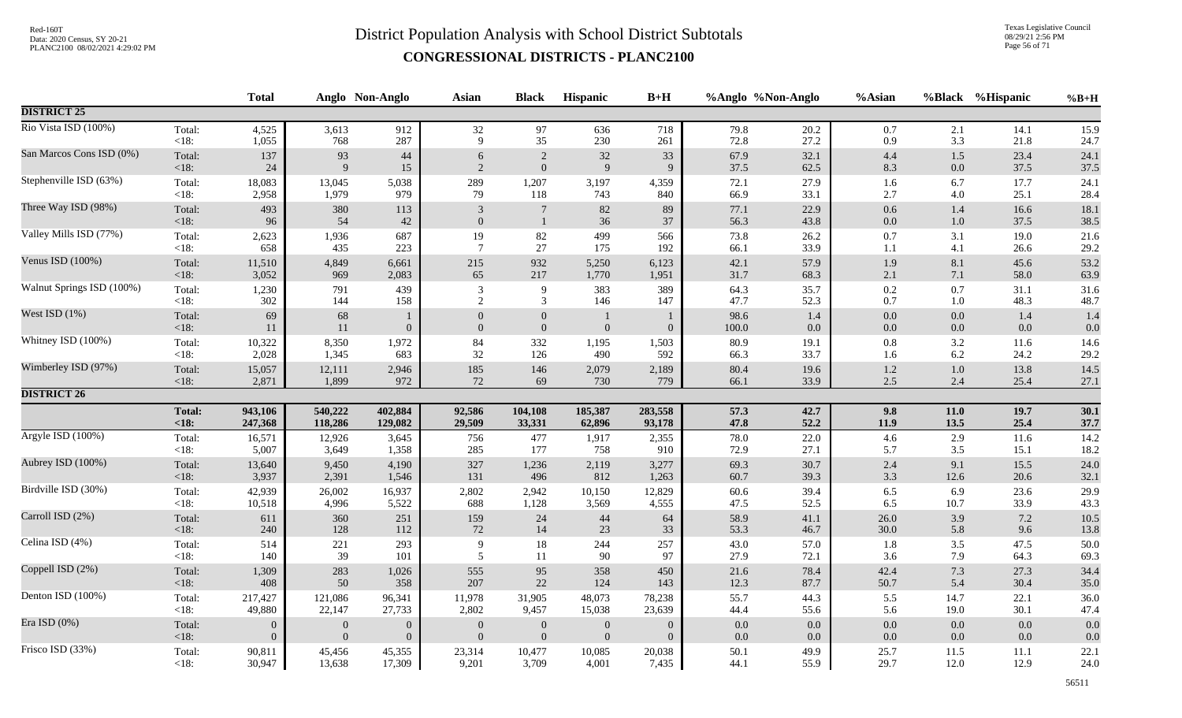# District Population Analysis with School District Subtotals

## CONGRESSIONAL DISTRICTS - PLANC2100

| | | Total | Anglo | Non-Anglo | Asian | Black | Hispanic | B+H | %Anglo | %Non-Anglo | %Asian | %Black | %Hispanic | %B+H |
|---|---|---|---|---|---|---|---|---|---|---|---|---|---|---|
| **DISTRICT 25** | | | | | | | | | | | | | | |
| Rio Vista ISD (100%) | Total: | 4,525 | 3,613 | 912 | 32 | 97 | 636 | 718 | 79.8 | 20.2 | 0.7 | 2.1 | 14.1 | 15.9 |
| | <18: | 1,055 | 768 | 287 | 9 | 35 | 230 | 261 | 72.8 | 27.2 | 0.9 | 3.3 | 21.8 | 24.7 |
| San Marcos Cons ISD (0%) | Total: | 137 | 93 | 44 | 6 | 2 | 32 | 33 | 67.9 | 32.1 | 4.4 | 1.5 | 23.4 | 24.1 |
| | <18: | 24 | 9 | 15 | 2 | 0 | 9 | 9 | 37.5 | 62.5 | 8.3 | 0.0 | 37.5 | 37.5 |
| Stephenville ISD (63%) | Total: | 18,083 | 13,045 | 5,038 | 289 | 1,207 | 3,197 | 4,359 | 72.1 | 27.9 | 1.6 | 6.7 | 17.7 | 24.1 |
| | <18: | 2,958 | 1,979 | 979 | 79 | 118 | 743 | 840 | 66.9 | 33.1 | 2.7 | 4.0 | 25.1 | 28.4 |
| Three Way ISD (98%) | Total: | 493 | 380 | 113 | 3 | 7 | 82 | 89 | 77.1 | 22.9 | 0.6 | 1.4 | 16.6 | 18.1 |
| | <18: | 96 | 54 | 42 | 0 | 1 | 36 | 37 | 56.3 | 43.8 | 0.0 | 1.0 | 37.5 | 38.5 |
| Valley Mills ISD (77%) | Total: | 2,623 | 1,936 | 687 | 19 | 82 | 499 | 566 | 73.8 | 26.2 | 0.7 | 3.1 | 19.0 | 21.6 |
| | <18: | 658 | 435 | 223 | 7 | 27 | 175 | 192 | 66.1 | 33.9 | 1.1 | 4.1 | 26.6 | 29.2 |
| Venus ISD (100%) | Total: | 11,510 | 4,849 | 6,661 | 215 | 932 | 5,250 | 6,123 | 42.1 | 57.9 | 1.9 | 8.1 | 45.6 | 53.2 |
| | <18: | 3,052 | 969 | 2,083 | 65 | 217 | 1,770 | 1,951 | 31.7 | 68.3 | 2.1 | 7.1 | 58.0 | 63.9 |
| Walnut Springs ISD (100%) | Total: | 1,230 | 791 | 439 | 3 | 9 | 383 | 389 | 64.3 | 35.7 | 0.2 | 0.7 | 31.1 | 31.6 |
| | <18: | 302 | 144 | 158 | 2 | 3 | 146 | 147 | 47.7 | 52.3 | 0.7 | 1.0 | 48.3 | 48.7 |
| West ISD (1%) | Total: | 69 | 68 | 1 | 0 | 0 | 1 | 1 | 98.6 | 1.4 | 0.0 | 0.0 | 1.4 | 1.4 |
| | <18: | 11 | 11 | 0 | 0 | 0 | 0 | 0 | 100.0 | 0.0 | 0.0 | 0.0 | 0.0 | 0.0 |
| Whitney ISD (100%) | Total: | 10,322 | 8,350 | 1,972 | 84 | 332 | 1,195 | 1,503 | 80.9 | 19.1 | 0.8 | 3.2 | 11.6 | 14.6 |
| | <18: | 2,028 | 1,345 | 683 | 32 | 126 | 490 | 592 | 66.3 | 33.7 | 1.6 | 6.2 | 24.2 | 29.2 |
| Wimberley ISD (97%) | Total: | 15,057 | 12,111 | 2,946 | 185 | 146 | 2,079 | 2,189 | 80.4 | 19.6 | 1.2 | 1.0 | 13.8 | 14.5 |
| | <18: | 2,871 | 1,899 | 972 | 72 | 69 | 730 | 779 | 66.1 | 33.9 | 2.5 | 2.4 | 25.4 | 27.1 |
| **DISTRICT 26** | | | | | | | | | | | | | | |
| | **Total:** | **943,106** | **540,222** | **402,884** | **92,586** | **104,108** | **185,387** | **283,558** | **57.3** | **42.7** | **9.8** | **11.0** | **19.7** | **30.1** |
| | **<18:** | **247,368** | **118,286** | **129,082** | **29,509** | **33,331** | **62,896** | **93,178** | **47.8** | **52.2** | **11.9** | **13.5** | **25.4** | **37.7** |
| Argyle ISD (100%) | Total: | 16,571 | 12,926 | 3,645 | 756 | 477 | 1,917 | 2,355 | 78.0 | 22.0 | 4.6 | 2.9 | 11.6 | 14.2 |
| | <18: | 5,007 | 3,649 | 1,358 | 285 | 177 | 758 | 910 | 72.9 | 27.1 | 5.7 | 3.5 | 15.1 | 18.2 |
| Aubrey ISD (100%) | Total: | 13,640 | 9,450 | 4,190 | 327 | 1,236 | 2,119 | 3,277 | 69.3 | 30.7 | 2.4 | 9.1 | 15.5 | 24.0 |
| | <18: | 3,937 | 2,391 | 1,546 | 131 | 496 | 812 | 1,263 | 60.7 | 39.3 | 3.3 | 12.6 | 20.6 | 32.1 |
| Birdville ISD (30%) | Total: | 42,939 | 26,002 | 16,937 | 2,802 | 2,942 | 10,150 | 12,829 | 60.6 | 39.4 | 6.5 | 6.9 | 23.6 | 29.9 |
| | <18: | 10,518 | 4,996 | 5,522 | 688 | 1,128 | 3,569 | 4,555 | 47.5 | 52.5 | 6.5 | 10.7 | 33.9 | 43.3 |
| Carroll ISD (2%) | Total: | 611 | 360 | 251 | 159 | 24 | 44 | 64 | 58.9 | 41.1 | 26.0 | 3.9 | 7.2 | 10.5 |
| | <18: | 240 | 128 | 112 | 72 | 14 | 23 | 33 | 53.3 | 46.7 | 30.0 | 5.8 | 9.6 | 13.8 |
| Celina ISD (4%) | Total: | 514 | 221 | 293 | 9 | 18 | 244 | 257 | 43.0 | 57.0 | 1.8 | 3.5 | 47.5 | 50.0 |
| | <18: | 140 | 39 | 101 | 5 | 11 | 90 | 97 | 27.9 | 72.1 | 3.6 | 7.9 | 64.3 | 69.3 |
| Coppell ISD (2%) | Total: | 1,309 | 283 | 1,026 | 555 | 95 | 358 | 450 | 21.6 | 78.4 | 42.4 | 7.3 | 27.3 | 34.4 |
| | <18: | 408 | 50 | 358 | 207 | 22 | 124 | 143 | 12.3 | 87.7 | 50.7 | 5.4 | 30.4 | 35.0 |
| Denton ISD (100%) | Total: | 217,427 | 121,086 | 96,341 | 11,978 | 31,905 | 48,073 | 78,238 | 55.7 | 44.3 | 5.5 | 14.7 | 22.1 | 36.0 |
| | <18: | 49,880 | 22,147 | 27,733 | 2,802 | 9,457 | 15,038 | 23,639 | 44.4 | 55.6 | 5.6 | 19.0 | 30.1 | 47.4 |
| Era ISD (0%) | Total: | 0 | 0 | 0 | 0 | 0 | 0 | 0 | 0.0 | 0.0 | 0.0 | 0.0 | 0.0 | 0.0 |
| | <18: | 0 | 0 | 0 | 0 | 0 | 0 | 0 | 0.0 | 0.0 | 0.0 | 0.0 | 0.0 | 0.0 |
| Frisco ISD (33%) | Total: | 90,811 | 45,456 | 45,355 | 23,314 | 10,477 | 10,085 | 20,038 | 50.1 | 49.9 | 25.7 | 11.5 | 11.1 | 22.1 |
| | <18: | 30,947 | 13,638 | 17,309 | 9,201 | 3,709 | 4,001 | 7,435 | 44.1 | 55.9 | 29.7 | 12.0 | 12.9 | 24.0 |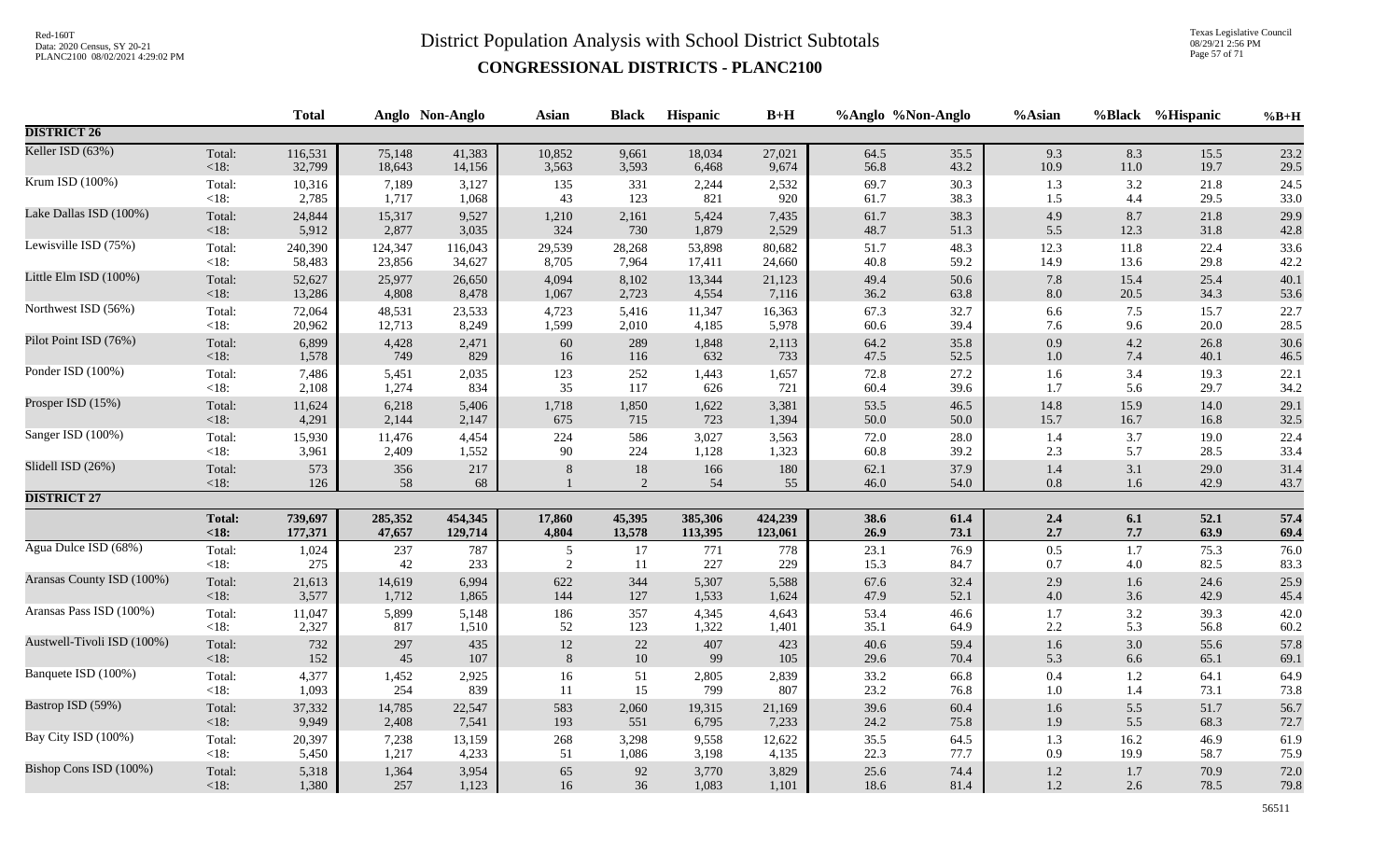# District Population Analysis with School District Subtotals

## CONGRESSIONAL DISTRICTS - PLANC2100

| | | Total | Anglo | Non-Anglo | Asian | Black | Hispanic | B+H | %Anglo | %Non-Anglo | %Asian | %Black | %Hispanic | %B+H |
|---|---|---|---|---|---|---|---|---|---|---|---|---|---|---|
| **DISTRICT 26** | | | | | | | | | | | | | | |
| Keller ISD (63%) | Total: | 116,531 | 75,148 | 41,383 | 10,852 | 9,661 | 18,034 | 27,021 | 64.5 | 35.5 | 9.3 | 8.3 | 15.5 | 23.2 |
| | <18: | 32,799 | 18,643 | 14,156 | 3,563 | 3,593 | 6,468 | 9,674 | 56.8 | 43.2 | 10.9 | 11.0 | 19.7 | 29.5 |
| Krum ISD (100%) | Total: | 10,316 | 7,189 | 3,127 | 135 | 331 | 2,244 | 2,532 | 69.7 | 30.3 | 1.3 | 3.2 | 21.8 | 24.5 |
| | <18: | 2,785 | 1,717 | 1,068 | 43 | 123 | 821 | 920 | 61.7 | 38.3 | 1.5 | 4.4 | 29.5 | 33.0 |
| Lake Dallas ISD (100%) | Total: | 24,844 | 15,317 | 9,527 | 1,210 | 2,161 | 5,424 | 7,435 | 61.7 | 38.3 | 4.9 | 8.7 | 21.8 | 29.9 |
| | <18: | 5,912 | 2,877 | 3,035 | 324 | 730 | 1,879 | 2,529 | 48.7 | 51.3 | 5.5 | 12.3 | 31.8 | 42.8 |
| Lewisville ISD (75%) | Total: | 240,390 | 124,347 | 116,043 | 29,539 | 28,268 | 53,898 | 80,682 | 51.7 | 48.3 | 12.3 | 11.8 | 22.4 | 33.6 |
| | <18: | 58,483 | 23,856 | 34,627 | 8,705 | 7,964 | 17,411 | 24,660 | 40.8 | 59.2 | 14.9 | 13.6 | 29.8 | 42.2 |
| Little Elm ISD (100%) | Total: | 52,627 | 25,977 | 26,650 | 4,094 | 8,102 | 13,344 | 21,123 | 49.4 | 50.6 | 7.8 | 15.4 | 25.4 | 40.1 |
| | <18: | 13,286 | 4,808 | 8,478 | 1,067 | 2,723 | 4,554 | 7,116 | 36.2 | 63.8 | 8.0 | 20.5 | 34.3 | 53.6 |
| Northwest ISD (56%) | Total: | 72,064 | 48,531 | 23,533 | 4,723 | 5,416 | 11,347 | 16,363 | 67.3 | 32.7 | 6.6 | 7.5 | 15.7 | 22.7 |
| | <18: | 20,962 | 12,713 | 8,249 | 1,599 | 2,010 | 4,185 | 5,978 | 60.6 | 39.4 | 7.6 | 9.6 | 20.0 | 28.5 |
| Pilot Point ISD (76%) | Total: | 6,899 | 4,428 | 2,471 | 60 | 289 | 1,848 | 2,113 | 64.2 | 35.8 | 0.9 | 4.2 | 26.8 | 30.6 |
| | <18: | 1,578 | 749 | 829 | 16 | 116 | 632 | 733 | 47.5 | 52.5 | 1.0 | 7.4 | 40.1 | 46.5 |
| Ponder ISD (100%) | Total: | 7,486 | 5,451 | 2,035 | 123 | 252 | 1,443 | 1,657 | 72.8 | 27.2 | 1.6 | 3.4 | 19.3 | 22.1 |
| | <18: | 2,108 | 1,274 | 834 | 35 | 117 | 626 | 721 | 60.4 | 39.6 | 1.7 | 5.6 | 29.7 | 34.2 |
| Prosper ISD (15%) | Total: | 11,624 | 6,218 | 5,406 | 1,718 | 1,850 | 1,622 | 3,381 | 53.5 | 46.5 | 14.8 | 15.9 | 14.0 | 29.1 |
| | <18: | 4,291 | 2,144 | 2,147 | 675 | 715 | 723 | 1,394 | 50.0 | 50.0 | 15.7 | 16.7 | 16.8 | 32.5 |
| Sanger ISD (100%) | Total: | 15,930 | 11,476 | 4,454 | 224 | 586 | 3,027 | 3,563 | 72.0 | 28.0 | 1.4 | 3.7 | 19.0 | 22.4 |
| | <18: | 3,961 | 2,409 | 1,552 | 90 | 224 | 1,128 | 1,323 | 60.8 | 39.2 | 2.3 | 5.7 | 28.5 | 33.4 |
| Slidell ISD (26%) | Total: | 573 | 356 | 217 | 8 | 18 | 166 | 180 | 62.1 | 37.9 | 1.4 | 3.1 | 29.0 | 31.4 |
| | <18: | 126 | 58 | 68 | 1 | 2 | 54 | 55 | 46.0 | 54.0 | 0.8 | 1.6 | 42.9 | 43.7 |
| **DISTRICT 27** | | | | | | | | | | | | | | |
| | **Total:** | **739,697** | **285,352** | **454,345** | **17,860** | **45,395** | **385,306** | **424,239** | **38.6** | **61.4** | **2.4** | **6.1** | **52.1** | **57.4** |
| | **<18:** | **177,371** | **47,657** | **129,714** | **4,804** | **13,578** | **113,395** | **123,061** | **26.9** | **73.1** | **2.7** | **7.7** | **63.9** | **69.4** |
| Agua Dulce ISD (68%) | Total: | 1,024 | 237 | 787 | 5 | 17 | 771 | 778 | 23.1 | 76.9 | 0.5 | 1.7 | 75.3 | 76.0 |
| | <18: | 275 | 42 | 233 | 2 | 11 | 227 | 229 | 15.3 | 84.7 | 0.7 | 4.0 | 82.5 | 83.3 |
| Aransas County ISD (100%) | Total: | 21,613 | 14,619 | 6,994 | 622 | 344 | 5,307 | 5,588 | 67.6 | 32.4 | 2.9 | 1.6 | 24.6 | 25.9 |
| | <18: | 3,577 | 1,712 | 1,865 | 144 | 127 | 1,533 | 1,624 | 47.9 | 52.1 | 4.0 | 3.6 | 42.9 | 45.4 |
| Aransas Pass ISD (100%) | Total: | 11,047 | 5,899 | 5,148 | 186 | 357 | 4,345 | 4,643 | 53.4 | 46.6 | 1.7 | 3.2 | 39.3 | 42.0 |
| | <18: | 2,327 | 817 | 1,510 | 52 | 123 | 1,322 | 1,401 | 35.1 | 64.9 | 2.2 | 5.3 | 56.8 | 60.2 |
| Austwell-Tivoli ISD (100%) | Total: | 732 | 297 | 435 | 12 | 22 | 407 | 423 | 40.6 | 59.4 | 1.6 | 3.0 | 55.6 | 57.8 |
| | <18: | 152 | 45 | 107 | 8 | 10 | 99 | 105 | 29.6 | 70.4 | 5.3 | 6.6 | 65.1 | 69.1 |
| Banquete ISD (100%) | Total: | 4,377 | 1,452 | 2,925 | 16 | 51 | 2,805 | 2,839 | 33.2 | 66.8 | 0.4 | 1.2 | 64.1 | 64.9 |
| | <18: | 1,093 | 254 | 839 | 11 | 15 | 799 | 807 | 23.2 | 76.8 | 1.0 | 1.4 | 73.1 | 73.8 |
| Bastrop ISD (59%) | Total: | 37,332 | 14,785 | 22,547 | 583 | 2,060 | 19,315 | 21,169 | 39.6 | 60.4 | 1.6 | 5.5 | 51.7 | 56.7 |
| | <18: | 9,949 | 2,408 | 7,541 | 193 | 551 | 6,795 | 7,233 | 24.2 | 75.8 | 1.9 | 5.5 | 68.3 | 72.7 |
| Bay City ISD (100%) | Total: | 20,397 | 7,238 | 13,159 | 268 | 3,298 | 9,558 | 12,622 | 35.5 | 64.5 | 1.3 | 16.2 | 46.9 | 61.9 |
| | <18: | 5,450 | 1,217 | 4,233 | 51 | 1,086 | 3,198 | 4,135 | 22.3 | 77.7 | 0.9 | 19.9 | 58.7 | 75.9 |
| Bishop Cons ISD (100%) | Total: | 5,318 | 1,364 | 3,954 | 65 | 92 | 3,770 | 3,829 | 25.6 | 74.4 | 1.2 | 1.7 | 70.9 | 72.0 |
| | <18: | 1,380 | 257 | 1,123 | 16 | 36 | 1,083 | 1,101 | 18.6 | 81.4 | 1.2 | 2.6 | 78.5 | 79.8 |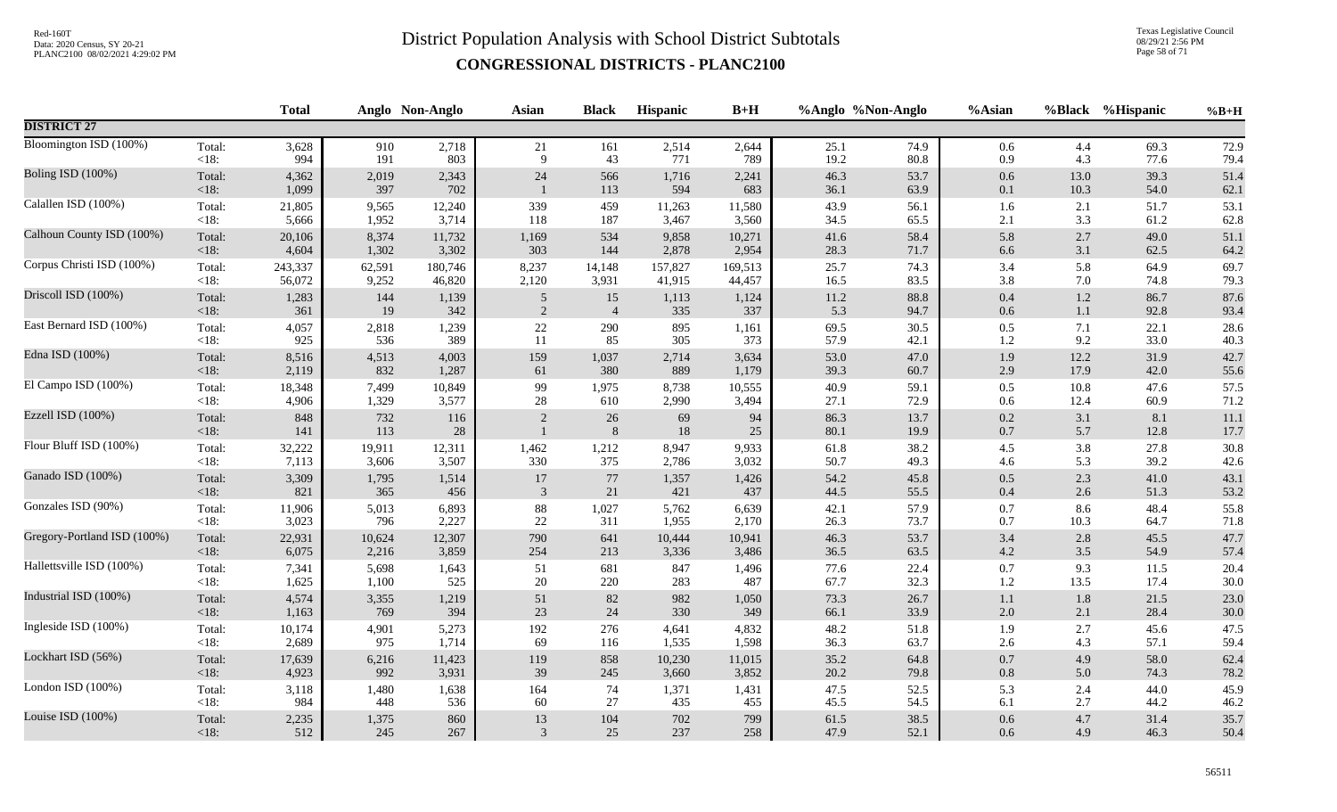# District Population Analysis with School District Subtotals

## CONGRESSIONAL DISTRICTS - PLANC2100

Red-160T
Data: 2020 Census, SY 20-21
PLANC2100 08/02/2021 4:29:02 PM

Texas Legislative Council
08/29/21 2:56 PM

| | | Total | Anglo | Non-Anglo | Asian | Black | Hispanic | B+H | %Anglo | %Non-Anglo | %Asian | %Black | %Hispanic | %B+H |
|---|---|---|---|---|---|---|---|---|---|---|---|---|---|---|
| **DISTRICT 27** | | | | | | | | | | | | | | |
| Bloomington ISD (100%) | Total: | 3,628 | 910 | 2,718 | 21 | 161 | 2,514 | 2,644 | 25.1 | 74.9 | 0.6 | 4.4 | 69.3 | 72.9 |
| | <18: | 994 | 191 | 803 | 9 | 43 | 771 | 789 | 19.2 | 80.8 | 0.9 | 4.3 | 77.6 | 79.4 |
| Boling ISD (100%) | Total: | 4,362 | 2,019 | 2,343 | 24 | 566 | 1,716 | 2,241 | 46.3 | 53.7 | 0.6 | 13.0 | 39.3 | 51.4 |
| | <18: | 1,099 | 397 | 702 | 1 | 113 | 594 | 683 | 36.1 | 63.9 | 0.1 | 10.3 | 54.0 | 62.1 |
| Calallen ISD (100%) | Total: | 21,805 | 9,565 | 12,240 | 339 | 459 | 11,263 | 11,580 | 43.9 | 56.1 | 1.6 | 2.1 | 51.7 | 53.1 |
| | <18: | 5,666 | 1,952 | 3,714 | 118 | 187 | 3,467 | 3,560 | 34.5 | 65.5 | 2.1 | 3.3 | 61.2 | 62.8 |
| Calhoun County ISD (100%) | Total: | 20,106 | 8,374 | 11,732 | 1,169 | 534 | 9,858 | 10,271 | 41.6 | 58.4 | 5.8 | 2.7 | 49.0 | 51.1 |
| | <18: | 4,604 | 1,302 | 3,302 | 303 | 144 | 2,878 | 2,954 | 28.3 | 71.7 | 6.6 | 3.1 | 62.5 | 64.2 |
| Corpus Christi ISD (100%) | Total: | 243,337 | 62,591 | 180,746 | 8,237 | 14,148 | 157,827 | 169,513 | 25.7 | 74.3 | 3.4 | 5.8 | 64.9 | 69.7 |
| | <18: | 56,072 | 9,252 | 46,820 | 2,120 | 3,931 | 41,915 | 44,457 | 16.5 | 83.5 | 3.8 | 7.0 | 74.8 | 79.3 |
| Driscoll ISD (100%) | Total: | 1,283 | 144 | 1,139 | 5 | 15 | 1,113 | 1,124 | 11.2 | 88.8 | 0.4 | 1.2 | 86.7 | 87.6 |
| | <18: | 361 | 19 | 342 | 2 | 4 | 335 | 337 | 5.3 | 94.7 | 0.6 | 1.1 | 92.8 | 93.4 |
| East Bernard ISD (100%) | Total: | 4,057 | 2,818 | 1,239 | 22 | 290 | 895 | 1,161 | 69.5 | 30.5 | 0.5 | 7.1 | 22.1 | 28.6 |
| | <18: | 925 | 536 | 389 | 11 | 85 | 305 | 373 | 57.9 | 42.1 | 1.2 | 9.2 | 33.0 | 40.3 |
| Edna ISD (100%) | Total: | 8,516 | 4,513 | 4,003 | 159 | 1,037 | 2,714 | 3,634 | 53.0 | 47.0 | 1.9 | 12.2 | 31.9 | 42.7 |
| | <18: | 2,119 | 832 | 1,287 | 61 | 380 | 889 | 1,179 | 39.3 | 60.7 | 2.9 | 17.9 | 42.0 | 55.6 |
| El Campo ISD (100%) | Total: | 18,348 | 7,499 | 10,849 | 99 | 1,975 | 8,738 | 10,555 | 40.9 | 59.1 | 0.5 | 10.8 | 47.6 | 57.5 |
| | <18: | 4,906 | 1,329 | 3,577 | 28 | 610 | 2,990 | 3,494 | 27.1 | 72.9 | 0.6 | 12.4 | 60.9 | 71.2 |
| Ezzell ISD (100%) | Total: | 848 | 732 | 116 | 2 | 26 | 69 | 94 | 86.3 | 13.7 | 0.2 | 3.1 | 8.1 | 11.1 |
| | <18: | 141 | 113 | 28 | 1 | 8 | 18 | 25 | 80.1 | 19.9 | 0.7 | 5.7 | 12.8 | 17.7 |
| Flour Bluff ISD (100%) | Total: | 32,222 | 19,911 | 12,311 | 1,462 | 1,212 | 8,947 | 9,933 | 61.8 | 38.2 | 4.5 | 3.8 | 27.8 | 30.8 |
| | <18: | 7,113 | 3,606 | 3,507 | 330 | 375 | 2,786 | 3,032 | 50.7 | 49.3 | 4.6 | 5.3 | 39.2 | 42.6 |
| Ganado ISD (100%) | Total: | 3,309 | 1,795 | 1,514 | 17 | 77 | 1,357 | 1,426 | 54.2 | 45.8 | 0.5 | 2.3 | 41.0 | 43.1 |
| | <18: | 821 | 365 | 456 | 3 | 21 | 421 | 437 | 44.5 | 55.5 | 0.4 | 2.6 | 51.3 | 53.2 |
| Gonzales ISD (90%) | Total: | 11,906 | 5,013 | 6,893 | 88 | 1,027 | 5,762 | 6,639 | 42.1 | 57.9 | 0.7 | 8.6 | 48.4 | 55.8 |
| | <18: | 3,023 | 796 | 2,227 | 22 | 311 | 1,955 | 2,170 | 26.3 | 73.7 | 0.7 | 10.3 | 64.7 | 71.8 |
| Gregory-Portland ISD (100%) | Total: | 22,931 | 10,624 | 12,307 | 790 | 641 | 10,444 | 10,941 | 46.3 | 53.7 | 3.4 | 2.8 | 45.5 | 47.7 |
| | <18: | 6,075 | 2,216 | 3,859 | 254 | 213 | 3,336 | 3,486 | 36.5 | 63.5 | 4.2 | 3.5 | 54.9 | 57.4 |
| Hallettsville ISD (100%) | Total: | 7,341 | 5,698 | 1,643 | 51 | 681 | 847 | 1,496 | 77.6 | 22.4 | 0.7 | 9.3 | 11.5 | 20.4 |
| | <18: | 1,625 | 1,100 | 525 | 20 | 220 | 283 | 487 | 67.7 | 32.3 | 1.2 | 13.5 | 17.4 | 30.0 |
| Industrial ISD (100%) | Total: | 4,574 | 3,355 | 1,219 | 51 | 82 | 982 | 1,050 | 73.3 | 26.7 | 1.1 | 1.8 | 21.5 | 23.0 |
| | <18: | 1,163 | 769 | 394 | 23 | 24 | 330 | 349 | 66.1 | 33.9 | 2.0 | 2.1 | 28.4 | 30.0 |
| Ingleside ISD (100%) | Total: | 10,174 | 4,901 | 5,273 | 192 | 276 | 4,641 | 4,832 | 48.2 | 51.8 | 1.9 | 2.7 | 45.6 | 47.5 |
| | <18: | 2,689 | 975 | 1,714 | 69 | 116 | 1,535 | 1,598 | 36.3 | 63.7 | 2.6 | 4.3 | 57.1 | 59.4 |
| Lockhart ISD (56%) | Total: | 17,639 | 6,216 | 11,423 | 119 | 858 | 10,230 | 11,015 | 35.2 | 64.8 | 0.7 | 4.9 | 58.0 | 62.4 |
| | <18: | 4,923 | 992 | 3,931 | 39 | 245 | 3,660 | 3,852 | 20.2 | 79.8 | 0.8 | 5.0 | 74.3 | 78.2 |
| London ISD (100%) | Total: | 3,118 | 1,480 | 1,638 | 164 | 74 | 1,371 | 1,431 | 47.5 | 52.5 | 5.3 | 2.4 | 44.0 | 45.9 |
| | <18: | 984 | 448 | 536 | 60 | 27 | 435 | 455 | 45.5 | 54.5 | 6.1 | 2.7 | 44.2 | 46.2 |
| Louise ISD (100%) | Total: | 2,235 | 1,375 | 860 | 13 | 104 | 702 | 799 | 61.5 | 38.5 | 0.6 | 4.7 | 31.4 | 35.7 |
| | <18: | 512 | 245 | 267 | 3 | 25 | 237 | 258 | 47.9 | 52.1 | 0.6 | 4.9 | 46.3 | 50.4 |

56511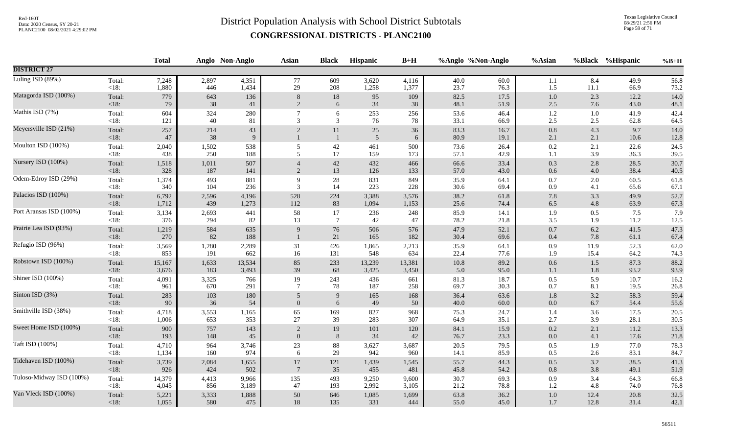# District Population Analysis with School District Subtotals

## CONGRESSIONAL DISTRICTS - PLANC2100

| | | Total | Anglo | Non-Anglo | Asian | Black | Hispanic | B+H | %Anglo | %Non-Anglo | %Asian | %Black | %Hispanic | %B+H |
|---|---|---|---|---|---|---|---|---|---|---|---|---|---|---|
| **DISTRICT 27** | | | | | | | | | | | | | | |
| Luling ISD (89%) | Total: | 7,248 | 2,897 | 4,351 | 77 | 609 | 3,620 | 4,116 | 40.0 | 60.0 | 1.1 | 8.4 | 49.9 | 56.8 |
| | <18: | 1,880 | 446 | 1,434 | 29 | 208 | 1,258 | 1,377 | 23.7 | 76.3 | 1.5 | 11.1 | 66.9 | 73.2 |
| Matagorda ISD (100%) | Total: | 779 | 643 | 136 | 8 | 18 | 95 | 109 | 82.5 | 17.5 | 1.0 | 2.3 | 12.2 | 14.0 |
| | <18: | 79 | 38 | 41 | 2 | 6 | 34 | 38 | 48.1 | 51.9 | 2.5 | 7.6 | 43.0 | 48.1 |
| Mathis ISD (7%) | Total: | 604 | 324 | 280 | 7 | 6 | 253 | 256 | 53.6 | 46.4 | 1.2 | 1.0 | 41.9 | 42.4 |
| | <18: | 121 | 40 | 81 | 3 | 3 | 76 | 78 | 33.1 | 66.9 | 2.5 | 2.5 | 62.8 | 64.5 |
| Meyersville ISD (21%) | Total: | 257 | 214 | 43 | 2 | 11 | 25 | 36 | 83.3 | 16.7 | 0.8 | 4.3 | 9.7 | 14.0 |
| | <18: | 47 | 38 | 9 | 1 | 1 | 5 | 6 | 80.9 | 19.1 | 2.1 | 2.1 | 10.6 | 12.8 |
| Moulton ISD (100%) | Total: | 2,040 | 1,502 | 538 | 5 | 42 | 461 | 500 | 73.6 | 26.4 | 0.2 | 2.1 | 22.6 | 24.5 |
| | <18: | 438 | 250 | 188 | 5 | 17 | 159 | 173 | 57.1 | 42.9 | 1.1 | 3.9 | 36.3 | 39.5 |
| Nursery ISD (100%) | Total: | 1,518 | 1,011 | 507 | 4 | 42 | 432 | 466 | 66.6 | 33.4 | 0.3 | 2.8 | 28.5 | 30.7 |
| | <18: | 328 | 187 | 141 | 2 | 13 | 126 | 133 | 57.0 | 43.0 | 0.6 | 4.0 | 38.4 | 40.5 |
| Odem-Edroy ISD (29%) | Total: | 1,374 | 493 | 881 | 9 | 28 | 831 | 849 | 35.9 | 64.1 | 0.7 | 2.0 | 60.5 | 61.8 |
| | <18: | 340 | 104 | 236 | 3 | 14 | 223 | 228 | 30.6 | 69.4 | 0.9 | 4.1 | 65.6 | 67.1 |
| Palacios ISD (100%) | Total: | 6,792 | 2,596 | 4,196 | 528 | 224 | 3,388 | 3,576 | 38.2 | 61.8 | 7.8 | 3.3 | 49.9 | 52.7 |
| | <18: | 1,712 | 439 | 1,273 | 112 | 83 | 1,094 | 1,153 | 25.6 | 74.4 | 6.5 | 4.8 | 63.9 | 67.3 |
| Port Aransas ISD (100%) | Total: | 3,134 | 2,693 | 441 | 58 | 17 | 236 | 248 | 85.9 | 14.1 | 1.9 | 0.5 | 7.5 | 7.9 |
| | <18: | 376 | 294 | 82 | 13 | 7 | 42 | 47 | 78.2 | 21.8 | 3.5 | 1.9 | 11.2 | 12.5 |
| Prairie Lea ISD (93%) | Total: | 1,219 | 584 | 635 | 9 | 76 | 506 | 576 | 47.9 | 52.1 | 0.7 | 6.2 | 41.5 | 47.3 |
| | <18: | 270 | 82 | 188 | 1 | 21 | 165 | 182 | 30.4 | 69.6 | 0.4 | 7.8 | 61.1 | 67.4 |
| Refugio ISD (96%) | Total: | 3,569 | 1,280 | 2,289 | 31 | 426 | 1,865 | 2,213 | 35.9 | 64.1 | 0.9 | 11.9 | 52.3 | 62.0 |
| | <18: | 853 | 191 | 662 | 16 | 131 | 548 | 634 | 22.4 | 77.6 | 1.9 | 15.4 | 64.2 | 74.3 |
| Robstown ISD (100%) | Total: | 15,167 | 1,633 | 13,534 | 85 | 233 | 13,239 | 13,381 | 10.8 | 89.2 | 0.6 | 1.5 | 87.3 | 88.2 |
| | <18: | 3,676 | 183 | 3,493 | 39 | 68 | 3,425 | 3,450 | 5.0 | 95.0 | 1.1 | 1.8 | 93.2 | 93.9 |
| Shiner ISD (100%) | Total: | 4,091 | 3,325 | 766 | 19 | 243 | 436 | 661 | 81.3 | 18.7 | 0.5 | 5.9 | 10.7 | 16.2 |
| | <18: | 961 | 670 | 291 | 7 | 78 | 187 | 258 | 69.7 | 30.3 | 0.7 | 8.1 | 19.5 | 26.8 |
| Sinton ISD (3%) | Total: | 283 | 103 | 180 | 5 | 9 | 165 | 168 | 36.4 | 63.6 | 1.8 | 3.2 | 58.3 | 59.4 |
| | <18: | 90 | 36 | 54 | 0 | 6 | 49 | 50 | 40.0 | 60.0 | 0.0 | 6.7 | 54.4 | 55.6 |
| Smithville ISD (38%) | Total: | 4,718 | 3,553 | 1,165 | 65 | 169 | 827 | 968 | 75.3 | 24.7 | 1.4 | 3.6 | 17.5 | 20.5 |
| | <18: | 1,006 | 653 | 353 | 27 | 39 | 283 | 307 | 64.9 | 35.1 | 2.7 | 3.9 | 28.1 | 30.5 |
| Sweet Home ISD (100%) | Total: | 900 | 757 | 143 | 2 | 19 | 101 | 120 | 84.1 | 15.9 | 0.2 | 2.1 | 11.2 | 13.3 |
| | <18: | 193 | 148 | 45 | 0 | 8 | 34 | 42 | 76.7 | 23.3 | 0.0 | 4.1 | 17.6 | 21.8 |
| Taft ISD (100%) | Total: | 4,710 | 964 | 3,746 | 23 | 88 | 3,627 | 3,687 | 20.5 | 79.5 | 0.5 | 1.9 | 77.0 | 78.3 |
| | <18: | 1,134 | 160 | 974 | 6 | 29 | 942 | 960 | 14.1 | 85.9 | 0.5 | 2.6 | 83.1 | 84.7 |
| Tidehaven ISD (100%) | Total: | 3,739 | 2,084 | 1,655 | 17 | 121 | 1,439 | 1,545 | 55.7 | 44.3 | 0.5 | 3.2 | 38.5 | 41.3 |
| | <18: | 926 | 424 | 502 | 7 | 35 | 455 | 481 | 45.8 | 54.2 | 0.8 | 3.8 | 49.1 | 51.9 |
| Tuloso-Midway ISD (100%) | Total: | 14,379 | 4,413 | 9,966 | 135 | 493 | 9,250 | 9,600 | 30.7 | 69.3 | 0.9 | 3.4 | 64.3 | 66.8 |
| | <18: | 4,045 | 856 | 3,189 | 47 | 193 | 2,992 | 3,105 | 21.2 | 78.8 | 1.2 | 4.8 | 74.0 | 76.8 |
| Van Vleck ISD (100%) | Total: | 5,221 | 3,333 | 1,888 | 50 | 646 | 1,085 | 1,699 | 63.8 | 36.2 | 1.0 | 12.4 | 20.8 | 32.5 |
| | <18: | 1,055 | 580 | 475 | 18 | 135 | 331 | 444 | 55.0 | 45.0 | 1.7 | 12.8 | 31.4 | 42.1 |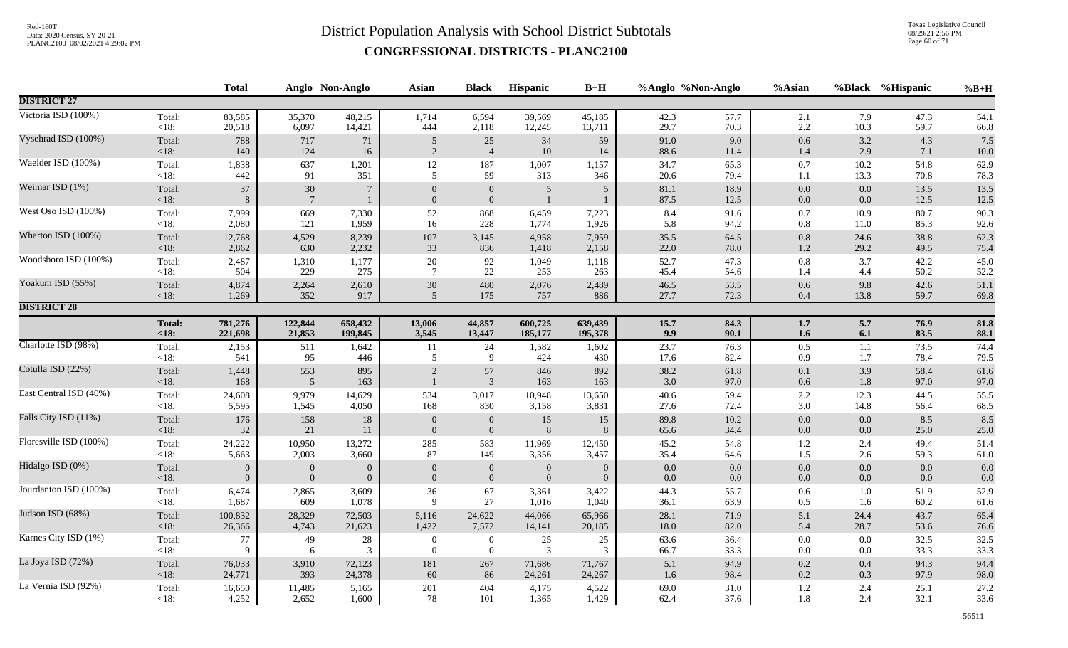# District Population Analysis with School District Subtotals

## CONGRESSIONAL DISTRICTS - PLANC2100

| | | Total | Anglo | Non-Anglo | Asian | Black | Hispanic | B+H | %Anglo | %Non-Anglo | %Asian | %Black | %Hispanic | %B+H |
|---|---|---|---|---|---|---|---|---|---|---|---|---|---|---|
| **DISTRICT 27** | | | | | | | | | | | | | | |
| Victoria ISD (100%) | Total: | 83,585 | 35,370 | 48,215 | 1,714 | 6,594 | 39,569 | 45,185 | 42.3 | 57.7 | 2.1 | 7.9 | 47.3 | 54.1 |
| | <18: | 20,518 | 6,097 | 14,421 | 444 | 2,118 | 12,245 | 13,711 | 29.7 | 70.3 | 2.2 | 10.3 | 59.7 | 66.8 |
| Vysehrad ISD (100%) | Total: | 788 | 717 | 71 | 5 | 25 | 34 | 59 | 91.0 | 9.0 | 0.6 | 3.2 | 4.3 | 7.5 |
| | <18: | 140 | 124 | 16 | 2 | 4 | 10 | 14 | 88.6 | 11.4 | 1.4 | 2.9 | 7.1 | 10.0 |
| Waelder ISD (100%) | Total: | 1,838 | 637 | 1,201 | 12 | 187 | 1,007 | 1,157 | 34.7 | 65.3 | 0.7 | 10.2 | 54.8 | 62.9 |
| | <18: | 442 | 91 | 351 | 5 | 59 | 313 | 346 | 20.6 | 79.4 | 1.1 | 13.3 | 70.8 | 78.3 |
| Weimar ISD (1%) | Total: | 37 | 30 | 7 | 0 | 0 | 5 | 5 | 81.1 | 18.9 | 0.0 | 0.0 | 13.5 | 13.5 |
| | <18: | 8 | 7 | 1 | 0 | 0 | 1 | 1 | 87.5 | 12.5 | 0.0 | 0.0 | 12.5 | 12.5 |
| West Oso ISD (100%) | Total: | 7,999 | 669 | 7,330 | 52 | 868 | 6,459 | 7,223 | 8.4 | 91.6 | 0.7 | 10.9 | 80.7 | 90.3 |
| | <18: | 2,080 | 121 | 1,959 | 16 | 228 | 1,774 | 1,926 | 5.8 | 94.2 | 0.8 | 11.0 | 85.3 | 92.6 |
| Wharton ISD (100%) | Total: | 12,768 | 4,529 | 8,239 | 107 | 3,145 | 4,958 | 7,959 | 35.5 | 64.5 | 0.8 | 24.6 | 38.8 | 62.3 |
| | <18: | 2,862 | 630 | 2,232 | 33 | 836 | 1,418 | 2,158 | 22.0 | 78.0 | 1.2 | 29.2 | 49.5 | 75.4 |
| Woodsboro ISD (100%) | Total: | 2,487 | 1,310 | 1,177 | 20 | 92 | 1,049 | 1,118 | 52.7 | 47.3 | 0.8 | 3.7 | 42.2 | 45.0 |
| | <18: | 504 | 229 | 275 | 7 | 22 | 253 | 263 | 45.4 | 54.6 | 1.4 | 4.4 | 50.2 | 52.2 |
| Yoakum ISD (55%) | Total: | 4,874 | 2,264 | 2,610 | 30 | 480 | 2,076 | 2,489 | 46.5 | 53.5 | 0.6 | 9.8 | 42.6 | 51.1 |
| | <18: | 1,269 | 352 | 917 | 5 | 175 | 757 | 886 | 27.7 | 72.3 | 0.4 | 13.8 | 59.7 | 69.8 |
| **DISTRICT 28** | | | | | | | | | | | | | | |
| | **Total:** | **781,276** | **122,844** | **658,432** | **13,006** | **44,857** | **600,725** | **639,439** | **15.7** | **84.3** | **1.7** | **5.7** | **76.9** | **81.8** |
| | **<18:** | **221,698** | **21,853** | **199,845** | **3,545** | **13,447** | **185,177** | **195,378** | **9.9** | **90.1** | **1.6** | **6.1** | **83.5** | **88.1** |
| Charlotte ISD (98%) | Total: | 2,153 | 511 | 1,642 | 11 | 24 | 1,582 | 1,602 | 23.7 | 76.3 | 0.5 | 1.1 | 73.5 | 74.4 |
| | <18: | 541 | 95 | 446 | 5 | 9 | 424 | 430 | 17.6 | 82.4 | 0.9 | 1.7 | 78.4 | 79.5 |
| Cotulla ISD (22%) | Total: | 1,448 | 553 | 895 | 2 | 57 | 846 | 892 | 38.2 | 61.8 | 0.1 | 3.9 | 58.4 | 61.6 |
| | <18: | 168 | 5 | 163 | 1 | 3 | 163 | 163 | 3.0 | 97.0 | 0.6 | 1.8 | 97.0 | 97.0 |
| East Central ISD (40%) | Total: | 24,608 | 9,979 | 14,629 | 534 | 3,017 | 10,948 | 13,650 | 40.6 | 59.4 | 2.2 | 12.3 | 44.5 | 55.5 |
| | <18: | 5,595 | 1,545 | 4,050 | 168 | 830 | 3,158 | 3,831 | 27.6 | 72.4 | 3.0 | 14.8 | 56.4 | 68.5 |
| Falls City ISD (11%) | Total: | 176 | 158 | 18 | 0 | 0 | 15 | 15 | 89.8 | 10.2 | 0.0 | 0.0 | 8.5 | 8.5 |
| | <18: | 32 | 21 | 11 | 0 | 0 | 8 | 8 | 65.6 | 34.4 | 0.0 | 0.0 | 25.0 | 25.0 |
| Floresville ISD (100%) | Total: | 24,222 | 10,950 | 13,272 | 285 | 583 | 11,969 | 12,450 | 45.2 | 54.8 | 1.2 | 2.4 | 49.4 | 51.4 |
| | <18: | 5,663 | 2,003 | 3,660 | 87 | 149 | 3,356 | 3,457 | 35.4 | 64.6 | 1.5 | 2.6 | 59.3 | 61.0 |
| Hidalgo ISD (0%) | Total: | 0 | 0 | 0 | 0 | 0 | 0 | 0 | 0.0 | 0.0 | 0.0 | 0.0 | 0.0 | 0.0 |
| | <18: | 0 | 0 | 0 | 0 | 0 | 0 | 0 | 0.0 | 0.0 | 0.0 | 0.0 | 0.0 | 0.0 |
| Jourdanton ISD (100%) | Total: | 6,474 | 2,865 | 3,609 | 36 | 67 | 3,361 | 3,422 | 44.3 | 55.7 | 0.6 | 1.0 | 51.9 | 52.9 |
| | <18: | 1,687 | 609 | 1,078 | 9 | 27 | 1,016 | 1,040 | 36.1 | 63.9 | 0.5 | 1.6 | 60.2 | 61.6 |
| Judson ISD (68%) | Total: | 100,832 | 28,329 | 72,503 | 5,116 | 24,622 | 44,066 | 65,966 | 28.1 | 71.9 | 5.1 | 24.4 | 43.7 | 65.4 |
| | <18: | 26,366 | 4,743 | 21,623 | 1,422 | 7,572 | 14,141 | 20,185 | 18.0 | 82.0 | 5.4 | 28.7 | 53.6 | 76.6 |
| Karnes City ISD (1%) | Total: | 77 | 49 | 28 | 0 | 0 | 25 | 25 | 63.6 | 36.4 | 0.0 | 0.0 | 32.5 | 32.5 |
| | <18: | 9 | 6 | 3 | 0 | 0 | 3 | 3 | 66.7 | 33.3 | 0.0 | 0.0 | 33.3 | 33.3 |
| La Joya ISD (72%) | Total: | 76,033 | 3,910 | 72,123 | 181 | 267 | 71,686 | 71,767 | 5.1 | 94.9 | 0.2 | 0.4 | 94.3 | 94.4 |
| | <18: | 24,771 | 393 | 24,378 | 60 | 86 | 24,261 | 24,267 | 1.6 | 98.4 | 0.2 | 0.3 | 97.9 | 98.0 |
| La Vernia ISD (92%) | Total: | 16,650 | 11,485 | 5,165 | 201 | 404 | 4,175 | 4,522 | 69.0 | 31.0 | 1.2 | 2.4 | 25.1 | 27.2 |
| | <18: | 4,252 | 2,652 | 1,600 | 78 | 101 | 1,365 | 1,429 | 62.4 | 37.6 | 1.8 | 2.4 | 32.1 | 33.6 |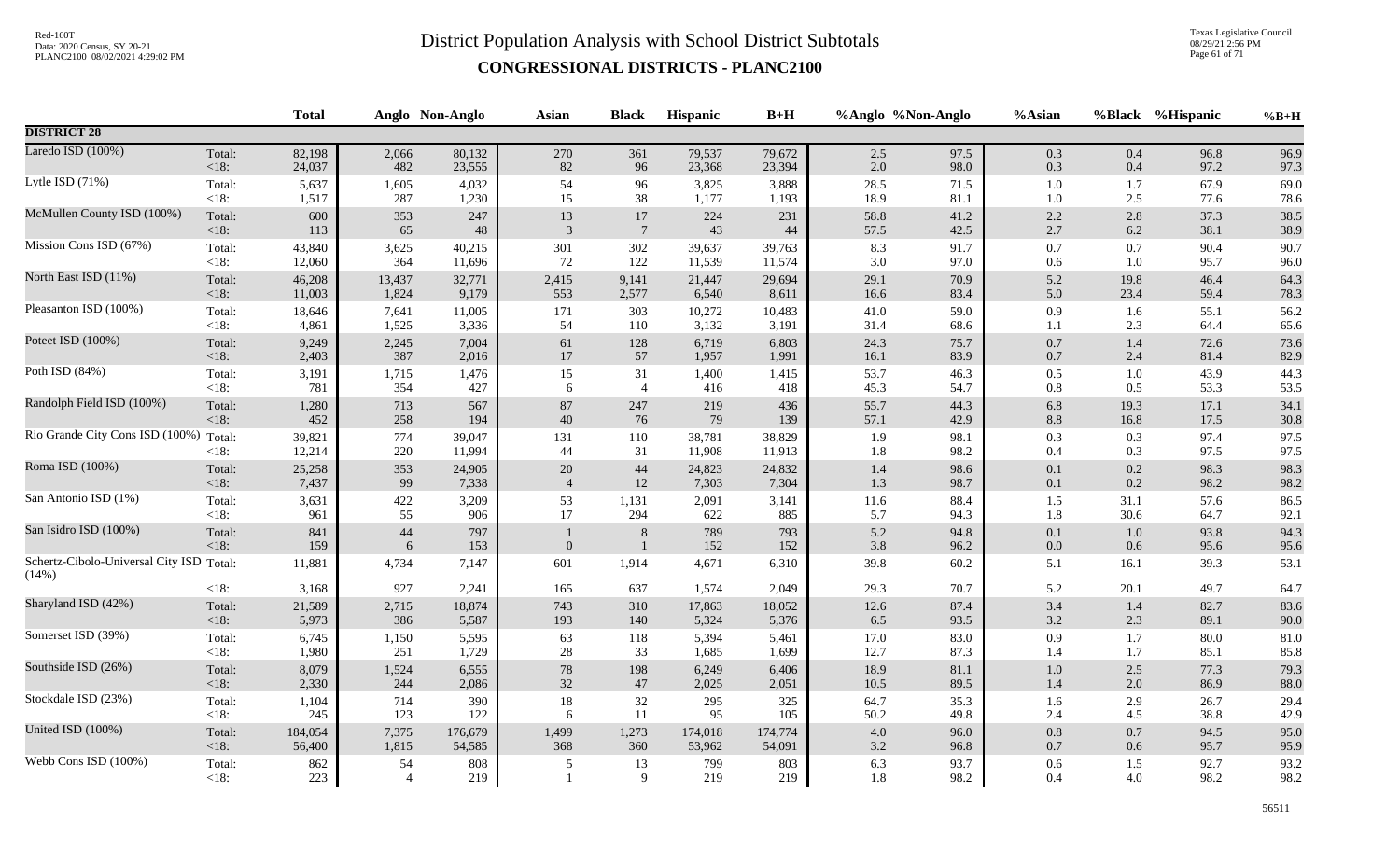# District Population Analysis with School District Subtotals

## CONGRESSIONAL DISTRICTS - PLANC2100

| | | Total | Anglo | Non-Anglo | Asian | Black | Hispanic | B+H | %Anglo | %Non-Anglo | %Asian | %Black | %Hispanic | %B+H |
|---|---|---|---|---|---|---|---|---|---|---|---|---|---|---|
| **DISTRICT 28** | | | | | | | | | | | | | | |
| Laredo ISD (100%) | Total: | 82,198 | 2,066 | 80,132 | 270 | 361 | 79,537 | 79,672 | 2.5 | 97.5 | 0.3 | 0.4 | 96.8 | 96.9 |
| | <18: | 24,037 | 482 | 23,555 | 82 | 96 | 23,368 | 23,394 | 2.0 | 98.0 | 0.3 | 0.4 | 97.2 | 97.3 |
| Lytle ISD (71%) | Total: | 5,637 | 1,605 | 4,032 | 54 | 96 | 3,825 | 3,888 | 28.5 | 71.5 | 1.0 | 1.7 | 67.9 | 69.0 |
| | <18: | 1,517 | 287 | 1,230 | 15 | 38 | 1,177 | 1,193 | 18.9 | 81.1 | 1.0 | 2.5 | 77.6 | 78.6 |
| McMullen County ISD (100%) | Total: | 600 | 353 | 247 | 13 | 17 | 224 | 231 | 58.8 | 41.2 | 2.2 | 2.8 | 37.3 | 38.5 |
| | <18: | 113 | 65 | 48 | 3 | 7 | 43 | 44 | 57.5 | 42.5 | 2.7 | 6.2 | 38.1 | 38.9 |
| Mission Cons ISD (67%) | Total: | 43,840 | 3,625 | 40,215 | 301 | 302 | 39,637 | 39,763 | 8.3 | 91.7 | 0.7 | 0.7 | 90.4 | 90.7 |
| | <18: | 12,060 | 364 | 11,696 | 72 | 122 | 11,539 | 11,574 | 3.0 | 97.0 | 0.6 | 1.0 | 95.7 | 96.0 |
| North East ISD (11%) | Total: | 46,208 | 13,437 | 32,771 | 2,415 | 9,141 | 21,447 | 29,694 | 29.1 | 70.9 | 5.2 | 19.8 | 46.4 | 64.3 |
| | <18: | 11,003 | 1,824 | 9,179 | 553 | 2,577 | 6,540 | 8,611 | 16.6 | 83.4 | 5.0 | 23.4 | 59.4 | 78.3 |
| Pleasanton ISD (100%) | Total: | 18,646 | 7,641 | 11,005 | 171 | 303 | 10,272 | 10,483 | 41.0 | 59.0 | 0.9 | 1.6 | 55.1 | 56.2 |
| | <18: | 4,861 | 1,525 | 3,336 | 54 | 110 | 3,132 | 3,191 | 31.4 | 68.6 | 1.1 | 2.3 | 64.4 | 65.6 |
| Poteet ISD (100%) | Total: | 9,249 | 2,245 | 7,004 | 61 | 128 | 6,719 | 6,803 | 24.3 | 75.7 | 0.7 | 1.4 | 72.6 | 73.6 |
| | <18: | 2,403 | 387 | 2,016 | 17 | 57 | 1,957 | 1,991 | 16.1 | 83.9 | 0.7 | 2.4 | 81.4 | 82.9 |
| Poth ISD (84%) | Total: | 3,191 | 1,715 | 1,476 | 15 | 31 | 1,400 | 1,415 | 53.7 | 46.3 | 0.5 | 1.0 | 43.9 | 44.3 |
| | <18: | 781 | 354 | 427 | 6 | 4 | 416 | 418 | 45.3 | 54.7 | 0.8 | 0.5 | 53.3 | 53.5 |
| Randolph Field ISD (100%) | Total: | 1,280 | 713 | 567 | 87 | 247 | 219 | 436 | 55.7 | 44.3 | 6.8 | 19.3 | 17.1 | 34.1 |
| | <18: | 452 | 258 | 194 | 40 | 76 | 79 | 139 | 57.1 | 42.9 | 8.8 | 16.8 | 17.5 | 30.8 |
| Rio Grande City Cons ISD (100%) | Total: | 39,821 | 774 | 39,047 | 131 | 110 | 38,781 | 38,829 | 1.9 | 98.1 | 0.3 | 0.3 | 97.4 | 97.5 |
| | <18: | 12,214 | 220 | 11,994 | 44 | 31 | 11,908 | 11,913 | 1.8 | 98.2 | 0.4 | 0.3 | 97.5 | 97.5 |
| Roma ISD (100%) | Total: | 25,258 | 353 | 24,905 | 20 | 44 | 24,823 | 24,832 | 1.4 | 98.6 | 0.1 | 0.2 | 98.3 | 98.3 |
| | <18: | 7,437 | 99 | 7,338 | 4 | 12 | 7,303 | 7,304 | 1.3 | 98.7 | 0.1 | 0.2 | 98.2 | 98.2 |
| San Antonio ISD (1%) | Total: | 3,631 | 422 | 3,209 | 53 | 1,131 | 2,091 | 3,141 | 11.6 | 88.4 | 1.5 | 31.1 | 57.6 | 86.5 |
| | <18: | 961 | 55 | 906 | 17 | 294 | 622 | 885 | 5.7 | 94.3 | 1.8 | 30.6 | 64.7 | 92.1 |
| San Isidro ISD (100%) | Total: | 841 | 44 | 797 | 1 | 8 | 789 | 793 | 5.2 | 94.8 | 0.1 | 1.0 | 93.8 | 94.3 |
| | <18: | 159 | 6 | 153 | 0 | 1 | 152 | 152 | 3.8 | 96.2 | 0.0 | 0.6 | 95.6 | 95.6 |
| Schertz-Cibolo-Universal City ISD (14%) | Total: | 11,881 | 4,734 | 7,147 | 601 | 1,914 | 4,671 | 6,310 | 39.8 | 60.2 | 5.1 | 16.1 | 39.3 | 53.1 |
| | <18: | 3,168 | 927 | 2,241 | 165 | 637 | 1,574 | 2,049 | 29.3 | 70.7 | 5.2 | 20.1 | 49.7 | 64.7 |
| Sharyland ISD (42%) | Total: | 21,589 | 2,715 | 18,874 | 743 | 310 | 17,863 | 18,052 | 12.6 | 87.4 | 3.4 | 1.4 | 82.7 | 83.6 |
| | <18: | 5,973 | 386 | 5,587 | 193 | 140 | 5,324 | 5,376 | 6.5 | 93.5 | 3.2 | 2.3 | 89.1 | 90.0 |
| Somerset ISD (39%) | Total: | 6,745 | 1,150 | 5,595 | 63 | 118 | 5,394 | 5,461 | 17.0 | 83.0 | 0.9 | 1.7 | 80.0 | 81.0 |
| | <18: | 1,980 | 251 | 1,729 | 28 | 33 | 1,685 | 1,699 | 12.7 | 87.3 | 1.4 | 1.7 | 85.1 | 85.8 |
| Southside ISD (26%) | Total: | 8,079 | 1,524 | 6,555 | 78 | 198 | 6,249 | 6,406 | 18.9 | 81.1 | 1.0 | 2.5 | 77.3 | 79.3 |
| | <18: | 2,330 | 244 | 2,086 | 32 | 47 | 2,025 | 2,051 | 10.5 | 89.5 | 1.4 | 2.0 | 86.9 | 88.0 |
| Stockdale ISD (23%) | Total: | 1,104 | 714 | 390 | 18 | 32 | 295 | 325 | 64.7 | 35.3 | 1.6 | 2.9 | 26.7 | 29.4 |
| | <18: | 245 | 123 | 122 | 6 | 11 | 95 | 105 | 50.2 | 49.8 | 2.4 | 4.5 | 38.8 | 42.9 |
| United ISD (100%) | Total: | 184,054 | 7,375 | 176,679 | 1,499 | 1,273 | 174,018 | 174,774 | 4.0 | 96.0 | 0.8 | 0.7 | 94.5 | 95.0 |
| | <18: | 56,400 | 1,815 | 54,585 | 368 | 360 | 53,962 | 54,091 | 3.2 | 96.8 | 0.7 | 0.6 | 95.7 | 95.9 |
| Webb Cons ISD (100%) | Total: | 862 | 54 | 808 | 5 | 13 | 799 | 803 | 6.3 | 93.7 | 0.6 | 1.5 | 92.7 | 93.2 |
| | <18: | 223 | 4 | 219 | 1 | 9 | 219 | 219 | 1.8 | 98.2 | 0.4 | 4.0 | 98.2 | 98.2 |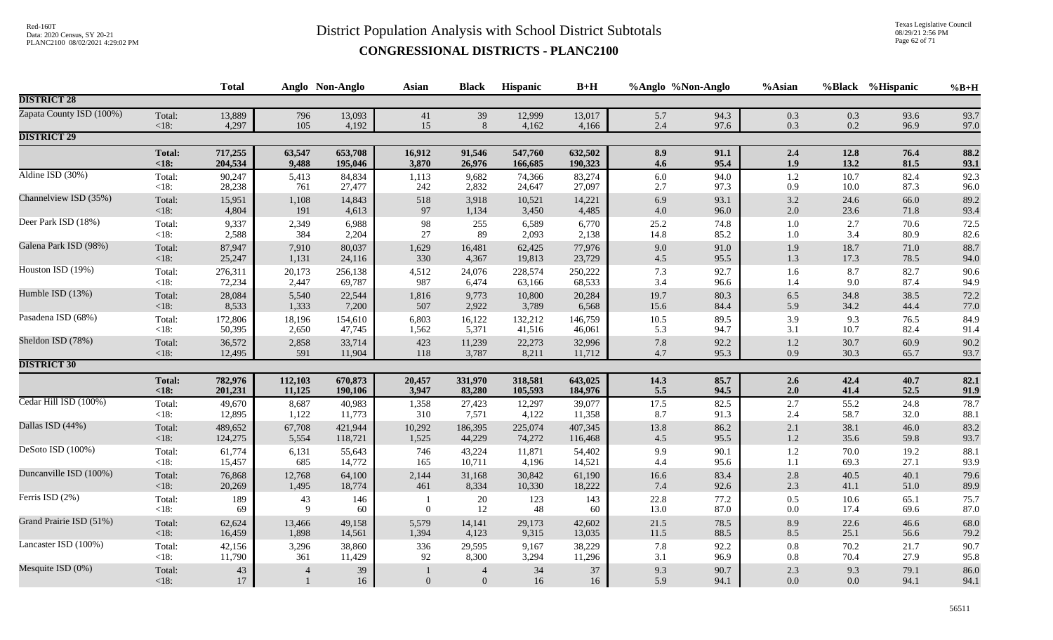# District Population Analysis with School District Subtotals

## CONGRESSIONAL DISTRICTS - PLANC2100

Red-160T
Data: 2020 Census, SY 20-21
PLANC2100 08/02/2021 4:29:02 PM

Texas Legislative Council
08/29/21 2:56 PM

| | | Total | Anglo | Non-Anglo | Asian | Black | Hispanic | B+H | %Anglo | %Non-Anglo | %Asian | %Black | %Hispanic | %B+H |
|---|---|---|---|---|---|---|---|---|---|---|---|---|---|---|
| **DISTRICT 28** | | | | | | | | | | | | | | |
| Zapata County ISD (100%) | Total: | 13,889 | 796 | 13,093 | 41 | 39 | 12,999 | 13,017 | 5.7 | 94.3 | 0.3 | 0.3 | 93.6 | 93.7 |
| | <18: | 4,297 | 105 | 4,192 | 15 | 8 | 4,162 | 4,166 | 2.4 | 97.6 | 0.3 | 0.2 | 96.9 | 97.0 |
| **DISTRICT 29** | | | | | | | | | | | | | | |
| | **Total:** | **717,255** | **63,547** | **653,708** | **16,912** | **91,546** | **547,760** | **632,502** | **8.9** | **91.1** | **2.4** | **12.8** | **76.4** | **88.2** |
| | **<18:** | **204,534** | **9,488** | **195,046** | **3,870** | **26,976** | **166,685** | **190,323** | **4.6** | **95.4** | **1.9** | **13.2** | **81.5** | **93.1** |
| Aldine ISD (30%) | Total: | 90,247 | 5,413 | 84,834 | 1,113 | 9,682 | 74,366 | 83,274 | 6.0 | 94.0 | 1.2 | 10.7 | 82.4 | 92.3 |
| | <18: | 28,238 | 761 | 27,477 | 242 | 2,832 | 24,647 | 27,097 | 2.7 | 97.3 | 0.9 | 10.0 | 87.3 | 96.0 |
| Channelview ISD (35%) | Total: | 15,951 | 1,108 | 14,843 | 518 | 3,918 | 10,521 | 14,221 | 6.9 | 93.1 | 3.2 | 24.6 | 66.0 | 89.2 |
| | <18: | 4,804 | 191 | 4,613 | 97 | 1,134 | 3,450 | 4,485 | 4.0 | 96.0 | 2.0 | 23.6 | 71.8 | 93.4 |
| Deer Park ISD (18%) | Total: | 9,337 | 2,349 | 6,988 | 98 | 255 | 6,589 | 6,770 | 25.2 | 74.8 | 1.0 | 2.7 | 70.6 | 72.5 |
| | <18: | 2,588 | 384 | 2,204 | 27 | 89 | 2,093 | 2,138 | 14.8 | 85.2 | 1.0 | 3.4 | 80.9 | 82.6 |
| Galena Park ISD (98%) | Total: | 87,947 | 7,910 | 80,037 | 1,629 | 16,481 | 62,425 | 77,976 | 9.0 | 91.0 | 1.9 | 18.7 | 71.0 | 88.7 |
| | <18: | 25,247 | 1,131 | 24,116 | 330 | 4,367 | 19,813 | 23,729 | 4.5 | 95.5 | 1.3 | 17.3 | 78.5 | 94.0 |
| Houston ISD (19%) | Total: | 276,311 | 20,173 | 256,138 | 4,512 | 24,076 | 228,574 | 250,222 | 7.3 | 92.7 | 1.6 | 8.7 | 82.7 | 90.6 |
| | <18: | 72,234 | 2,447 | 69,787 | 987 | 6,474 | 63,166 | 68,533 | 3.4 | 96.6 | 1.4 | 9.0 | 87.4 | 94.9 |
| Humble ISD (13%) | Total: | 28,084 | 5,540 | 22,544 | 1,816 | 9,773 | 10,800 | 20,284 | 19.7 | 80.3 | 6.5 | 34.8 | 38.5 | 72.2 |
| | <18: | 8,533 | 1,333 | 7,200 | 507 | 2,922 | 3,789 | 6,568 | 15.6 | 84.4 | 5.9 | 34.2 | 44.4 | 77.0 |
| Pasadena ISD (68%) | Total: | 172,806 | 18,196 | 154,610 | 6,803 | 16,122 | 132,212 | 146,759 | 10.5 | 89.5 | 3.9 | 9.3 | 76.5 | 84.9 |
| | <18: | 50,395 | 2,650 | 47,745 | 1,562 | 5,371 | 41,516 | 46,061 | 5.3 | 94.7 | 3.1 | 10.7 | 82.4 | 91.4 |
| Sheldon ISD (78%) | Total: | 36,572 | 2,858 | 33,714 | 423 | 11,239 | 22,273 | 32,996 | 7.8 | 92.2 | 1.2 | 30.7 | 60.9 | 90.2 |
| | <18: | 12,495 | 591 | 11,904 | 118 | 3,787 | 8,211 | 11,712 | 4.7 | 95.3 | 0.9 | 30.3 | 65.7 | 93.7 |
| **DISTRICT 30** | | | | | | | | | | | | | | |
| | **Total:** | **782,976** | **112,103** | **670,873** | **20,457** | **331,970** | **318,581** | **643,025** | **14.3** | **85.7** | **2.6** | **42.4** | **40.7** | **82.1** |
| | **<18:** | **201,231** | **11,125** | **190,106** | **3,947** | **83,280** | **105,593** | **184,976** | **5.5** | **94.5** | **2.0** | **41.4** | **52.5** | **91.9** |
| Cedar Hill ISD (100%) | Total: | 49,670 | 8,687 | 40,983 | 1,358 | 27,423 | 12,297 | 39,077 | 17.5 | 82.5 | 2.7 | 55.2 | 24.8 | 78.7 |
| | <18: | 12,895 | 1,122 | 11,773 | 310 | 7,571 | 4,122 | 11,358 | 8.7 | 91.3 | 2.4 | 58.7 | 32.0 | 88.1 |
| Dallas ISD (44%) | Total: | 489,652 | 67,708 | 421,944 | 10,292 | 186,395 | 225,074 | 407,345 | 13.8 | 86.2 | 2.1 | 38.1 | 46.0 | 83.2 |
| | <18: | 124,275 | 5,554 | 118,721 | 1,525 | 44,229 | 74,272 | 116,468 | 4.5 | 95.5 | 1.2 | 35.6 | 59.8 | 93.7 |
| DeSoto ISD (100%) | Total: | 61,774 | 6,131 | 55,643 | 746 | 43,224 | 11,871 | 54,402 | 9.9 | 90.1 | 1.2 | 70.0 | 19.2 | 88.1 |
| | <18: | 15,457 | 685 | 14,772 | 165 | 10,711 | 4,196 | 14,521 | 4.4 | 95.6 | 1.1 | 69.3 | 27.1 | 93.9 |
| Duncanville ISD (100%) | Total: | 76,868 | 12,768 | 64,100 | 2,144 | 31,168 | 30,842 | 61,190 | 16.6 | 83.4 | 2.8 | 40.5 | 40.1 | 79.6 |
| | <18: | 20,269 | 1,495 | 18,774 | 461 | 8,334 | 10,330 | 18,222 | 7.4 | 92.6 | 2.3 | 41.1 | 51.0 | 89.9 |
| Ferris ISD (2%) | Total: | 189 | 43 | 146 | 1 | 20 | 123 | 143 | 22.8 | 77.2 | 0.5 | 10.6 | 65.1 | 75.7 |
| | <18: | 69 | 9 | 60 | 0 | 12 | 48 | 60 | 13.0 | 87.0 | 0.0 | 17.4 | 69.6 | 87.0 |
| Grand Prairie ISD (51%) | Total: | 62,624 | 13,466 | 49,158 | 5,579 | 14,141 | 29,173 | 42,602 | 21.5 | 78.5 | 8.9 | 22.6 | 46.6 | 68.0 |
| | <18: | 16,459 | 1,898 | 14,561 | 1,394 | 4,123 | 9,315 | 13,035 | 11.5 | 88.5 | 8.5 | 25.1 | 56.6 | 79.2 |
| Lancaster ISD (100%) | Total: | 42,156 | 3,296 | 38,860 | 336 | 29,595 | 9,167 | 38,229 | 7.8 | 92.2 | 0.8 | 70.2 | 21.7 | 90.7 |
| | <18: | 11,790 | 361 | 11,429 | 92 | 8,300 | 3,294 | 11,296 | 3.1 | 96.9 | 0.8 | 70.4 | 27.9 | 95.8 |
| Mesquite ISD (0%) | Total: | 43 | 4 | 39 | 1 | 4 | 34 | 37 | 9.3 | 90.7 | 2.3 | 9.3 | 79.1 | 86.0 |
| | <18: | 17 | 1 | 16 | 0 | 0 | 16 | 16 | 5.9 | 94.1 | 0.0 | 0.0 | 94.1 | 94.1 |

56511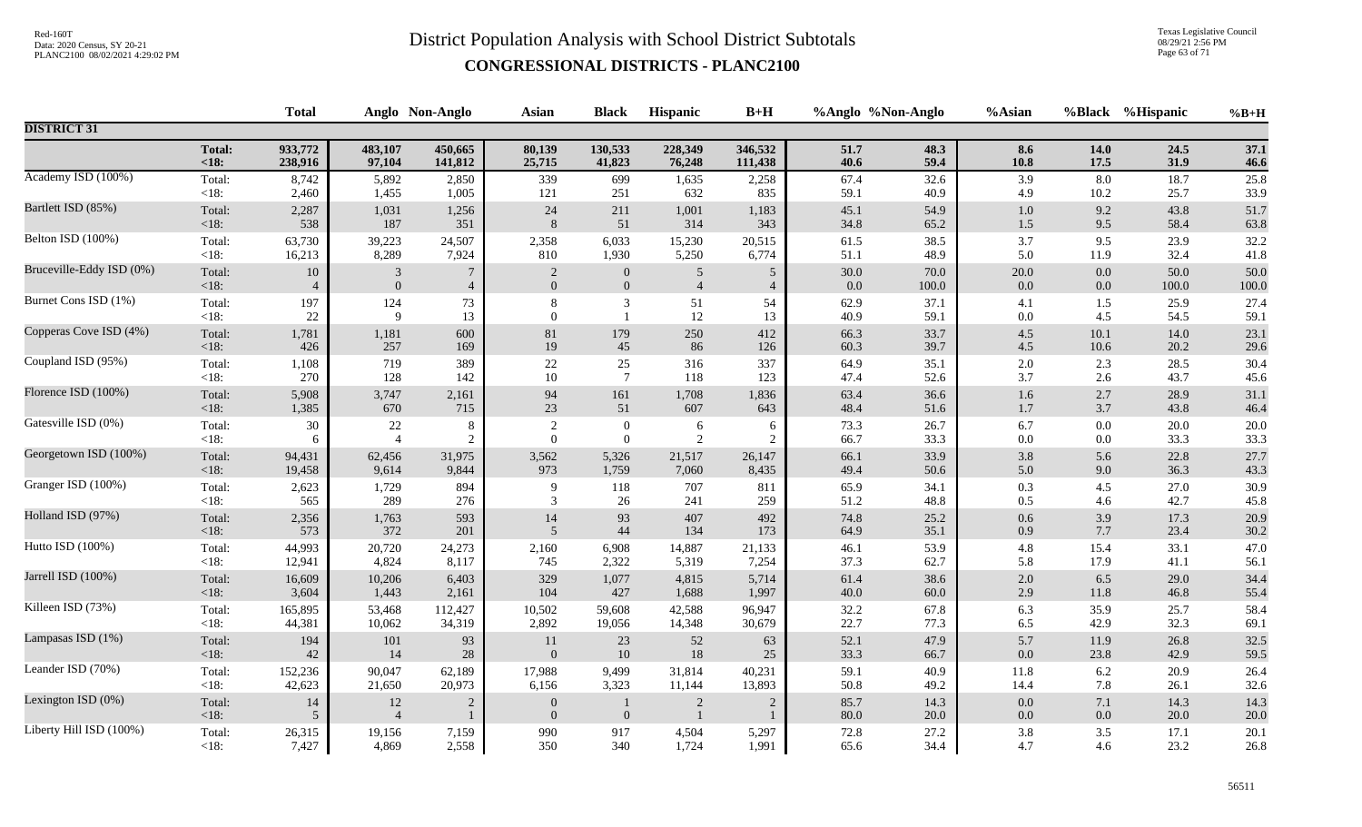# District Population Analysis with School District Subtotals

## CONGRESSIONAL DISTRICTS - PLANC2100

Red-160T
Data: 2020 Census, SY 20-21
PLANC2100 08/02/2021 4:29:02 PM

Texas Legislative Council
08/29/21 2:56 PM

| | | Total | Anglo | Non-Anglo | Asian | Black | Hispanic | B+H | %Anglo | %Non-Anglo | %Asian | %Black | %Hispanic | %B+H |
|---|---|---|---|---|---|---|---|---|---|---|---|---|---|---|
| **DISTRICT 31** | | | | | | | | | | | | | | |
| | **Total:** | **933,772** | **483,107** | **450,665** | **80,139** | **130,533** | **228,349** | **346,532** | **51.7** | **48.3** | **8.6** | **14.0** | **24.5** | **37.1** |
| | **<18:** | **238,916** | **97,104** | **141,812** | **25,715** | **41,823** | **76,248** | **111,438** | **40.6** | **59.4** | **10.8** | **17.5** | **31.9** | **46.6** |
| Academy ISD (100%) | Total: | 8,742 | 5,892 | 2,850 | 339 | 699 | 1,635 | 2,258 | 67.4 | 32.6 | 3.9 | 8.0 | 18.7 | 25.8 |
| | <18: | 2,460 | 1,455 | 1,005 | 121 | 251 | 632 | 835 | 59.1 | 40.9 | 4.9 | 10.2 | 25.7 | 33.9 |
| Bartlett ISD (85%) | Total: | 2,287 | 1,031 | 1,256 | 24 | 211 | 1,001 | 1,183 | 45.1 | 54.9 | 1.0 | 9.2 | 43.8 | 51.7 |
| | <18: | 538 | 187 | 351 | 8 | 51 | 314 | 343 | 34.8 | 65.2 | 1.5 | 9.5 | 58.4 | 63.8 |
| Belton ISD (100%) | Total: | 63,730 | 39,223 | 24,507 | 2,358 | 6,033 | 15,230 | 20,515 | 61.5 | 38.5 | 3.7 | 9.5 | 23.9 | 32.2 |
| | <18: | 16,213 | 8,289 | 7,924 | 810 | 1,930 | 5,250 | 6,774 | 51.1 | 48.9 | 5.0 | 11.9 | 32.4 | 41.8 |
| Bruceville-Eddy ISD (0%) | Total: | 10 | 3 | 7 | 2 | 0 | 5 | 5 | 30.0 | 70.0 | 20.0 | 0.0 | 50.0 | 50.0 |
| | <18: | 4 | 0 | 4 | 0 | 0 | 4 | 4 | 0.0 | 100.0 | 0.0 | 0.0 | 100.0 | 100.0 |
| Burnet Cons ISD (1%) | Total: | 197 | 124 | 73 | 8 | 3 | 51 | 54 | 62.9 | 37.1 | 4.1 | 1.5 | 25.9 | 27.4 |
| | <18: | 22 | 9 | 13 | 0 | 1 | 12 | 13 | 40.9 | 59.1 | 0.0 | 4.5 | 54.5 | 59.1 |
| Copperas Cove ISD (4%) | Total: | 1,781 | 1,181 | 600 | 81 | 179 | 250 | 412 | 66.3 | 33.7 | 4.5 | 10.1 | 14.0 | 23.1 |
| | <18: | 426 | 257 | 169 | 19 | 45 | 86 | 126 | 60.3 | 39.7 | 4.5 | 10.6 | 20.2 | 29.6 |
| Coupland ISD (95%) | Total: | 1,108 | 719 | 389 | 22 | 25 | 316 | 337 | 64.9 | 35.1 | 2.0 | 2.3 | 28.5 | 30.4 |
| | <18: | 270 | 128 | 142 | 10 | 7 | 118 | 123 | 47.4 | 52.6 | 3.7 | 2.6 | 43.7 | 45.6 |
| Florence ISD (100%) | Total: | 5,908 | 3,747 | 2,161 | 94 | 161 | 1,708 | 1,836 | 63.4 | 36.6 | 1.6 | 2.7 | 28.9 | 31.1 |
| | <18: | 1,385 | 670 | 715 | 23 | 51 | 607 | 643 | 48.4 | 51.6 | 1.7 | 3.7 | 43.8 | 46.4 |
| Gatesville ISD (0%) | Total: | 30 | 22 | 8 | 2 | 0 | 6 | 6 | 73.3 | 26.7 | 6.7 | 0.0 | 20.0 | 20.0 |
| | <18: | 6 | 4 | 2 | 0 | 0 | 2 | 2 | 66.7 | 33.3 | 0.0 | 0.0 | 33.3 | 33.3 |
| Georgetown ISD (100%) | Total: | 94,431 | 62,456 | 31,975 | 3,562 | 5,326 | 21,517 | 26,147 | 66.1 | 33.9 | 3.8 | 5.6 | 22.8 | 27.7 |
| | <18: | 19,458 | 9,614 | 9,844 | 973 | 1,759 | 7,060 | 8,435 | 49.4 | 50.6 | 5.0 | 9.0 | 36.3 | 43.3 |
| Granger ISD (100%) | Total: | 2,623 | 1,729 | 894 | 9 | 118 | 707 | 811 | 65.9 | 34.1 | 0.3 | 4.5 | 27.0 | 30.9 |
| | <18: | 565 | 289 | 276 | 3 | 26 | 241 | 259 | 51.2 | 48.8 | 0.5 | 4.6 | 42.7 | 45.8 |
| Holland ISD (97%) | Total: | 2,356 | 1,763 | 593 | 14 | 93 | 407 | 492 | 74.8 | 25.2 | 0.6 | 3.9 | 17.3 | 20.9 |
| | <18: | 573 | 372 | 201 | 5 | 44 | 134 | 173 | 64.9 | 35.1 | 0.9 | 7.7 | 23.4 | 30.2 |
| Hutto ISD (100%) | Total: | 44,993 | 20,720 | 24,273 | 2,160 | 6,908 | 14,887 | 21,133 | 46.1 | 53.9 | 4.8 | 15.4 | 33.1 | 47.0 |
| | <18: | 12,941 | 4,824 | 8,117 | 745 | 2,322 | 5,319 | 7,254 | 37.3 | 62.7 | 5.8 | 17.9 | 41.1 | 56.1 |
| Jarrell ISD (100%) | Total: | 16,609 | 10,206 | 6,403 | 329 | 1,077 | 4,815 | 5,714 | 61.4 | 38.6 | 2.0 | 6.5 | 29.0 | 34.4 |
| | <18: | 3,604 | 1,443 | 2,161 | 104 | 427 | 1,688 | 1,997 | 40.0 | 60.0 | 2.9 | 11.8 | 46.8 | 55.4 |
| Killeen ISD (73%) | Total: | 165,895 | 53,468 | 112,427 | 10,502 | 59,608 | 42,588 | 96,947 | 32.2 | 67.8 | 6.3 | 35.9 | 25.7 | 58.4 |
| | <18: | 44,381 | 10,062 | 34,319 | 2,892 | 19,056 | 14,348 | 30,679 | 22.7 | 77.3 | 6.5 | 42.9 | 32.3 | 69.1 |
| Lampasas ISD (1%) | Total: | 194 | 101 | 93 | 11 | 23 | 52 | 63 | 52.1 | 47.9 | 5.7 | 11.9 | 26.8 | 32.5 |
| | <18: | 42 | 14 | 28 | 0 | 10 | 18 | 25 | 33.3 | 66.7 | 0.0 | 23.8 | 42.9 | 59.5 |
| Leander ISD (70%) | Total: | 152,236 | 90,047 | 62,189 | 17,988 | 9,499 | 31,814 | 40,231 | 59.1 | 40.9 | 11.8 | 6.2 | 20.9 | 26.4 |
| | <18: | 42,623 | 21,650 | 20,973 | 6,156 | 3,323 | 11,144 | 13,893 | 50.8 | 49.2 | 14.4 | 7.8 | 26.1 | 32.6 |
| Lexington ISD (0%) | Total: | 14 | 12 | 2 | 0 | 1 | 2 | 2 | 85.7 | 14.3 | 0.0 | 7.1 | 14.3 | 14.3 |
| | <18: | 5 | 4 | 1 | 0 | 0 | 1 | 1 | 80.0 | 20.0 | 0.0 | 0.0 | 20.0 | 20.0 |
| Liberty Hill ISD (100%) | Total: | 26,315 | 19,156 | 7,159 | 990 | 917 | 4,504 | 5,297 | 72.8 | 27.2 | 3.8 | 3.5 | 17.1 | 20.1 |
| | <18: | 7,427 | 4,869 | 2,558 | 350 | 340 | 1,724 | 1,991 | 65.6 | 34.4 | 4.7 | 4.6 | 23.2 | 26.8 |

56511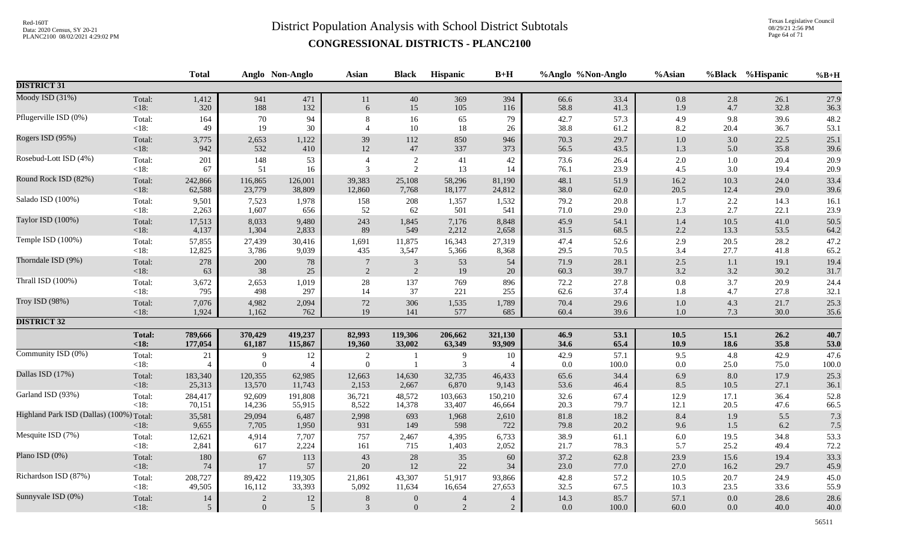# District Population Analysis with School District Subtotals

## CONGRESSIONAL DISTRICTS - PLANC2100

Red-160T
Data: 2020 Census, SY 20-21
PLANC2100 08/02/2021 4:29:02 PM

Texas Legislative Council
08/29/21 2:56 PM

| | | Total | Anglo | Non-Anglo | Asian | Black | Hispanic | B+H | %Anglo | %Non-Anglo | %Asian | %Black | %Hispanic | %B+H |
|---|---|---|---|---|---|---|---|---|---|---|---|---|---|---|
| **DISTRICT 31** | | | | | | | | | | | | | | |
| Moody ISD (31%) | Total: | 1,412 | 941 | 471 | 11 | 40 | 369 | 394 | 66.6 | 33.4 | 0.8 | 2.8 | 26.1 | 27.9 |
| | <18: | 320 | 188 | 132 | 6 | 15 | 105 | 116 | 58.8 | 41.3 | 1.9 | 4.7 | 32.8 | 36.3 |
| Pflugerville ISD (0%) | Total: | 164 | 70 | 94 | 8 | 16 | 65 | 79 | 42.7 | 57.3 | 4.9 | 9.8 | 39.6 | 48.2 |
| | <18: | 49 | 19 | 30 | 4 | 10 | 18 | 26 | 38.8 | 61.2 | 8.2 | 20.4 | 36.7 | 53.1 |
| Rogers ISD (95%) | Total: | 3,775 | 2,653 | 1,122 | 39 | 112 | 850 | 946 | 70.3 | 29.7 | 1.0 | 3.0 | 22.5 | 25.1 |
| | <18: | 942 | 532 | 410 | 12 | 47 | 337 | 373 | 56.5 | 43.5 | 1.3 | 5.0 | 35.8 | 39.6 |
| Rosebud-Lott ISD (4%) | Total: | 201 | 148 | 53 | 4 | 2 | 41 | 42 | 73.6 | 26.4 | 2.0 | 1.0 | 20.4 | 20.9 |
| | <18: | 67 | 51 | 16 | 3 | 2 | 13 | 14 | 76.1 | 23.9 | 4.5 | 3.0 | 19.4 | 20.9 |
| Round Rock ISD (82%) | Total: | 242,866 | 116,865 | 126,001 | 39,383 | 25,108 | 58,296 | 81,190 | 48.1 | 51.9 | 16.2 | 10.3 | 24.0 | 33.4 |
| | <18: | 62,588 | 23,779 | 38,809 | 12,860 | 7,768 | 18,177 | 24,812 | 38.0 | 62.0 | 20.5 | 12.4 | 29.0 | 39.6 |
| Salado ISD (100%) | Total: | 9,501 | 7,523 | 1,978 | 158 | 208 | 1,357 | 1,532 | 79.2 | 20.8 | 1.7 | 2.2 | 14.3 | 16.1 |
| | <18: | 2,263 | 1,607 | 656 | 52 | 62 | 501 | 541 | 71.0 | 29.0 | 2.3 | 2.7 | 22.1 | 23.9 |
| Taylor ISD (100%) | Total: | 17,513 | 8,033 | 9,480 | 243 | 1,845 | 7,176 | 8,848 | 45.9 | 54.1 | 1.4 | 10.5 | 41.0 | 50.5 |
| | <18: | 4,137 | 1,304 | 2,833 | 89 | 549 | 2,212 | 2,658 | 31.5 | 68.5 | 2.2 | 13.3 | 53.5 | 64.2 |
| Temple ISD (100%) | Total: | 57,855 | 27,439 | 30,416 | 1,691 | 11,875 | 16,343 | 27,319 | 47.4 | 52.6 | 2.9 | 20.5 | 28.2 | 47.2 |
| | <18: | 12,825 | 3,786 | 9,039 | 435 | 3,547 | 5,366 | 8,368 | 29.5 | 70.5 | 3.4 | 27.7 | 41.8 | 65.2 |
| Thorndale ISD (9%) | Total: | 278 | 200 | 78 | 7 | 3 | 53 | 54 | 71.9 | 28.1 | 2.5 | 1.1 | 19.1 | 19.4 |
| | <18: | 63 | 38 | 25 | 2 | 2 | 19 | 20 | 60.3 | 39.7 | 3.2 | 3.2 | 30.2 | 31.7 |
| Thrall ISD (100%) | Total: | 3,672 | 2,653 | 1,019 | 28 | 137 | 769 | 896 | 72.2 | 27.8 | 0.8 | 3.7 | 20.9 | 24.4 |
| | <18: | 795 | 498 | 297 | 14 | 37 | 221 | 255 | 62.6 | 37.4 | 1.8 | 4.7 | 27.8 | 32.1 |
| Troy ISD (98%) | Total: | 7,076 | 4,982 | 2,094 | 72 | 306 | 1,535 | 1,789 | 70.4 | 29.6 | 1.0 | 4.3 | 21.7 | 25.3 |
| | <18: | 1,924 | 1,162 | 762 | 19 | 141 | 577 | 685 | 60.4 | 39.6 | 1.0 | 7.3 | 30.0 | 35.6 |
| **DISTRICT 32** | | | | | | | | | | | | | | |
| | **Total:** | **789,666** | **370,429** | **419,237** | **82,993** | **119,306** | **206,662** | **321,130** | **46.9** | **53.1** | **10.5** | **15.1** | **26.2** | **40.7** |
| | **<18:** | **177,054** | **61,187** | **115,867** | **19,360** | **33,002** | **63,349** | **93,909** | **34.6** | **65.4** | **10.9** | **18.6** | **35.8** | **53.0** |
| Community ISD (0%) | Total: | 21 | 9 | 12 | 2 | 1 | 9 | 10 | 42.9 | 57.1 | 9.5 | 4.8 | 42.9 | 47.6 |
| | <18: | 4 | 0 | 4 | 0 | 1 | 3 | 4 | 0.0 | 100.0 | 0.0 | 25.0 | 75.0 | 100.0 |
| Dallas ISD (17%) | Total: | 183,340 | 120,355 | 62,985 | 12,663 | 14,630 | 32,735 | 46,433 | 65.6 | 34.4 | 6.9 | 8.0 | 17.9 | 25.3 |
| | <18: | 25,313 | 13,570 | 11,743 | 2,153 | 2,667 | 6,870 | 9,143 | 53.6 | 46.4 | 8.5 | 10.5 | 27.1 | 36.1 |
| Garland ISD (93%) | Total: | 284,417 | 92,609 | 191,808 | 36,721 | 48,572 | 103,663 | 150,210 | 32.6 | 67.4 | 12.9 | 17.1 | 36.4 | 52.8 |
| | <18: | 70,151 | 14,236 | 55,915 | 8,522 | 14,378 | 33,407 | 46,664 | 20.3 | 79.7 | 12.1 | 20.5 | 47.6 | 66.5 |
| Highland Park ISD (Dallas) (100%) | Total: | 35,581 | 29,094 | 6,487 | 2,998 | 693 | 1,968 | 2,610 | 81.8 | 18.2 | 8.4 | 1.9 | 5.5 | 7.3 |
| | <18: | 9,655 | 7,705 | 1,950 | 931 | 149 | 598 | 722 | 79.8 | 20.2 | 9.6 | 1.5 | 6.2 | 7.5 |
| Mesquite ISD (7%) | Total: | 12,621 | 4,914 | 7,707 | 757 | 2,467 | 4,395 | 6,733 | 38.9 | 61.1 | 6.0 | 19.5 | 34.8 | 53.3 |
| | <18: | 2,841 | 617 | 2,224 | 161 | 715 | 1,403 | 2,052 | 21.7 | 78.3 | 5.7 | 25.2 | 49.4 | 72.2 |
| Plano ISD (0%) | Total: | 180 | 67 | 113 | 43 | 28 | 35 | 60 | 37.2 | 62.8 | 23.9 | 15.6 | 19.4 | 33.3 |
| | <18: | 74 | 17 | 57 | 20 | 12 | 22 | 34 | 23.0 | 77.0 | 27.0 | 16.2 | 29.7 | 45.9 |
| Richardson ISD (87%) | Total: | 208,727 | 89,422 | 119,305 | 21,861 | 43,307 | 51,917 | 93,866 | 42.8 | 57.2 | 10.5 | 20.7 | 24.9 | 45.0 |
| | <18: | 49,505 | 16,112 | 33,393 | 5,092 | 11,634 | 16,654 | 27,653 | 32.5 | 67.5 | 10.3 | 23.5 | 33.6 | 55.9 |
| Sunnyvale ISD (0%) | Total: | 14 | 2 | 12 | 8 | 0 | 4 | 4 | 14.3 | 85.7 | 57.1 | 0.0 | 28.6 | 28.6 |
| | <18: | 5 | 0 | 5 | 3 | 0 | 2 | 2 | 0.0 | 100.0 | 60.0 | 0.0 | 40.0 | 40.0 |

56511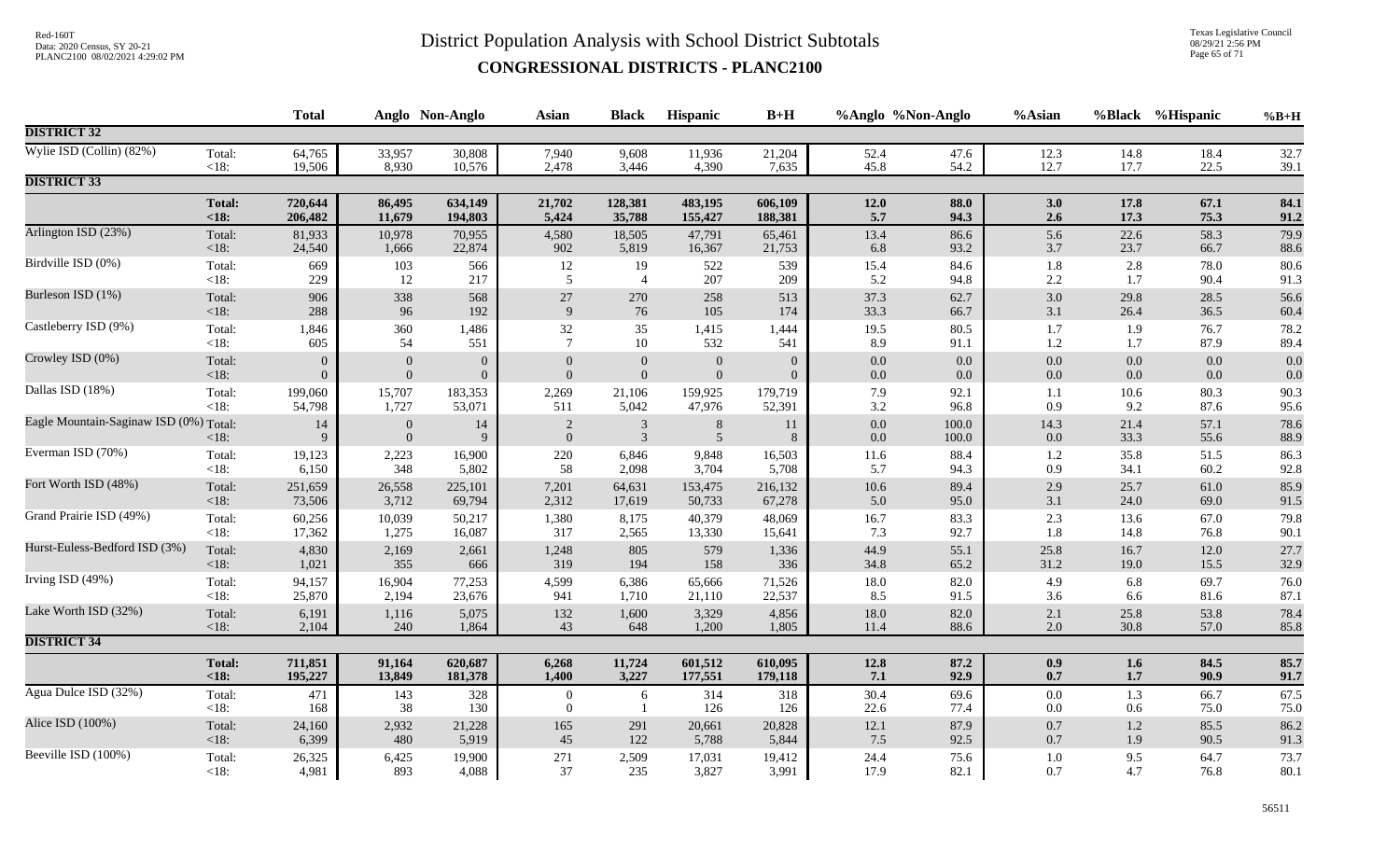# District Population Analysis with School District Subtotals

## CONGRESSIONAL DISTRICTS - PLANC2100

Red-160T
Data: 2020 Census, SY 20-21
PLANC2100 08/02/2021 4:29:02 PM

Texas Legislative Council
08/29/21 2:56 PM

| | | Total | Anglo | Non-Anglo | Asian | Black | Hispanic | B+H | %Anglo | %Non-Anglo | %Asian | %Black | %Hispanic | %B+H |
|---|---|---|---|---|---|---|---|---|---|---|---|---|---|---|
| **DISTRICT 32** | | | | | | | | | | | | | | |
| Wylie ISD (Collin) (82%) | Total: | 64,765 | 33,957 | 30,808 | 7,940 | 9,608 | 11,936 | 21,204 | 52.4 | 47.6 | 12.3 | 14.8 | 18.4 | 32.7 |
| | <18: | 19,506 | 8,930 | 10,576 | 2,478 | 3,446 | 4,390 | 7,635 | 45.8 | 54.2 | 12.7 | 17.7 | 22.5 | 39.1 |
| **DISTRICT 33** | | | | | | | | | | | | | | |
| | **Total:** | **720,644** | **86,495** | **634,149** | **21,702** | **128,381** | **483,195** | **606,109** | **12.0** | **88.0** | **3.0** | **17.8** | **67.1** | **84.1** |
| | **<18:** | **206,482** | **11,679** | **194,803** | **5,424** | **35,788** | **155,427** | **188,381** | **5.7** | **94.3** | **2.6** | **17.3** | **75.3** | **91.2** |
| Arlington ISD (23%) | Total: | 81,933 | 10,978 | 70,955 | 4,580 | 18,505 | 47,791 | 65,461 | 13.4 | 86.6 | 5.6 | 22.6 | 58.3 | 79.9 |
| | <18: | 24,540 | 1,666 | 22,874 | 902 | 5,819 | 16,367 | 21,753 | 6.8 | 93.2 | 3.7 | 23.7 | 66.7 | 88.6 |
| Birdville ISD (0%) | Total: | 669 | 103 | 566 | 12 | 19 | 522 | 539 | 15.4 | 84.6 | 1.8 | 2.8 | 78.0 | 80.6 |
| | <18: | 229 | 12 | 217 | 5 | 4 | 207 | 209 | 5.2 | 94.8 | 2.2 | 1.7 | 90.4 | 91.3 |
| Burleson ISD (1%) | Total: | 906 | 338 | 568 | 27 | 270 | 258 | 513 | 37.3 | 62.7 | 3.0 | 29.8 | 28.5 | 56.6 |
| | <18: | 288 | 96 | 192 | 9 | 76 | 105 | 174 | 33.3 | 66.7 | 3.1 | 26.4 | 36.5 | 60.4 |
| Castleberry ISD (9%) | Total: | 1,846 | 360 | 1,486 | 32 | 35 | 1,415 | 1,444 | 19.5 | 80.5 | 1.7 | 1.9 | 76.7 | 78.2 |
| | <18: | 605 | 54 | 551 | 7 | 10 | 532 | 541 | 8.9 | 91.1 | 1.2 | 1.7 | 87.9 | 89.4 |
| Crowley ISD (0%) | Total: | 0 | 0 | 0 | 0 | 0 | 0 | 0 | 0.0 | 0.0 | 0.0 | 0.0 | 0.0 | 0.0 |
| | <18: | 0 | 0 | 0 | 0 | 0 | 0 | 0 | 0.0 | 0.0 | 0.0 | 0.0 | 0.0 | 0.0 |
| Dallas ISD (18%) | Total: | 199,060 | 15,707 | 183,353 | 2,269 | 21,106 | 159,925 | 179,719 | 7.9 | 92.1 | 1.1 | 10.6 | 80.3 | 90.3 |
| | <18: | 54,798 | 1,727 | 53,071 | 511 | 5,042 | 47,976 | 52,391 | 3.2 | 96.8 | 0.9 | 9.2 | 87.6 | 95.6 |
| Eagle Mountain-Saginaw ISD (0%) | Total: | 14 | 0 | 14 | 2 | 3 | 8 | 11 | 0.0 | 100.0 | 14.3 | 21.4 | 57.1 | 78.6 |
| | <18: | 9 | 0 | 9 | 0 | 3 | 5 | 8 | 0.0 | 100.0 | 0.0 | 33.3 | 55.6 | 88.9 |
| Everman ISD (70%) | Total: | 19,123 | 2,223 | 16,900 | 220 | 6,846 | 9,848 | 16,503 | 11.6 | 88.4 | 1.2 | 35.8 | 51.5 | 86.3 |
| | <18: | 6,150 | 348 | 5,802 | 58 | 2,098 | 3,704 | 5,708 | 5.7 | 94.3 | 0.9 | 34.1 | 60.2 | 92.8 |
| Fort Worth ISD (48%) | Total: | 251,659 | 26,558 | 225,101 | 7,201 | 64,631 | 153,475 | 216,132 | 10.6 | 89.4 | 2.9 | 25.7 | 61.0 | 85.9 |
| | <18: | 73,506 | 3,712 | 69,794 | 2,312 | 17,619 | 50,733 | 67,278 | 5.0 | 95.0 | 3.1 | 24.0 | 69.0 | 91.5 |
| Grand Prairie ISD (49%) | Total: | 60,256 | 10,039 | 50,217 | 1,380 | 8,175 | 40,379 | 48,069 | 16.7 | 83.3 | 2.3 | 13.6 | 67.0 | 79.8 |
| | <18: | 17,362 | 1,275 | 16,087 | 317 | 2,565 | 13,330 | 15,641 | 7.3 | 92.7 | 1.8 | 14.8 | 76.8 | 90.1 |
| Hurst-Euless-Bedford ISD (3%) | Total: | 4,830 | 2,169 | 2,661 | 1,248 | 805 | 579 | 1,336 | 44.9 | 55.1 | 25.8 | 16.7 | 12.0 | 27.7 |
| | <18: | 1,021 | 355 | 666 | 319 | 194 | 158 | 336 | 34.8 | 65.2 | 31.2 | 19.0 | 15.5 | 32.9 |
| Irving ISD (49%) | Total: | 94,157 | 16,904 | 77,253 | 4,599 | 6,386 | 65,666 | 71,526 | 18.0 | 82.0 | 4.9 | 6.8 | 69.7 | 76.0 |
| | <18: | 25,870 | 2,194 | 23,676 | 941 | 1,710 | 21,110 | 22,537 | 8.5 | 91.5 | 3.6 | 6.6 | 81.6 | 87.1 |
| Lake Worth ISD (32%) | Total: | 6,191 | 1,116 | 5,075 | 132 | 1,600 | 3,329 | 4,856 | 18.0 | 82.0 | 2.1 | 25.8 | 53.8 | 78.4 |
| | <18: | 2,104 | 240 | 1,864 | 43 | 648 | 1,200 | 1,805 | 11.4 | 88.6 | 2.0 | 30.8 | 57.0 | 85.8 |
| **DISTRICT 34** | | | | | | | | | | | | | | |
| | **Total:** | **711,851** | **91,164** | **620,687** | **6,268** | **11,724** | **601,512** | **610,095** | **12.8** | **87.2** | **0.9** | **1.6** | **84.5** | **85.7** |
| | **<18:** | **195,227** | **13,849** | **181,378** | **1,400** | **3,227** | **177,551** | **179,118** | **7.1** | **92.9** | **0.7** | **1.7** | **90.9** | **91.7** |
| Agua Dulce ISD (32%) | Total: | 471 | 143 | 328 | 0 | 6 | 314 | 318 | 30.4 | 69.6 | 0.0 | 1.3 | 66.7 | 67.5 |
| | <18: | 168 | 38 | 130 | 0 | 1 | 126 | 126 | 22.6 | 77.4 | 0.0 | 0.6 | 75.0 | 75.0 |
| Alice ISD (100%) | Total: | 24,160 | 2,932 | 21,228 | 165 | 291 | 20,661 | 20,828 | 12.1 | 87.9 | 0.7 | 1.2 | 85.5 | 86.2 |
| | <18: | 6,399 | 480 | 5,919 | 45 | 122 | 5,788 | 5,844 | 7.5 | 92.5 | 0.7 | 1.9 | 90.5 | 91.3 |
| Beeville ISD (100%) | Total: | 26,325 | 6,425 | 19,900 | 271 | 2,509 | 17,031 | 19,412 | 24.4 | 75.6 | 1.0 | 9.5 | 64.7 | 73.7 |
| | <18: | 4,981 | 893 | 4,088 | 37 | 235 | 3,827 | 3,991 | 17.9 | 82.1 | 0.7 | 4.7 | 76.8 | 80.1 |

56511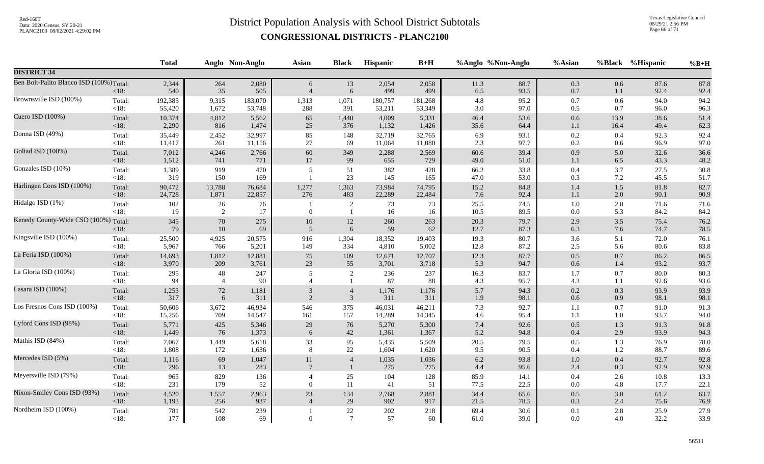# District Population Analysis with School District Subtotals

## CONGRESSIONAL DISTRICTS - PLANC2100

Red-160T
Data: 2020 Census, SY 20-21
PLANC2100 08/02/2021 4:29:02 PM

Texas Legislative Council
08/29/21 2:56 PM

| | | Total | Anglo | Non-Anglo | Asian | Black | Hispanic | B+H | %Anglo | %Non-Anglo | %Asian | %Black | %Hispanic | %B+H |
|---|---|---|---|---|---|---|---|---|---|---|---|---|---|---|
| **DISTRICT 34** | | | | | | | | | | | | | | |
| Ben Bolt-Palito Blanco ISD (100%) | Total: | 2,344 | 264 | 2,080 | 6 | 13 | 2,054 | 2,058 | 11.3 | 88.7 | 0.3 | 0.6 | 87.6 | 87.8 |
| | <18: | 540 | 35 | 505 | 4 | 6 | 499 | 499 | 6.5 | 93.5 | 0.7 | 1.1 | 92.4 | 92.4 |
| Brownsville ISD (100%) | Total: | 192,385 | 9,315 | 183,070 | 1,313 | 1,071 | 180,757 | 181,268 | 4.8 | 95.2 | 0.7 | 0.6 | 94.0 | 94.2 |
| | <18: | 55,420 | 1,672 | 53,748 | 288 | 391 | 53,211 | 53,349 | 3.0 | 97.0 | 0.5 | 0.7 | 96.0 | 96.3 |
| Cuero ISD (100%) | Total: | 10,374 | 4,812 | 5,562 | 65 | 1,440 | 4,009 | 5,331 | 46.4 | 53.6 | 0.6 | 13.9 | 38.6 | 51.4 |
| | <18: | 2,290 | 816 | 1,474 | 25 | 376 | 1,132 | 1,426 | 35.6 | 64.4 | 1.1 | 16.4 | 49.4 | 62.3 |
| Donna ISD (49%) | Total: | 35,449 | 2,452 | 32,997 | 85 | 148 | 32,719 | 32,765 | 6.9 | 93.1 | 0.2 | 0.4 | 92.3 | 92.4 |
| | <18: | 11,417 | 261 | 11,156 | 27 | 69 | 11,064 | 11,080 | 2.3 | 97.7 | 0.2 | 0.6 | 96.9 | 97.0 |
| Goliad ISD (100%) | Total: | 7,012 | 4,246 | 2,766 | 60 | 349 | 2,288 | 2,569 | 60.6 | 39.4 | 0.9 | 5.0 | 32.6 | 36.6 |
| | <18: | 1,512 | 741 | 771 | 17 | 99 | 655 | 729 | 49.0 | 51.0 | 1.1 | 6.5 | 43.3 | 48.2 |
| Gonzales ISD (10%) | Total: | 1,389 | 919 | 470 | 5 | 51 | 382 | 428 | 66.2 | 33.8 | 0.4 | 3.7 | 27.5 | 30.8 |
| | <18: | 319 | 150 | 169 | 1 | 23 | 145 | 165 | 47.0 | 53.0 | 0.3 | 7.2 | 45.5 | 51.7 |
| Harlingen Cons ISD (100%) | Total: | 90,472 | 13,788 | 76,684 | 1,277 | 1,363 | 73,984 | 74,795 | 15.2 | 84.8 | 1.4 | 1.5 | 81.8 | 82.7 |
| | <18: | 24,728 | 1,871 | 22,857 | 276 | 483 | 22,289 | 22,484 | 7.6 | 92.4 | 1.1 | 2.0 | 90.1 | 90.9 |
| Hidalgo ISD (1%) | Total: | 102 | 26 | 76 | 1 | 2 | 73 | 73 | 25.5 | 74.5 | 1.0 | 2.0 | 71.6 | 71.6 |
| | <18: | 19 | 2 | 17 | 0 | 1 | 16 | 16 | 10.5 | 89.5 | 0.0 | 5.3 | 84.2 | 84.2 |
| Kenedy County-Wide CSD (100%) | Total: | 345 | 70 | 275 | 10 | 12 | 260 | 263 | 20.3 | 79.7 | 2.9 | 3.5 | 75.4 | 76.2 |
| | <18: | 79 | 10 | 69 | 5 | 6 | 59 | 62 | 12.7 | 87.3 | 6.3 | 7.6 | 74.7 | 78.5 |
| Kingsville ISD (100%) | Total: | 25,500 | 4,925 | 20,575 | 916 | 1,304 | 18,352 | 19,403 | 19.3 | 80.7 | 3.6 | 5.1 | 72.0 | 76.1 |
| | <18: | 5,967 | 766 | 5,201 | 149 | 334 | 4,810 | 5,002 | 12.8 | 87.2 | 2.5 | 5.6 | 80.6 | 83.8 |
| La Feria ISD (100%) | Total: | 14,693 | 1,812 | 12,881 | 75 | 109 | 12,671 | 12,707 | 12.3 | 87.7 | 0.5 | 0.7 | 86.2 | 86.5 |
| | <18: | 3,970 | 209 | 3,761 | 23 | 55 | 3,701 | 3,718 | 5.3 | 94.7 | 0.6 | 1.4 | 93.2 | 93.7 |
| La Gloria ISD (100%) | Total: | 295 | 48 | 247 | 5 | 2 | 236 | 237 | 16.3 | 83.7 | 1.7 | 0.7 | 80.0 | 80.3 |
| | <18: | 94 | 4 | 90 | 4 | 1 | 87 | 88 | 4.3 | 95.7 | 4.3 | 1.1 | 92.6 | 93.6 |
| Lasara ISD (100%) | Total: | 1,253 | 72 | 1,181 | 3 | 4 | 1,176 | 1,176 | 5.7 | 94.3 | 0.2 | 0.3 | 93.9 | 93.9 |
| | <18: | 317 | 6 | 311 | 2 | 3 | 311 | 311 | 1.9 | 98.1 | 0.6 | 0.9 | 98.1 | 98.1 |
| Los Fresnos Cons ISD (100%) | Total: | 50,606 | 3,672 | 46,934 | 546 | 375 | 46,031 | 46,211 | 7.3 | 92.7 | 1.1 | 0.7 | 91.0 | 91.3 |
| | <18: | 15,256 | 709 | 14,547 | 161 | 157 | 14,289 | 14,345 | 4.6 | 95.4 | 1.1 | 1.0 | 93.7 | 94.0 |
| Lyford Cons ISD (98%) | Total: | 5,771 | 425 | 5,346 | 29 | 76 | 5,270 | 5,300 | 7.4 | 92.6 | 0.5 | 1.3 | 91.3 | 91.8 |
| | <18: | 1,449 | 76 | 1,373 | 6 | 42 | 1,361 | 1,367 | 5.2 | 94.8 | 0.4 | 2.9 | 93.9 | 94.3 |
| Mathis ISD (84%) | Total: | 7,067 | 1,449 | 5,618 | 33 | 95 | 5,435 | 5,509 | 20.5 | 79.5 | 0.5 | 1.3 | 76.9 | 78.0 |
| | <18: | 1,808 | 172 | 1,636 | 8 | 22 | 1,604 | 1,620 | 9.5 | 90.5 | 0.4 | 1.2 | 88.7 | 89.6 |
| Mercedes ISD (5%) | Total: | 1,116 | 69 | 1,047 | 11 | 4 | 1,035 | 1,036 | 6.2 | 93.8 | 1.0 | 0.4 | 92.7 | 92.8 |
| | <18: | 296 | 13 | 283 | 7 | 1 | 275 | 275 | 4.4 | 95.6 | 2.4 | 0.3 | 92.9 | 92.9 |
| Meyersville ISD (79%) | Total: | 965 | 829 | 136 | 4 | 25 | 104 | 128 | 85.9 | 14.1 | 0.4 | 2.6 | 10.8 | 13.3 |
| | <18: | 231 | 179 | 52 | 0 | 11 | 41 | 51 | 77.5 | 22.5 | 0.0 | 4.8 | 17.7 | 22.1 |
| Nixon-Smiley Cons ISD (93%) | Total: | 4,520 | 1,557 | 2,963 | 23 | 134 | 2,768 | 2,881 | 34.4 | 65.6 | 0.5 | 3.0 | 61.2 | 63.7 |
| | <18: | 1,193 | 256 | 937 | 4 | 29 | 902 | 917 | 21.5 | 78.5 | 0.3 | 2.4 | 75.6 | 76.9 |
| Nordheim ISD (100%) | Total: | 781 | 542 | 239 | 1 | 22 | 202 | 218 | 69.4 | 30.6 | 0.1 | 2.8 | 25.9 | 27.9 |
| | <18: | 177 | 108 | 69 | 0 | 7 | 57 | 60 | 61.0 | 39.0 | 0.0 | 4.0 | 32.2 | 33.9 |

56511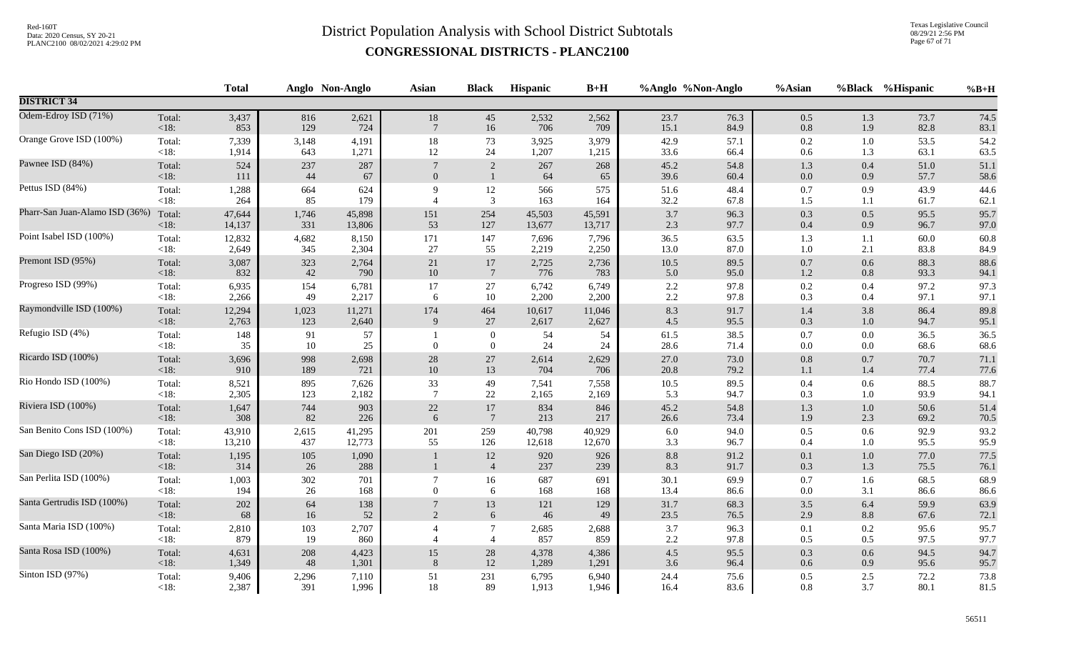# District Population Analysis with School District Subtotals

## CONGRESSIONAL DISTRICTS - PLANC2100

| | | Total | Anglo | Non-Anglo | Asian | Black | Hispanic | B+H | %Anglo | %Non-Anglo | %Asian | %Black | %Hispanic | %B+H |
|---|---|---|---|---|---|---|---|---|---|---|---|---|---|---|
| **DISTRICT 34** | | | | | | | | | | | | | | |
| Odem-Edroy ISD (71%) | Total: | 3,437 | 816 | 2,621 | 18 | 45 | 2,532 | 2,562 | 23.7 | 76.3 | 0.5 | 1.3 | 73.7 | 74.5 |
| | <18: | 853 | 129 | 724 | 7 | 16 | 706 | 709 | 15.1 | 84.9 | 0.8 | 1.9 | 82.8 | 83.1 |
| Orange Grove ISD (100%) | Total: | 7,339 | 3,148 | 4,191 | 18 | 73 | 3,925 | 3,979 | 42.9 | 57.1 | 0.2 | 1.0 | 53.5 | 54.2 |
| | <18: | 1,914 | 643 | 1,271 | 12 | 24 | 1,207 | 1,215 | 33.6 | 66.4 | 0.6 | 1.3 | 63.1 | 63.5 |
| Pawnee ISD (84%) | Total: | 524 | 237 | 287 | 7 | 2 | 267 | 268 | 45.2 | 54.8 | 1.3 | 0.4 | 51.0 | 51.1 |
| | <18: | 111 | 44 | 67 | 0 | 1 | 64 | 65 | 39.6 | 60.4 | 0.0 | 0.9 | 57.7 | 58.6 |
| Pettus ISD (84%) | Total: | 1,288 | 664 | 624 | 9 | 12 | 566 | 575 | 51.6 | 48.4 | 0.7 | 0.9 | 43.9 | 44.6 |
| | <18: | 264 | 85 | 179 | 4 | 3 | 163 | 164 | 32.2 | 67.8 | 1.5 | 1.1 | 61.7 | 62.1 |
| Pharr-San Juan-Alamo ISD (36%) | Total: | 47,644 | 1,746 | 45,898 | 151 | 254 | 45,503 | 45,591 | 3.7 | 96.3 | 0.3 | 0.5 | 95.5 | 95.7 |
| | <18: | 14,137 | 331 | 13,806 | 53 | 127 | 13,677 | 13,717 | 2.3 | 97.7 | 0.4 | 0.9 | 96.7 | 97.0 |
| Point Isabel ISD (100%) | Total: | 12,832 | 4,682 | 8,150 | 171 | 147 | 7,696 | 7,796 | 36.5 | 63.5 | 1.3 | 1.1 | 60.0 | 60.8 |
| | <18: | 2,649 | 345 | 2,304 | 27 | 55 | 2,219 | 2,250 | 13.0 | 87.0 | 1.0 | 2.1 | 83.8 | 84.9 |
| Premont ISD (95%) | Total: | 3,087 | 323 | 2,764 | 21 | 17 | 2,725 | 2,736 | 10.5 | 89.5 | 0.7 | 0.6 | 88.3 | 88.6 |
| | <18: | 832 | 42 | 790 | 10 | 7 | 776 | 783 | 5.0 | 95.0 | 1.2 | 0.8 | 93.3 | 94.1 |
| Progreso ISD (99%) | Total: | 6,935 | 154 | 6,781 | 17 | 27 | 6,742 | 6,749 | 2.2 | 97.8 | 0.2 | 0.4 | 97.2 | 97.3 |
| | <18: | 2,266 | 49 | 2,217 | 6 | 10 | 2,200 | 2,200 | 2.2 | 97.8 | 0.3 | 0.4 | 97.1 | 97.1 |
| Raymondville ISD (100%) | Total: | 12,294 | 1,023 | 11,271 | 174 | 464 | 10,617 | 11,046 | 8.3 | 91.7 | 1.4 | 3.8 | 86.4 | 89.8 |
| | <18: | 2,763 | 123 | 2,640 | 9 | 27 | 2,617 | 2,627 | 4.5 | 95.5 | 0.3 | 1.0 | 94.7 | 95.1 |
| Refugio ISD (4%) | Total: | 148 | 91 | 57 | 1 | 0 | 54 | 54 | 61.5 | 38.5 | 0.7 | 0.0 | 36.5 | 36.5 |
| | <18: | 35 | 10 | 25 | 0 | 0 | 24 | 24 | 28.6 | 71.4 | 0.0 | 0.0 | 68.6 | 68.6 |
| Ricardo ISD (100%) | Total: | 3,696 | 998 | 2,698 | 28 | 27 | 2,614 | 2,629 | 27.0 | 73.0 | 0.8 | 0.7 | 70.7 | 71.1 |
| | <18: | 910 | 189 | 721 | 10 | 13 | 704 | 706 | 20.8 | 79.2 | 1.1 | 1.4 | 77.4 | 77.6 |
| Rio Hondo ISD (100%) | Total: | 8,521 | 895 | 7,626 | 33 | 49 | 7,541 | 7,558 | 10.5 | 89.5 | 0.4 | 0.6 | 88.5 | 88.7 |
| | <18: | 2,305 | 123 | 2,182 | 7 | 22 | 2,165 | 2,169 | 5.3 | 94.7 | 0.3 | 1.0 | 93.9 | 94.1 |
| Riviera ISD (100%) | Total: | 1,647 | 744 | 903 | 22 | 17 | 834 | 846 | 45.2 | 54.8 | 1.3 | 1.0 | 50.6 | 51.4 |
| | <18: | 308 | 82 | 226 | 6 | 7 | 213 | 217 | 26.6 | 73.4 | 1.9 | 2.3 | 69.2 | 70.5 |
| San Benito Cons ISD (100%) | Total: | 43,910 | 2,615 | 41,295 | 201 | 259 | 40,798 | 40,929 | 6.0 | 94.0 | 0.5 | 0.6 | 92.9 | 93.2 |
| | <18: | 13,210 | 437 | 12,773 | 55 | 126 | 12,618 | 12,670 | 3.3 | 96.7 | 0.4 | 1.0 | 95.5 | 95.9 |
| San Diego ISD (20%) | Total: | 1,195 | 105 | 1,090 | 1 | 12 | 920 | 926 | 8.8 | 91.2 | 0.1 | 1.0 | 77.0 | 77.5 |
| | <18: | 314 | 26 | 288 | 1 | 4 | 237 | 239 | 8.3 | 91.7 | 0.3 | 1.3 | 75.5 | 76.1 |
| San Perlita ISD (100%) | Total: | 1,003 | 302 | 701 | 7 | 16 | 687 | 691 | 30.1 | 69.9 | 0.7 | 1.6 | 68.5 | 68.9 |
| | <18: | 194 | 26 | 168 | 0 | 6 | 168 | 168 | 13.4 | 86.6 | 0.0 | 3.1 | 86.6 | 86.6 |
| Santa Gertrudis ISD (100%) | Total: | 202 | 64 | 138 | 7 | 13 | 121 | 129 | 31.7 | 68.3 | 3.5 | 6.4 | 59.9 | 63.9 |
| | <18: | 68 | 16 | 52 | 2 | 6 | 46 | 49 | 23.5 | 76.5 | 2.9 | 8.8 | 67.6 | 72.1 |
| Santa Maria ISD (100%) | Total: | 2,810 | 103 | 2,707 | 4 | 7 | 2,685 | 2,688 | 3.7 | 96.3 | 0.1 | 0.2 | 95.6 | 95.7 |
| | <18: | 879 | 19 | 860 | 4 | 4 | 857 | 859 | 2.2 | 97.8 | 0.5 | 0.5 | 97.5 | 97.7 |
| Santa Rosa ISD (100%) | Total: | 4,631 | 208 | 4,423 | 15 | 28 | 4,378 | 4,386 | 4.5 | 95.5 | 0.3 | 0.6 | 94.5 | 94.7 |
| | <18: | 1,349 | 48 | 1,301 | 8 | 12 | 1,289 | 1,291 | 3.6 | 96.4 | 0.6 | 0.9 | 95.6 | 95.7 |
| Sinton ISD (97%) | Total: | 9,406 | 2,296 | 7,110 | 51 | 231 | 6,795 | 6,940 | 24.4 | 75.6 | 0.5 | 2.5 | 72.2 | 73.8 |
| | <18: | 2,387 | 391 | 1,996 | 18 | 89 | 1,913 | 1,946 | 16.4 | 83.6 | 0.8 | 3.7 | 80.1 | 81.5 |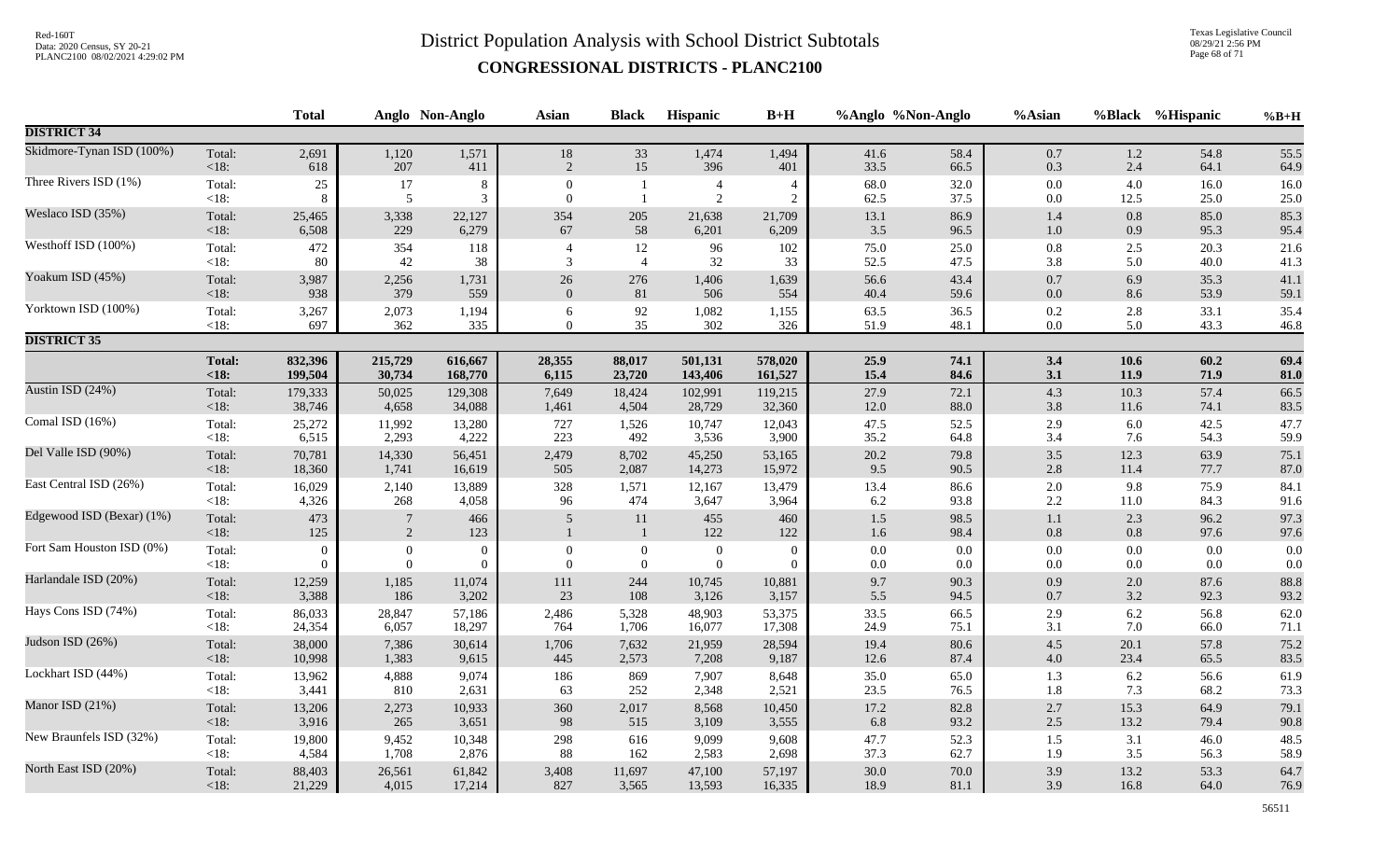# District Population Analysis with School District Subtotals

## CONGRESSIONAL DISTRICTS - PLANC2100

| | | Total | Anglo | Non-Anglo | Asian | Black | Hispanic | B+H | %Anglo | %Non-Anglo | %Asian | %Black | %Hispanic | %B+H |
|---|---|---|---|---|---|---|---|---|---|---|---|---|---|---|
| **DISTRICT 34** | | | | | | | | | | | | | | |
| Skidmore-Tynan ISD (100%) | Total: | 2,691 | 1,120 | 1,571 | 18 | 33 | 1,474 | 1,494 | 41.6 | 58.4 | 0.7 | 1.2 | 54.8 | 55.5 |
| | <18: | 618 | 207 | 411 | 2 | 15 | 396 | 401 | 33.5 | 66.5 | 0.3 | 2.4 | 64.1 | 64.9 |
| Three Rivers ISD (1%) | Total: | 25 | 17 | 8 | 0 | 1 | 4 | 4 | 68.0 | 32.0 | 0.0 | 4.0 | 16.0 | 16.0 |
| | <18: | 8 | 5 | 3 | 0 | 1 | 2 | 2 | 62.5 | 37.5 | 0.0 | 12.5 | 25.0 | 25.0 |
| Weslaco ISD (35%) | Total: | 25,465 | 3,338 | 22,127 | 354 | 205 | 21,638 | 21,709 | 13.1 | 86.9 | 1.4 | 0.8 | 85.0 | 85.3 |
| | <18: | 6,508 | 229 | 6,279 | 67 | 58 | 6,201 | 6,209 | 3.5 | 96.5 | 1.0 | 0.9 | 95.3 | 95.4 |
| Westhoff ISD (100%) | Total: | 472 | 354 | 118 | 4 | 12 | 96 | 102 | 75.0 | 25.0 | 0.8 | 2.5 | 20.3 | 21.6 |
| | <18: | 80 | 42 | 38 | 3 | 4 | 32 | 33 | 52.5 | 47.5 | 3.8 | 5.0 | 40.0 | 41.3 |
| Yoakum ISD (45%) | Total: | 3,987 | 2,256 | 1,731 | 26 | 276 | 1,406 | 1,639 | 56.6 | 43.4 | 0.7 | 6.9 | 35.3 | 41.1 |
| | <18: | 938 | 379 | 559 | 0 | 81 | 506 | 554 | 40.4 | 59.6 | 0.0 | 8.6 | 53.9 | 59.1 |
| Yorktown ISD (100%) | Total: | 3,267 | 2,073 | 1,194 | 6 | 92 | 1,082 | 1,155 | 63.5 | 36.5 | 0.2 | 2.8 | 33.1 | 35.4 |
| | <18: | 697 | 362 | 335 | 0 | 35 | 302 | 326 | 51.9 | 48.1 | 0.0 | 5.0 | 43.3 | 46.8 |
| **DISTRICT 35** | | | | | | | | | | | | | | |
| | **Total:** | **832,396** | **215,729** | **616,667** | **28,355** | **88,017** | **501,131** | **578,020** | **25.9** | **74.1** | **3.4** | **10.6** | **60.2** | **69.4** |
| | **<18:** | **199,504** | **30,734** | **168,770** | **6,115** | **23,720** | **143,406** | **161,527** | **15.4** | **84.6** | **3.1** | **11.9** | **71.9** | **81.0** |
| Austin ISD (24%) | Total: | 179,333 | 50,025 | 129,308 | 7,649 | 18,424 | 102,991 | 119,215 | 27.9 | 72.1 | 4.3 | 10.3 | 57.4 | 66.5 |
| | <18: | 38,746 | 4,658 | 34,088 | 1,461 | 4,504 | 28,729 | 32,360 | 12.0 | 88.0 | 3.8 | 11.6 | 74.1 | 83.5 |
| Comal ISD (16%) | Total: | 25,272 | 11,992 | 13,280 | 727 | 1,526 | 10,747 | 12,043 | 47.5 | 52.5 | 2.9 | 6.0 | 42.5 | 47.7 |
| | <18: | 6,515 | 2,293 | 4,222 | 223 | 492 | 3,536 | 3,900 | 35.2 | 64.8 | 3.4 | 7.6 | 54.3 | 59.9 |
| Del Valle ISD (90%) | Total: | 70,781 | 14,330 | 56,451 | 2,479 | 8,702 | 45,250 | 53,165 | 20.2 | 79.8 | 3.5 | 12.3 | 63.9 | 75.1 |
| | <18: | 18,360 | 1,741 | 16,619 | 505 | 2,087 | 14,273 | 15,972 | 9.5 | 90.5 | 2.8 | 11.4 | 77.7 | 87.0 |
| East Central ISD (26%) | Total: | 16,029 | 2,140 | 13,889 | 328 | 1,571 | 12,167 | 13,479 | 13.4 | 86.6 | 2.0 | 9.8 | 75.9 | 84.1 |
| | <18: | 4,326 | 268 | 4,058 | 96 | 474 | 3,647 | 3,964 | 6.2 | 93.8 | 2.2 | 11.0 | 84.3 | 91.6 |
| Edgewood ISD (Bexar) (1%) | Total: | 473 | 7 | 466 | 5 | 11 | 455 | 460 | 1.5 | 98.5 | 1.1 | 2.3 | 96.2 | 97.3 |
| | <18: | 125 | 2 | 123 | 1 | 1 | 122 | 122 | 1.6 | 98.4 | 0.8 | 0.8 | 97.6 | 97.6 |
| Fort Sam Houston ISD (0%) | Total: | 0 | 0 | 0 | 0 | 0 | 0 | 0 | 0.0 | 0.0 | 0.0 | 0.0 | 0.0 | 0.0 |
| | <18: | 0 | 0 | 0 | 0 | 0 | 0 | 0 | 0.0 | 0.0 | 0.0 | 0.0 | 0.0 | 0.0 |
| Harlandale ISD (20%) | Total: | 12,259 | 1,185 | 11,074 | 111 | 244 | 10,745 | 10,881 | 9.7 | 90.3 | 0.9 | 2.0 | 87.6 | 88.8 |
| | <18: | 3,388 | 186 | 3,202 | 23 | 108 | 3,126 | 3,157 | 5.5 | 94.5 | 0.7 | 3.2 | 92.3 | 93.2 |
| Hays Cons ISD (74%) | Total: | 86,033 | 28,847 | 57,186 | 2,486 | 5,328 | 48,903 | 53,375 | 33.5 | 66.5 | 2.9 | 6.2 | 56.8 | 62.0 |
| | <18: | 24,354 | 6,057 | 18,297 | 764 | 1,706 | 16,077 | 17,308 | 24.9 | 75.1 | 3.1 | 7.0 | 66.0 | 71.1 |
| Judson ISD (26%) | Total: | 38,000 | 7,386 | 30,614 | 1,706 | 7,632 | 21,959 | 28,594 | 19.4 | 80.6 | 4.5 | 20.1 | 57.8 | 75.2 |
| | <18: | 10,998 | 1,383 | 9,615 | 445 | 2,573 | 7,208 | 9,187 | 12.6 | 87.4 | 4.0 | 23.4 | 65.5 | 83.5 |
| Lockhart ISD (44%) | Total: | 13,962 | 4,888 | 9,074 | 186 | 869 | 7,907 | 8,648 | 35.0 | 65.0 | 1.3 | 6.2 | 56.6 | 61.9 |
| | <18: | 3,441 | 810 | 2,631 | 63 | 252 | 2,348 | 2,521 | 23.5 | 76.5 | 1.8 | 7.3 | 68.2 | 73.3 |
| Manor ISD (21%) | Total: | 13,206 | 2,273 | 10,933 | 360 | 2,017 | 8,568 | 10,450 | 17.2 | 82.8 | 2.7 | 15.3 | 64.9 | 79.1 |
| | <18: | 3,916 | 265 | 3,651 | 98 | 515 | 3,109 | 3,555 | 6.8 | 93.2 | 2.5 | 13.2 | 79.4 | 90.8 |
| New Braunfels ISD (32%) | Total: | 19,800 | 9,452 | 10,348 | 298 | 616 | 9,099 | 9,608 | 47.7 | 52.3 | 1.5 | 3.1 | 46.0 | 48.5 |
| | <18: | 4,584 | 1,708 | 2,876 | 88 | 162 | 2,583 | 2,698 | 37.3 | 62.7 | 1.9 | 3.5 | 56.3 | 58.9 |
| North East ISD (20%) | Total: | 88,403 | 26,561 | 61,842 | 3,408 | 11,697 | 47,100 | 57,197 | 30.0 | 70.0 | 3.9 | 13.2 | 53.3 | 64.7 |
| | <18: | 21,229 | 4,015 | 17,214 | 827 | 3,565 | 13,593 | 16,335 | 18.9 | 81.1 | 3.9 | 16.8 | 64.0 | 76.9 |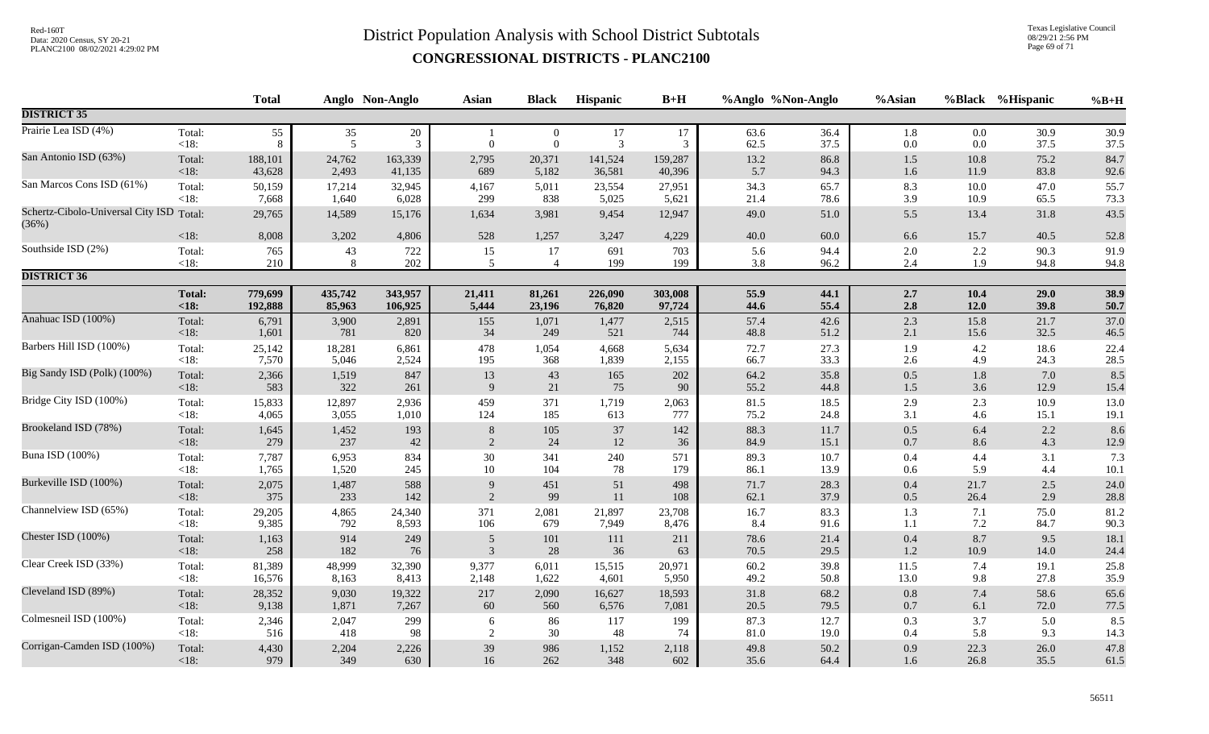# District Population Analysis with School District Subtotals

## CONGRESSIONAL DISTRICTS - PLANC2100

Red-160T
Data: 2020 Census, SY 20-21
PLANC2100 08/02/2021 4:29:02 PM

Texas Legislative Council
08/29/21 2:56 PM

| | | Total | Anglo | Non-Anglo | Asian | Black | Hispanic | B+H | %Anglo | %Non-Anglo | %Asian | %Black | %Hispanic | %B+H |
|---|---|---|---|---|---|---|---|---|---|---|---|---|---|---|
| **DISTRICT 35** | | | | | | | | | | | | | | |
| Prairie Lea ISD (4%) | Total: | 55 | 35 | 20 | 1 | 0 | 17 | 17 | 63.6 | 36.4 | 1.8 | 0.0 | 30.9 | 30.9 |
| | <18: | 8 | 5 | 3 | 0 | 0 | 3 | 3 | 62.5 | 37.5 | 0.0 | 0.0 | 37.5 | 37.5 |
| San Antonio ISD (63%) | Total: | 188,101 | 24,762 | 163,339 | 2,795 | 20,371 | 141,524 | 159,287 | 13.2 | 86.8 | 1.5 | 10.8 | 75.2 | 84.7 |
| | <18: | 43,628 | 2,493 | 41,135 | 689 | 5,182 | 36,581 | 40,396 | 5.7 | 94.3 | 1.6 | 11.9 | 83.8 | 92.6 |
| San Marcos Cons ISD (61%) | Total: | 50,159 | 17,214 | 32,945 | 4,167 | 5,011 | 23,554 | 27,951 | 34.3 | 65.7 | 8.3 | 10.0 | 47.0 | 55.7 |
| | <18: | 7,668 | 1,640 | 6,028 | 299 | 838 | 5,025 | 5,621 | 21.4 | 78.6 | 3.9 | 10.9 | 65.5 | 73.3 |
| Schertz-Cibolo-Universal City ISD (36%) | Total: | 29,765 | 14,589 | 15,176 | 1,634 | 3,981 | 9,454 | 12,947 | 49.0 | 51.0 | 5.5 | 13.4 | 31.8 | 43.5 |
| | <18: | 8,008 | 3,202 | 4,806 | 528 | 1,257 | 3,247 | 4,229 | 40.0 | 60.0 | 6.6 | 15.7 | 40.5 | 52.8 |
| Southside ISD (2%) | Total: | 765 | 43 | 722 | 15 | 17 | 691 | 703 | 5.6 | 94.4 | 2.0 | 2.2 | 90.3 | 91.9 |
| | <18: | 210 | 8 | 202 | 5 | 4 | 199 | 199 | 3.8 | 96.2 | 2.4 | 1.9 | 94.8 | 94.8 |
| **DISTRICT 36** | | | | | | | | | | | | | | |
| | **Total:** | **779,699** | **435,742** | **343,957** | **21,411** | **81,261** | **226,090** | **303,008** | **55.9** | **44.1** | **2.7** | **10.4** | **29.0** | **38.9** |
| | **<18:** | **192,888** | **85,963** | **106,925** | **5,444** | **23,196** | **76,820** | **97,724** | **44.6** | **55.4** | **2.8** | **12.0** | **39.8** | **50.7** |
| Anahuac ISD (100%) | Total: | 6,791 | 3,900 | 2,891 | 155 | 1,071 | 1,477 | 2,515 | 57.4 | 42.6 | 2.3 | 15.8 | 21.7 | 37.0 |
| | <18: | 1,601 | 781 | 820 | 34 | 249 | 521 | 744 | 48.8 | 51.2 | 2.1 | 15.6 | 32.5 | 46.5 |
| Barbers Hill ISD (100%) | Total: | 25,142 | 18,281 | 6,861 | 478 | 1,054 | 4,668 | 5,634 | 72.7 | 27.3 | 1.9 | 4.2 | 18.6 | 22.4 |
| | <18: | 7,570 | 5,046 | 2,524 | 195 | 368 | 1,839 | 2,155 | 66.7 | 33.3 | 2.6 | 4.9 | 24.3 | 28.5 |
| Big Sandy ISD (Polk) (100%) | Total: | 2,366 | 1,519 | 847 | 13 | 43 | 165 | 202 | 64.2 | 35.8 | 0.5 | 1.8 | 7.0 | 8.5 |
| | <18: | 583 | 322 | 261 | 9 | 21 | 75 | 90 | 55.2 | 44.8 | 1.5 | 3.6 | 12.9 | 15.4 |
| Bridge City ISD (100%) | Total: | 15,833 | 12,897 | 2,936 | 459 | 371 | 1,719 | 2,063 | 81.5 | 18.5 | 2.9 | 2.3 | 10.9 | 13.0 |
| | <18: | 4,065 | 3,055 | 1,010 | 124 | 185 | 613 | 777 | 75.2 | 24.8 | 3.1 | 4.6 | 15.1 | 19.1 |
| Brookeland ISD (78%) | Total: | 1,645 | 1,452 | 193 | 8 | 105 | 37 | 142 | 88.3 | 11.7 | 0.5 | 6.4 | 2.2 | 8.6 |
| | <18: | 279 | 237 | 42 | 2 | 24 | 12 | 36 | 84.9 | 15.1 | 0.7 | 8.6 | 4.3 | 12.9 |
| Buna ISD (100%) | Total: | 7,787 | 6,953 | 834 | 30 | 341 | 240 | 571 | 89.3 | 10.7 | 0.4 | 4.4 | 3.1 | 7.3 |
| | <18: | 1,765 | 1,520 | 245 | 10 | 104 | 78 | 179 | 86.1 | 13.9 | 0.6 | 5.9 | 4.4 | 10.1 |
| Burkeville ISD (100%) | Total: | 2,075 | 1,487 | 588 | 9 | 451 | 51 | 498 | 71.7 | 28.3 | 0.4 | 21.7 | 2.5 | 24.0 |
| | <18: | 375 | 233 | 142 | 2 | 99 | 11 | 108 | 62.1 | 37.9 | 0.5 | 26.4 | 2.9 | 28.8 |
| Channelview ISD (65%) | Total: | 29,205 | 4,865 | 24,340 | 371 | 2,081 | 21,897 | 23,708 | 16.7 | 83.3 | 1.3 | 7.1 | 75.0 | 81.2 |
| | <18: | 9,385 | 792 | 8,593 | 106 | 679 | 7,949 | 8,476 | 8.4 | 91.6 | 1.1 | 7.2 | 84.7 | 90.3 |
| Chester ISD (100%) | Total: | 1,163 | 914 | 249 | 5 | 101 | 111 | 211 | 78.6 | 21.4 | 0.4 | 8.7 | 9.5 | 18.1 |
| | <18: | 258 | 182 | 76 | 3 | 28 | 36 | 63 | 70.5 | 29.5 | 1.2 | 10.9 | 14.0 | 24.4 |
| Clear Creek ISD (33%) | Total: | 81,389 | 48,999 | 32,390 | 9,377 | 6,011 | 15,515 | 20,971 | 60.2 | 39.8 | 11.5 | 7.4 | 19.1 | 25.8 |
| | <18: | 16,576 | 8,163 | 8,413 | 2,148 | 1,622 | 4,601 | 5,950 | 49.2 | 50.8 | 13.0 | 9.8 | 27.8 | 35.9 |
| Cleveland ISD (89%) | Total: | 28,352 | 9,030 | 19,322 | 217 | 2,090 | 16,627 | 18,593 | 31.8 | 68.2 | 0.8 | 7.4 | 58.6 | 65.6 |
| | <18: | 9,138 | 1,871 | 7,267 | 60 | 560 | 6,576 | 7,081 | 20.5 | 79.5 | 0.7 | 6.1 | 72.0 | 77.5 |
| Colmesneil ISD (100%) | Total: | 2,346 | 2,047 | 299 | 6 | 86 | 117 | 199 | 87.3 | 12.7 | 0.3 | 3.7 | 5.0 | 8.5 |
| | <18: | 516 | 418 | 98 | 2 | 30 | 48 | 74 | 81.0 | 19.0 | 0.4 | 5.8 | 9.3 | 14.3 |
| Corrigan-Camden ISD (100%) | Total: | 4,430 | 2,204 | 2,226 | 39 | 986 | 1,152 | 2,118 | 49.8 | 50.2 | 0.9 | 22.3 | 26.0 | 47.8 |
| | <18: | 979 | 349 | 630 | 16 | 262 | 348 | 602 | 35.6 | 64.4 | 1.6 | 26.8 | 35.5 | 61.5 |

56511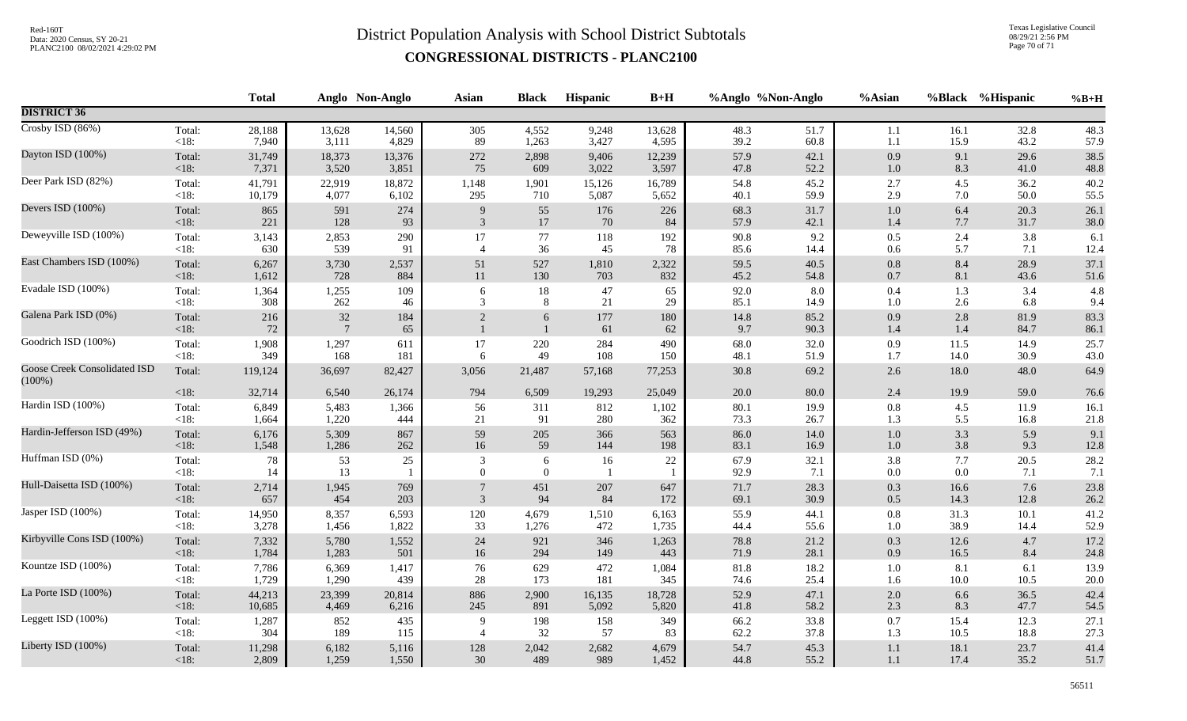# District Population Analysis with School District Subtotals

## CONGRESSIONAL DISTRICTS - PLANC2100

Red-160T
Data: 2020 Census, SY 20-21
PLANC2100 08/02/2021 4:29:02 PM

Texas Legislative Council
08/29/21 2:56 PM

| | | Total | Anglo | Non-Anglo | Asian | Black | Hispanic | B+H | %Anglo | %Non-Anglo | %Asian | %Black | %Hispanic | %B+H |
|---|---|---|---|---|---|---|---|---|---|---|---|---|---|---|
| **DISTRICT 36** | | | | | | | | | | | | | | |
| Crosby ISD (86%) | Total: | 28,188 | 13,628 | 14,560 | 305 | 4,552 | 9,248 | 13,628 | 48.3 | 51.7 | 1.1 | 16.1 | 32.8 | 48.3 |
| | <18: | 7,940 | 3,111 | 4,829 | 89 | 1,263 | 3,427 | 4,595 | 39.2 | 60.8 | 1.1 | 15.9 | 43.2 | 57.9 |
| Dayton ISD (100%) | Total: | 31,749 | 18,373 | 13,376 | 272 | 2,898 | 9,406 | 12,239 | 57.9 | 42.1 | 0.9 | 9.1 | 29.6 | 38.5 |
| | <18: | 7,371 | 3,520 | 3,851 | 75 | 609 | 3,022 | 3,597 | 47.8 | 52.2 | 1.0 | 8.3 | 41.0 | 48.8 |
| Deer Park ISD (82%) | Total: | 41,791 | 22,919 | 18,872 | 1,148 | 1,901 | 15,126 | 16,789 | 54.8 | 45.2 | 2.7 | 4.5 | 36.2 | 40.2 |
| | <18: | 10,179 | 4,077 | 6,102 | 295 | 710 | 5,087 | 5,652 | 40.1 | 59.9 | 2.9 | 7.0 | 50.0 | 55.5 |
| Devers ISD (100%) | Total: | 865 | 591 | 274 | 9 | 55 | 176 | 226 | 68.3 | 31.7 | 1.0 | 6.4 | 20.3 | 26.1 |
| | <18: | 221 | 128 | 93 | 3 | 17 | 70 | 84 | 57.9 | 42.1 | 1.4 | 7.7 | 31.7 | 38.0 |
| Deweyville ISD (100%) | Total: | 3,143 | 2,853 | 290 | 17 | 77 | 118 | 192 | 90.8 | 9.2 | 0.5 | 2.4 | 3.8 | 6.1 |
| | <18: | 630 | 539 | 91 | 4 | 36 | 45 | 78 | 85.6 | 14.4 | 0.6 | 5.7 | 7.1 | 12.4 |
| East Chambers ISD (100%) | Total: | 6,267 | 3,730 | 2,537 | 51 | 527 | 1,810 | 2,322 | 59.5 | 40.5 | 0.8 | 8.4 | 28.9 | 37.1 |
| | <18: | 1,612 | 728 | 884 | 11 | 130 | 703 | 832 | 45.2 | 54.8 | 0.7 | 8.1 | 43.6 | 51.6 |
| Evadale ISD (100%) | Total: | 1,364 | 1,255 | 109 | 6 | 18 | 47 | 65 | 92.0 | 8.0 | 0.4 | 1.3 | 3.4 | 4.8 |
| | <18: | 308 | 262 | 46 | 3 | 8 | 21 | 29 | 85.1 | 14.9 | 1.0 | 2.6 | 6.8 | 9.4 |
| Galena Park ISD (0%) | Total: | 216 | 32 | 184 | 2 | 6 | 177 | 180 | 14.8 | 85.2 | 0.9 | 2.8 | 81.9 | 83.3 |
| | <18: | 72 | 7 | 65 | 1 | 1 | 61 | 62 | 9.7 | 90.3 | 1.4 | 1.4 | 84.7 | 86.1 |
| Goodrich ISD (100%) | Total: | 1,908 | 1,297 | 611 | 17 | 220 | 284 | 490 | 68.0 | 32.0 | 0.9 | 11.5 | 14.9 | 25.7 |
| | <18: | 349 | 168 | 181 | 6 | 49 | 108 | 150 | 48.1 | 51.9 | 1.7 | 14.0 | 30.9 | 43.0 |
| Goose Creek Consolidated ISD (100%) | Total: | 119,124 | 36,697 | 82,427 | 3,056 | 21,487 | 57,168 | 77,253 | 30.8 | 69.2 | 2.6 | 18.0 | 48.0 | 64.9 |
| | <18: | 32,714 | 6,540 | 26,174 | 794 | 6,509 | 19,293 | 25,049 | 20.0 | 80.0 | 2.4 | 19.9 | 59.0 | 76.6 |
| Hardin ISD (100%) | Total: | 6,849 | 5,483 | 1,366 | 56 | 311 | 812 | 1,102 | 80.1 | 19.9 | 0.8 | 4.5 | 11.9 | 16.1 |
| | <18: | 1,664 | 1,220 | 444 | 21 | 91 | 280 | 362 | 73.3 | 26.7 | 1.3 | 5.5 | 16.8 | 21.8 |
| Hardin-Jefferson ISD (49%) | Total: | 6,176 | 5,309 | 867 | 59 | 205 | 366 | 563 | 86.0 | 14.0 | 1.0 | 3.3 | 5.9 | 9.1 |
| | <18: | 1,548 | 1,286 | 262 | 16 | 59 | 144 | 198 | 83.1 | 16.9 | 1.0 | 3.8 | 9.3 | 12.8 |
| Huffman ISD (0%) | Total: | 78 | 53 | 25 | 3 | 6 | 16 | 22 | 67.9 | 32.1 | 3.8 | 7.7 | 20.5 | 28.2 |
| | <18: | 14 | 13 | 1 | 0 | 0 | 1 | 1 | 92.9 | 7.1 | 0.0 | 0.0 | 7.1 | 7.1 |
| Hull-Daisetta ISD (100%) | Total: | 2,714 | 1,945 | 769 | 7 | 451 | 207 | 647 | 71.7 | 28.3 | 0.3 | 16.6 | 7.6 | 23.8 |
| | <18: | 657 | 454 | 203 | 3 | 94 | 84 | 172 | 69.1 | 30.9 | 0.5 | 14.3 | 12.8 | 26.2 |
| Jasper ISD (100%) | Total: | 14,950 | 8,357 | 6,593 | 120 | 4,679 | 1,510 | 6,163 | 55.9 | 44.1 | 0.8 | 31.3 | 10.1 | 41.2 |
| | <18: | 3,278 | 1,456 | 1,822 | 33 | 1,276 | 472 | 1,735 | 44.4 | 55.6 | 1.0 | 38.9 | 14.4 | 52.9 |
| Kirbyville Cons ISD (100%) | Total: | 7,332 | 5,780 | 1,552 | 24 | 921 | 346 | 1,263 | 78.8 | 21.2 | 0.3 | 12.6 | 4.7 | 17.2 |
| | <18: | 1,784 | 1,283 | 501 | 16 | 294 | 149 | 443 | 71.9 | 28.1 | 0.9 | 16.5 | 8.4 | 24.8 |
| Kountze ISD (100%) | Total: | 7,786 | 6,369 | 1,417 | 76 | 629 | 472 | 1,084 | 81.8 | 18.2 | 1.0 | 8.1 | 6.1 | 13.9 |
| | <18: | 1,729 | 1,290 | 439 | 28 | 173 | 181 | 345 | 74.6 | 25.4 | 1.6 | 10.0 | 10.5 | 20.0 |
| La Porte ISD (100%) | Total: | 44,213 | 23,399 | 20,814 | 886 | 2,900 | 16,135 | 18,728 | 52.9 | 47.1 | 2.0 | 6.6 | 36.5 | 42.4 |
| | <18: | 10,685 | 4,469 | 6,216 | 245 | 891 | 5,092 | 5,820 | 41.8 | 58.2 | 2.3 | 8.3 | 47.7 | 54.5 |
| Leggett ISD (100%) | Total: | 1,287 | 852 | 435 | 9 | 198 | 158 | 349 | 66.2 | 33.8 | 0.7 | 15.4 | 12.3 | 27.1 |
| | <18: | 304 | 189 | 115 | 4 | 32 | 57 | 83 | 62.2 | 37.8 | 1.3 | 10.5 | 18.8 | 27.3 |
| Liberty ISD (100%) | Total: | 11,298 | 6,182 | 5,116 | 128 | 2,042 | 2,682 | 4,679 | 54.7 | 45.3 | 1.1 | 18.1 | 23.7 | 41.4 |
| | <18: | 2,809 | 1,259 | 1,550 | 30 | 489 | 989 | 1,452 | 44.8 | 55.2 | 1.1 | 17.4 | 35.2 | 51.7 |

56511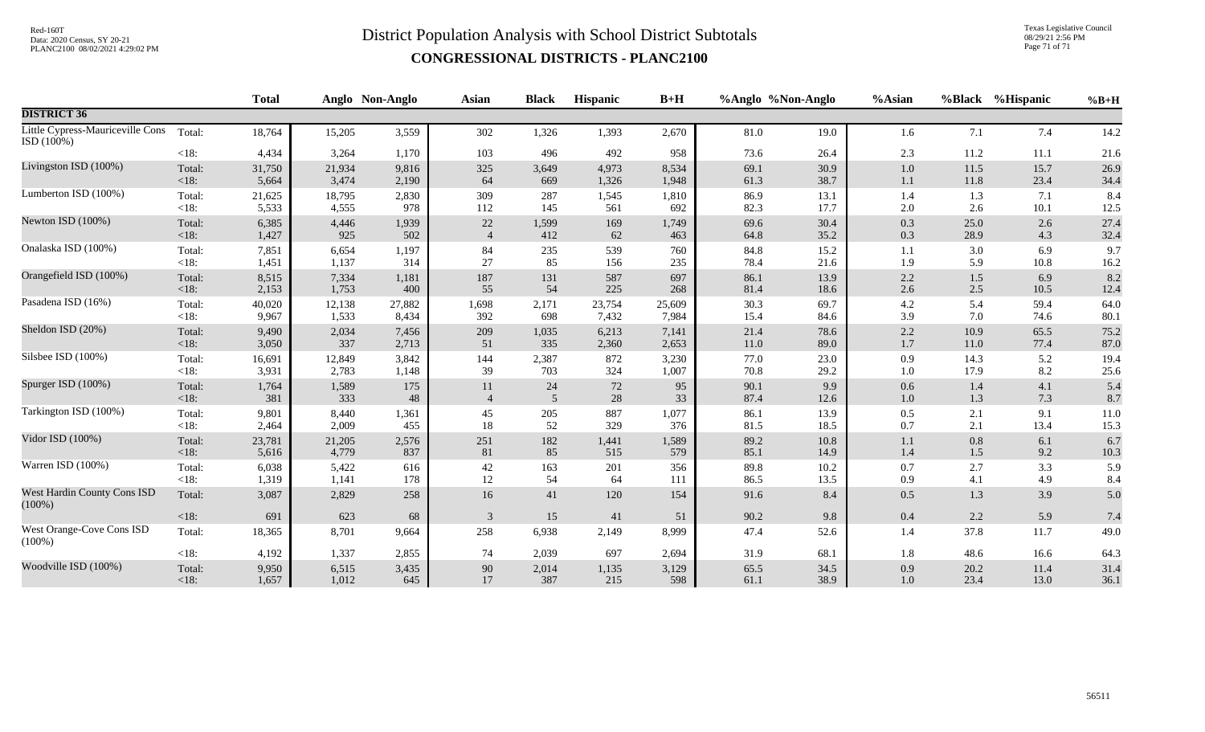# District Population Analysis with School District Subtotals

## CONGRESSIONAL DISTRICTS - PLANC2100

| | | Total | Anglo | Non-Anglo | Asian | Black | Hispanic | B+H | %Anglo | %Non-Anglo | %Asian | %Black | %Hispanic | %B+H |
|---|---|---|---|---|---|---|---|---|---|---|---|---|---|---|
| **DISTRICT 36** | | | | | | | | | | | | | | |
| Little Cypress-Mauriceville Cons ISD (100%) | Total: | 18,764 | 15,205 | 3,559 | 302 | 1,326 | 1,393 | 2,670 | 81.0 | 19.0 | 1.6 | 7.1 | 7.4 | 14.2 |
| | <18: | 4,434 | 3,264 | 1,170 | 103 | 496 | 492 | 958 | 73.6 | 26.4 | 2.3 | 11.2 | 11.1 | 21.6 |
| Livingston ISD (100%) | Total: | 31,750 | 21,934 | 9,816 | 325 | 3,649 | 4,973 | 8,534 | 69.1 | 30.9 | 1.0 | 11.5 | 15.7 | 26.9 |
| | <18: | 5,664 | 3,474 | 2,190 | 64 | 669 | 1,326 | 1,948 | 61.3 | 38.7 | 1.1 | 11.8 | 23.4 | 34.4 |
| Lumberton ISD (100%) | Total: | 21,625 | 18,795 | 2,830 | 309 | 287 | 1,545 | 1,810 | 86.9 | 13.1 | 1.4 | 1.3 | 7.1 | 8.4 |
| | <18: | 5,533 | 4,555 | 978 | 112 | 145 | 561 | 692 | 82.3 | 17.7 | 2.0 | 2.6 | 10.1 | 12.5 |
| Newton ISD (100%) | Total: | 6,385 | 4,446 | 1,939 | 22 | 1,599 | 169 | 1,749 | 69.6 | 30.4 | 0.3 | 25.0 | 2.6 | 27.4 |
| | <18: | 1,427 | 925 | 502 | 4 | 412 | 62 | 463 | 64.8 | 35.2 | 0.3 | 28.9 | 4.3 | 32.4 |
| Onalaska ISD (100%) | Total: | 7,851 | 6,654 | 1,197 | 84 | 235 | 539 | 760 | 84.8 | 15.2 | 1.1 | 3.0 | 6.9 | 9.7 |
| | <18: | 1,451 | 1,137 | 314 | 27 | 85 | 156 | 235 | 78.4 | 21.6 | 1.9 | 5.9 | 10.8 | 16.2 |
| Orangefield ISD (100%) | Total: | 8,515 | 7,334 | 1,181 | 187 | 131 | 587 | 697 | 86.1 | 13.9 | 2.2 | 1.5 | 6.9 | 8.2 |
| | <18: | 2,153 | 1,753 | 400 | 55 | 54 | 225 | 268 | 81.4 | 18.6 | 2.6 | 2.5 | 10.5 | 12.4 |
| Pasadena ISD (16%) | Total: | 40,020 | 12,138 | 27,882 | 1,698 | 2,171 | 23,754 | 25,609 | 30.3 | 69.7 | 4.2 | 5.4 | 59.4 | 64.0 |
| | <18: | 9,967 | 1,533 | 8,434 | 392 | 698 | 7,432 | 7,984 | 15.4 | 84.6 | 3.9 | 7.0 | 74.6 | 80.1 |
| Sheldon ISD (20%) | Total: | 9,490 | 2,034 | 7,456 | 209 | 1,035 | 6,213 | 7,141 | 21.4 | 78.6 | 2.2 | 10.9 | 65.5 | 75.2 |
| | <18: | 3,050 | 337 | 2,713 | 51 | 335 | 2,360 | 2,653 | 11.0 | 89.0 | 1.7 | 11.0 | 77.4 | 87.0 |
| Silsbee ISD (100%) | Total: | 16,691 | 12,849 | 3,842 | 144 | 2,387 | 872 | 3,230 | 77.0 | 23.0 | 0.9 | 14.3 | 5.2 | 19.4 |
| | <18: | 3,931 | 2,783 | 1,148 | 39 | 703 | 324 | 1,007 | 70.8 | 29.2 | 1.0 | 17.9 | 8.2 | 25.6 |
| Spurger ISD (100%) | Total: | 1,764 | 1,589 | 175 | 11 | 24 | 72 | 95 | 90.1 | 9.9 | 0.6 | 1.4 | 4.1 | 5.4 |
| | <18: | 381 | 333 | 48 | 4 | 5 | 28 | 33 | 87.4 | 12.6 | 1.0 | 1.3 | 7.3 | 8.7 |
| Tarkington ISD (100%) | Total: | 9,801 | 8,440 | 1,361 | 45 | 205 | 887 | 1,077 | 86.1 | 13.9 | 0.5 | 2.1 | 9.1 | 11.0 |
| | <18: | 2,464 | 2,009 | 455 | 18 | 52 | 329 | 376 | 81.5 | 18.5 | 0.7 | 2.1 | 13.4 | 15.3 |
| Vidor ISD (100%) | Total: | 23,781 | 21,205 | 2,576 | 251 | 182 | 1,441 | 1,589 | 89.2 | 10.8 | 1.1 | 0.8 | 6.1 | 6.7 |
| | <18: | 5,616 | 4,779 | 837 | 81 | 85 | 515 | 579 | 85.1 | 14.9 | 1.4 | 1.5 | 9.2 | 10.3 |
| Warren ISD (100%) | Total: | 6,038 | 5,422 | 616 | 42 | 163 | 201 | 356 | 89.8 | 10.2 | 0.7 | 2.7 | 3.3 | 5.9 |
| | <18: | 1,319 | 1,141 | 178 | 12 | 54 | 64 | 111 | 86.5 | 13.5 | 0.9 | 4.1 | 4.9 | 8.4 |
| West Hardin County Cons ISD (100%) | Total: | 3,087 | 2,829 | 258 | 16 | 41 | 120 | 154 | 91.6 | 8.4 | 0.5 | 1.3 | 3.9 | 5.0 |
| | <18: | 691 | 623 | 68 | 3 | 15 | 41 | 51 | 90.2 | 9.8 | 0.4 | 2.2 | 5.9 | 7.4 |
| West Orange-Cove Cons ISD (100%) | Total: | 18,365 | 8,701 | 9,664 | 258 | 6,938 | 2,149 | 8,999 | 47.4 | 52.6 | 1.4 | 37.8 | 11.7 | 49.0 |
| | <18: | 4,192 | 1,337 | 2,855 | 74 | 2,039 | 697 | 2,694 | 31.9 | 68.1 | 1.8 | 48.6 | 16.6 | 64.3 |
| Woodville ISD (100%) | Total: | 9,950 | 6,515 | 3,435 | 90 | 2,014 | 1,135 | 3,129 | 65.5 | 34.5 | 0.9 | 20.2 | 11.4 | 31.4 |
| | <18: | 1,657 | 1,012 | 645 | 17 | 387 | 215 | 598 | 61.1 | 38.9 | 1.0 | 23.4 | 13.0 | 36.1 |